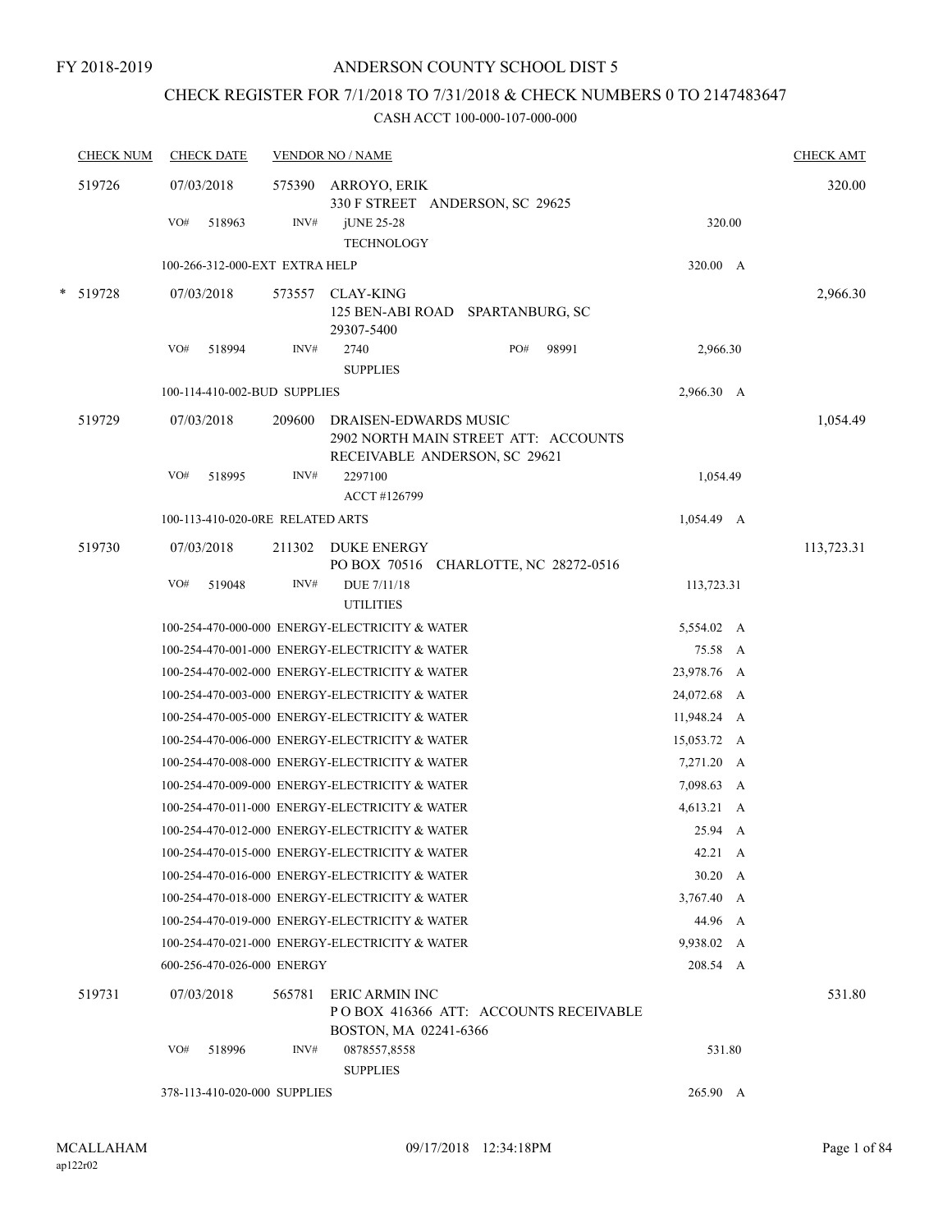FY 2018-2019

# ANDERSON COUNTY SCHOOL DIST 5

## CHECK REGISTER FOR 7/1/2018 TO 7/31/2018 & CHECK NUMBERS 0 TO 2147483647

### CASH ACCT 100-000-107-000-000

| CHECK NUM | CHECK DATE | VENDOR NO / NAME | | CHECK AMT |
|---|---|---|---|---|
| 519726 | 07/03/2018 | 575390 ARROYO, ERIK<br>330 F STREET ANDERSON, SC 29625 | | 320.00 |
| | VO# 518963 | INV# jUNE 25-28<br>TECHNOLOGY | 320.00 | |
| | 100-266-312-000-EXT EXTRA HELP | | 320.00 A | |
| * 519728 | 07/03/2018 | 573557 CLAY-KING<br>125 BEN-ABI ROAD SPARTANBURG, SC 29307-5400 | | 2,966.30 |
| | VO# 518994 | INV# 2740 PO# 98991<br>SUPPLIES | 2,966.30 | |
| | 100-114-410-002-BUD SUPPLIES | | 2,966.30 A | |
| 519729 | 07/03/2018 | 209600 DRAISEN-EDWARDS MUSIC<br>2902 NORTH MAIN STREET ATT: ACCOUNTS RECEIVABLE ANDERSON, SC 29621 | | 1,054.49 |
| | VO# 518995 | INV# 2297100<br>ACCT #126799 | 1,054.49 | |
| | 100-113-410-020-0RE RELATED ARTS | | 1,054.49 A | |
| 519730 | 07/03/2018 | 211302 DUKE ENERGY<br>PO BOX 70516 CHARLOTTE, NC 28272-0516 | | 113,723.31 |
| | VO# 519048 | INV# DUE 7/11/18<br>UTILITIES | 113,723.31 | |
| | 100-254-470-000-000 ENERGY-ELECTRICITY & WATER | | 5,554.02 A | |
| | 100-254-470-001-000 ENERGY-ELECTRICITY & WATER | | 75.58 A | |
| | 100-254-470-002-000 ENERGY-ELECTRICITY & WATER | | 23,978.76 A | |
| | 100-254-470-003-000 ENERGY-ELECTRICITY & WATER | | 24,072.68 A | |
| | 100-254-470-005-000 ENERGY-ELECTRICITY & WATER | | 11,948.24 A | |
| | 100-254-470-006-000 ENERGY-ELECTRICITY & WATER | | 15,053.72 A | |
| | 100-254-470-008-000 ENERGY-ELECTRICITY & WATER | | 7,271.20 A | |
| | 100-254-470-009-000 ENERGY-ELECTRICITY & WATER | | 7,098.63 A | |
| | 100-254-470-011-000 ENERGY-ELECTRICITY & WATER | | 4,613.21 A | |
| | 100-254-470-012-000 ENERGY-ELECTRICITY & WATER | | 25.94 A | |
| | 100-254-470-015-000 ENERGY-ELECTRICITY & WATER | | 42.21 A | |
| | 100-254-470-016-000 ENERGY-ELECTRICITY & WATER | | 30.20 A | |
| | 100-254-470-018-000 ENERGY-ELECTRICITY & WATER | | 3,767.40 A | |
| | 100-254-470-019-000 ENERGY-ELECTRICITY & WATER | | 44.96 A | |
| | 100-254-470-021-000 ENERGY-ELECTRICITY & WATER | | 9,938.02 A | |
| | 600-256-470-026-000 ENERGY | | 208.54 A | |
| 519731 | 07/03/2018 | 565781 ERIC ARMIN INC<br>P O BOX 416366 ATT: ACCOUNTS RECEIVABLE BOSTON, MA 02241-6366 | | 531.80 |
| | VO# 518996 | INV# 0878557,8558<br>SUPPLIES | 531.80 | |
| | 378-113-410-020-000 SUPPLIES | | 265.90 A | |

MCALLAHAM
ap122r02

09/17/2018 12:34:18PM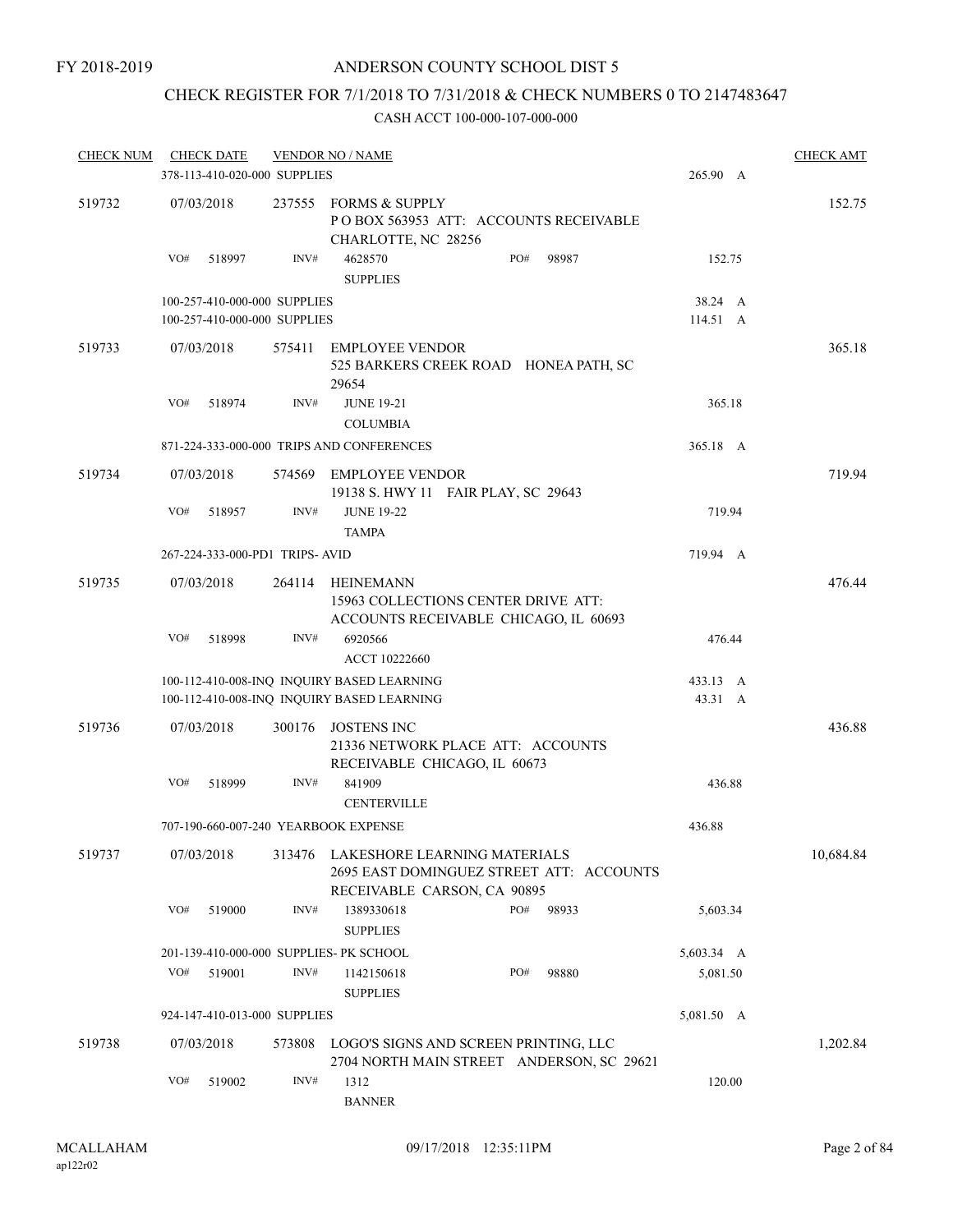FY 2018-2019

# ANDERSON COUNTY SCHOOL DIST 5

## CHECK REGISTER FOR 7/1/2018 TO 7/31/2018 & CHECK NUMBERS 0 TO 2147483647

### CASH ACCT 100-000-107-000-000

| CHECK NUM | CHECK DATE | VENDOR NO / NAME | | CHECK AMT |
|---|---|---|---|---|
| | 378-113-410-020-000 SUPPLIES | | 265.90 A | |
| 519732 | 07/03/2018 | 237555 FORMS & SUPPLY<br>P O BOX 563953 ATT: ACCOUNTS RECEIVABLE<br>CHARLOTTE, NC 28256 | | 152.75 |
| | VO# 518997 | INV# 4628570 PO# 98987<br>SUPPLIES | 152.75 | |
| | 100-257-410-000-000 SUPPLIES | | 38.24 A | |
| | 100-257-410-000-000 SUPPLIES | | 114.51 A | |
| 519733 | 07/03/2018 | 575411 EMPLOYEE VENDOR<br>525 BARKERS CREEK ROAD HONEA PATH, SC 29654 | | 365.18 |
| | VO# 518974 | INV# JUNE 19-21<br>COLUMBIA | 365.18 | |
| | 871-224-333-000-000 TRIPS AND CONFERENCES | | 365.18 A | |
| 519734 | 07/03/2018 | 574569 EMPLOYEE VENDOR<br>19138 S. HWY 11 FAIR PLAY, SC 29643 | | 719.94 |
| | VO# 518957 | INV# JUNE 19-22<br>TAMPA | 719.94 | |
| | 267-224-333-000-PD1 TRIPS- AVID | | 719.94 A | |
| 519735 | 07/03/2018 | 264114 HEINEMANN<br>15963 COLLECTIONS CENTER DRIVE ATT:<br>ACCOUNTS RECEIVABLE CHICAGO, IL 60693 | | 476.44 |
| | VO# 518998 | INV# 6920566<br>ACCT 10222660 | 476.44 | |
| | 100-112-410-008-INQ INQUIRY BASED LEARNING | | 433.13 A | |
| | 100-112-410-008-INQ INQUIRY BASED LEARNING | | 43.31 A | |
| 519736 | 07/03/2018 | 300176 JOSTENS INC<br>21336 NETWORK PLACE ATT: ACCOUNTS<br>RECEIVABLE CHICAGO, IL 60673 | | 436.88 |
| | VO# 518999 | INV# 841909<br>CENTERVILLE | 436.88 | |
| | 707-190-660-007-240 YEARBOOK EXPENSE | | 436.88 | |
| 519737 | 07/03/2018 | 313476 LAKESHORE LEARNING MATERIALS<br>2695 EAST DOMINGUEZ STREET ATT: ACCOUNTS<br>RECEIVABLE CARSON, CA 90895 | | 10,684.84 |
| | VO# 519000 | INV# 1389330618 PO# 98933<br>SUPPLIES | 5,603.34 | |
| | 201-139-410-000-000 SUPPLIES- PK SCHOOL | | 5,603.34 A | |
| | VO# 519001 | INV# 1142150618 PO# 98880<br>SUPPLIES | 5,081.50 | |
| | 924-147-410-013-000 SUPPLIES | | 5,081.50 A | |
| 519738 | 07/03/2018 | 573808 LOGO'S SIGNS AND SCREEN PRINTING, LLC<br>2704 NORTH MAIN STREET ANDERSON, SC 29621 | | 1,202.84 |
| | VO# 519002 | INV# 1312<br>BANNER | 120.00 | |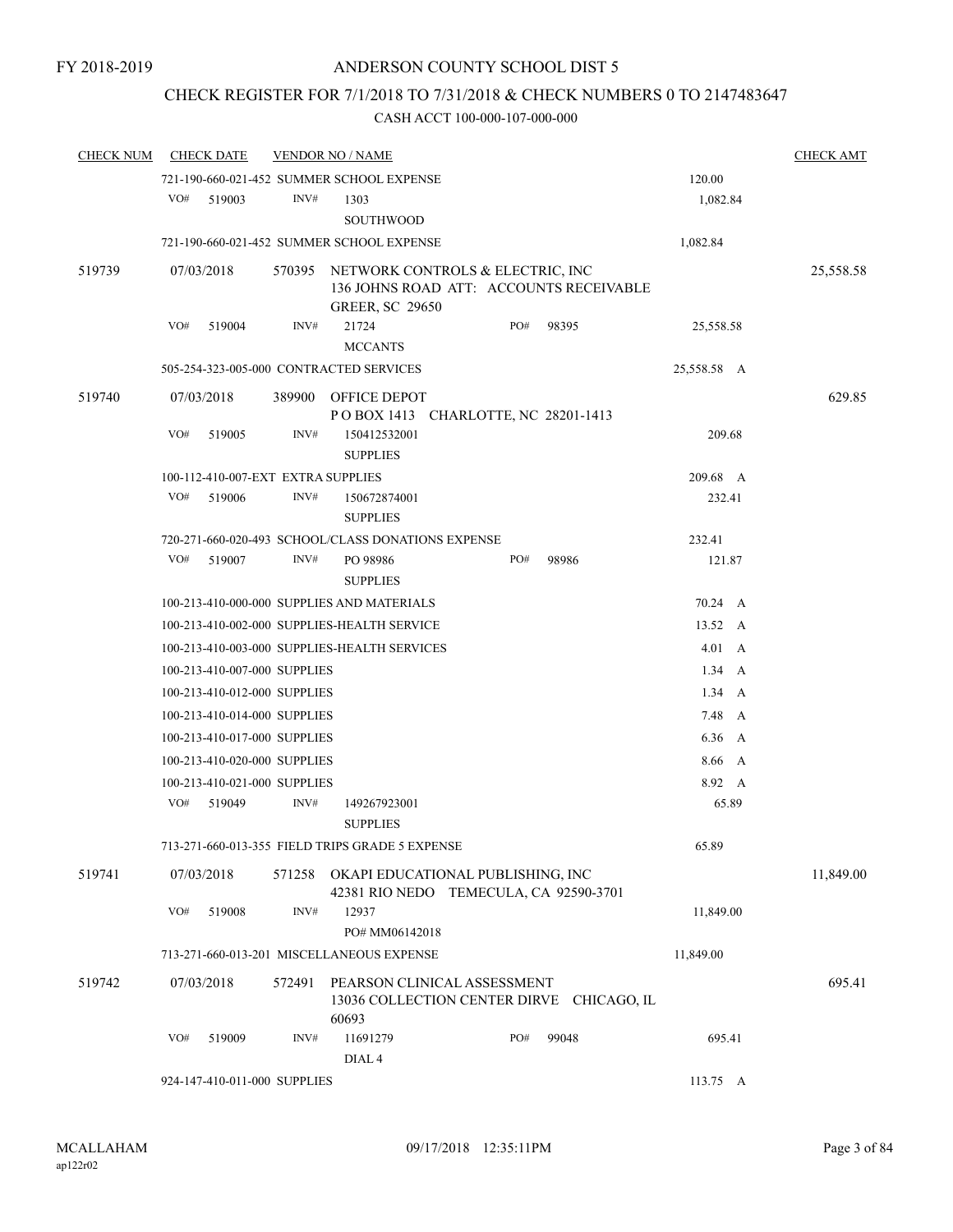FY 2018-2019

# ANDERSON COUNTY SCHOOL DIST 5

## CHECK REGISTER FOR 7/1/2018 TO 7/31/2018 & CHECK NUMBERS 0 TO 2147483647

CASH ACCT 100-000-107-000-000

| CHECK NUM | CHECK DATE | VENDOR NO / NAME | | CHECK AMT |
|---|---|---|---|---|
| | 721-190-660-021-452 SUMMER SCHOOL EXPENSE | | 120.00 | |
| | VO# 519003 | INV# 1303 SOUTHWOOD | 1,082.84 | |
| | 721-190-660-021-452 SUMMER SCHOOL EXPENSE | | 1,082.84 | |
| 519739 | 07/03/2018 | 570395 NETWORK CONTROLS & ELECTRIC, INC 136 JOHNS ROAD ATT: ACCOUNTS RECEIVABLE GREER, SC 29650 | | 25,558.58 |
| | VO# 519004 | INV# 21724 MCCANTS PO# 98395 | 25,558.58 | |
| | 505-254-323-005-000 CONTRACTED SERVICES | | 25,558.58 A | |
| 519740 | 07/03/2018 | 389900 OFFICE DEPOT P O BOX 1413 CHARLOTTE, NC 28201-1413 | | 629.85 |
| | VO# 519005 | INV# 150412532001 SUPPLIES | 209.68 | |
| | 100-112-410-007-EXT EXTRA SUPPLIES | | 209.68 A | |
| | VO# 519006 | INV# 150672874001 SUPPLIES | 232.41 | |
| | 720-271-660-020-493 SCHOOL/CLASS DONATIONS EXPENSE | | 232.41 | |
| | VO# 519007 | INV# PO 98986 SUPPLIES PO# 98986 | 121.87 | |
| | 100-213-410-000-000 SUPPLIES AND MATERIALS | | 70.24 A | |
| | 100-213-410-002-000 SUPPLIES-HEALTH SERVICE | | 13.52 A | |
| | 100-213-410-003-000 SUPPLIES-HEALTH SERVICES | | 4.01 A | |
| | 100-213-410-007-000 SUPPLIES | | 1.34 A | |
| | 100-213-410-012-000 SUPPLIES | | 1.34 A | |
| | 100-213-410-014-000 SUPPLIES | | 7.48 A | |
| | 100-213-410-017-000 SUPPLIES | | 6.36 A | |
| | 100-213-410-020-000 SUPPLIES | | 8.66 A | |
| | 100-213-410-021-000 SUPPLIES | | 8.92 A | |
| | VO# 519049 | INV# 149267923001 SUPPLIES | 65.89 | |
| | 713-271-660-013-355 FIELD TRIPS GRADE 5 EXPENSE | | 65.89 | |
| 519741 | 07/03/2018 | 571258 OKAPI EDUCATIONAL PUBLISHING, INC 42381 RIO NEDO TEMECULA, CA 92590-3701 | | 11,849.00 |
| | VO# 519008 | INV# 12937 PO# MM06142018 | 11,849.00 | |
| | 713-271-660-013-201 MISCELLANEOUS EXPENSE | | 11,849.00 | |
| 519742 | 07/03/2018 | 572491 PEARSON CLINICAL ASSESSMENT 13036 COLLECTION CENTER DIRVE CHICAGO, IL 60693 | | 695.41 |
| | VO# 519009 | INV# 11691279 DIAL 4 PO# 99048 | 695.41 | |
| | 924-147-410-011-000 SUPPLIES | | 113.75 A | |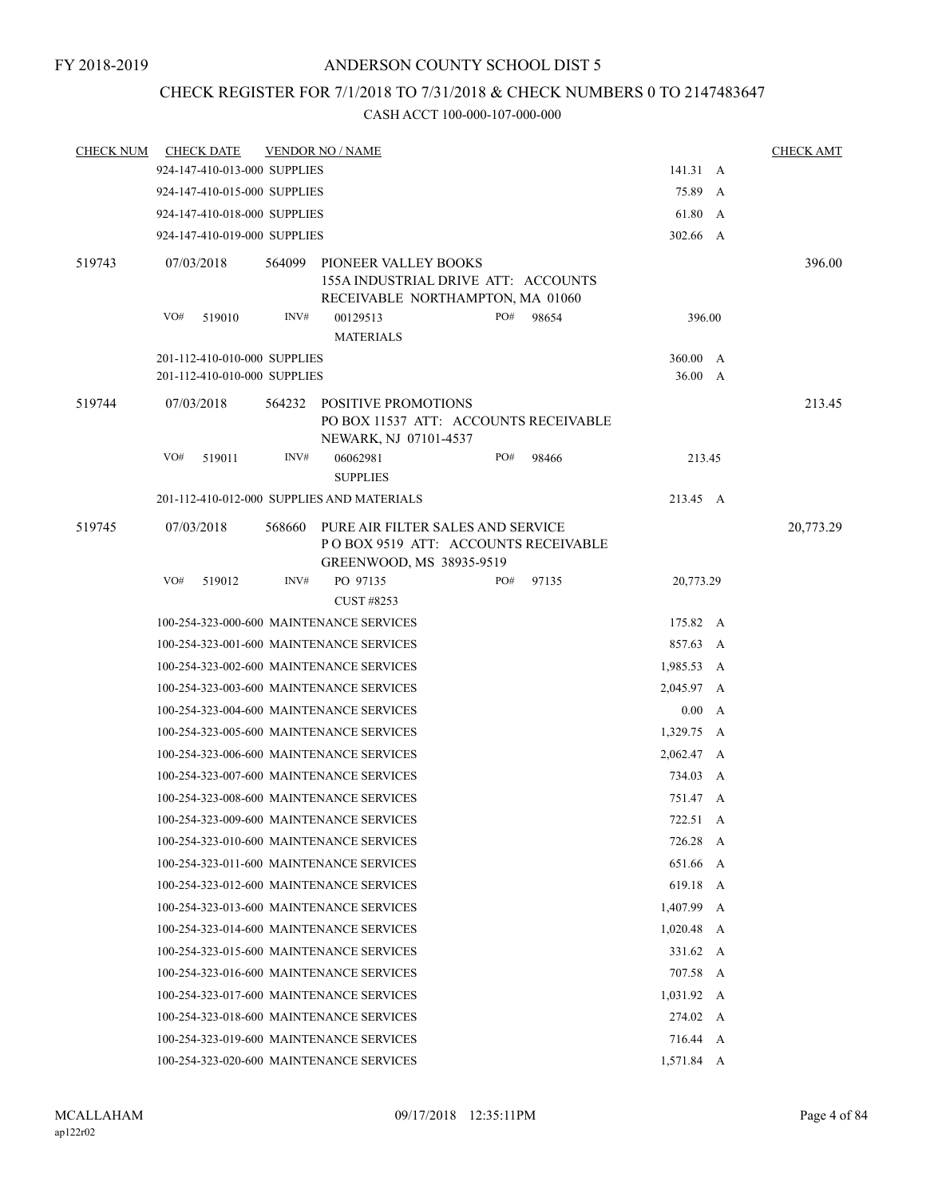FY 2018-2019

# ANDERSON COUNTY SCHOOL DIST 5

## CHECK REGISTER FOR 7/1/2018 TO 7/31/2018 & CHECK NUMBERS 0 TO 2147483647

### CASH ACCT 100-000-107-000-000

| CHECK NUM | CHECK DATE | VENDOR NO / NAME | | | CHECK AMT |
|---|---|---|---|---|---|
| | 924-147-410-013-000 SUPPLIES | | | 141.31 A | |
| | 924-147-410-015-000 SUPPLIES | | | 75.89 A | |
| | 924-147-410-018-000 SUPPLIES | | | 61.80 A | |
| | 924-147-410-019-000 SUPPLIES | | | 302.66 A | |
| 519743 | 07/03/2018 | 564099 PIONEER VALLEY BOOKS<br>155A INDUSTRIAL DRIVE ATT: ACCOUNTS RECEIVABLE NORTHAMPTON, MA 01060 | | | 396.00 |
| | VO# 519010 | INV# 00129513<br>MATERIALS | PO# 98654 | 396.00 | |
| | 201-112-410-010-000 SUPPLIES | | | 360.00 A | |
| | 201-112-410-010-000 SUPPLIES | | | 36.00 A | |
| 519744 | 07/03/2018 | 564232 POSITIVE PROMOTIONS<br>PO BOX 11537 ATT: ACCOUNTS RECEIVABLE NEWARK, NJ 07101-4537 | | | 213.45 |
| | VO# 519011 | INV# 06062981<br>SUPPLIES | PO# 98466 | 213.45 | |
| | 201-112-410-012-000 SUPPLIES AND MATERIALS | | | 213.45 A | |
| 519745 | 07/03/2018 | 568660 PURE AIR FILTER SALES AND SERVICE<br>P O BOX 9519 ATT: ACCOUNTS RECEIVABLE GREENWOOD, MS 38935-9519 | | | 20,773.29 |
| | VO# 519012 | INV# PO 97135<br>CUST #8253 | PO# 97135 | 20,773.29 | |
| | 100-254-323-000-600 MAINTENANCE SERVICES | | | 175.82 A | |
| | 100-254-323-001-600 MAINTENANCE SERVICES | | | 857.63 A | |
| | 100-254-323-002-600 MAINTENANCE SERVICES | | | 1,985.53 A | |
| | 100-254-323-003-600 MAINTENANCE SERVICES | | | 2,045.97 A | |
| | 100-254-323-004-600 MAINTENANCE SERVICES | | | 0.00 A | |
| | 100-254-323-005-600 MAINTENANCE SERVICES | | | 1,329.75 A | |
| | 100-254-323-006-600 MAINTENANCE SERVICES | | | 2,062.47 A | |
| | 100-254-323-007-600 MAINTENANCE SERVICES | | | 734.03 A | |
| | 100-254-323-008-600 MAINTENANCE SERVICES | | | 751.47 A | |
| | 100-254-323-009-600 MAINTENANCE SERVICES | | | 722.51 A | |
| | 100-254-323-010-600 MAINTENANCE SERVICES | | | 726.28 A | |
| | 100-254-323-011-600 MAINTENANCE SERVICES | | | 651.66 A | |
| | 100-254-323-012-600 MAINTENANCE SERVICES | | | 619.18 A | |
| | 100-254-323-013-600 MAINTENANCE SERVICES | | | 1,407.99 A | |
| | 100-254-323-014-600 MAINTENANCE SERVICES | | | 1,020.48 A | |
| | 100-254-323-015-600 MAINTENANCE SERVICES | | | 331.62 A | |
| | 100-254-323-016-600 MAINTENANCE SERVICES | | | 707.58 A | |
| | 100-254-323-017-600 MAINTENANCE SERVICES | | | 1,031.92 A | |
| | 100-254-323-018-600 MAINTENANCE SERVICES | | | 274.02 A | |
| | 100-254-323-019-600 MAINTENANCE SERVICES | | | 716.44 A | |
| | 100-254-323-020-600 MAINTENANCE SERVICES | | | 1,571.84 A | |

MCALLAHAM
ap122r02
09/17/2018 12:35:11PM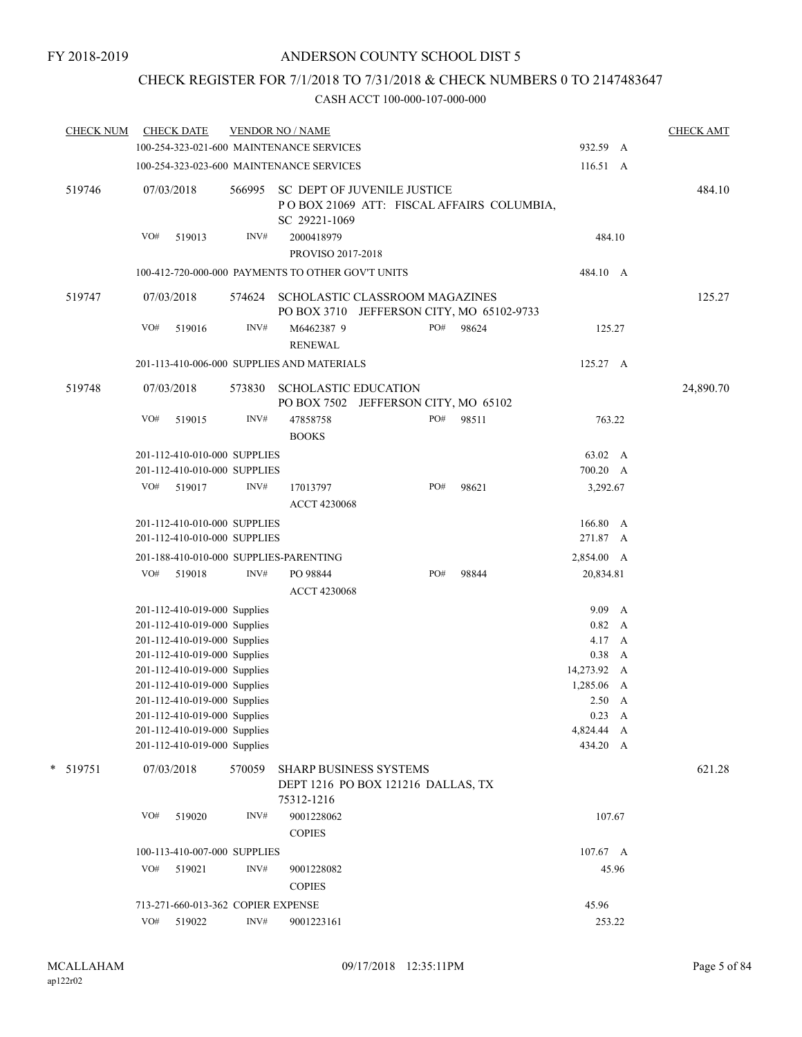FY 2018-2019

# ANDERSON COUNTY SCHOOL DIST 5

## CHECK REGISTER FOR 7/1/2018 TO 7/31/2018 & CHECK NUMBERS 0 TO 2147483647

### CASH ACCT 100-000-107-000-000

| CHECK NUM | CHECK DATE | VENDOR NO / NAME | | | CHECK AMT |
|---|---|---|---|---|---|
| | 100-254-323-021-600 MAINTENANCE SERVICES | | | 932.59 A | |
| | 100-254-323-023-600 MAINTENANCE SERVICES | | | 116.51 A | |
| 519746 | 07/03/2018 | 566995 SC DEPT OF JUVENILE JUSTICE<br>P O BOX 21069 ATT: FISCAL AFFAIRS COLUMBIA, SC 29221-1069 | | | 484.10 |
| | VO# 519013 | INV# 2000418979<br>PROVISO 2017-2018 | | 484.10 | |
| | 100-412-720-000-000 PAYMENTS TO OTHER GOV'T UNITS | | | 484.10 A | |
| 519747 | 07/03/2018 | 574624 SCHOLASTIC CLASSROOM MAGAZINES<br>PO BOX 3710 JEFFERSON CITY, MO 65102-9733 | | | 125.27 |
| | VO# 519016 | INV# M6462387 9<br>RENEWAL | PO# 98624 | 125.27 | |
| | 201-113-410-006-000 SUPPLIES AND MATERIALS | | | 125.27 A | |
| 519748 | 07/03/2018 | 573830 SCHOLASTIC EDUCATION<br>PO BOX 7502 JEFFERSON CITY, MO 65102 | | | 24,890.70 |
| | VO# 519015 | INV# 47858758<br>BOOKS | PO# 98511 | 763.22 | |
| | 201-112-410-010-000 SUPPLIES | | | 63.02 A | |
| | 201-112-410-010-000 SUPPLIES | | | 700.20 A | |
| | VO# 519017 | INV# 17013797<br>ACCT 4230068 | PO# 98621 | 3,292.67 | |
| | 201-112-410-010-000 SUPPLIES | | | 166.80 A | |
| | 201-112-410-010-000 SUPPLIES | | | 271.87 A | |
| | 201-188-410-010-000 SUPPLIES-PARENTING | | | 2,854.00 A | |
| | VO# 519018 | INV# PO 98844<br>ACCT 4230068 | PO# 98844 | 20,834.81 | |
| | 201-112-410-019-000 Supplies | | | 9.09 A | |
| | 201-112-410-019-000 Supplies | | | 0.82 A | |
| | 201-112-410-019-000 Supplies | | | 4.17 A | |
| | 201-112-410-019-000 Supplies | | | 0.38 A | |
| | 201-112-410-019-000 Supplies | | | 14,273.92 A | |
| | 201-112-410-019-000 Supplies | | | 1,285.06 A | |
| | 201-112-410-019-000 Supplies | | | 2.50 A | |
| | 201-112-410-019-000 Supplies | | | 0.23 A | |
| | 201-112-410-019-000 Supplies | | | 4,824.44 A | |
| | 201-112-410-019-000 Supplies | | | 434.20 A | |
| * 519751 | 07/03/2018 | 570059 SHARP BUSINESS SYSTEMS<br>DEPT 1216 PO BOX 121216 DALLAS, TX 75312-1216 | | | 621.28 |
| | VO# 519020 | INV# 9001228062<br>COPIES | | 107.67 | |
| | 100-113-410-007-000 SUPPLIES | | | 107.67 A | |
| | VO# 519021 | INV# 9001228082<br>COPIES | | 45.96 | |
| | 713-271-660-013-362 COPIER EXPENSE | | | 45.96 | |
| | VO# 519022 | INV# 9001223161 | | 253.22 | |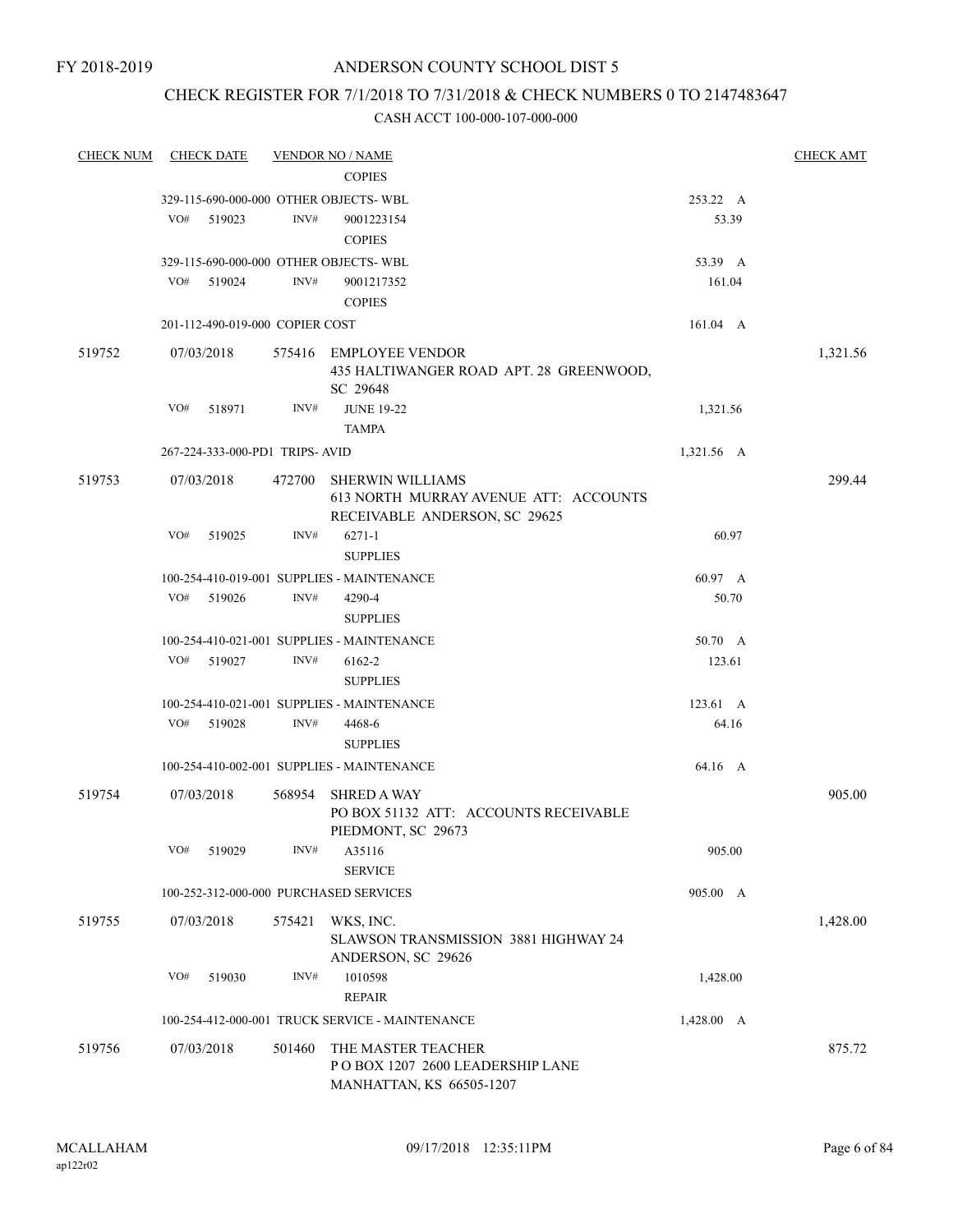FY 2018-2019

# ANDERSON COUNTY SCHOOL DIST 5

## CHECK REGISTER FOR 7/1/2018 TO 7/31/2018 & CHECK NUMBERS 0 TO 2147483647

### CASH ACCT 100-000-107-000-000

| CHECK NUM | CHECK DATE | VENDOR NO / NAME | | CHECK AMT |
|---|---|---|---|---|
| | | COPIES | | |
| | 329-115-690-000-000 OTHER OBJECTS- WBL | | 253.22 A | |
| | VO# 519023 | INV# 9001223154<br>COPIES | 53.39 | |
| | 329-115-690-000-000 OTHER OBJECTS- WBL | | 53.39 A | |
| | VO# 519024 | INV# 9001217352<br>COPIES | 161.04 | |
| | 201-112-490-019-000 COPIER COST | | 161.04 A | |
| 519752 | 07/03/2018 | 575416 EMPLOYEE VENDOR<br>435 HALTIWANGER ROAD APT. 28 GREENWOOD, SC 29648 | | 1,321.56 |
| | VO# 518971 | INV# JUNE 19-22<br>TAMPA | 1,321.56 | |
| | 267-224-333-000-PD1 TRIPS- AVID | | 1,321.56 A | |
| 519753 | 07/03/2018 | 472700 SHERWIN WILLIAMS<br>613 NORTH MURRAY AVENUE ATT: ACCOUNTS RECEIVABLE ANDERSON, SC 29625 | | 299.44 |
| | VO# 519025 | INV# 6271-1<br>SUPPLIES | 60.97 | |
| | 100-254-410-019-001 SUPPLIES - MAINTENANCE | | 60.97 A | |
| | VO# 519026 | INV# 4290-4<br>SUPPLIES | 50.70 | |
| | 100-254-410-021-001 SUPPLIES - MAINTENANCE | | 50.70 A | |
| | VO# 519027 | INV# 6162-2<br>SUPPLIES | 123.61 | |
| | 100-254-410-021-001 SUPPLIES - MAINTENANCE | | 123.61 A | |
| | VO# 519028 | INV# 4468-6<br>SUPPLIES | 64.16 | |
| | 100-254-410-002-001 SUPPLIES - MAINTENANCE | | 64.16 A | |
| 519754 | 07/03/2018 | 568954 SHRED A WAY<br>PO BOX 51132 ATT: ACCOUNTS RECEIVABLE PIEDMONT, SC 29673 | | 905.00 |
| | VO# 519029 | INV# A35116<br>SERVICE | 905.00 | |
| | 100-252-312-000-000 PURCHASED SERVICES | | 905.00 A | |
| 519755 | 07/03/2018 | 575421 WKS, INC.<br>SLAWSON TRANSMISSION 3881 HIGHWAY 24 ANDERSON, SC 29626 | | 1,428.00 |
| | VO# 519030 | INV# 1010598<br>REPAIR | 1,428.00 | |
| | 100-254-412-000-001 TRUCK SERVICE - MAINTENANCE | | 1,428.00 A | |
| 519756 | 07/03/2018 | 501460 THE MASTER TEACHER<br>P O BOX 1207 2600 LEADERSHIP LANE MANHATTAN, KS 66505-1207 | | 875.72 |

MCALLAHAM ap122r02 09/17/2018 12:35:11PM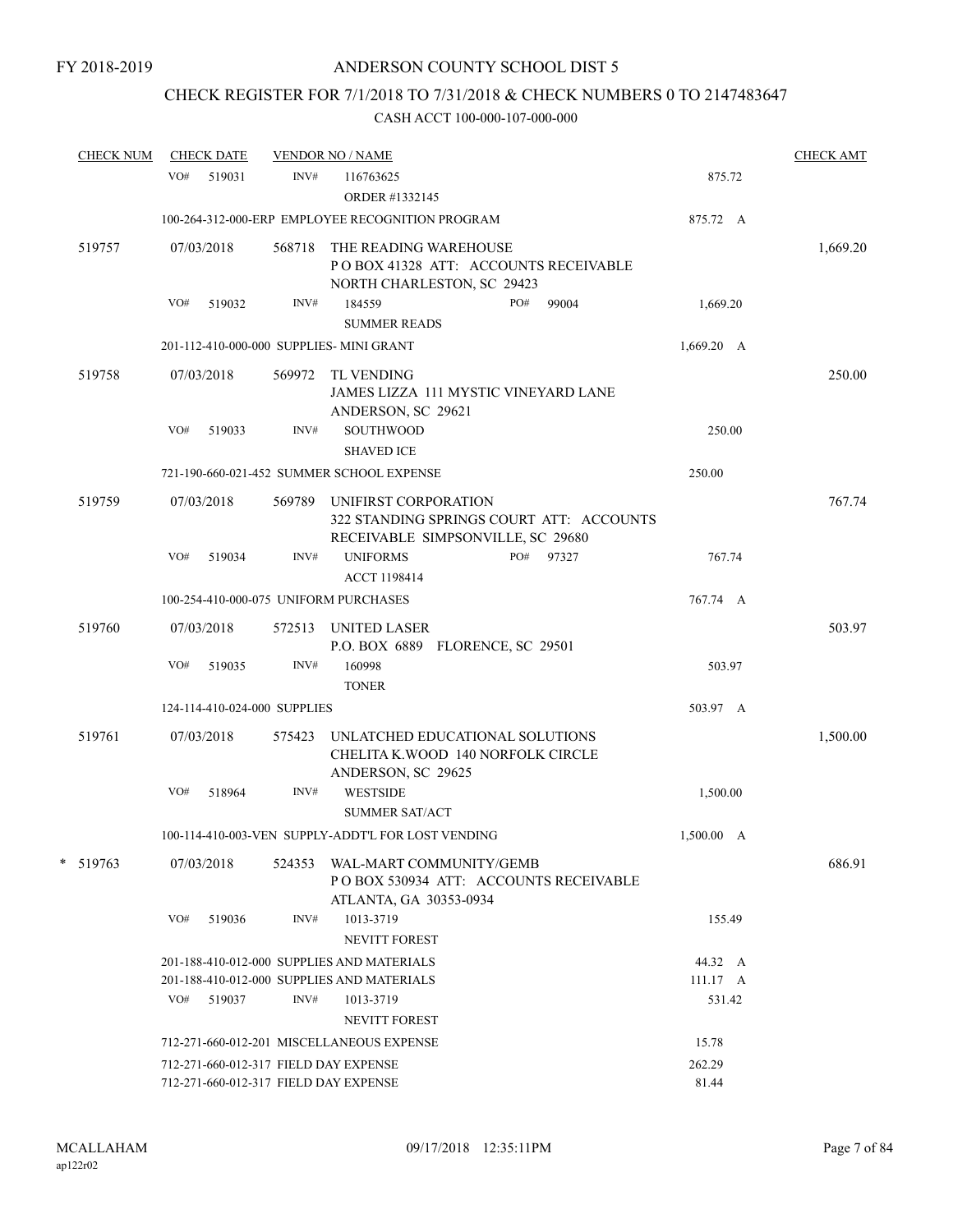FY 2018-2019

# ANDERSON COUNTY SCHOOL DIST 5

## CHECK REGISTER FOR 7/1/2018 TO 7/31/2018 & CHECK NUMBERS 0 TO 2147483647

### CASH ACCT 100-000-107-000-000

| CHECK NUM | CHECK DATE | VENDOR NO / NAME | | CHECK AMT |
|---|---|---|---|---|
| | VO# 519031 | INV# 116763625<br>ORDER #1332145 | 875.72 | |
| | 100-264-312-000-ERP EMPLOYEE RECOGNITION PROGRAM | | 875.72 A | |
| 519757 | 07/03/2018 | 568718 THE READING WAREHOUSE<br>P O BOX 41328 ATT: ACCOUNTS RECEIVABLE<br>NORTH CHARLESTON, SC 29423 | | 1,669.20 |
| | VO# 519032 | INV# 184559 PO# 99004<br>SUMMER READS | 1,669.20 | |
| | 201-112-410-000-000 SUPPLIES- MINI GRANT | | 1,669.20 A | |
| 519758 | 07/03/2018 | 569972 TL VENDING<br>JAMES LIZZA 111 MYSTIC VINEYARD LANE<br>ANDERSON, SC 29621 | | 250.00 |
| | VO# 519033 | INV# SOUTHWOOD<br>SHAVED ICE | 250.00 | |
| | 721-190-660-021-452 SUMMER SCHOOL EXPENSE | | 250.00 | |
| 519759 | 07/03/2018 | 569789 UNIFIRST CORPORATION<br>322 STANDING SPRINGS COURT ATT: ACCOUNTS<br>RECEIVABLE SIMPSONVILLE, SC 29680 | | 767.74 |
| | VO# 519034 | INV# UNIFORMS PO# 97327<br>ACCT 1198414 | 767.74 | |
| | 100-254-410-000-075 UNIFORM PURCHASES | | 767.74 A | |
| 519760 | 07/03/2018 | 572513 UNITED LASER<br>P.O. BOX 6889 FLORENCE, SC 29501 | | 503.97 |
| | VO# 519035 | INV# 160998<br>TONER | 503.97 | |
| | 124-114-410-024-000 SUPPLIES | | 503.97 A | |
| 519761 | 07/03/2018 | 575423 UNLATCHED EDUCATIONAL SOLUTIONS<br>CHELITA K.WOOD 140 NORFOLK CIRCLE<br>ANDERSON, SC 29625 | | 1,500.00 |
| | VO# 518964 | INV# WESTSIDE<br>SUMMER SAT/ACT | 1,500.00 | |
| | 100-114-410-003-VEN SUPPLY-ADDT'L FOR LOST VENDING | | 1,500.00 A | |
| * 519763 | 07/03/2018 | 524353 WAL-MART COMMUNITY/GEMB<br>P O BOX 530934 ATT: ACCOUNTS RECEIVABLE<br>ATLANTA, GA 30353-0934 | | 686.91 |
| | VO# 519036 | INV# 1013-3719<br>NEVITT FOREST | 155.49 | |
| | 201-188-410-012-000 SUPPLIES AND MATERIALS | | 44.32 A | |
| | 201-188-410-012-000 SUPPLIES AND MATERIALS | | 111.17 A | |
| | VO# 519037 | INV# 1013-3719<br>NEVITT FOREST | 531.42 | |
| | 712-271-660-012-201 MISCELLANEOUS EXPENSE | | 15.78 | |
| | 712-271-660-012-317 FIELD DAY EXPENSE | | 262.29 | |
| | 712-271-660-012-317 FIELD DAY EXPENSE | | 81.44 | |

MCALLAHAM
ap122r02

09/17/2018 12:35:11PM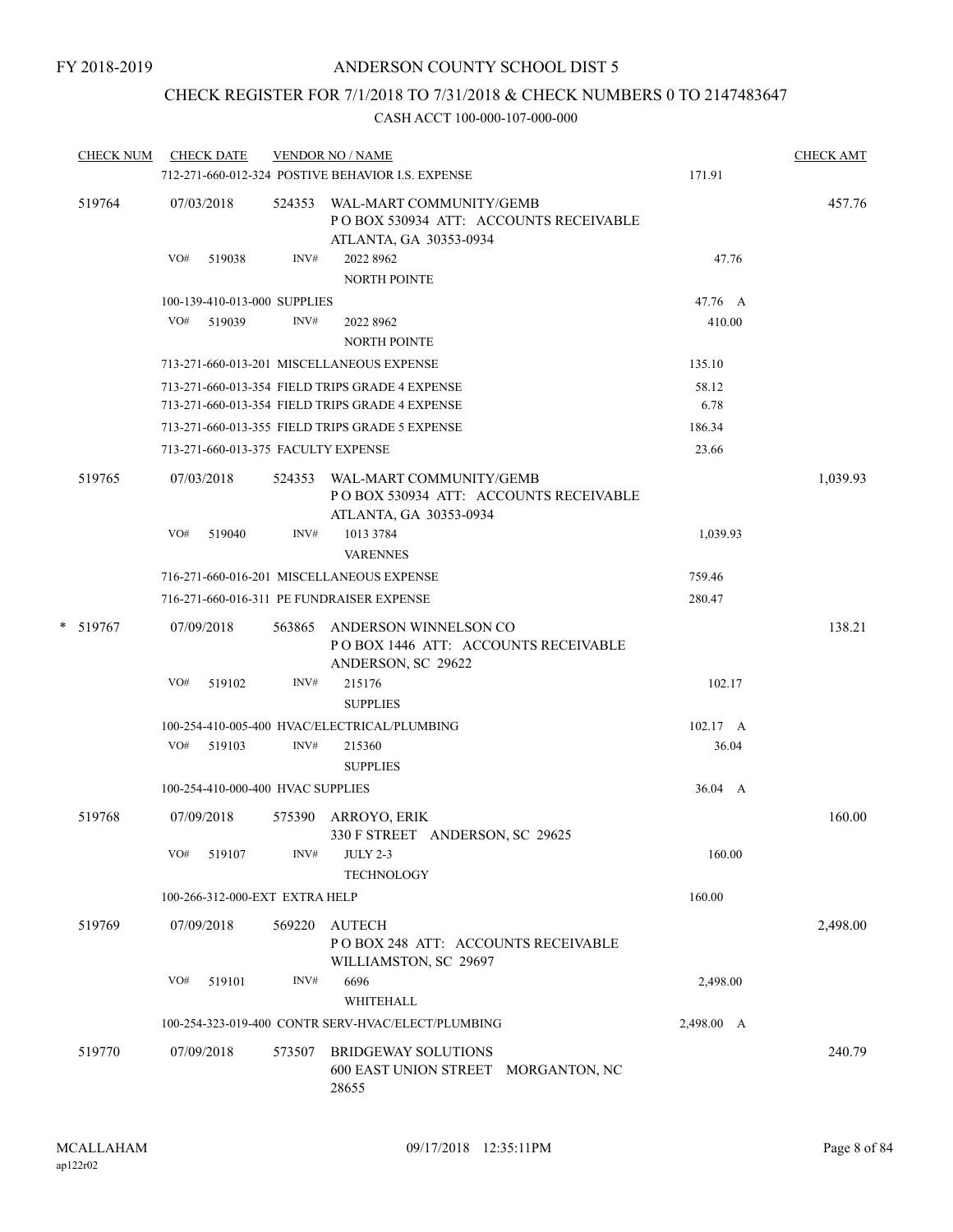FY 2018-2019

# ANDERSON COUNTY SCHOOL DIST 5

## CHECK REGISTER FOR 7/1/2018 TO 7/31/2018 & CHECK NUMBERS 0 TO 2147483647

### CASH ACCT 100-000-107-000-000

| CHECK NUM | CHECK DATE | VENDOR NO / NAME | | CHECK AMT |
|---|---|---|---|---|
| | | 712-271-660-012-324 POSTIVE BEHAVIOR I.S. EXPENSE | 171.91 | |
| 519764 | 07/03/2018 | 524353 WAL-MART COMMUNITY/GEMB<br>P O BOX 530934 ATT: ACCOUNTS RECEIVABLE<br>ATLANTA, GA 30353-0934 | | 457.76 |
| | VO# 519038 | INV# 2022 8962<br>NORTH POINTE | 47.76 | |
| | | 100-139-410-013-000 SUPPLIES | 47.76 A | |
| | VO# 519039 | INV# 2022 8962<br>NORTH POINTE | 410.00 | |
| | | 713-271-660-013-201 MISCELLANEOUS EXPENSE | 135.10 | |
| | | 713-271-660-013-354 FIELD TRIPS GRADE 4 EXPENSE | 58.12 | |
| | | 713-271-660-013-354 FIELD TRIPS GRADE 4 EXPENSE | 6.78 | |
| | | 713-271-660-013-355 FIELD TRIPS GRADE 5 EXPENSE | 186.34 | |
| | | 713-271-660-013-375 FACULTY EXPENSE | 23.66 | |
| 519765 | 07/03/2018 | 524353 WAL-MART COMMUNITY/GEMB<br>P O BOX 530934 ATT: ACCOUNTS RECEIVABLE<br>ATLANTA, GA 30353-0934 | | 1,039.93 |
| | VO# 519040 | INV# 1013 3784<br>VARENNES | 1,039.93 | |
| | | 716-271-660-016-201 MISCELLANEOUS EXPENSE | 759.46 | |
| | | 716-271-660-016-311 PE FUNDRAISER EXPENSE | 280.47 | |
| * 519767 | 07/09/2018 | 563865 ANDERSON WINNELSON CO<br>P O BOX 1446 ATT: ACCOUNTS RECEIVABLE<br>ANDERSON, SC 29622 | | 138.21 |
| | VO# 519102 | INV# 215176<br>SUPPLIES | 102.17 | |
| | | 100-254-410-005-400 HVAC/ELECTRICAL/PLUMBING | 102.17 A | |
| | VO# 519103 | INV# 215360<br>SUPPLIES | 36.04 | |
| | | 100-254-410-000-400 HVAC SUPPLIES | 36.04 A | |
| 519768 | 07/09/2018 | 575390 ARROYO, ERIK<br>330 F STREET ANDERSON, SC 29625 | | 160.00 |
| | VO# 519107 | INV# JULY 2-3<br>TECHNOLOGY | 160.00 | |
| | | 100-266-312-000-EXT EXTRA HELP | 160.00 | |
| 519769 | 07/09/2018 | 569220 AUTECH<br>P O BOX 248 ATT: ACCOUNTS RECEIVABLE<br>WILLIAMSTON, SC 29697 | | 2,498.00 |
| | VO# 519101 | INV# 6696<br>WHITEHALL | 2,498.00 | |
| | | 100-254-323-019-400 CONTR SERV-HVAC/ELECT/PLUMBING | 2,498.00 A | |
| 519770 | 07/09/2018 | 573507 BRIDGEWAY SOLUTIONS<br>600 EAST UNION STREET MORGANTON, NC 28655 | | 240.79 |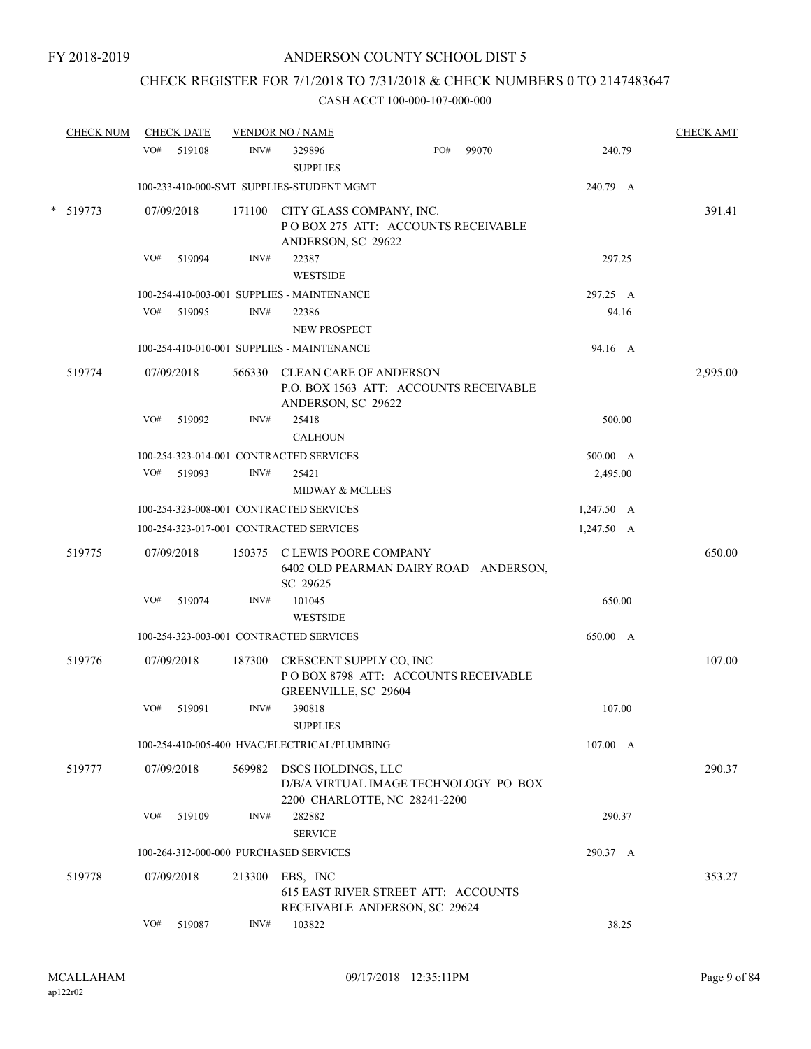FY 2018-2019

ANDERSON COUNTY SCHOOL DIST 5

CHECK REGISTER FOR 7/1/2018 TO 7/31/2018 & CHECK NUMBERS 0 TO 2147483647

CASH ACCT 100-000-107-000-000

| CHECK NUM | CHECK DATE | VENDOR NO / NAME | | | CHECK AMT |
|---|---|---|---|---|---|
| | VO# 519108 | INV# 329896 SUPPLIES | PO# 99070 | 240.79 | |
| | 100-233-410-000-SMT SUPPLIES-STUDENT MGMT | | | 240.79 A | |
| * 519773 | 07/09/2018 | 171100 CITY GLASS COMPANY, INC. P O BOX 275 ATT: ACCOUNTS RECEIVABLE ANDERSON, SC 29622 | | | 391.41 |
| | VO# 519094 | INV# 22387 WESTSIDE | | 297.25 | |
| | 100-254-410-003-001 SUPPLIES - MAINTENANCE | | | 297.25 A | |
| | VO# 519095 | INV# 22386 NEW PROSPECT | | 94.16 | |
| | 100-254-410-010-001 SUPPLIES - MAINTENANCE | | | 94.16 A | |
| 519774 | 07/09/2018 | 566330 CLEAN CARE OF ANDERSON P.O. BOX 1563 ATT: ACCOUNTS RECEIVABLE ANDERSON, SC 29622 | | | 2,995.00 |
| | VO# 519092 | INV# 25418 CALHOUN | | 500.00 | |
| | 100-254-323-014-001 CONTRACTED SERVICES | | | 500.00 A | |
| | VO# 519093 | INV# 25421 MIDWAY & MCLEES | | 2,495.00 | |
| | 100-254-323-008-001 CONTRACTED SERVICES | | | 1,247.50 A | |
| | 100-254-323-017-001 CONTRACTED SERVICES | | | 1,247.50 A | |
| 519775 | 07/09/2018 | 150375 C LEWIS POORE COMPANY 6402 OLD PEARMAN DAIRY ROAD ANDERSON, SC 29625 | | | 650.00 |
| | VO# 519074 | INV# 101045 WESTSIDE | | 650.00 | |
| | 100-254-323-003-001 CONTRACTED SERVICES | | | 650.00 A | |
| 519776 | 07/09/2018 | 187300 CRESCENT SUPPLY CO, INC P O BOX 8798 ATT: ACCOUNTS RECEIVABLE GREENVILLE, SC 29604 | | | 107.00 |
| | VO# 519091 | INV# 390818 SUPPLIES | | 107.00 | |
| | 100-254-410-005-400 HVAC/ELECTRICAL/PLUMBING | | | 107.00 A | |
| 519777 | 07/09/2018 | 569982 DSCS HOLDINGS, LLC D/B/A VIRTUAL IMAGE TECHNOLOGY PO BOX 2200 CHARLOTTE, NC 28241-2200 | | | 290.37 |
| | VO# 519109 | INV# 282882 SERVICE | | 290.37 | |
| | 100-264-312-000-000 PURCHASED SERVICES | | | 290.37 A | |
| 519778 | 07/09/2018 | 213300 EBS, INC 615 EAST RIVER STREET ATT: ACCOUNTS RECEIVABLE ANDERSON, SC 29624 | | | 353.27 |
| | VO# 519087 | INV# 103822 | | 38.25 | |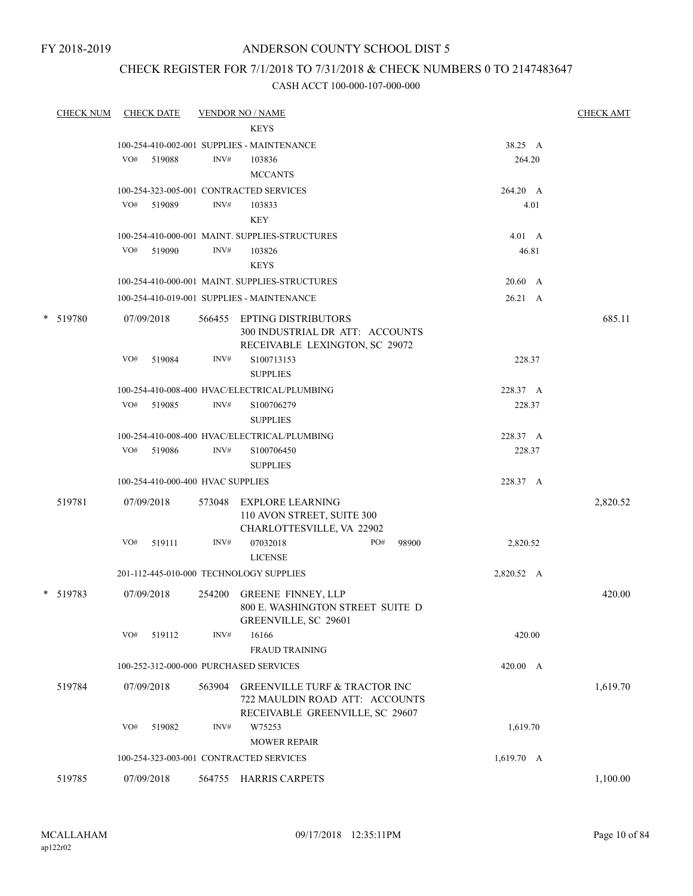FY 2018-2019

# ANDERSON COUNTY SCHOOL DIST 5

## CHECK REGISTER FOR 7/1/2018 TO 7/31/2018 & CHECK NUMBERS 0 TO 2147483647

### CASH ACCT 100-000-107-000-000

| CHECK NUM | CHECK DATE | VENDOR NO / NAME | | CHECK AMT |
|---|---|---|---|---|
| | | KEYS | | |
| | 100-254-410-002-001 SUPPLIES - MAINTENANCE | | 38.25 A | |
| | VO# 519088 | INV# 103836<br>MCCANTS | 264.20 | |
| | 100-254-323-005-001 CONTRACTED SERVICES | | 264.20 A | |
| | VO# 519089 | INV# 103833<br>KEY | 4.01 | |
| | 100-254-410-000-001 MAINT. SUPPLIES-STRUCTURES | | 4.01 A | |
| | VO# 519090 | INV# 103826<br>KEYS | 46.81 | |
| | 100-254-410-000-001 MAINT. SUPPLIES-STRUCTURES | | 20.60 A | |
| | 100-254-410-019-001 SUPPLIES - MAINTENANCE | | 26.21 A | |
| * 519780 | 07/09/2018 | 566455 EPTING DISTRIBUTORS<br>300 INDUSTRIAL DR ATT: ACCOUNTS RECEIVABLE LEXINGTON, SC 29072 | | 685.11 |
| | VO# 519084 | INV# S100713153<br>SUPPLIES | 228.37 | |
| | 100-254-410-008-400 HVAC/ELECTRICAL/PLUMBING | | 228.37 A | |
| | VO# 519085 | INV# S100706279<br>SUPPLIES | 228.37 | |
| | 100-254-410-008-400 HVAC/ELECTRICAL/PLUMBING | | 228.37 A | |
| | VO# 519086 | INV# S100706450<br>SUPPLIES | 228.37 | |
| | 100-254-410-000-400 HVAC SUPPLIES | | 228.37 A | |
| 519781 | 07/09/2018 | 573048 EXPLORE LEARNING<br>110 AVON STREET, SUITE 300<br>CHARLOTTESVILLE, VA 22902 | | 2,820.52 |
| | VO# 519111 | INV# 07032018 PO# 98900<br>LICENSE | 2,820.52 | |
| | 201-112-445-010-000 TECHNOLOGY SUPPLIES | | 2,820.52 A | |
| * 519783 | 07/09/2018 | 254200 GREENE FINNEY, LLP<br>800 E. WASHINGTON STREET SUITE D<br>GREENVILLE, SC 29601 | | 420.00 |
| | VO# 519112 | INV# 16166<br>FRAUD TRAINING | 420.00 | |
| | 100-252-312-000-000 PURCHASED SERVICES | | 420.00 A | |
| 519784 | 07/09/2018 | 563904 GREENVILLE TURF & TRACTOR INC<br>722 MAULDIN ROAD ATT: ACCOUNTS RECEIVABLE GREENVILLE, SC 29607 | | 1,619.70 |
| | VO# 519082 | INV# W75253<br>MOWER REPAIR | 1,619.70 | |
| | 100-254-323-003-001 CONTRACTED SERVICES | | 1,619.70 A | |
| 519785 | 07/09/2018 | 564755 HARRIS CARPETS | | 1,100.00 |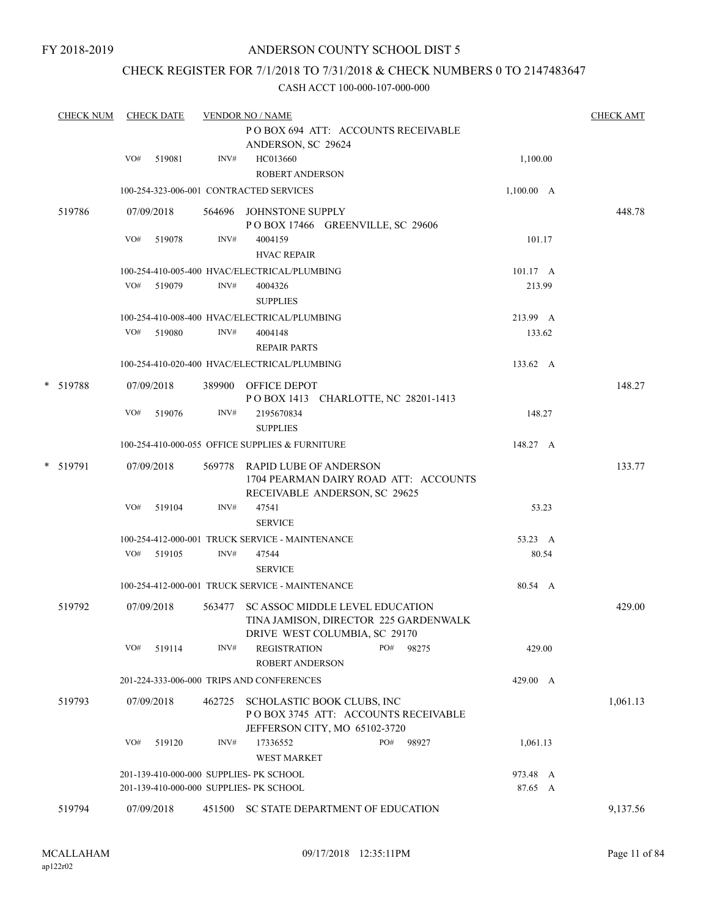FY 2018-2019

# ANDERSON COUNTY SCHOOL DIST 5

## CHECK REGISTER FOR 7/1/2018 TO 7/31/2018 & CHECK NUMBERS 0 TO 2147483647

### CASH ACCT 100-000-107-000-000

| CHECK NUM | CHECK DATE | VENDOR NO / NAME | | CHECK AMT |
|---|---|---|---|---|
| | | P O BOX 694 ATT: ACCOUNTS RECEIVABLE ANDERSON, SC 29624 | | |
| | VO# 519081 | INV# HC013660 ROBERT ANDERSON | 1,100.00 | |
| | | 100-254-323-006-001 CONTRACTED SERVICES | 1,100.00 A | |
| 519786 | 07/09/2018 | 564696 JOHNSTONE SUPPLY P O BOX 17466 GREENVILLE, SC 29606 | | 448.78 |
| | VO# 519078 | INV# 4004159 HVAC REPAIR | 101.17 | |
| | | 100-254-410-005-400 HVAC/ELECTRICAL/PLUMBING | 101.17 A | |
| | VO# 519079 | INV# 4004326 SUPPLIES | 213.99 | |
| | | 100-254-410-008-400 HVAC/ELECTRICAL/PLUMBING | 213.99 A | |
| | VO# 519080 | INV# 4004148 REPAIR PARTS | 133.62 | |
| | | 100-254-410-020-400 HVAC/ELECTRICAL/PLUMBING | 133.62 A | |
| * 519788 | 07/09/2018 | 389900 OFFICE DEPOT P O BOX 1413 CHARLOTTE, NC 28201-1413 | | 148.27 |
| | VO# 519076 | INV# 2195670834 SUPPLIES | 148.27 | |
| | | 100-254-410-000-055 OFFICE SUPPLIES & FURNITURE | 148.27 A | |
| * 519791 | 07/09/2018 | 569778 RAPID LUBE OF ANDERSON 1704 PEARMAN DAIRY ROAD ATT: ACCOUNTS RECEIVABLE ANDERSON, SC 29625 | | 133.77 |
| | VO# 519104 | INV# 47541 SERVICE | 53.23 | |
| | | 100-254-412-000-001 TRUCK SERVICE - MAINTENANCE | 53.23 A | |
| | VO# 519105 | INV# 47544 SERVICE | 80.54 | |
| | | 100-254-412-000-001 TRUCK SERVICE - MAINTENANCE | 80.54 A | |
| 519792 | 07/09/2018 | 563477 SC ASSOC MIDDLE LEVEL EDUCATION TINA JAMISON, DIRECTOR 225 GARDENWALK DRIVE WEST COLUMBIA, SC 29170 | | 429.00 |
| | VO# 519114 | INV# REGISTRATION PO# 98275 ROBERT ANDERSON | 429.00 | |
| | | 201-224-333-006-000 TRIPS AND CONFERENCES | 429.00 A | |
| 519793 | 07/09/2018 | 462725 SCHOLASTIC BOOK CLUBS, INC P O BOX 3745 ATT: ACCOUNTS RECEIVABLE JEFFERSON CITY, MO 65102-3720 | | 1,061.13 |
| | VO# 519120 | INV# 17336552 PO# 98927 WEST MARKET | 1,061.13 | |
| | | 201-139-410-000-000 SUPPLIES- PK SCHOOL | 973.48 A | |
| | | 201-139-410-000-000 SUPPLIES- PK SCHOOL | 87.65 A | |
| 519794 | 07/09/2018 | 451500 SC STATE DEPARTMENT OF EDUCATION | | 9,137.56 |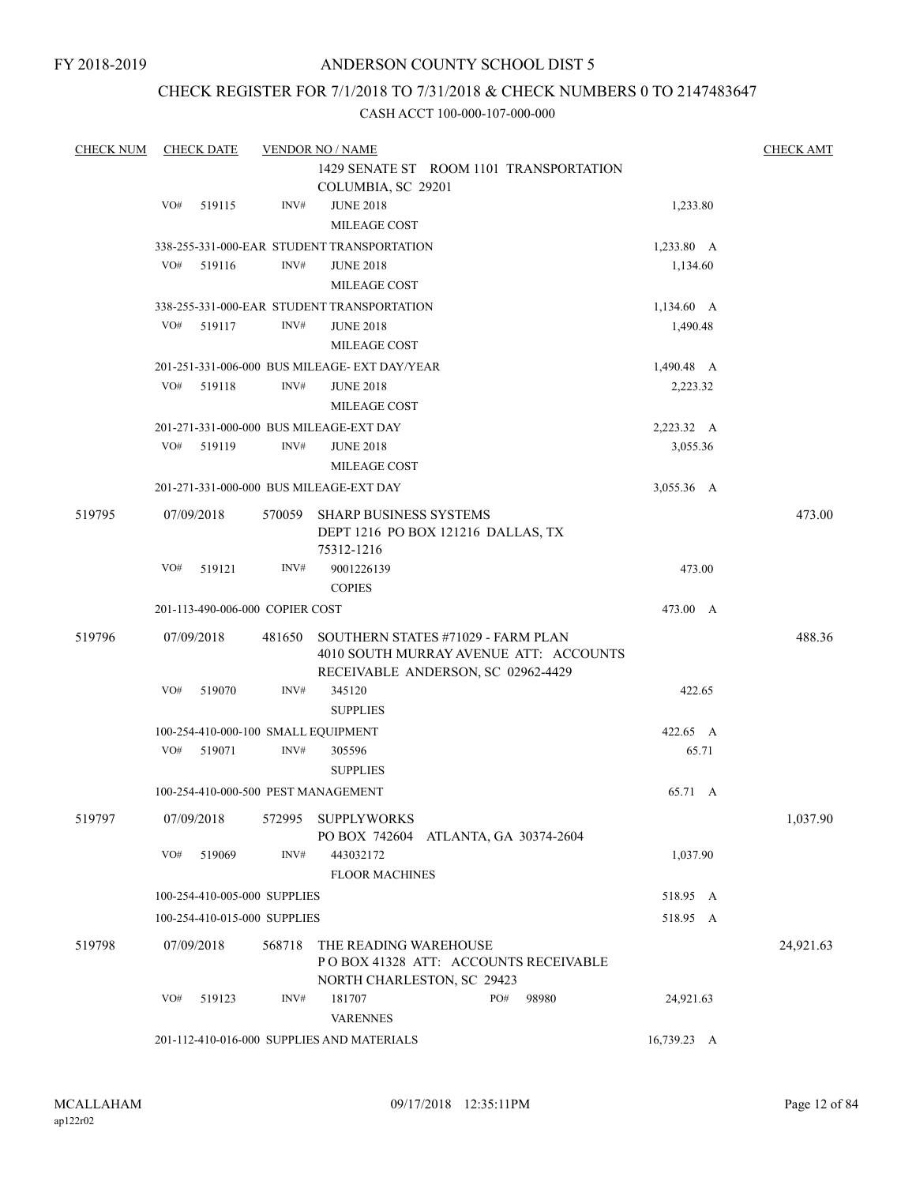FY 2018-2019

# ANDERSON COUNTY SCHOOL DIST 5

## CHECK REGISTER FOR 7/1/2018 TO 7/31/2018 & CHECK NUMBERS 0 TO 2147483647

### CASH ACCT 100-000-107-000-000

| CHECK NUM | CHECK DATE | VENDOR NO / NAME | | CHECK AMT |
|---|---|---|---|---|
| | | 1429 SENATE ST ROOM 1101 TRANSPORTATION COLUMBIA, SC 29201 | | |
| | VO# 519115 | INV# JUNE 2018 MILEAGE COST | 1,233.80 | |
| | 338-255-331-000-EAR STUDENT TRANSPORTATION | | 1,233.80 A | |
| | VO# 519116 | INV# JUNE 2018 MILEAGE COST | 1,134.60 | |
| | 338-255-331-000-EAR STUDENT TRANSPORTATION | | 1,134.60 A | |
| | VO# 519117 | INV# JUNE 2018 MILEAGE COST | 1,490.48 | |
| | 201-251-331-006-000 BUS MILEAGE- EXT DAY/YEAR | | 1,490.48 A | |
| | VO# 519118 | INV# JUNE 2018 MILEAGE COST | 2,223.32 | |
| | 201-271-331-000-000 BUS MILEAGE-EXT DAY | | 2,223.32 A | |
| | VO# 519119 | INV# JUNE 2018 MILEAGE COST | 3,055.36 | |
| | 201-271-331-000-000 BUS MILEAGE-EXT DAY | | 3,055.36 A | |
| 519795 | 07/09/2018 | 570059 SHARP BUSINESS SYSTEMS DEPT 1216 PO BOX 121216 DALLAS, TX 75312-1216 | | 473.00 |
| | VO# 519121 | INV# 9001226139 COPIES | 473.00 | |
| | 201-113-490-006-000 COPIER COST | | 473.00 A | |
| 519796 | 07/09/2018 | 481650 SOUTHERN STATES #71029 - FARM PLAN 4010 SOUTH MURRAY AVENUE ATT: ACCOUNTS RECEIVABLE ANDERSON, SC 02962-4429 | | 488.36 |
| | VO# 519070 | INV# 345120 SUPPLIES | 422.65 | |
| | 100-254-410-000-100 SMALL EQUIPMENT | | 422.65 A | |
| | VO# 519071 | INV# 305596 SUPPLIES | 65.71 | |
| | 100-254-410-000-500 PEST MANAGEMENT | | 65.71 A | |
| 519797 | 07/09/2018 | 572995 SUPPLYWORKS PO BOX 742604 ATLANTA, GA 30374-2604 | | 1,037.90 |
| | VO# 519069 | INV# 443032172 FLOOR MACHINES | 1,037.90 | |
| | 100-254-410-005-000 SUPPLIES | | 518.95 A | |
| | 100-254-410-015-000 SUPPLIES | | 518.95 A | |
| 519798 | 07/09/2018 | 568718 THE READING WAREHOUSE P O BOX 41328 ATT: ACCOUNTS RECEIVABLE NORTH CHARLESTON, SC 29423 | | 24,921.63 |
| | VO# 519123 | INV# 181707 PO# 98980 VARENNES | 24,921.63 | |
| | 201-112-410-016-000 SUPPLIES AND MATERIALS | | 16,739.23 A | |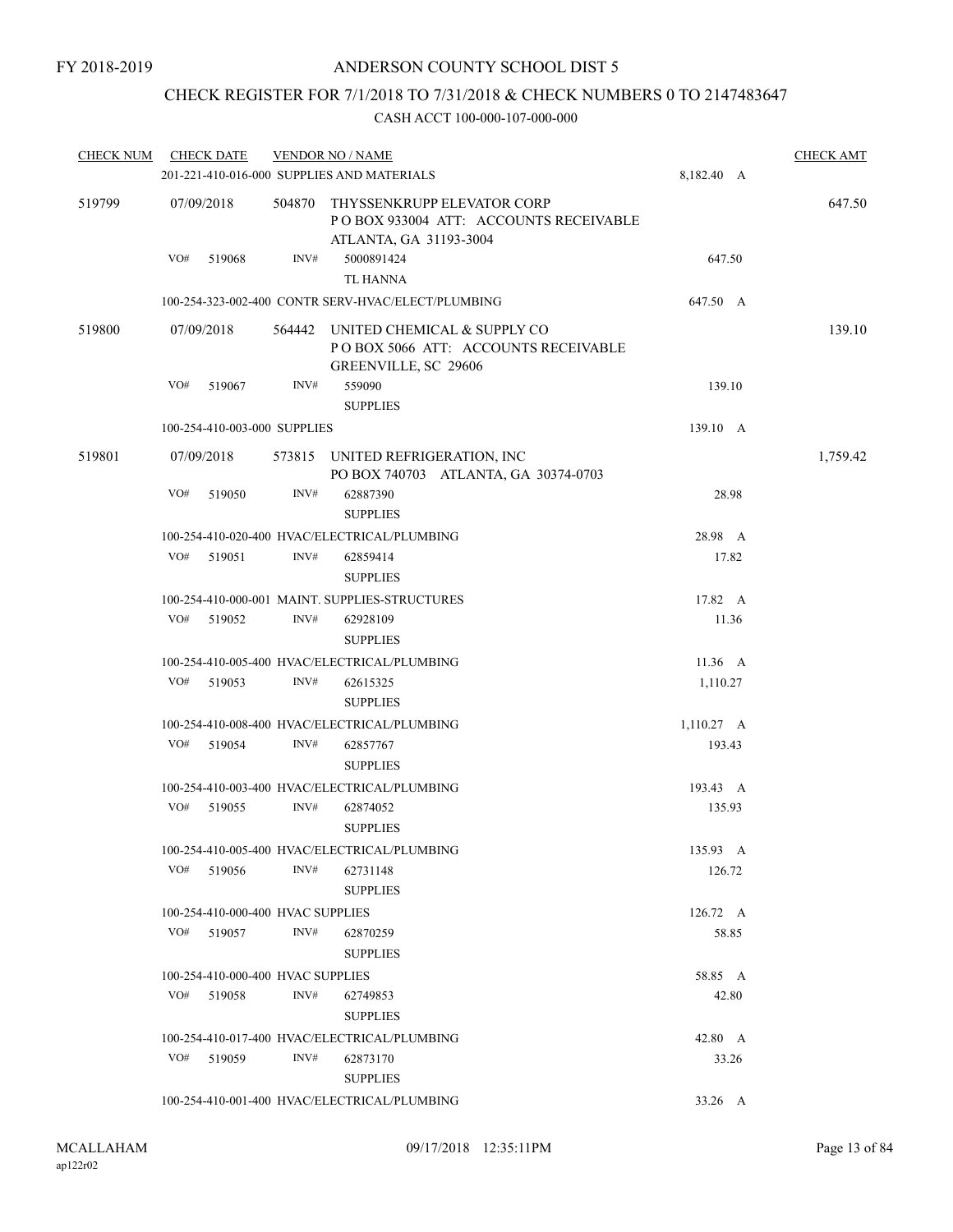FY 2018-2019

# ANDERSON COUNTY SCHOOL DIST 5

## CHECK REGISTER FOR 7/1/2018 TO 7/31/2018 & CHECK NUMBERS 0 TO 2147483647

### CASH ACCT 100-000-107-000-000

| CHECK NUM | CHECK DATE | VENDOR NO / NAME | | CHECK AMT |
|---|---|---|---|---|
| | 201-221-410-016-000 SUPPLIES AND MATERIALS | | 8,182.40 A | |
| 519799 | 07/09/2018 | 504870 THYSSENKRUPP ELEVATOR CORP<br>P O BOX 933004 ATT: ACCOUNTS RECEIVABLE<br>ATLANTA, GA 31193-3004 | | 647.50 |
| | VO# 519068 | INV# 5000891424<br>TL HANNA | 647.50 | |
| | 100-254-323-002-400 CONTR SERV-HVAC/ELECT/PLUMBING | | 647.50 A | |
| 519800 | 07/09/2018 | 564442 UNITED CHEMICAL & SUPPLY CO<br>P O BOX 5066 ATT: ACCOUNTS RECEIVABLE<br>GREENVILLE, SC 29606 | | 139.10 |
| | VO# 519067 | INV# 559090<br>SUPPLIES | 139.10 | |
| | 100-254-410-003-000 SUPPLIES | | 139.10 A | |
| 519801 | 07/09/2018 | 573815 UNITED REFRIGERATION, INC<br>PO BOX 740703 ATLANTA, GA 30374-0703 | | 1,759.42 |
| | VO# 519050 | INV# 62887390<br>SUPPLIES | 28.98 | |
| | 100-254-410-020-400 HVAC/ELECTRICAL/PLUMBING | | 28.98 A | |
| | VO# 519051 | INV# 62859414<br>SUPPLIES | 17.82 | |
| | 100-254-410-000-001 MAINT. SUPPLIES-STRUCTURES | | 17.82 A | |
| | VO# 519052 | INV# 62928109<br>SUPPLIES | 11.36 | |
| | 100-254-410-005-400 HVAC/ELECTRICAL/PLUMBING | | 11.36 A | |
| | VO# 519053 | INV# 62615325<br>SUPPLIES | 1,110.27 | |
| | 100-254-410-008-400 HVAC/ELECTRICAL/PLUMBING | | 1,110.27 A | |
| | VO# 519054 | INV# 62857767<br>SUPPLIES | 193.43 | |
| | 100-254-410-003-400 HVAC/ELECTRICAL/PLUMBING | | 193.43 A | |
| | VO# 519055 | INV# 62874052<br>SUPPLIES | 135.93 | |
| | 100-254-410-005-400 HVAC/ELECTRICAL/PLUMBING | | 135.93 A | |
| | VO# 519056 | INV# 62731148<br>SUPPLIES | 126.72 | |
| | 100-254-410-000-400 HVAC SUPPLIES | | 126.72 A | |
| | VO# 519057 | INV# 62870259<br>SUPPLIES | 58.85 | |
| | 100-254-410-000-400 HVAC SUPPLIES | | 58.85 A | |
| | VO# 519058 | INV# 62749853<br>SUPPLIES | 42.80 | |
| | 100-254-410-017-400 HVAC/ELECTRICAL/PLUMBING | | 42.80 A | |
| | VO# 519059 | INV# 62873170<br>SUPPLIES | 33.26 | |
| | 100-254-410-001-400 HVAC/ELECTRICAL/PLUMBING | | 33.26 A | |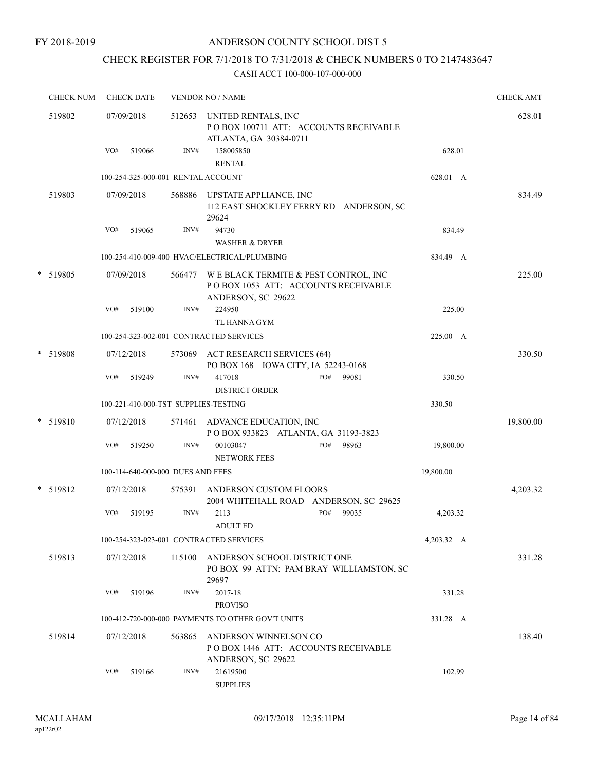FY 2018-2019

# ANDERSON COUNTY SCHOOL DIST 5

## CHECK REGISTER FOR 7/1/2018 TO 7/31/2018 & CHECK NUMBERS 0 TO 2147483647

### CASH ACCT 100-000-107-000-000

| CHECK NUM | CHECK DATE | VENDOR NO / NAME | | | CHECK AMT |
|---|---|---|---|---|---|
| 519802 | 07/09/2018 | 512653 | UNITED RENTALS, INC<br>P O BOX 100711 ATT: ACCOUNTS RECEIVABLE<br>ATLANTA, GA 30384-0711 | | 628.01 |
| | VO# 519066 | INV# | 158005850<br>RENTAL | 628.01 | |
| | 100-254-325-000-001 RENTAL ACCOUNT | | | 628.01 A | |
| 519803 | 07/09/2018 | 568886 | UPSTATE APPLIANCE, INC<br>112 EAST SHOCKLEY FERRY RD ANDERSON, SC 29624 | | 834.49 |
| | VO# 519065 | INV# | 94730<br>WASHER & DRYER | 834.49 | |
| | 100-254-410-009-400 HVAC/ELECTRICAL/PLUMBING | | | 834.49 A | |
| * 519805 | 07/09/2018 | 566477 | W E BLACK TERMITE & PEST CONTROL, INC<br>P O BOX 1053 ATT: ACCOUNTS RECEIVABLE<br>ANDERSON, SC 29622 | | 225.00 |
| | VO# 519100 | INV# | 224950<br>TL HANNA GYM | 225.00 | |
| | 100-254-323-002-001 CONTRACTED SERVICES | | | 225.00 A | |
| * 519808 | 07/12/2018 | 573069 | ACT RESEARCH SERVICES (64)<br>PO BOX 168 IOWA CITY, IA 52243-0168 | | 330.50 |
| | VO# 519249 | INV# | 417018 PO# 99081<br>DISTRICT ORDER | 330.50 | |
| | 100-221-410-000-TST SUPPLIES-TESTING | | | 330.50 | |
| * 519810 | 07/12/2018 | 571461 | ADVANCE EDUCATION, INC<br>P O BOX 933823 ATLANTA, GA 31193-3823 | | 19,800.00 |
| | VO# 519250 | INV# | 00103047 PO# 98963<br>NETWORK FEES | 19,800.00 | |
| | 100-114-640-000-000 DUES AND FEES | | | 19,800.00 | |
| * 519812 | 07/12/2018 | 575391 | ANDERSON CUSTOM FLOORS<br>2004 WHITEHALL ROAD ANDERSON, SC 29625 | | 4,203.32 |
| | VO# 519195 | INV# | 2113 PO# 99035<br>ADULT ED | 4,203.32 | |
| | 100-254-323-023-001 CONTRACTED SERVICES | | | 4,203.32 A | |
| 519813 | 07/12/2018 | 115100 | ANDERSON SCHOOL DISTRICT ONE<br>PO BOX 99 ATTN: PAM BRAY WILLIAMSTON, SC 29697 | | 331.28 |
| | VO# 519196 | INV# | 2017-18<br>PROVISO | 331.28 | |
| | 100-412-720-000-000 PAYMENTS TO OTHER GOV'T UNITS | | | 331.28 A | |
| 519814 | 07/12/2018 | 563865 | ANDERSON WINNELSON CO<br>P O BOX 1446 ATT: ACCOUNTS RECEIVABLE<br>ANDERSON, SC 29622 | | 138.40 |
| | VO# 519166 | INV# | 21619500<br>SUPPLIES | 102.99 | |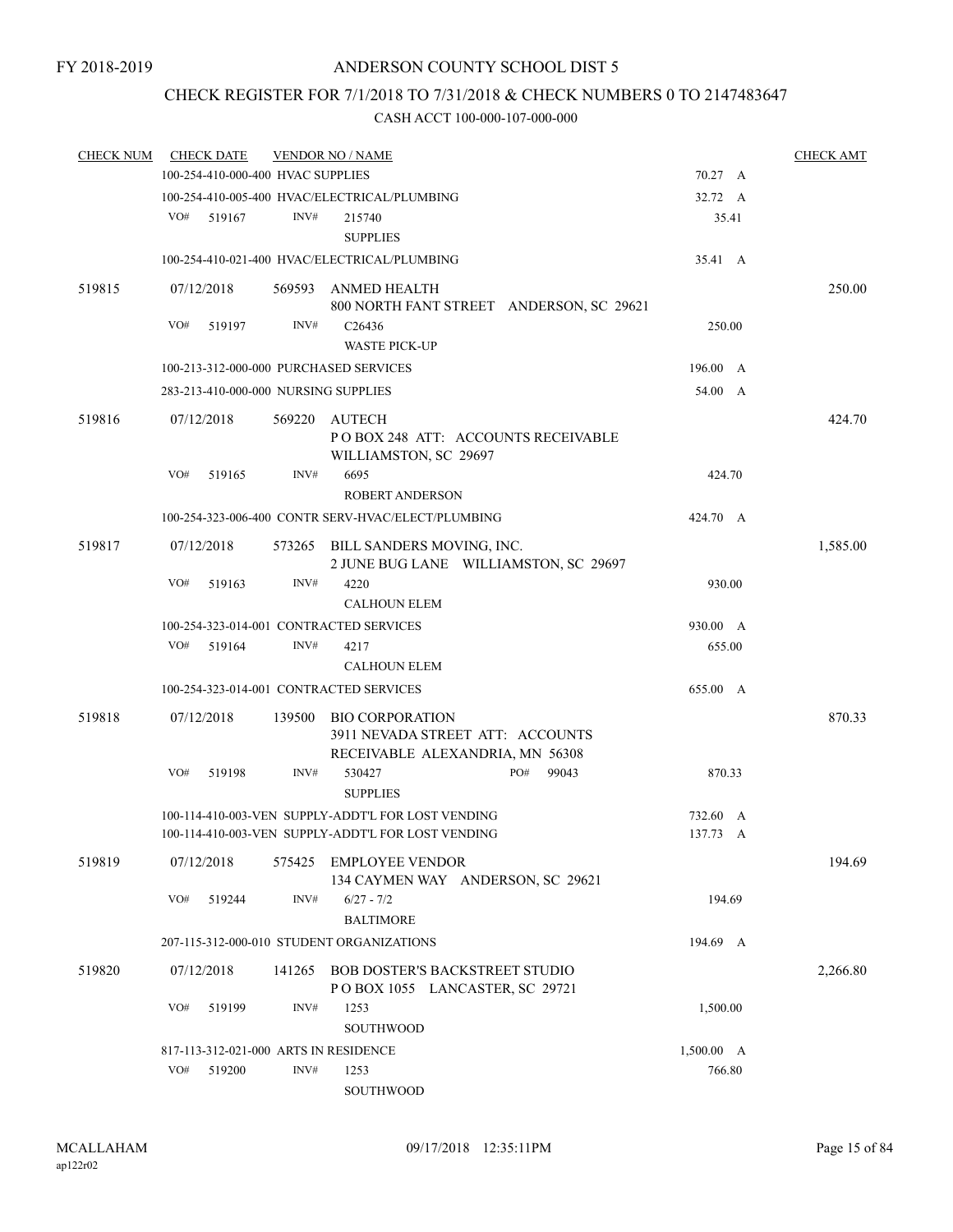FY 2018-2019

# ANDERSON COUNTY SCHOOL DIST 5

## CHECK REGISTER FOR 7/1/2018 TO 7/31/2018 & CHECK NUMBERS 0 TO 2147483647

CASH ACCT 100-000-107-000-000

| CHECK NUM | CHECK DATE | VENDOR NO / NAME | | CHECK AMT |
|---|---|---|---|---|
| | 100-254-410-000-400 HVAC SUPPLIES | | 70.27 A | |
| | 100-254-410-005-400 HVAC/ELECTRICAL/PLUMBING | | 32.72 A | |
| | VO# 519167 | INV# 215740 SUPPLIES | 35.41 | |
| | 100-254-410-021-400 HVAC/ELECTRICAL/PLUMBING | | 35.41 A | |
| 519815 | 07/12/2018 | 569593 ANMED HEALTH 800 NORTH FANT STREET ANDERSON, SC 29621 | | 250.00 |
| | VO# 519197 | INV# C26436 WASTE PICK-UP | 250.00 | |
| | 100-213-312-000-000 PURCHASED SERVICES | | 196.00 A | |
| | 283-213-410-000-000 NURSING SUPPLIES | | 54.00 A | |
| 519816 | 07/12/2018 | 569220 AUTECH P O BOX 248 ATT: ACCOUNTS RECEIVABLE WILLIAMSTON, SC 29697 | | 424.70 |
| | VO# 519165 | INV# 6695 ROBERT ANDERSON | 424.70 | |
| | 100-254-323-006-400 CONTR SERV-HVAC/ELECT/PLUMBING | | 424.70 A | |
| 519817 | 07/12/2018 | 573265 BILL SANDERS MOVING, INC. 2 JUNE BUG LANE WILLIAMSTON, SC 29697 | | 1,585.00 |
| | VO# 519163 | INV# 4220 CALHOUN ELEM | 930.00 | |
| | 100-254-323-014-001 CONTRACTED SERVICES | | 930.00 A | |
| | VO# 519164 | INV# 4217 CALHOUN ELEM | 655.00 | |
| | 100-254-323-014-001 CONTRACTED SERVICES | | 655.00 A | |
| 519818 | 07/12/2018 | 139500 BIO CORPORATION 3911 NEVADA STREET ATT: ACCOUNTS RECEIVABLE ALEXANDRIA, MN 56308 | | 870.33 |
| | VO# 519198 | INV# 530427 PO# 99043 SUPPLIES | 870.33 | |
| | 100-114-410-003-VEN SUPPLY-ADDT'L FOR LOST VENDING | | 732.60 A | |
| | 100-114-410-003-VEN SUPPLY-ADDT'L FOR LOST VENDING | | 137.73 A | |
| 519819 | 07/12/2018 | 575425 EMPLOYEE VENDOR 134 CAYMEN WAY ANDERSON, SC 29621 | | 194.69 |
| | VO# 519244 | INV# 6/27 - 7/2 BALTIMORE | 194.69 | |
| | 207-115-312-000-010 STUDENT ORGANIZATIONS | | 194.69 A | |
| 519820 | 07/12/2018 | 141265 BOB DOSTER'S BACKSTREET STUDIO P O BOX 1055 LANCASTER, SC 29721 | | 2,266.80 |
| | VO# 519199 | INV# 1253 SOUTHWOOD | 1,500.00 | |
| | 817-113-312-021-000 ARTS IN RESIDENCE | | 1,500.00 A | |
| | VO# 519200 | INV# 1253 SOUTHWOOD | 766.80 | |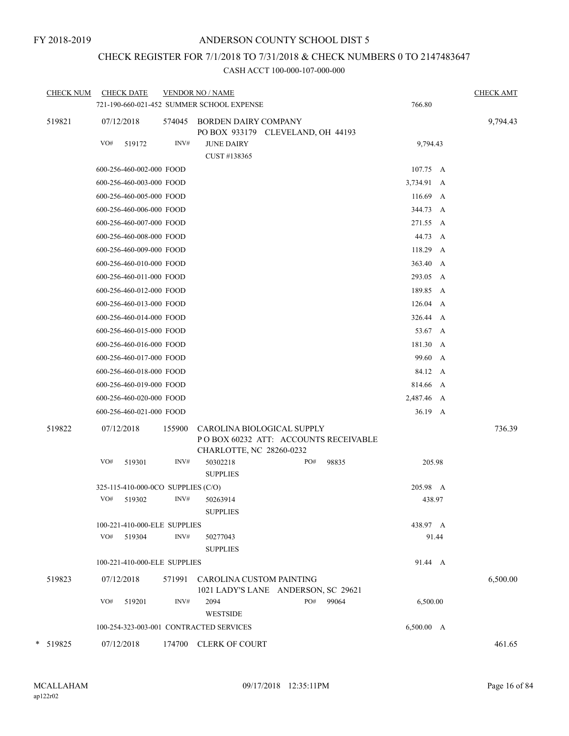FY 2018-2019

# ANDERSON COUNTY SCHOOL DIST 5

## CHECK REGISTER FOR 7/1/2018 TO 7/31/2018 & CHECK NUMBERS 0 TO 2147483647

### CASH ACCT 100-000-107-000-000

| CHECK NUM | CHECK DATE | VENDOR NO / NAME | | | CHECK AMT |
|---|---|---|---|---|---|
| | 721-190-660-021-452 SUMMER SCHOOL EXPENSE | | | 766.80 | |
| 519821 | 07/12/2018 | 574045 | BORDEN DAIRY COMPANY<br>PO BOX 933179 CLEVELAND, OH 44193 | | 9,794.43 |
| | VO# 519172 | INV# | JUNE DAIRY<br>CUST #138365 | 9,794.43 | |
| | 600-256-460-002-000 FOOD | | | 107.75 A | |
| | 600-256-460-003-000 FOOD | | | 3,734.91 A | |
| | 600-256-460-005-000 FOOD | | | 116.69 A | |
| | 600-256-460-006-000 FOOD | | | 344.73 A | |
| | 600-256-460-007-000 FOOD | | | 271.55 A | |
| | 600-256-460-008-000 FOOD | | | 44.73 A | |
| | 600-256-460-009-000 FOOD | | | 118.29 A | |
| | 600-256-460-010-000 FOOD | | | 363.40 A | |
| | 600-256-460-011-000 FOOD | | | 293.05 A | |
| | 600-256-460-012-000 FOOD | | | 189.85 A | |
| | 600-256-460-013-000 FOOD | | | 126.04 A | |
| | 600-256-460-014-000 FOOD | | | 326.44 A | |
| | 600-256-460-015-000 FOOD | | | 53.67 A | |
| | 600-256-460-016-000 FOOD | | | 181.30 A | |
| | 600-256-460-017-000 FOOD | | | 99.60 A | |
| | 600-256-460-018-000 FOOD | | | 84.12 A | |
| | 600-256-460-019-000 FOOD | | | 814.66 A | |
| | 600-256-460-020-000 FOOD | | | 2,487.46 A | |
| | 600-256-460-021-000 FOOD | | | 36.19 A | |
| 519822 | 07/12/2018 | 155900 | CAROLINA BIOLOGICAL SUPPLY<br>P O BOX 60232 ATT: ACCOUNTS RECEIVABLE<br>CHARLOTTE, NC 28260-0232 | | 736.39 |
| | VO# 519301 | INV# | 50302218 PO# 98835<br>SUPPLIES | 205.98 | |
| | 325-115-410-000-0CO SUPPLIES (C/O) | | | 205.98 A | |
| | VO# 519302 | INV# | 50263914<br>SUPPLIES | 438.97 | |
| | 100-221-410-000-ELE SUPPLIES | | | 438.97 A | |
| | VO# 519304 | INV# | 50277043<br>SUPPLIES | 91.44 | |
| | 100-221-410-000-ELE SUPPLIES | | | 91.44 A | |
| 519823 | 07/12/2018 | 571991 | CAROLINA CUSTOM PAINTING<br>1021 LADY'S LANE ANDERSON, SC 29621 | | 6,500.00 |
| | VO# 519201 | INV# | 2094 PO# 99064<br>WESTSIDE | 6,500.00 | |
| | 100-254-323-003-001 CONTRACTED SERVICES | | | 6,500.00 A | |
| * 519825 | 07/12/2018 | 174700 | CLERK OF COURT | | 461.65 |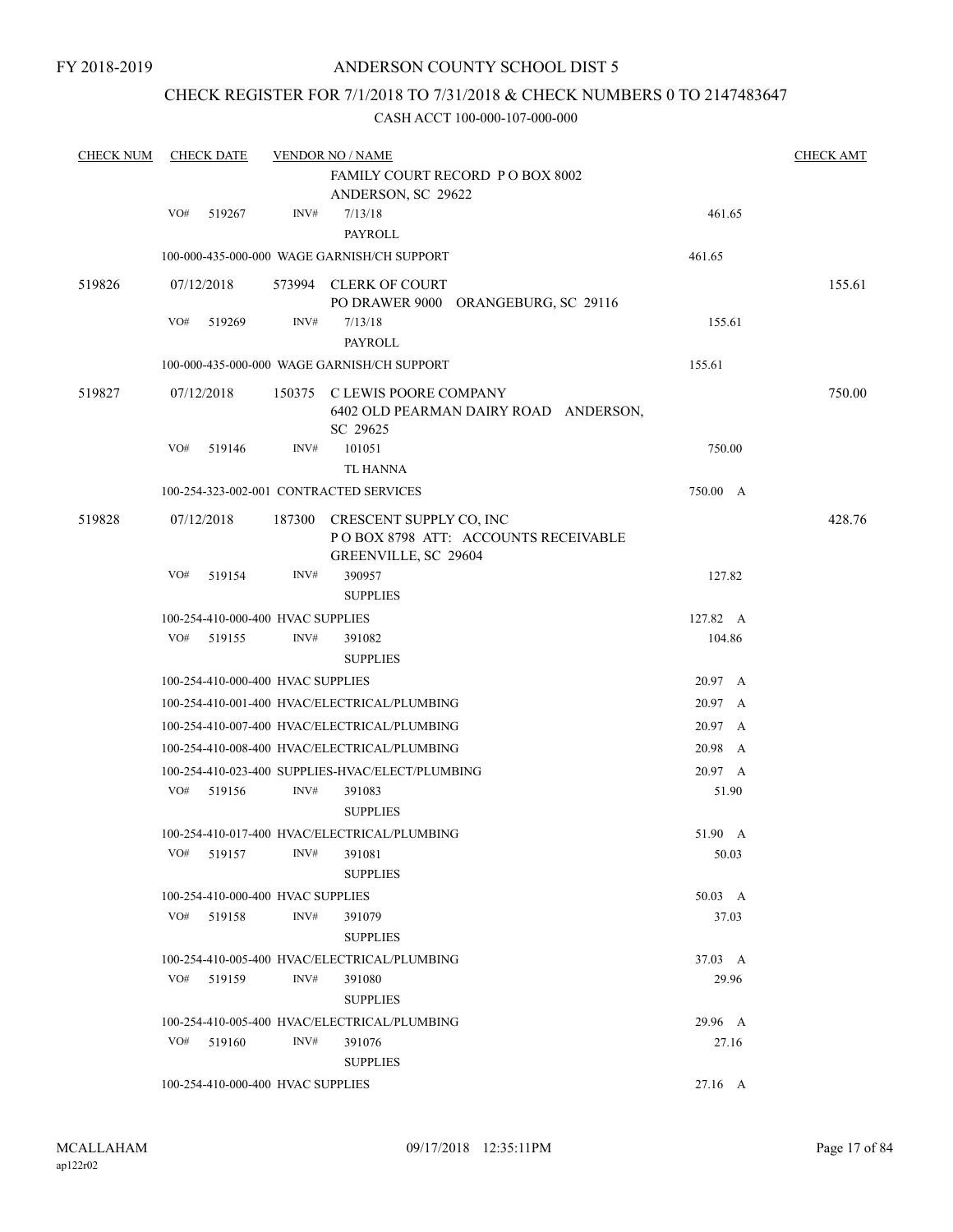FY 2018-2019

# ANDERSON COUNTY SCHOOL DIST 5

## CHECK REGISTER FOR 7/1/2018 TO 7/31/2018 & CHECK NUMBERS 0 TO 2147483647

### CASH ACCT 100-000-107-000-000

| CHECK NUM | CHECK DATE | VENDOR NO / NAME | | CHECK AMT |
|---|---|---|---|---|
| | | FAMILY COURT RECORD P O BOX 8002 ANDERSON, SC 29622 | | |
| | VO# 519267 | INV# 7/13/18 PAYROLL | 461.65 | |
| | | 100-000-435-000-000 WAGE GARNISH/CH SUPPORT | 461.65 | |
| 519826 | 07/12/2018 | 573994 CLERK OF COURT PO DRAWER 9000 ORANGEBURG, SC 29116 | | 155.61 |
| | VO# 519269 | INV# 7/13/18 PAYROLL | 155.61 | |
| | | 100-000-435-000-000 WAGE GARNISH/CH SUPPORT | 155.61 | |
| 519827 | 07/12/2018 | 150375 C LEWIS POORE COMPANY 6402 OLD PEARMAN DAIRY ROAD ANDERSON, SC 29625 | | 750.00 |
| | VO# 519146 | INV# 101051 TL HANNA | 750.00 | |
| | | 100-254-323-002-001 CONTRACTED SERVICES | 750.00 A | |
| 519828 | 07/12/2018 | 187300 CRESCENT SUPPLY CO, INC P O BOX 8798 ATT: ACCOUNTS RECEIVABLE GREENVILLE, SC 29604 | | 428.76 |
| | VO# 519154 | INV# 390957 SUPPLIES | 127.82 | |
| | | 100-254-410-000-400 HVAC SUPPLIES | 127.82 A | |
| | VO# 519155 | INV# 391082 SUPPLIES | 104.86 | |
| | | 100-254-410-000-400 HVAC SUPPLIES | 20.97 A | |
| | | 100-254-410-001-400 HVAC/ELECTRICAL/PLUMBING | 20.97 A | |
| | | 100-254-410-007-400 HVAC/ELECTRICAL/PLUMBING | 20.97 A | |
| | | 100-254-410-008-400 HVAC/ELECTRICAL/PLUMBING | 20.98 A | |
| | | 100-254-410-023-400 SUPPLIES-HVAC/ELECT/PLUMBING | 20.97 A | |
| | VO# 519156 | INV# 391083 SUPPLIES | 51.90 | |
| | | 100-254-410-017-400 HVAC/ELECTRICAL/PLUMBING | 51.90 A | |
| | VO# 519157 | INV# 391081 SUPPLIES | 50.03 | |
| | | 100-254-410-000-400 HVAC SUPPLIES | 50.03 A | |
| | VO# 519158 | INV# 391079 SUPPLIES | 37.03 | |
| | | 100-254-410-005-400 HVAC/ELECTRICAL/PLUMBING | 37.03 A | |
| | VO# 519159 | INV# 391080 SUPPLIES | 29.96 | |
| | | 100-254-410-005-400 HVAC/ELECTRICAL/PLUMBING | 29.96 A | |
| | VO# 519160 | INV# 391076 SUPPLIES | 27.16 | |
| | | 100-254-410-000-400 HVAC SUPPLIES | 27.16 A | |

MCALLAHAM ap122r02 09/17/2018 12:35:11PM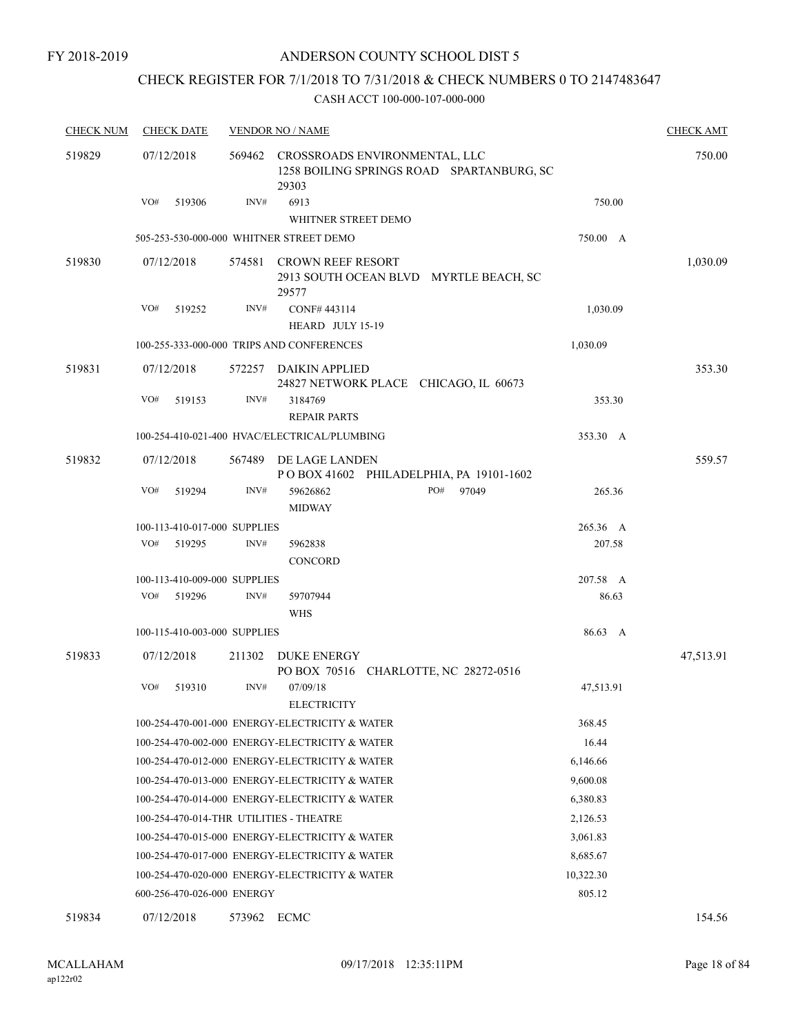FY 2018-2019

# ANDERSON COUNTY SCHOOL DIST 5

## CHECK REGISTER FOR 7/1/2018 TO 7/31/2018 & CHECK NUMBERS 0 TO 2147483647

### CASH ACCT 100-000-107-000-000

| CHECK NUM | CHECK DATE | VENDOR NO / NAME | | CHECK AMT |
|---|---|---|---|---|
| 519829 | 07/12/2018 | 569462 CROSSROADS ENVIRONMENTAL, LLC<br>1258 BOILING SPRINGS ROAD SPARTANBURG, SC 29303 | | 750.00 |
| | VO# 519306 | INV# 6913<br>WHITNER STREET DEMO | 750.00 | |
| | | 505-253-530-000-000 WHITNER STREET DEMO | 750.00 A | |
| 519830 | 07/12/2018 | 574581 CROWN REEF RESORT<br>2913 SOUTH OCEAN BLVD MYRTLE BEACH, SC 29577 | | 1,030.09 |
| | VO# 519252 | INV# CONF# 443114<br>HEARD JULY 15-19 | 1,030.09 | |
| | | 100-255-333-000-000 TRIPS AND CONFERENCES | 1,030.09 | |
| 519831 | 07/12/2018 | 572257 DAIKIN APPLIED<br>24827 NETWORK PLACE CHICAGO, IL 60673 | | 353.30 |
| | VO# 519153 | INV# 3184769<br>REPAIR PARTS | 353.30 | |
| | | 100-254-410-021-400 HVAC/ELECTRICAL/PLUMBING | 353.30 A | |
| 519832 | 07/12/2018 | 567489 DE LAGE LANDEN<br>P O BOX 41602 PHILADELPHIA, PA 19101-1602 | | 559.57 |
| | VO# 519294 | INV# 59626862 PO# 97049<br>MIDWAY | 265.36 | |
| | | 100-113-410-017-000 SUPPLIES | 265.36 A | |
| | VO# 519295 | INV# 5962838<br>CONCORD | 207.58 | |
| | | 100-113-410-009-000 SUPPLIES | 207.58 A | |
| | VO# 519296 | INV# 59707944<br>WHS | 86.63 | |
| | | 100-115-410-003-000 SUPPLIES | 86.63 A | |
| 519833 | 07/12/2018 | 211302 DUKE ENERGY<br>PO BOX 70516 CHARLOTTE, NC 28272-0516 | | 47,513.91 |
| | VO# 519310 | INV# 07/09/18<br>ELECTRICITY | 47,513.91 | |
| | | 100-254-470-001-000 ENERGY-ELECTRICITY & WATER | 368.45 | |
| | | 100-254-470-002-000 ENERGY-ELECTRICITY & WATER | 16.44 | |
| | | 100-254-470-012-000 ENERGY-ELECTRICITY & WATER | 6,146.66 | |
| | | 100-254-470-013-000 ENERGY-ELECTRICITY & WATER | 9,600.08 | |
| | | 100-254-470-014-000 ENERGY-ELECTRICITY & WATER | 6,380.83 | |
| | | 100-254-470-014-THR UTILITIES - THEATRE | 2,126.53 | |
| | | 100-254-470-015-000 ENERGY-ELECTRICITY & WATER | 3,061.83 | |
| | | 100-254-470-017-000 ENERGY-ELECTRICITY & WATER | 8,685.67 | |
| | | 100-254-470-020-000 ENERGY-ELECTRICITY & WATER | 10,322.30 | |
| | | 600-256-470-026-000 ENERGY | 805.12 | |
| 519834 | 07/12/2018 | 573962 ECMC | | 154.56 |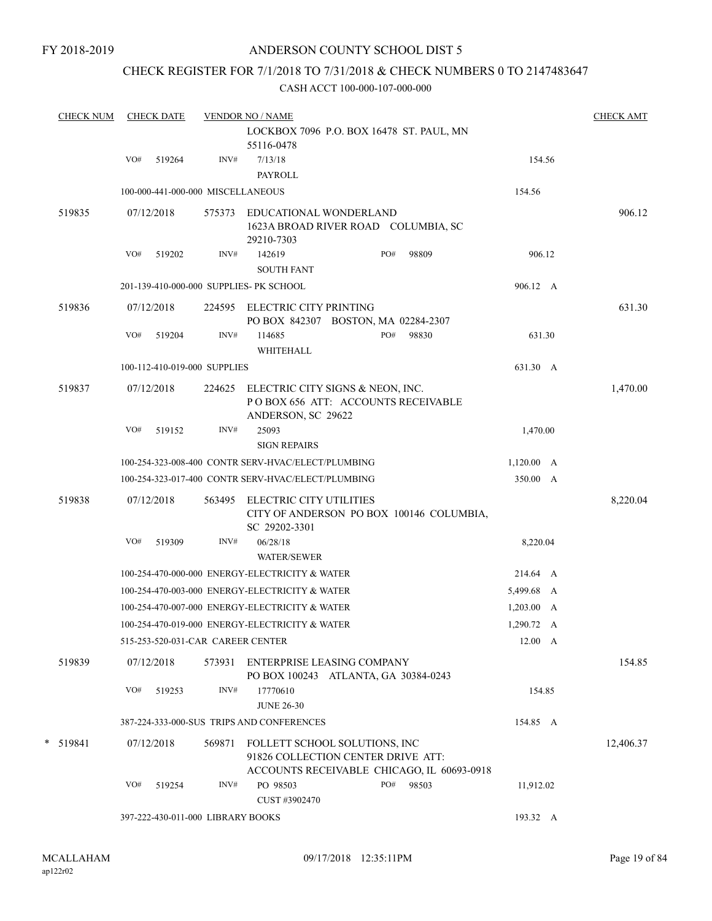FY 2018-2019

# ANDERSON COUNTY SCHOOL DIST 5

## CHECK REGISTER FOR 7/1/2018 TO 7/31/2018 & CHECK NUMBERS 0 TO 2147483647

### CASH ACCT 100-000-107-000-000

| CHECK NUM | CHECK DATE | VENDOR NO / NAME | | | CHECK AMT |
|---|---|---|---|---|---|
| | | LOCKBOX 7096 P.O. BOX 16478 ST. PAUL, MN 55116-0478 | | | |
| | VO# 519264 | INV# 7/13/18 PAYROLL | | 154.56 | |
| | 100-000-441-000-000 MISCELLANEOUS | | | 154.56 | |
| 519835 | 07/12/2018 | 575373 EDUCATIONAL WONDERLAND 1623A BROAD RIVER ROAD COLUMBIA, SC 29210-7303 | | | 906.12 |
| | VO# 519202 | INV# 142619 SOUTH FANT | PO# 98809 | 906.12 | |
| | 201-139-410-000-000 SUPPLIES- PK SCHOOL | | | 906.12 A | |
| 519836 | 07/12/2018 | 224595 ELECTRIC CITY PRINTING PO BOX 842307 BOSTON, MA 02284-2307 | | | 631.30 |
| | VO# 519204 | INV# 114685 WHITEHALL | PO# 98830 | 631.30 | |
| | 100-112-410-019-000 SUPPLIES | | | 631.30 A | |
| 519837 | 07/12/2018 | 224625 ELECTRIC CITY SIGNS & NEON, INC. P O BOX 656 ATT: ACCOUNTS RECEIVABLE ANDERSON, SC 29622 | | | 1,470.00 |
| | VO# 519152 | INV# 25093 SIGN REPAIRS | | 1,470.00 | |
| | 100-254-323-008-400 CONTR SERV-HVAC/ELECT/PLUMBING | | | 1,120.00 A | |
| | 100-254-323-017-400 CONTR SERV-HVAC/ELECT/PLUMBING | | | 350.00 A | |
| 519838 | 07/12/2018 | 563495 ELECTRIC CITY UTILITIES CITY OF ANDERSON PO BOX 100146 COLUMBIA, SC 29202-3301 | | | 8,220.04 |
| | VO# 519309 | INV# 06/28/18 WATER/SEWER | | 8,220.04 | |
| | 100-254-470-000-000 ENERGY-ELECTRICITY & WATER | | | 214.64 A | |
| | 100-254-470-003-000 ENERGY-ELECTRICITY & WATER | | | 5,499.68 A | |
| | 100-254-470-007-000 ENERGY-ELECTRICITY & WATER | | | 1,203.00 A | |
| | 100-254-470-019-000 ENERGY-ELECTRICITY & WATER | | | 1,290.72 A | |
| | 515-253-520-031-CAR CAREER CENTER | | | 12.00 A | |
| 519839 | 07/12/2018 | 573931 ENTERPRISE LEASING COMPANY PO BOX 100243 ATLANTA, GA 30384-0243 | | | 154.85 |
| | VO# 519253 | INV# 17770610 JUNE 26-30 | | 154.85 | |
| | 387-224-333-000-SUS TRIPS AND CONFERENCES | | | 154.85 A | |
| * 519841 | 07/12/2018 | 569871 FOLLETT SCHOOL SOLUTIONS, INC 91826 COLLECTION CENTER DRIVE ATT: ACCOUNTS RECEIVABLE CHICAGO, IL 60693-0918 | | | 12,406.37 |
| | VO# 519254 | INV# PO 98503 CUST #3902470 | PO# 98503 | 11,912.02 | |
| | 397-222-430-011-000 LIBRARY BOOKS | | | 193.32 A | |

MCALLAHAM ap122r02 — 09/17/2018 12:35:11PM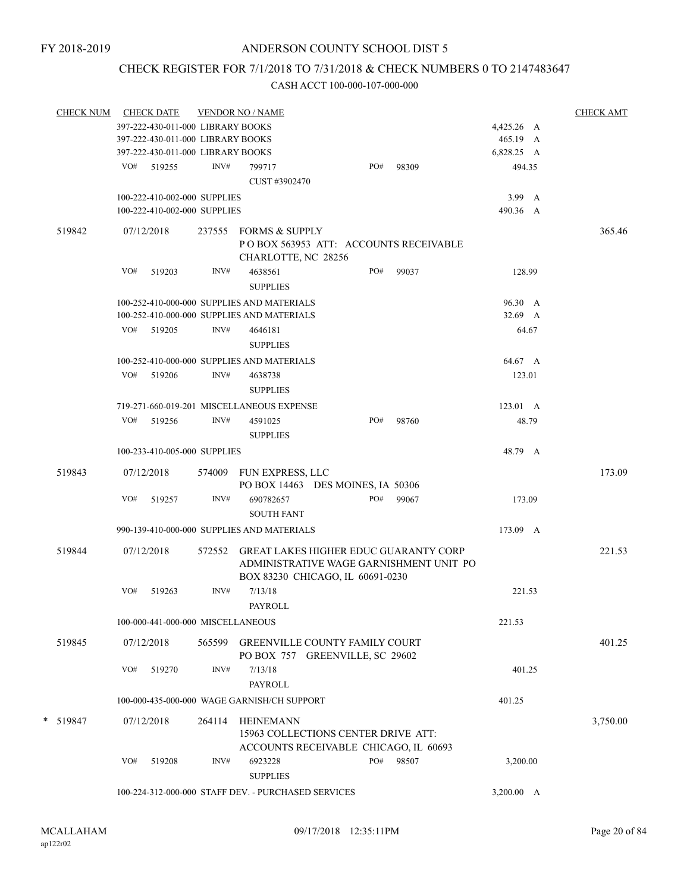FY 2018-2019

# ANDERSON COUNTY SCHOOL DIST 5

## CHECK REGISTER FOR 7/1/2018 TO 7/31/2018 & CHECK NUMBERS 0 TO 2147483647

### CASH ACCT 100-000-107-000-000

| CHECK NUM | CHECK DATE | VENDOR NO / NAME | | | | CHECK AMT |
|---|---|---|---|---|---|---|
| | 397-222-430-011-000 LIBRARY BOOKS | | | | 4,425.26 A | |
| | 397-222-430-011-000 LIBRARY BOOKS | | | | 465.19 A | |
| | 397-222-430-011-000 LIBRARY BOOKS | | | | 6,828.25 A | |
| | VO# 519255 | INV# 799717 CUST #3902470 | PO# 98309 | | 494.35 | |
| | 100-222-410-002-000 SUPPLIES | | | | 3.99 A | |
| | 100-222-410-002-000 SUPPLIES | | | | 490.36 A | |
| 519842 | 07/12/2018 | 237555 FORMS & SUPPLY P O BOX 563953 ATT: ACCOUNTS RECEIVABLE CHARLOTTE, NC 28256 | | | | 365.46 |
| | VO# 519203 | INV# 4638561 SUPPLIES | PO# 99037 | | 128.99 | |
| | 100-252-410-000-000 SUPPLIES AND MATERIALS | | | | 96.30 A | |
| | 100-252-410-000-000 SUPPLIES AND MATERIALS | | | | 32.69 A | |
| | VO# 519205 | INV# 4646181 SUPPLIES | | | 64.67 | |
| | 100-252-410-000-000 SUPPLIES AND MATERIALS | | | | 64.67 A | |
| | VO# 519206 | INV# 4638738 SUPPLIES | | | 123.01 | |
| | 719-271-660-019-201 MISCELLANEOUS EXPENSE | | | | 123.01 A | |
| | VO# 519256 | INV# 4591025 SUPPLIES | PO# 98760 | | 48.79 | |
| | 100-233-410-005-000 SUPPLIES | | | | 48.79 A | |
| 519843 | 07/12/2018 | 574009 FUN EXPRESS, LLC PO BOX 14463 DES MOINES, IA 50306 | | | | 173.09 |
| | VO# 519257 | INV# 690782657 SOUTH FANT | PO# 99067 | | 173.09 | |
| | 990-139-410-000-000 SUPPLIES AND MATERIALS | | | | 173.09 A | |
| 519844 | 07/12/2018 | 572552 GREAT LAKES HIGHER EDUC GUARANTY CORP ADMINISTRATIVE WAGE GARNISHMENT UNIT PO BOX 83230 CHICAGO, IL 60691-0230 | | | | 221.53 |
| | VO# 519263 | INV# 7/13/18 PAYROLL | | | 221.53 | |
| | 100-000-441-000-000 MISCELLANEOUS | | | | 221.53 | |
| 519845 | 07/12/2018 | 565599 GREENVILLE COUNTY FAMILY COURT PO BOX 757 GREENVILLE, SC 29602 | | | | 401.25 |
| | VO# 519270 | INV# 7/13/18 PAYROLL | | | 401.25 | |
| | 100-000-435-000-000 WAGE GARNISH/CH SUPPORT | | | | 401.25 | |
| * 519847 | 07/12/2018 | 264114 HEINEMANN 15963 COLLECTIONS CENTER DRIVE ATT: ACCOUNTS RECEIVABLE CHICAGO, IL 60693 | | | | 3,750.00 |
| | VO# 519208 | INV# 6923228 SUPPLIES | PO# 98507 | | 3,200.00 | |
| | 100-224-312-000-000 STAFF DEV. - PURCHASED SERVICES | | | | 3,200.00 A | |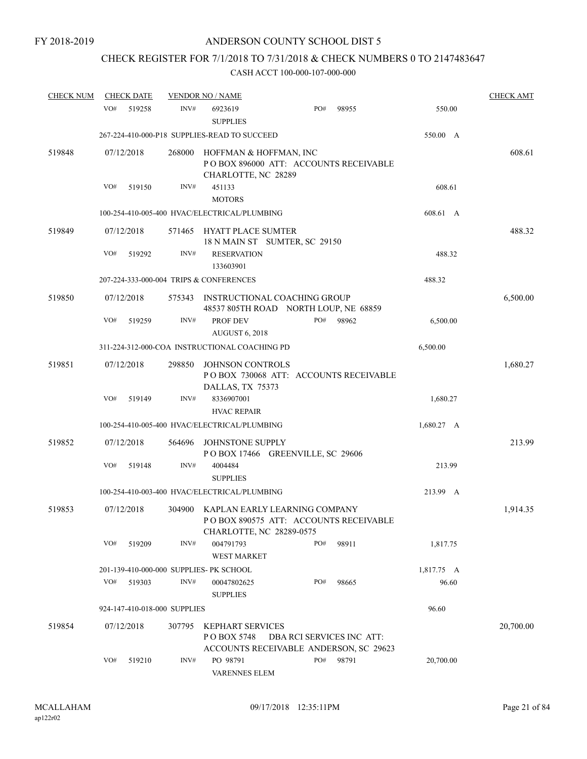FY 2018-2019

# ANDERSON COUNTY SCHOOL DIST 5

## CHECK REGISTER FOR 7/1/2018 TO 7/31/2018 & CHECK NUMBERS 0 TO 2147483647

### CASH ACCT 100-000-107-000-000

| CHECK NUM | CHECK DATE | VENDOR NO / NAME | | | CHECK AMT |
|---|---|---|---|---|---|
| | VO# 519258 | INV# 6923619 SUPPLIES | PO# 98955 | 550.00 | |
| | 267-224-410-000-P18 SUPPLIES-READ TO SUCCEED | | | 550.00 A | |
| 519848 | 07/12/2018 | 268000 HOFFMAN & HOFFMAN, INC P O BOX 896000 ATT: ACCOUNTS RECEIVABLE CHARLOTTE, NC 28289 | | | 608.61 |
| | VO# 519150 | INV# 451133 MOTORS | | 608.61 | |
| | 100-254-410-005-400 HVAC/ELECTRICAL/PLUMBING | | | 608.61 A | |
| 519849 | 07/12/2018 | 571465 HYATT PLACE SUMTER 18 N MAIN ST SUMTER, SC 29150 | | | 488.32 |
| | VO# 519292 | INV# RESERVATION 133603901 | | 488.32 | |
| | 207-224-333-000-004 TRIPS & CONFERENCES | | | 488.32 | |
| 519850 | 07/12/2018 | 575343 INSTRUCTIONAL COACHING GROUP 48537 805TH ROAD NORTH LOUP, NE 68859 | | | 6,500.00 |
| | VO# 519259 | INV# PROF DEV AUGUST 6, 2018 | PO# 98962 | 6,500.00 | |
| | 311-224-312-000-COA INSTRUCTIONAL COACHING PD | | | 6,500.00 | |
| 519851 | 07/12/2018 | 298850 JOHNSON CONTROLS P O BOX 730068 ATT: ACCOUNTS RECEIVABLE DALLAS, TX 75373 | | | 1,680.27 |
| | VO# 519149 | INV# 8336907001 HVAC REPAIR | | 1,680.27 | |
| | 100-254-410-005-400 HVAC/ELECTRICAL/PLUMBING | | | 1,680.27 A | |
| 519852 | 07/12/2018 | 564696 JOHNSTONE SUPPLY P O BOX 17466 GREENVILLE, SC 29606 | | | 213.99 |
| | VO# 519148 | INV# 4004484 SUPPLIES | | 213.99 | |
| | 100-254-410-003-400 HVAC/ELECTRICAL/PLUMBING | | | 213.99 A | |
| 519853 | 07/12/2018 | 304900 KAPLAN EARLY LEARNING COMPANY P O BOX 890575 ATT: ACCOUNTS RECEIVABLE CHARLOTTE, NC 28289-0575 | | | 1,914.35 |
| | VO# 519209 | INV# 004791793 WEST MARKET | PO# 98911 | 1,817.75 | |
| | 201-139-410-000-000 SUPPLIES- PK SCHOOL | | | 1,817.75 A | |
| | VO# 519303 | INV# 00047802625 SUPPLIES | PO# 98665 | 96.60 | |
| | 924-147-410-018-000 SUPPLIES | | | 96.60 | |
| 519854 | 07/12/2018 | 307795 KEPHART SERVICES P O BOX 5748 DBA RCI SERVICES INC ATT: ACCOUNTS RECEIVABLE ANDERSON, SC 29623 | | | 20,700.00 |
| | VO# 519210 | INV# PO 98791 VARENNES ELEM | PO# 98791 | 20,700.00 | |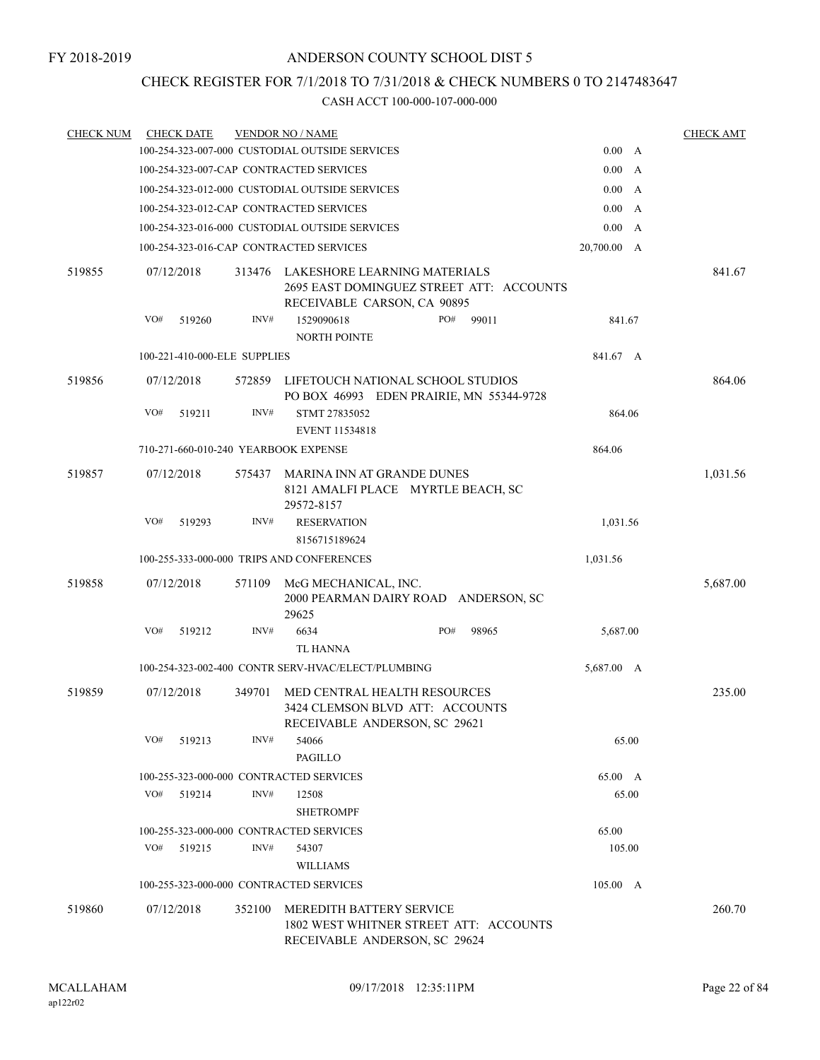FY 2018-2019

# ANDERSON COUNTY SCHOOL DIST 5

## CHECK REGISTER FOR 7/1/2018 TO 7/31/2018 & CHECK NUMBERS 0 TO 2147483647

### CASH ACCT 100-000-107-000-000

| CHECK NUM | CHECK DATE | VENDOR NO / NAME | | CHECK AMT |
|---|---|---|---|---|
| | | 100-254-323-007-000 CUSTODIAL OUTSIDE SERVICES | 0.00 A | |
| | | 100-254-323-007-CAP CONTRACTED SERVICES | 0.00 A | |
| | | 100-254-323-012-000 CUSTODIAL OUTSIDE SERVICES | 0.00 A | |
| | | 100-254-323-012-CAP CONTRACTED SERVICES | 0.00 A | |
| | | 100-254-323-016-000 CUSTODIAL OUTSIDE SERVICES | 0.00 A | |
| | | 100-254-323-016-CAP CONTRACTED SERVICES | 20,700.00 A | |
| 519855 | 07/12/2018 | 313476 LAKESHORE LEARNING MATERIALS<br>2695 EAST DOMINGUEZ STREET ATT: ACCOUNTS RECEIVABLE CARSON, CA 90895 | | 841.67 |
| | VO# 519260 | INV# 1529090618 PO# 99011<br>NORTH POINTE | 841.67 | |
| | | 100-221-410-000-ELE SUPPLIES | 841.67 A | |
| 519856 | 07/12/2018 | 572859 LIFETOUCH NATIONAL SCHOOL STUDIOS<br>PO BOX 46993 EDEN PRAIRIE, MN 55344-9728 | | 864.06 |
| | VO# 519211 | INV# STMT 27835052<br>EVENT 11534818 | 864.06 | |
| | | 710-271-660-010-240 YEARBOOK EXPENSE | 864.06 | |
| 519857 | 07/12/2018 | 575437 MARINA INN AT GRANDE DUNES<br>8121 AMALFI PLACE MYRTLE BEACH, SC 29572-8157 | | 1,031.56 |
| | VO# 519293 | INV# RESERVATION<br>8156715189624 | 1,031.56 | |
| | | 100-255-333-000-000 TRIPS AND CONFERENCES | 1,031.56 | |
| 519858 | 07/12/2018 | 571109 McG MECHANICAL, INC.<br>2000 PEARMAN DAIRY ROAD ANDERSON, SC 29625 | | 5,687.00 |
| | VO# 519212 | INV# 6634 PO# 98965<br>TL HANNA | 5,687.00 | |
| | | 100-254-323-002-400 CONTR SERV-HVAC/ELECT/PLUMBING | 5,687.00 A | |
| 519859 | 07/12/2018 | 349701 MED CENTRAL HEALTH RESOURCES<br>3424 CLEMSON BLVD ATT: ACCOUNTS RECEIVABLE ANDERSON, SC 29621 | | 235.00 |
| | VO# 519213 | INV# 54066<br>PAGILLO | 65.00 | |
| | | 100-255-323-000-000 CONTRACTED SERVICES | 65.00 A | |
| | VO# 519214 | INV# 12508<br>SHETROMPF | 65.00 | |
| | | 100-255-323-000-000 CONTRACTED SERVICES | 65.00 | |
| | VO# 519215 | INV# 54307<br>WILLIAMS | 105.00 | |
| | | 100-255-323-000-000 CONTRACTED SERVICES | 105.00 A | |
| 519860 | 07/12/2018 | 352100 MEREDITH BATTERY SERVICE<br>1802 WEST WHITNER STREET ATT: ACCOUNTS RECEIVABLE ANDERSON, SC 29624 | | 260.70 |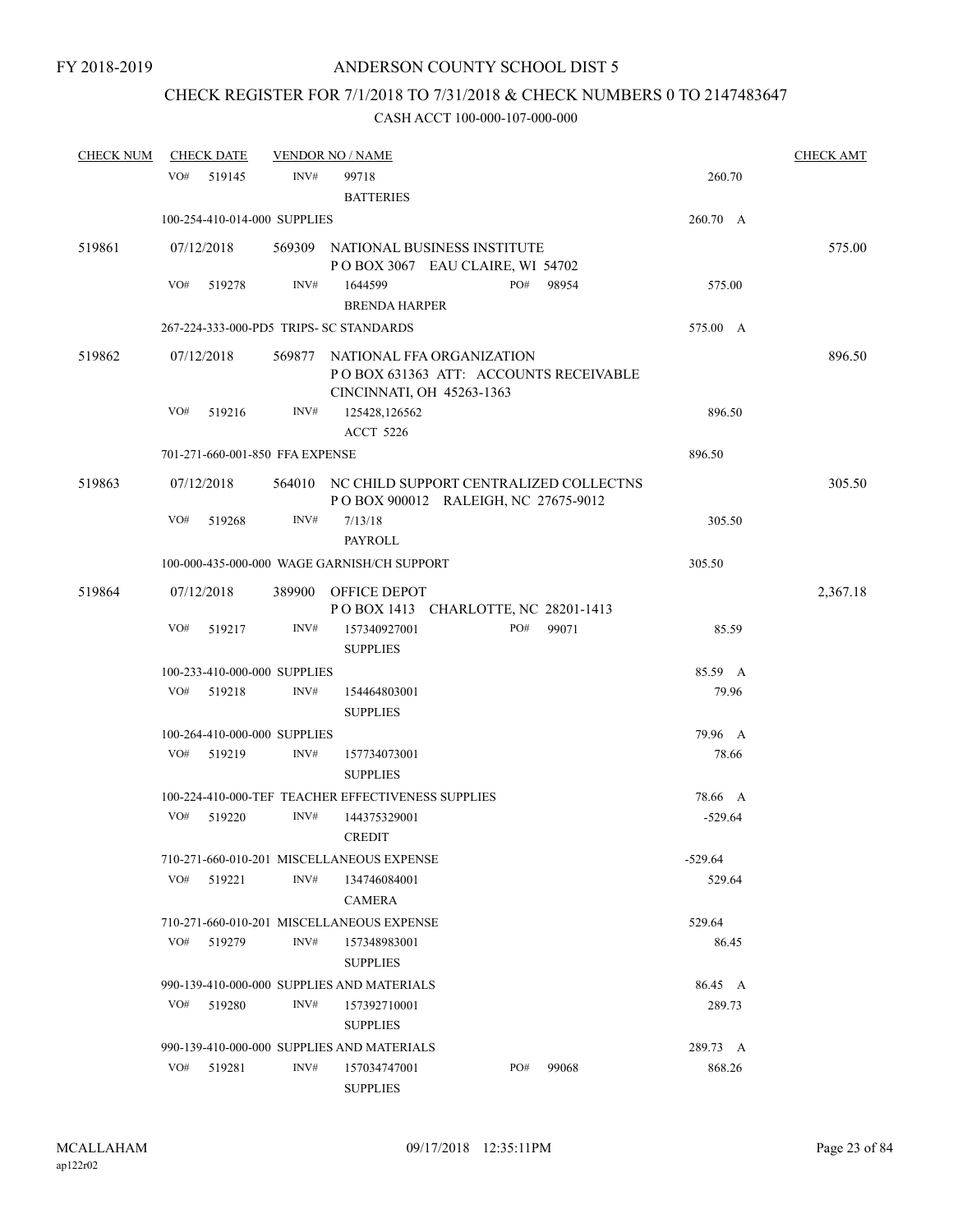FY 2018-2019

# ANDERSON COUNTY SCHOOL DIST 5

## CHECK REGISTER FOR 7/1/2018 TO 7/31/2018 & CHECK NUMBERS 0 TO 2147483647

### CASH ACCT 100-000-107-000-000

| CHECK NUM | CHECK DATE | VENDOR NO / NAME | | CHECK AMT |
|---|---|---|---|---|
| | VO# 519145 | INV# 99718<br>BATTERIES | 260.70 | |
| | 100-254-410-014-000 SUPPLIES | | 260.70 A | |
| 519861 | 07/12/2018 | 569309 NATIONAL BUSINESS INSTITUTE<br>P O BOX 3067 EAU CLAIRE, WI 54702 | | 575.00 |
| | VO# 519278 | INV# 1644599 PO# 98954<br>BRENDA HARPER | 575.00 | |
| | 267-224-333-000-PD5 TRIPS- SC STANDARDS | | 575.00 A | |
| 519862 | 07/12/2018 | 569877 NATIONAL FFA ORGANIZATION<br>P O BOX 631363 ATT: ACCOUNTS RECEIVABLE<br>CINCINNATI, OH 45263-1363 | | 896.50 |
| | VO# 519216 | INV# 125428,126562<br>ACCT 5226 | 896.50 | |
| | 701-271-660-001-850 FFA EXPENSE | | 896.50 | |
| 519863 | 07/12/2018 | 564010 NC CHILD SUPPORT CENTRALIZED COLLECTNS<br>P O BOX 900012 RALEIGH, NC 27675-9012 | | 305.50 |
| | VO# 519268 | INV# 7/13/18<br>PAYROLL | 305.50 | |
| | 100-000-435-000-000 WAGE GARNISH/CH SUPPORT | | 305.50 | |
| 519864 | 07/12/2018 | 389900 OFFICE DEPOT<br>P O BOX 1413 CHARLOTTE, NC 28201-1413 | | 2,367.18 |
| | VO# 519217 | INV# 157340927001 PO# 99071<br>SUPPLIES | 85.59 | |
| | 100-233-410-000-000 SUPPLIES | | 85.59 A | |
| | VO# 519218 | INV# 154464803001<br>SUPPLIES | 79.96 | |
| | 100-264-410-000-000 SUPPLIES | | 79.96 A | |
| | VO# 519219 | INV# 157734073001<br>SUPPLIES | 78.66 | |
| | 100-224-410-000-TEF TEACHER EFFECTIVENESS SUPPLIES | | 78.66 A | |
| | VO# 519220 | INV# 144375329001<br>CREDIT | -529.64 | |
| | 710-271-660-010-201 MISCELLANEOUS EXPENSE | | -529.64 | |
| | VO# 519221 | INV# 134746084001<br>CAMERA | 529.64 | |
| | 710-271-660-010-201 MISCELLANEOUS EXPENSE | | 529.64 | |
| | VO# 519279 | INV# 157348983001<br>SUPPLIES | 86.45 | |
| | 990-139-410-000-000 SUPPLIES AND MATERIALS | | 86.45 A | |
| | VO# 519280 | INV# 157392710001<br>SUPPLIES | 289.73 | |
| | 990-139-410-000-000 SUPPLIES AND MATERIALS | | 289.73 A | |
| | VO# 519281 | INV# 157034747001 PO# 99068<br>SUPPLIES | 868.26 | |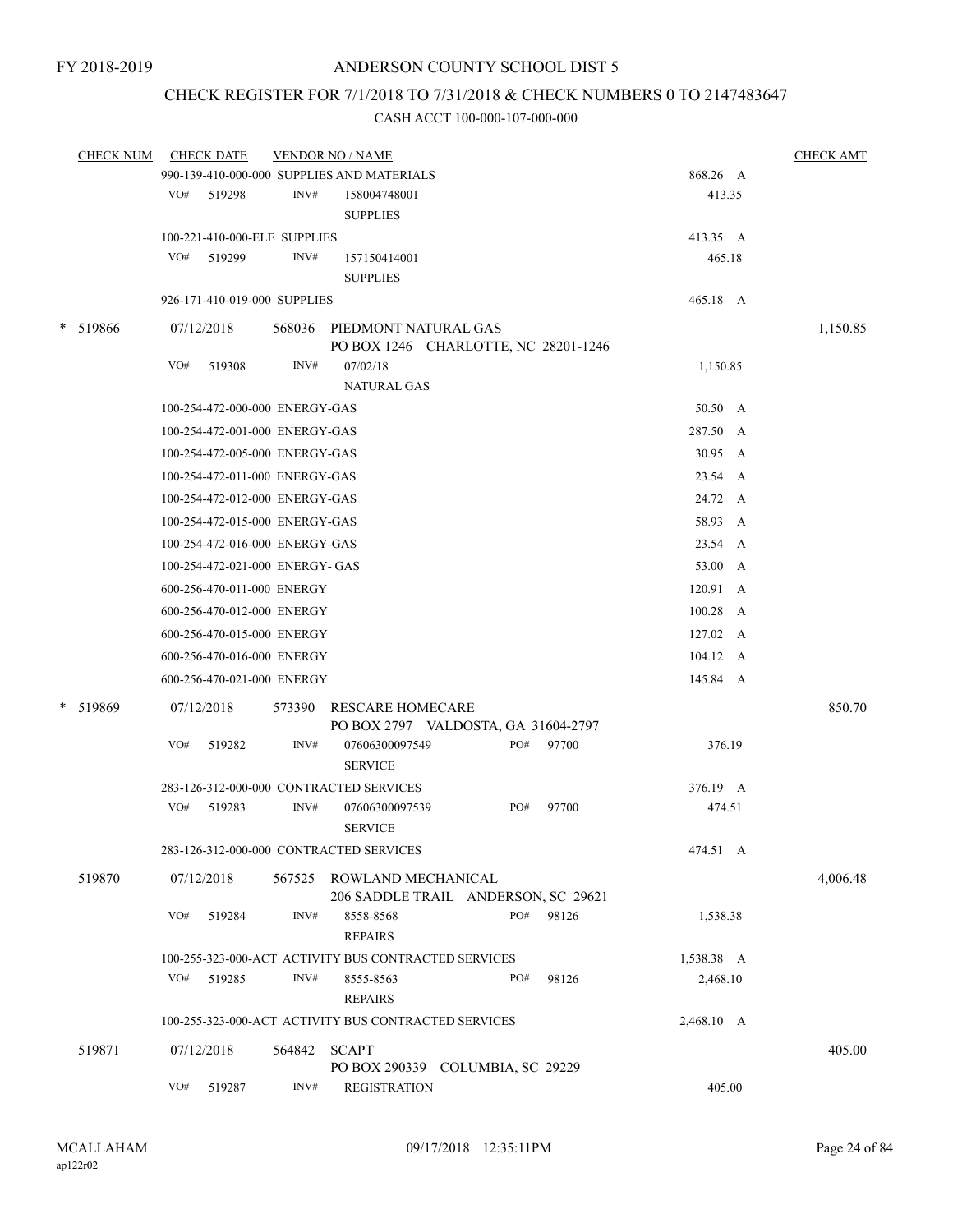FY 2018-2019

# ANDERSON COUNTY SCHOOL DIST 5

## CHECK REGISTER FOR 7/1/2018 TO 7/31/2018 & CHECK NUMBERS 0 TO 2147483647

### CASH ACCT 100-000-107-000-000

| CHECK NUM | CHECK DATE | VENDOR NO / NAME | | CHECK AMT |
|---|---|---|---|---|
| | 990-139-410-000-000 SUPPLIES AND MATERIALS | | 868.26 A | |
| | VO# 519298 | INV# 158004748001 SUPPLIES | 413.35 | |
| | 100-221-410-000-ELE SUPPLIES | | 413.35 A | |
| | VO# 519299 | INV# 157150414001 SUPPLIES | 465.18 | |
| | 926-171-410-019-000 SUPPLIES | | 465.18 A | |
| * 519866 | 07/12/2018 | 568036 PIEDMONT NATURAL GAS PO BOX 1246 CHARLOTTE, NC 28201-1246 | | 1,150.85 |
| | VO# 519308 | INV# 07/02/18 NATURAL GAS | 1,150.85 | |
| | 100-254-472-000-000 ENERGY-GAS | | 50.50 A | |
| | 100-254-472-001-000 ENERGY-GAS | | 287.50 A | |
| | 100-254-472-005-000 ENERGY-GAS | | 30.95 A | |
| | 100-254-472-011-000 ENERGY-GAS | | 23.54 A | |
| | 100-254-472-012-000 ENERGY-GAS | | 24.72 A | |
| | 100-254-472-015-000 ENERGY-GAS | | 58.93 A | |
| | 100-254-472-016-000 ENERGY-GAS | | 23.54 A | |
| | 100-254-472-021-000 ENERGY- GAS | | 53.00 A | |
| | 600-256-470-011-000 ENERGY | | 120.91 A | |
| | 600-256-470-012-000 ENERGY | | 100.28 A | |
| | 600-256-470-015-000 ENERGY | | 127.02 A | |
| | 600-256-470-016-000 ENERGY | | 104.12 A | |
| | 600-256-470-021-000 ENERGY | | 145.84 A | |
| * 519869 | 07/12/2018 | 573390 RESCARE HOMECARE PO BOX 2797 VALDOSTA, GA 31604-2797 | | 850.70 |
| | VO# 519282 | INV# 07606300097549 PO# 97700 SERVICE | 376.19 | |
| | 283-126-312-000-000 CONTRACTED SERVICES | | 376.19 A | |
| | VO# 519283 | INV# 07606300097539 PO# 97700 SERVICE | 474.51 | |
| | 283-126-312-000-000 CONTRACTED SERVICES | | 474.51 A | |
| 519870 | 07/12/2018 | 567525 ROWLAND MECHANICAL 206 SADDLE TRAIL ANDERSON, SC 29621 | | 4,006.48 |
| | VO# 519284 | INV# 8558-8568 PO# 98126 REPAIRS | 1,538.38 | |
| | 100-255-323-000-ACT ACTIVITY BUS CONTRACTED SERVICES | | 1,538.38 A | |
| | VO# 519285 | INV# 8555-8563 PO# 98126 REPAIRS | 2,468.10 | |
| | 100-255-323-000-ACT ACTIVITY BUS CONTRACTED SERVICES | | 2,468.10 A | |
| 519871 | 07/12/2018 | 564842 SCAPT PO BOX 290339 COLUMBIA, SC 29229 | | 405.00 |
| | VO# 519287 | INV# REGISTRATION | 405.00 | |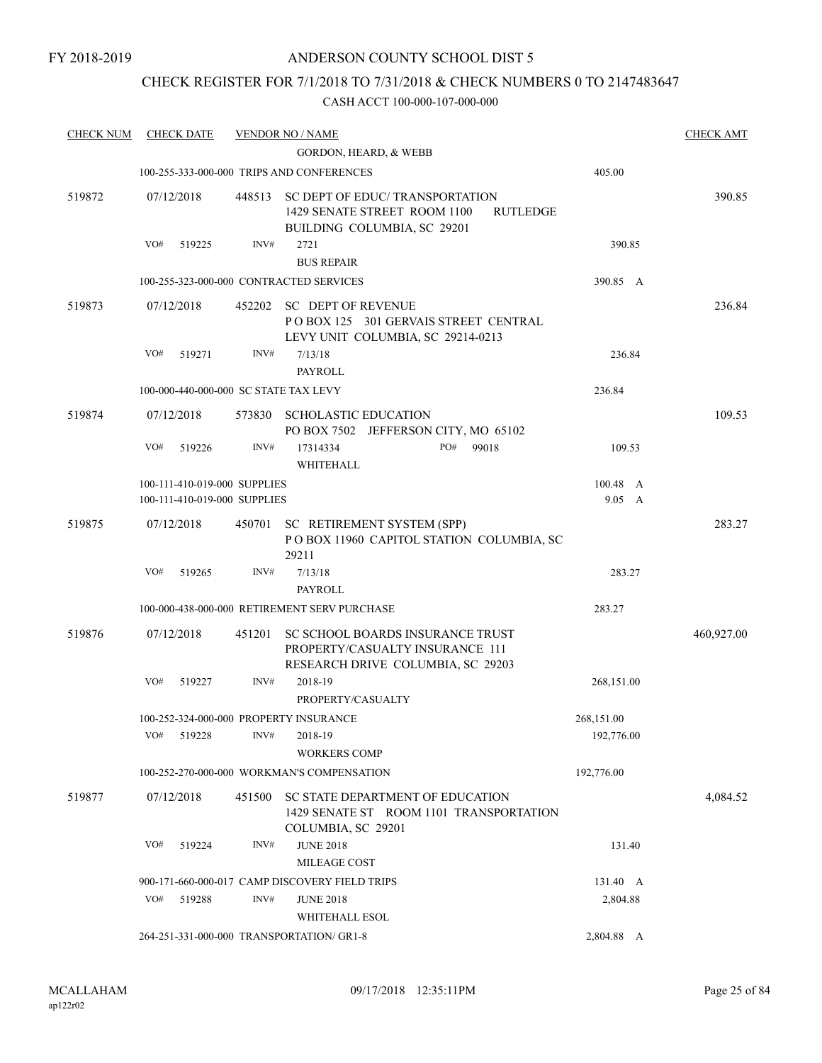FY 2018-2019

# ANDERSON COUNTY SCHOOL DIST 5

## CHECK REGISTER FOR 7/1/2018 TO 7/31/2018 & CHECK NUMBERS 0 TO 2147483647

CASH ACCT 100-000-107-000-000

| CHECK NUM | CHECK DATE | VENDOR NO / NAME | | CHECK AMT |
|---|---|---|---|---|
| | | GORDON, HEARD, & WEBB | | |
| | | 100-255-333-000-000 TRIPS AND CONFERENCES | 405.00 | |
| 519872 | 07/12/2018 | 448513 SC DEPT OF EDUC/ TRANSPORTATION 1429 SENATE STREET ROOM 1100 RUTLEDGE BUILDING COLUMBIA, SC 29201 | | 390.85 |
| | VO# 519225 | INV# 2721 BUS REPAIR | 390.85 | |
| | | 100-255-323-000-000 CONTRACTED SERVICES | 390.85 A | |
| 519873 | 07/12/2018 | 452202 SC DEPT OF REVENUE P O BOX 125 301 GERVAIS STREET CENTRAL LEVY UNIT COLUMBIA, SC 29214-0213 | | 236.84 |
| | VO# 519271 | INV# 7/13/18 PAYROLL | 236.84 | |
| | | 100-000-440-000-000 SC STATE TAX LEVY | 236.84 | |
| 519874 | 07/12/2018 | 573830 SCHOLASTIC EDUCATION PO BOX 7502 JEFFERSON CITY, MO 65102 | | 109.53 |
| | VO# 519226 | INV# 17314334 PO# 99018 WHITEHALL | 109.53 | |
| | | 100-111-410-019-000 SUPPLIES | 100.48 A | |
| | | 100-111-410-019-000 SUPPLIES | 9.05 A | |
| 519875 | 07/12/2018 | 450701 SC RETIREMENT SYSTEM (SPP) P O BOX 11960 CAPITOL STATION COLUMBIA, SC 29211 | | 283.27 |
| | VO# 519265 | INV# 7/13/18 PAYROLL | 283.27 | |
| | | 100-000-438-000-000 RETIREMENT SERV PURCHASE | 283.27 | |
| 519876 | 07/12/2018 | 451201 SC SCHOOL BOARDS INSURANCE TRUST PROPERTY/CASUALTY INSURANCE 111 RESEARCH DRIVE COLUMBIA, SC 29203 | | 460,927.00 |
| | VO# 519227 | INV# 2018-19 PROPERTY/CASUALTY | 268,151.00 | |
| | | 100-252-324-000-000 PROPERTY INSURANCE | 268,151.00 | |
| | VO# 519228 | INV# 2018-19 WORKERS COMP | 192,776.00 | |
| | | 100-252-270-000-000 WORKMAN'S COMPENSATION | 192,776.00 | |
| 519877 | 07/12/2018 | 451500 SC STATE DEPARTMENT OF EDUCATION 1429 SENATE ST ROOM 1101 TRANSPORTATION COLUMBIA, SC 29201 | | 4,084.52 |
| | VO# 519224 | INV# JUNE 2018 MILEAGE COST | 131.40 | |
| | | 900-171-660-000-017 CAMP DISCOVERY FIELD TRIPS | 131.40 A | |
| | VO# 519288 | INV# JUNE 2018 WHITEHALL ESOL | 2,804.88 | |
| | | 264-251-331-000-000 TRANSPORTATION/ GR1-8 | 2,804.88 A | |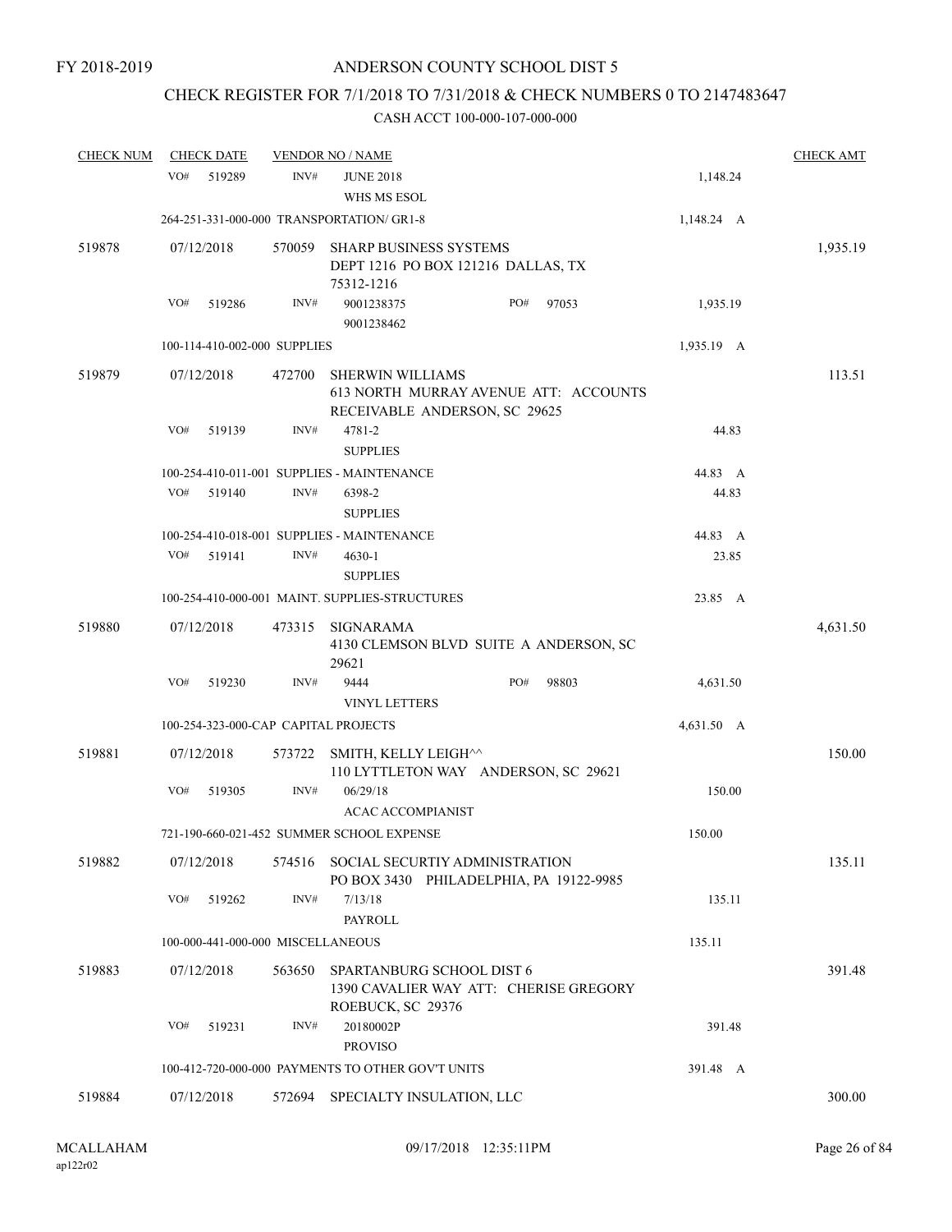FY 2018-2019

# ANDERSON COUNTY SCHOOL DIST 5

## CHECK REGISTER FOR 7/1/2018 TO 7/31/2018 & CHECK NUMBERS 0 TO 2147483647

CASH ACCT 100-000-107-000-000

| CHECK NUM | CHECK DATE | VENDOR NO / NAME | | CHECK AMT |
|---|---|---|---|---|
| | VO# 519289 | INV# JUNE 2018<br>WHS MS ESOL | 1,148.24 | |
| | 264-251-331-000-000 TRANSPORTATION/ GR1-8 | | 1,148.24 A | |
| 519878 | 07/12/2018 | 570059 SHARP BUSINESS SYSTEMS<br>DEPT 1216 PO BOX 121216 DALLAS, TX 75312-1216 | | 1,935.19 |
| | VO# 519286 | INV# 9001238375 PO# 97053<br>9001238462 | 1,935.19 | |
| | 100-114-410-002-000 SUPPLIES | | 1,935.19 A | |
| 519879 | 07/12/2018 | 472700 SHERWIN WILLIAMS<br>613 NORTH MURRAY AVENUE ATT: ACCOUNTS RECEIVABLE ANDERSON, SC 29625 | | 113.51 |
| | VO# 519139 | INV# 4781-2<br>SUPPLIES | 44.83 | |
| | 100-254-410-011-001 SUPPLIES - MAINTENANCE | | 44.83 A | |
| | VO# 519140 | INV# 6398-2<br>SUPPLIES | 44.83 | |
| | 100-254-410-018-001 SUPPLIES - MAINTENANCE | | 44.83 A | |
| | VO# 519141 | INV# 4630-1<br>SUPPLIES | 23.85 | |
| | 100-254-410-000-001 MAINT. SUPPLIES-STRUCTURES | | 23.85 A | |
| 519880 | 07/12/2018 | 473315 SIGNARAMA<br>4130 CLEMSON BLVD SUITE A ANDERSON, SC 29621 | | 4,631.50 |
| | VO# 519230 | INV# 9444 PO# 98803<br>VINYL LETTERS | 4,631.50 | |
| | 100-254-323-000-CAP CAPITAL PROJECTS | | 4,631.50 A | |
| 519881 | 07/12/2018 | 573722 SMITH, KELLY LEIGH^^<br>110 LYTTLETON WAY ANDERSON, SC 29621 | | 150.00 |
| | VO# 519305 | INV# 06/29/18<br>ACAC ACCOMPIANIST | 150.00 | |
| | 721-190-660-021-452 SUMMER SCHOOL EXPENSE | | 150.00 | |
| 519882 | 07/12/2018 | 574516 SOCIAL SECURTIY ADMINISTRATION<br>PO BOX 3430 PHILADELPHIA, PA 19122-9985 | | 135.11 |
| | VO# 519262 | INV# 7/13/18<br>PAYROLL | 135.11 | |
| | 100-000-441-000-000 MISCELLANEOUS | | 135.11 | |
| 519883 | 07/12/2018 | 563650 SPARTANBURG SCHOOL DIST 6<br>1390 CAVALIER WAY ATT: CHERISE GREGORY ROEBUCK, SC 29376 | | 391.48 |
| | VO# 519231 | INV# 20180002P<br>PROVISO | 391.48 | |
| | 100-412-720-000-000 PAYMENTS TO OTHER GOV'T UNITS | | 391.48 A | |
| 519884 | 07/12/2018 | 572694 SPECIALTY INSULATION, LLC | | 300.00 |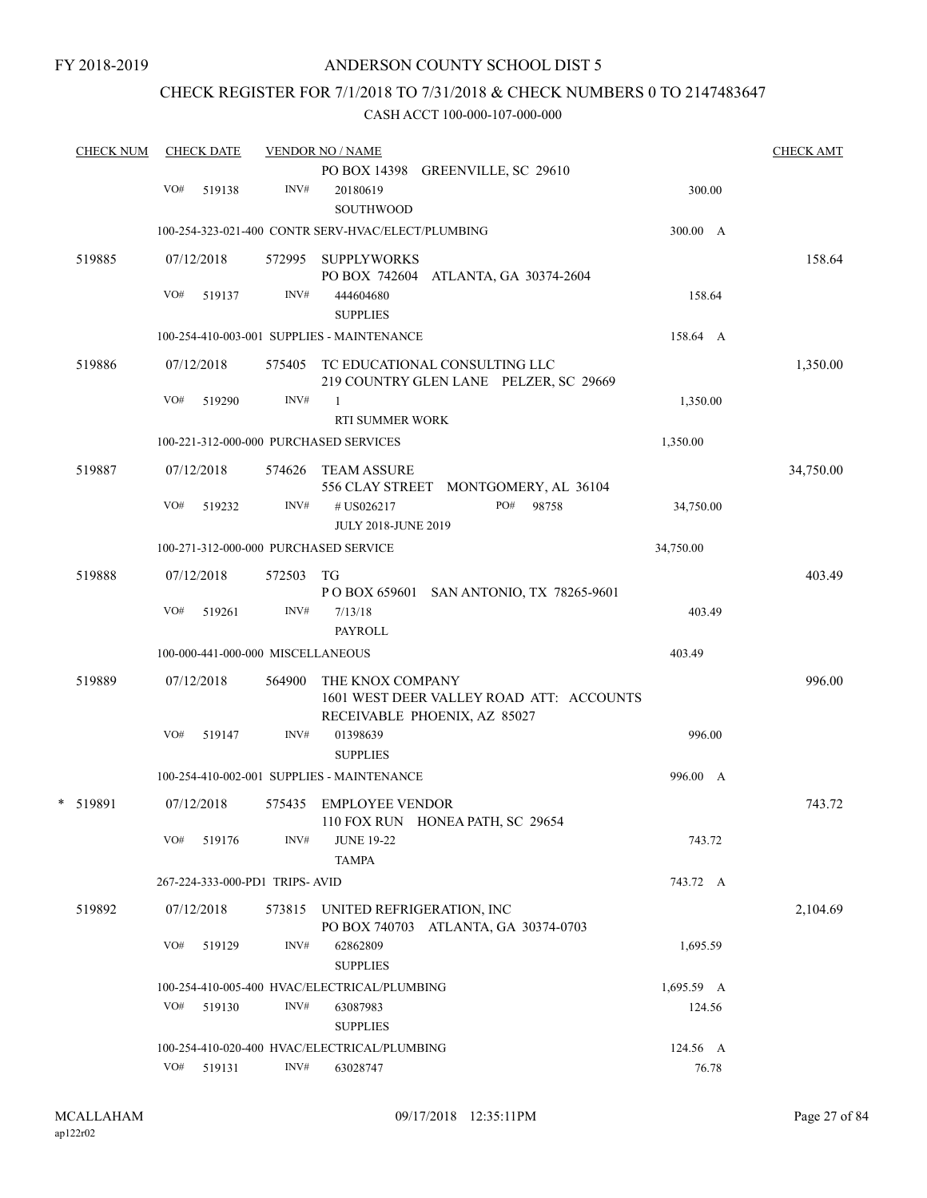FY 2018-2019

# ANDERSON COUNTY SCHOOL DIST 5

## CHECK REGISTER FOR 7/1/2018 TO 7/31/2018 & CHECK NUMBERS 0 TO 2147483647

### CASH ACCT 100-000-107-000-000

| CHECK NUM | CHECK DATE | VENDOR NO / NAME | | CHECK AMT |
|---|---|---|---|---|
| | | PO BOX 14398 GREENVILLE, SC 29610 | | |
| | VO# 519138 | INV# 20180619 SOUTHWOOD | 300.00 | |
| | | 100-254-323-021-400 CONTR SERV-HVAC/ELECT/PLUMBING | 300.00 A | |
| 519885 | 07/12/2018 | 572995 SUPPLYWORKS PO BOX 742604 ATLANTA, GA 30374-2604 | | 158.64 |
| | VO# 519137 | INV# 444604680 SUPPLIES | 158.64 | |
| | | 100-254-410-003-001 SUPPLIES - MAINTENANCE | 158.64 A | |
| 519886 | 07/12/2018 | 575405 TC EDUCATIONAL CONSULTING LLC 219 COUNTRY GLEN LANE PELZER, SC 29669 | | 1,350.00 |
| | VO# 519290 | INV# 1 RTI SUMMER WORK | 1,350.00 | |
| | | 100-221-312-000-000 PURCHASED SERVICES | 1,350.00 | |
| 519887 | 07/12/2018 | 574626 TEAM ASSURE 556 CLAY STREET MONTGOMERY, AL 36104 | | 34,750.00 |
| | VO# 519232 | INV# # US026217 PO# 98758 JULY 2018-JUNE 2019 | 34,750.00 | |
| | | 100-271-312-000-000 PURCHASED SERVICE | 34,750.00 | |
| 519888 | 07/12/2018 | 572503 TG P O BOX 659601 SAN ANTONIO, TX 78265-9601 | | 403.49 |
| | VO# 519261 | INV# 7/13/18 PAYROLL | 403.49 | |
| | | 100-000-441-000-000 MISCELLANEOUS | 403.49 | |
| 519889 | 07/12/2018 | 564900 THE KNOX COMPANY 1601 WEST DEER VALLEY ROAD ATT: ACCOUNTS RECEIVABLE PHOENIX, AZ 85027 | | 996.00 |
| | VO# 519147 | INV# 01398639 SUPPLIES | 996.00 | |
| | | 100-254-410-002-001 SUPPLIES - MAINTENANCE | 996.00 A | |
| * 519891 | 07/12/2018 | 575435 EMPLOYEE VENDOR 110 FOX RUN HONEA PATH, SC 29654 | | 743.72 |
| | VO# 519176 | INV# JUNE 19-22 TAMPA | 743.72 | |
| | | 267-224-333-000-PD1 TRIPS- AVID | 743.72 A | |
| 519892 | 07/12/2018 | 573815 UNITED REFRIGERATION, INC PO BOX 740703 ATLANTA, GA 30374-0703 | | 2,104.69 |
| | VO# 519129 | INV# 62862809 SUPPLIES | 1,695.59 | |
| | | 100-254-410-005-400 HVAC/ELECTRICAL/PLUMBING | 1,695.59 A | |
| | VO# 519130 | INV# 63087983 SUPPLIES | 124.56 | |
| | | 100-254-410-020-400 HVAC/ELECTRICAL/PLUMBING | 124.56 A | |
| | VO# 519131 | INV# 63028747 | 76.78 | |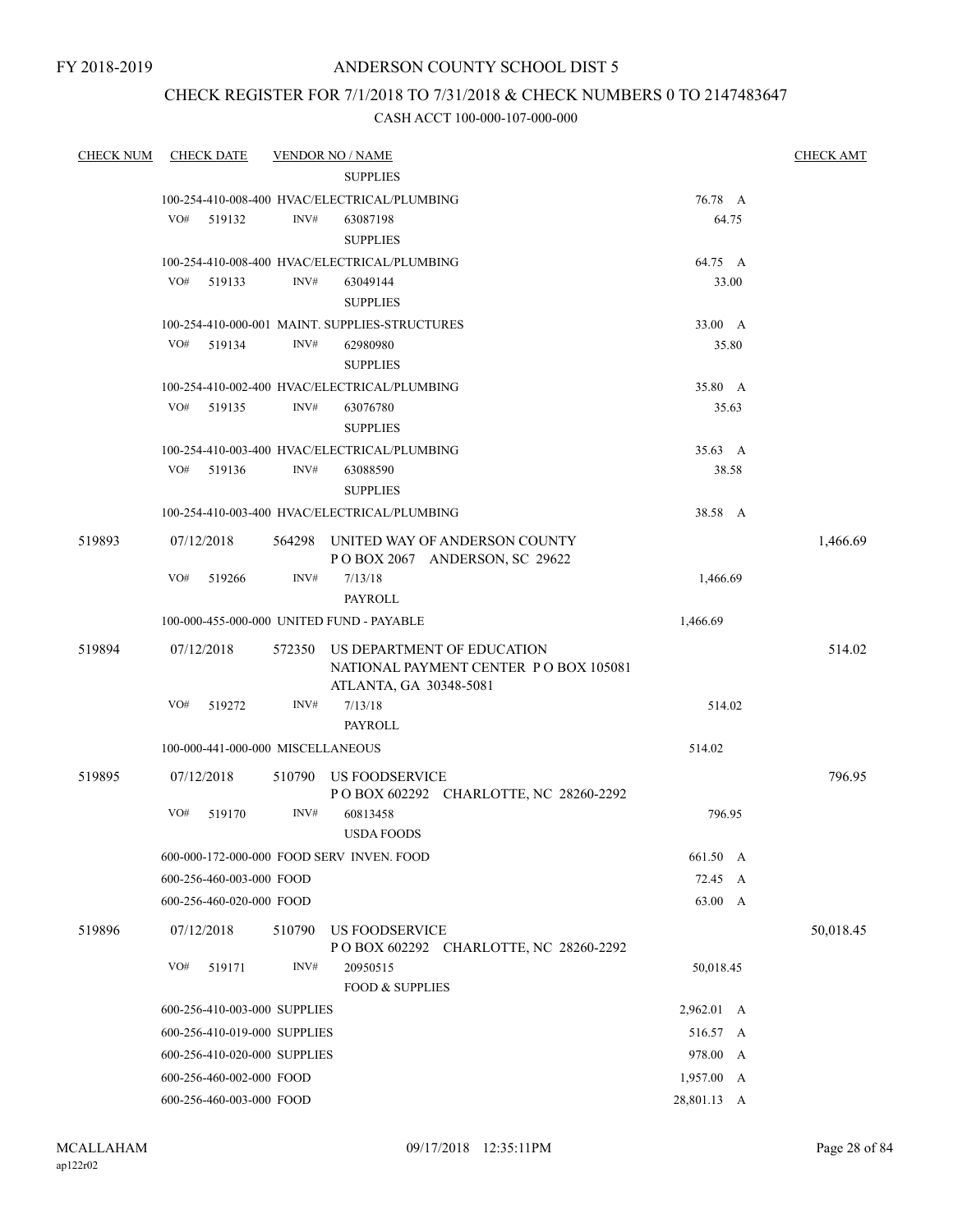FY 2018-2019

# ANDERSON COUNTY SCHOOL DIST 5

## CHECK REGISTER FOR 7/1/2018 TO 7/31/2018 & CHECK NUMBERS 0 TO 2147483647

### CASH ACCT 100-000-107-000-000

| CHECK NUM | CHECK DATE | VENDOR NO / NAME | | | CHECK AMT |
|---|---|---|---|---|---|
| | | SUPPLIES | | | |
| | 100-254-410-008-400 HVAC/ELECTRICAL/PLUMBING | | | 76.78 A | |
| | VO# 519132 | INV# 63087198 | | 64.75 | |
| | | SUPPLIES | | | |
| | 100-254-410-008-400 HVAC/ELECTRICAL/PLUMBING | | | 64.75 A | |
| | VO# 519133 | INV# 63049144 | | 33.00 | |
| | | SUPPLIES | | | |
| | 100-254-410-000-001 MAINT. SUPPLIES-STRUCTURES | | | 33.00 A | |
| | VO# 519134 | INV# 62980980 | | 35.80 | |
| | | SUPPLIES | | | |
| | 100-254-410-002-400 HVAC/ELECTRICAL/PLUMBING | | | 35.80 A | |
| | VO# 519135 | INV# 63076780 | | 35.63 | |
| | | SUPPLIES | | | |
| | 100-254-410-003-400 HVAC/ELECTRICAL/PLUMBING | | | 35.63 A | |
| | VO# 519136 | INV# 63088590 | | 38.58 | |
| | | SUPPLIES | | | |
| | 100-254-410-003-400 HVAC/ELECTRICAL/PLUMBING | | | 38.58 A | |
| 519893 | 07/12/2018 | 564298 UNITED WAY OF ANDERSON COUNTY<br>P O BOX 2067 ANDERSON, SC 29622 | | | 1,466.69 |
| | VO# 519266 | INV# 7/13/18 | | 1,466.69 | |
| | | PAYROLL | | | |
| | 100-000-455-000-000 UNITED FUND - PAYABLE | | | 1,466.69 | |
| 519894 | 07/12/2018 | 572350 US DEPARTMENT OF EDUCATION<br>NATIONAL PAYMENT CENTER P O BOX 105081<br>ATLANTA, GA 30348-5081 | | | 514.02 |
| | VO# 519272 | INV# 7/13/18 | | 514.02 | |
| | | PAYROLL | | | |
| | 100-000-441-000-000 MISCELLANEOUS | | | 514.02 | |
| 519895 | 07/12/2018 | 510790 US FOODSERVICE<br>P O BOX 602292 CHARLOTTE, NC 28260-2292 | | | 796.95 |
| | VO# 519170 | INV# 60813458 | | 796.95 | |
| | | USDA FOODS | | | |
| | 600-000-172-000-000 FOOD SERV INVEN. FOOD | | | 661.50 A | |
| | 600-256-460-003-000 FOOD | | | 72.45 A | |
| | 600-256-460-020-000 FOOD | | | 63.00 A | |
| 519896 | 07/12/2018 | 510790 US FOODSERVICE<br>P O BOX 602292 CHARLOTTE, NC 28260-2292 | | | 50,018.45 |
| | VO# 519171 | INV# 20950515 | | 50,018.45 | |
| | | FOOD & SUPPLIES | | | |
| | 600-256-410-003-000 SUPPLIES | | | 2,962.01 A | |
| | 600-256-410-019-000 SUPPLIES | | | 516.57 A | |
| | 600-256-410-020-000 SUPPLIES | | | 978.00 A | |
| | 600-256-460-002-000 FOOD | | | 1,957.00 A | |
| | 600-256-460-003-000 FOOD | | | 28,801.13 A | |

MCALLAHAM
ap122r02

09/17/2018 12:35:11PM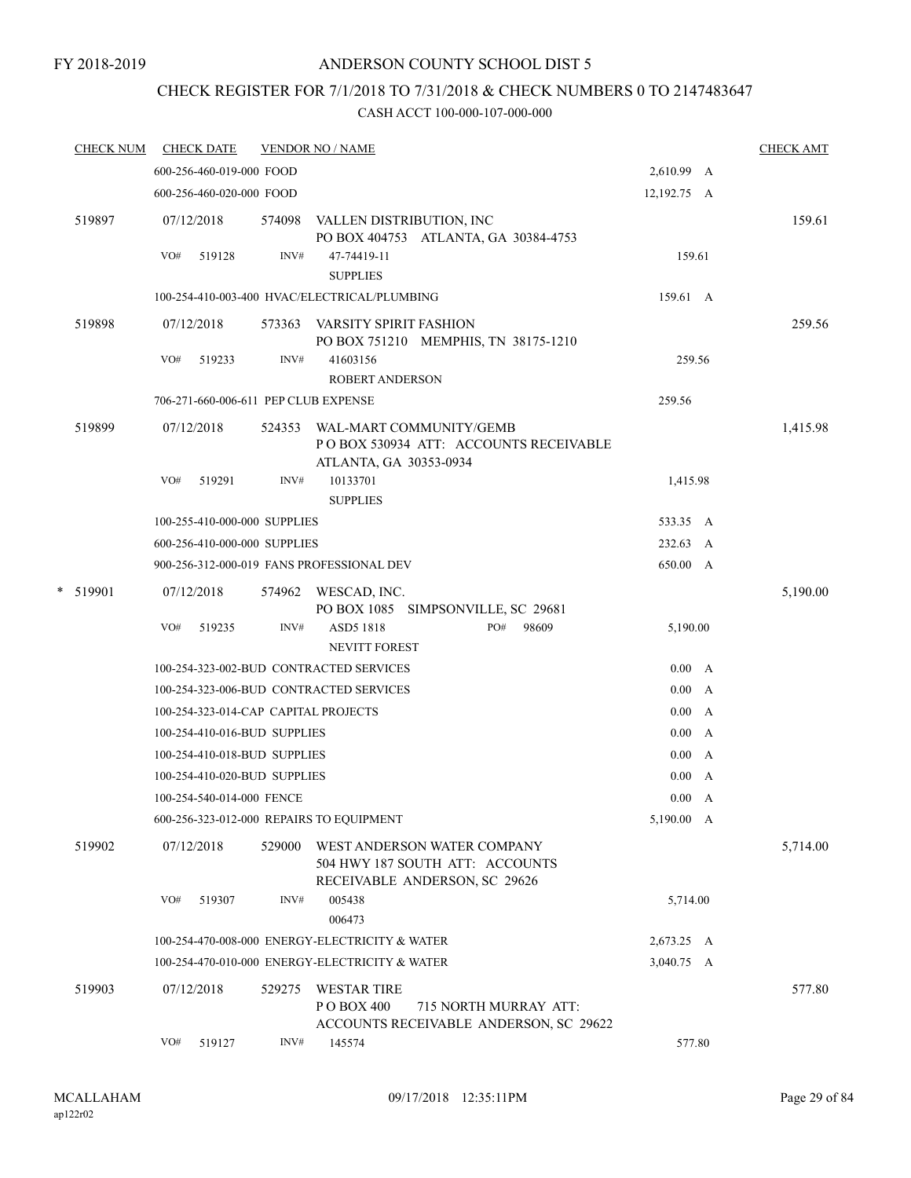FY 2018-2019

# ANDERSON COUNTY SCHOOL DIST 5

## CHECK REGISTER FOR 7/1/2018 TO 7/31/2018 & CHECK NUMBERS 0 TO 2147483647

### CASH ACCT 100-000-107-000-000

| CHECK NUM | CHECK DATE | VENDOR NO / NAME | | CHECK AMT |
|---|---|---|---|---|
| | 600-256-460-019-000 FOOD | | 2,610.99 A | |
| | 600-256-460-020-000 FOOD | | 12,192.75 A | |
| 519897 | 07/12/2018 | 574098 VALLEN DISTRIBUTION, INC<br>PO BOX 404753 ATLANTA, GA 30384-4753 | | 159.61 |
| | VO# 519128 | INV# 47-74419-11<br>SUPPLIES | 159.61 | |
| | 100-254-410-003-400 HVAC/ELECTRICAL/PLUMBING | | 159.61 A | |
| 519898 | 07/12/2018 | 573363 VARSITY SPIRIT FASHION<br>PO BOX 751210 MEMPHIS, TN 38175-1210 | | 259.56 |
| | VO# 519233 | INV# 41603156<br>ROBERT ANDERSON | 259.56 | |
| | 706-271-660-006-611 PEP CLUB EXPENSE | | 259.56 | |
| 519899 | 07/12/2018 | 524353 WAL-MART COMMUNITY/GEMB<br>P O BOX 530934 ATT: ACCOUNTS RECEIVABLE<br>ATLANTA, GA 30353-0934 | | 1,415.98 |
| | VO# 519291 | INV# 10133701<br>SUPPLIES | 1,415.98 | |
| | 100-255-410-000-000 SUPPLIES | | 533.35 A | |
| | 600-256-410-000-000 SUPPLIES | | 232.63 A | |
| | 900-256-312-000-019 FANS PROFESSIONAL DEV | | 650.00 A | |
| * 519901 | 07/12/2018 | 574962 WESCAD, INC.<br>PO BOX 1085 SIMPSONVILLE, SC 29681 | | 5,190.00 |
| | VO# 519235 | INV# ASD5 1818 PO# 98609<br>NEVITT FOREST | 5,190.00 | |
| | 100-254-323-002-BUD CONTRACTED SERVICES | | 0.00 A | |
| | 100-254-323-006-BUD CONTRACTED SERVICES | | 0.00 A | |
| | 100-254-323-014-CAP CAPITAL PROJECTS | | 0.00 A | |
| | 100-254-410-016-BUD SUPPLIES | | 0.00 A | |
| | 100-254-410-018-BUD SUPPLIES | | 0.00 A | |
| | 100-254-410-020-BUD SUPPLIES | | 0.00 A | |
| | 100-254-540-014-000 FENCE | | 0.00 A | |
| | 600-256-323-012-000 REPAIRS TO EQUIPMENT | | 5,190.00 A | |
| 519902 | 07/12/2018 | 529000 WEST ANDERSON WATER COMPANY<br>504 HWY 187 SOUTH ATT: ACCOUNTS<br>RECEIVABLE ANDERSON, SC 29626 | | 5,714.00 |
| | VO# 519307 | INV# 005438<br>006473 | 5,714.00 | |
| | 100-254-470-008-000 ENERGY-ELECTRICITY & WATER | | 2,673.25 A | |
| | 100-254-470-010-000 ENERGY-ELECTRICITY & WATER | | 3,040.75 A | |
| 519903 | 07/12/2018 | 529275 WESTAR TIRE<br>P O BOX 400 715 NORTH MURRAY ATT:<br>ACCOUNTS RECEIVABLE ANDERSON, SC 29622 | | 577.80 |
| | VO# 519127 | INV# 145574 | 577.80 | |

MCALLAHAM
ap122r02

09/17/2018 12:35:11PM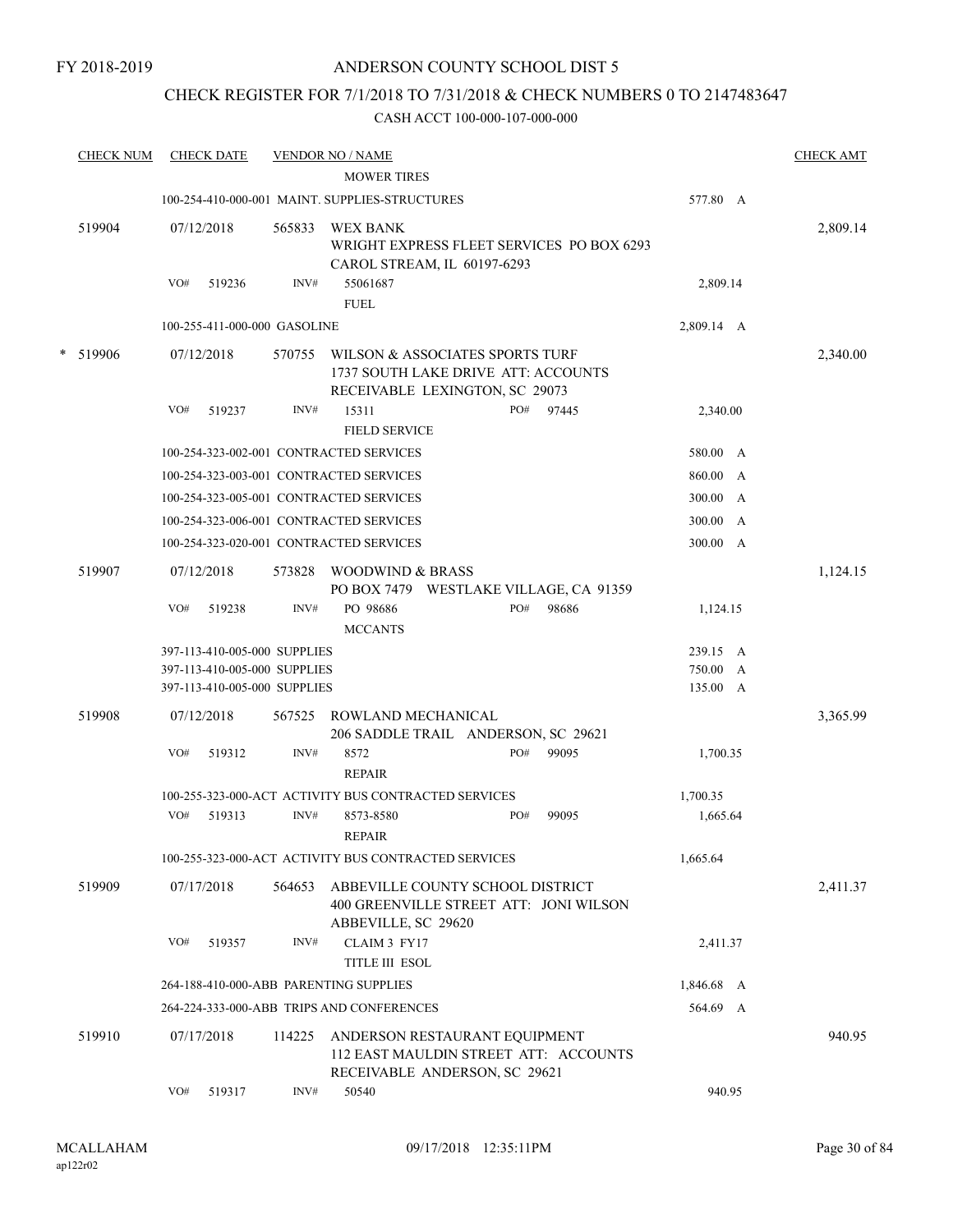FY 2018-2019

# ANDERSON COUNTY SCHOOL DIST 5

## CHECK REGISTER FOR 7/1/2018 TO 7/31/2018 & CHECK NUMBERS 0 TO 2147483647

CASH ACCT 100-000-107-000-000

| CHECK NUM | CHECK DATE | VENDOR NO / NAME | | CHECK AMT |
|---|---|---|---|---|
| | | MOWER TIRES | | |
| | | 100-254-410-000-001 MAINT. SUPPLIES-STRUCTURES | 577.80 A | |
| 519904 | 07/12/2018 | 565833 WEX BANK<br>WRIGHT EXPRESS FLEET SERVICES PO BOX 6293<br>CAROL STREAM, IL 60197-6293 | | 2,809.14 |
| | VO# 519236 | INV# 55061687<br>FUEL | 2,809.14 | |
| | | 100-255-411-000-000 GASOLINE | 2,809.14 A | |
| * 519906 | 07/12/2018 | 570755 WILSON & ASSOCIATES SPORTS TURF<br>1737 SOUTH LAKE DRIVE ATT: ACCOUNTS<br>RECEIVABLE LEXINGTON, SC 29073 | | 2,340.00 |
| | VO# 519237 | INV# 15311 PO# 97445<br>FIELD SERVICE | 2,340.00 | |
| | | 100-254-323-002-001 CONTRACTED SERVICES | 580.00 A | |
| | | 100-254-323-003-001 CONTRACTED SERVICES | 860.00 A | |
| | | 100-254-323-005-001 CONTRACTED SERVICES | 300.00 A | |
| | | 100-254-323-006-001 CONTRACTED SERVICES | 300.00 A | |
| | | 100-254-323-020-001 CONTRACTED SERVICES | 300.00 A | |
| 519907 | 07/12/2018 | 573828 WOODWIND & BRASS<br>PO BOX 7479 WESTLAKE VILLAGE, CA 91359 | | 1,124.15 |
| | VO# 519238 | INV# PO 98686 PO# 98686<br>MCCANTS | 1,124.15 | |
| | | 397-113-410-005-000 SUPPLIES | 239.15 A | |
| | | 397-113-410-005-000 SUPPLIES | 750.00 A | |
| | | 397-113-410-005-000 SUPPLIES | 135.00 A | |
| 519908 | 07/12/2018 | 567525 ROWLAND MECHANICAL<br>206 SADDLE TRAIL ANDERSON, SC 29621 | | 3,365.99 |
| | VO# 519312 | INV# 8572 PO# 99095<br>REPAIR | 1,700.35 | |
| | | 100-255-323-000-ACT ACTIVITY BUS CONTRACTED SERVICES | 1,700.35 | |
| | VO# 519313 | INV# 8573-8580 PO# 99095<br>REPAIR | 1,665.64 | |
| | | 100-255-323-000-ACT ACTIVITY BUS CONTRACTED SERVICES | 1,665.64 | |
| 519909 | 07/17/2018 | 564653 ABBEVILLE COUNTY SCHOOL DISTRICT<br>400 GREENVILLE STREET ATT: JONI WILSON<br>ABBEVILLE, SC 29620 | | 2,411.37 |
| | VO# 519357 | INV# CLAIM 3 FY17<br>TITLE III ESOL | 2,411.37 | |
| | | 264-188-410-000-ABB PARENTING SUPPLIES | 1,846.68 A | |
| | | 264-224-333-000-ABB TRIPS AND CONFERENCES | 564.69 A | |
| 519910 | 07/17/2018 | 114225 ANDERSON RESTAURANT EQUIPMENT<br>112 EAST MAULDIN STREET ATT: ACCOUNTS<br>RECEIVABLE ANDERSON, SC 29621 | | 940.95 |
| | VO# 519317 | INV# 50540 | 940.95 | |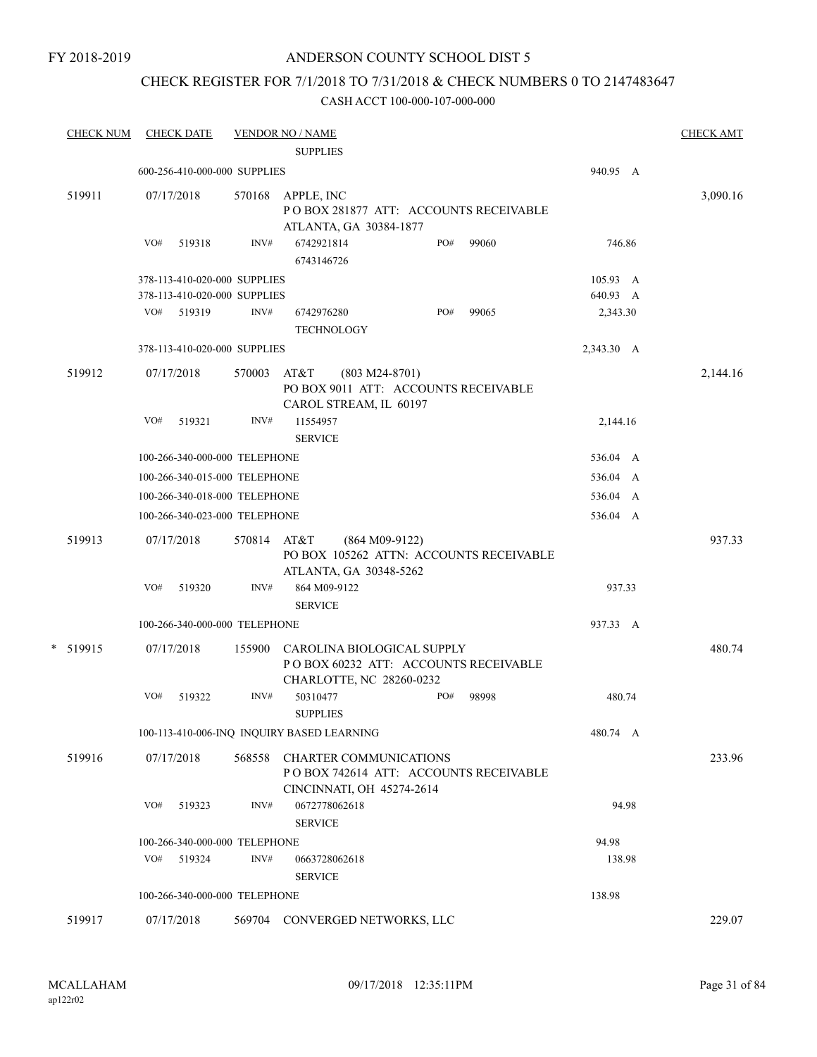FY 2018-2019

ANDERSON COUNTY SCHOOL DIST 5

CHECK REGISTER FOR 7/1/2018 TO 7/31/2018 & CHECK NUMBERS 0 TO 2147483647

CASH ACCT 100-000-107-000-000

| CHECK NUM | CHECK DATE | VENDOR NO / NAME | | | CHECK AMT |
|---|---|---|---|---|---|
| | | | SUPPLIES | | |
| | 600-256-410-000-000 SUPPLIES | | | 940.95 A | |
| 519911 | 07/17/2018 | 570168 | APPLE, INC<br>P O BOX 281877 ATT: ACCOUNTS RECEIVABLE<br>ATLANTA, GA 30384-1877 | | 3,090.16 |
| | VO# 519318 | INV# | 6742921814 PO# 99060<br>6743146726 | 746.86 | |
| | 378-113-410-020-000 SUPPLIES | | | 105.93 A | |
| | 378-113-410-020-000 SUPPLIES | | | 640.93 A | |
| | VO# 519319 | INV# | 6742976280 PO# 99065<br>TECHNOLOGY | 2,343.30 | |
| | 378-113-410-020-000 SUPPLIES | | | 2,343.30 A | |
| 519912 | 07/17/2018 | 570003 | AT&T (803 M24-8701)<br>PO BOX 9011 ATT: ACCOUNTS RECEIVABLE<br>CAROL STREAM, IL 60197 | | 2,144.16 |
| | VO# 519321 | INV# | 11554957<br>SERVICE | 2,144.16 | |
| | 100-266-340-000-000 TELEPHONE | | | 536.04 A | |
| | 100-266-340-015-000 TELEPHONE | | | 536.04 A | |
| | 100-266-340-018-000 TELEPHONE | | | 536.04 A | |
| | 100-266-340-023-000 TELEPHONE | | | 536.04 A | |
| 519913 | 07/17/2018 | 570814 | AT&T (864 M09-9122)<br>PO BOX 105262 ATTN: ACCOUNTS RECEIVABLE<br>ATLANTA, GA 30348-5262 | | 937.33 |
| | VO# 519320 | INV# | 864 M09-9122<br>SERVICE | 937.33 | |
| | 100-266-340-000-000 TELEPHONE | | | 937.33 A | |
| * 519915 | 07/17/2018 | 155900 | CAROLINA BIOLOGICAL SUPPLY<br>P O BOX 60232 ATT: ACCOUNTS RECEIVABLE<br>CHARLOTTE, NC 28260-0232 | | 480.74 |
| | VO# 519322 | INV# | 50310477 PO# 98998<br>SUPPLIES | 480.74 | |
| | 100-113-410-006-INQ INQUIRY BASED LEARNING | | | 480.74 A | |
| 519916 | 07/17/2018 | 568558 | CHARTER COMMUNICATIONS<br>P O BOX 742614 ATT: ACCOUNTS RECEIVABLE<br>CINCINNATI, OH 45274-2614 | | 233.96 |
| | VO# 519323 | INV# | 0672778062618<br>SERVICE | 94.98 | |
| | 100-266-340-000-000 TELEPHONE | | | 94.98 | |
| | VO# 519324 | INV# | 0663728062618<br>SERVICE | 138.98 | |
| | 100-266-340-000-000 TELEPHONE | | | 138.98 | |
| 519917 | 07/17/2018 | 569704 | CONVERGED NETWORKS, LLC | | 229.07 |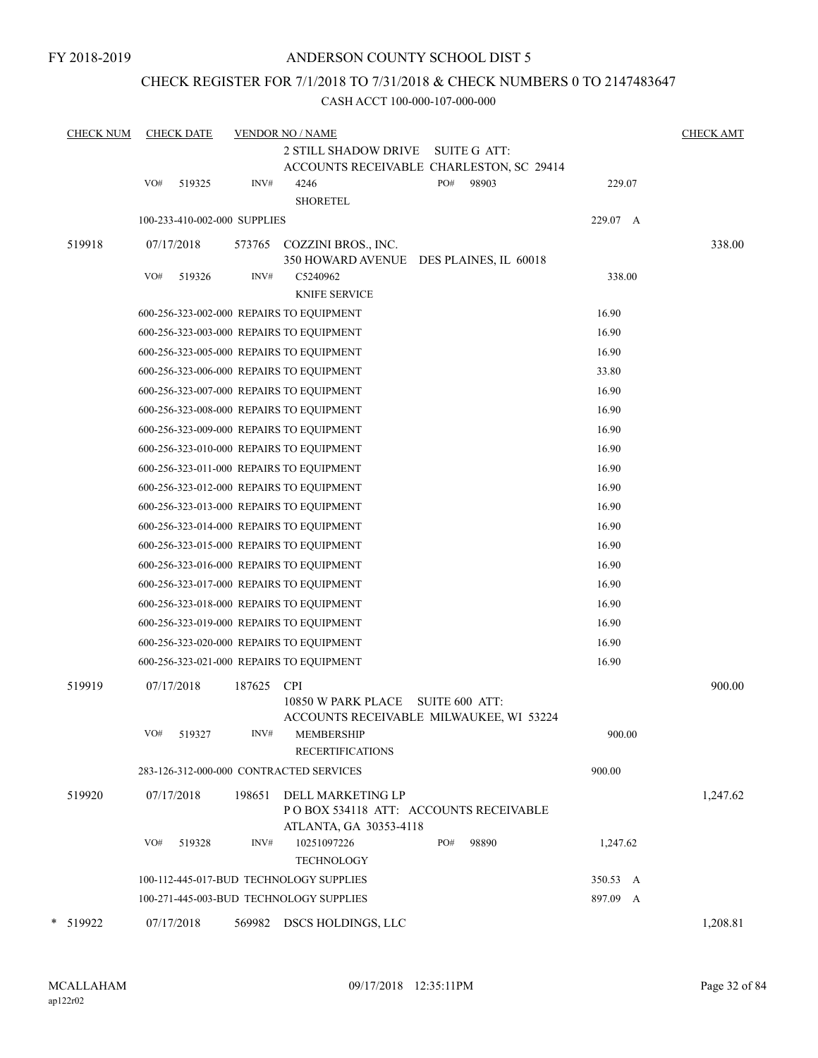FY 2018-2019

ANDERSON COUNTY SCHOOL DIST 5

CHECK REGISTER FOR 7/1/2018 TO 7/31/2018 & CHECK NUMBERS 0 TO 2147483647

CASH ACCT 100-000-107-000-000

| CHECK NUM | CHECK DATE | VENDOR NO / NAME | | CHECK AMT |
|---|---|---|---|---|
| | | 2 STILL SHADOW DRIVE SUITE G ATT: ACCOUNTS RECEIVABLE CHARLESTON, SC 29414 | | |
| | VO# 519325 | INV# 4246 SHORETEL PO# 98903 | 229.07 | |
| | 100-233-410-002-000 SUPPLIES | | 229.07 A | |
| 519918 | 07/17/2018 | 573765 COZZINI BROS., INC. 350 HOWARD AVENUE DES PLAINES, IL 60018 | | 338.00 |
| | VO# 519326 | INV# C5240962 KNIFE SERVICE | 338.00 | |
| | 600-256-323-002-000 REPAIRS TO EQUIPMENT | | 16.90 | |
| | 600-256-323-003-000 REPAIRS TO EQUIPMENT | | 16.90 | |
| | 600-256-323-005-000 REPAIRS TO EQUIPMENT | | 16.90 | |
| | 600-256-323-006-000 REPAIRS TO EQUIPMENT | | 33.80 | |
| | 600-256-323-007-000 REPAIRS TO EQUIPMENT | | 16.90 | |
| | 600-256-323-008-000 REPAIRS TO EQUIPMENT | | 16.90 | |
| | 600-256-323-009-000 REPAIRS TO EQUIPMENT | | 16.90 | |
| | 600-256-323-010-000 REPAIRS TO EQUIPMENT | | 16.90 | |
| | 600-256-323-011-000 REPAIRS TO EQUIPMENT | | 16.90 | |
| | 600-256-323-012-000 REPAIRS TO EQUIPMENT | | 16.90 | |
| | 600-256-323-013-000 REPAIRS TO EQUIPMENT | | 16.90 | |
| | 600-256-323-014-000 REPAIRS TO EQUIPMENT | | 16.90 | |
| | 600-256-323-015-000 REPAIRS TO EQUIPMENT | | 16.90 | |
| | 600-256-323-016-000 REPAIRS TO EQUIPMENT | | 16.90 | |
| | 600-256-323-017-000 REPAIRS TO EQUIPMENT | | 16.90 | |
| | 600-256-323-018-000 REPAIRS TO EQUIPMENT | | 16.90 | |
| | 600-256-323-019-000 REPAIRS TO EQUIPMENT | | 16.90 | |
| | 600-256-323-020-000 REPAIRS TO EQUIPMENT | | 16.90 | |
| | 600-256-323-021-000 REPAIRS TO EQUIPMENT | | 16.90 | |
| 519919 | 07/17/2018 | 187625 CPI 10850 W PARK PLACE SUITE 600 ATT: ACCOUNTS RECEIVABLE MILWAUKEE, WI 53224 | | 900.00 |
| | VO# 519327 | INV# MEMBERSHIP RECERTIFICATIONS | 900.00 | |
| | 283-126-312-000-000 CONTRACTED SERVICES | | 900.00 | |
| 519920 | 07/17/2018 | 198651 DELL MARKETING LP P O BOX 534118 ATT: ACCOUNTS RECEIVABLE ATLANTA, GA 30353-4118 | | 1,247.62 |
| | VO# 519328 | INV# 10251097226 TECHNOLOGY PO# 98890 | 1,247.62 | |
| | 100-112-445-017-BUD TECHNOLOGY SUPPLIES | | 350.53 A | |
| | 100-271-445-003-BUD TECHNOLOGY SUPPLIES | | 897.09 A | |
| * 519922 | 07/17/2018 | 569982 DSCS HOLDINGS, LLC | | 1,208.81 |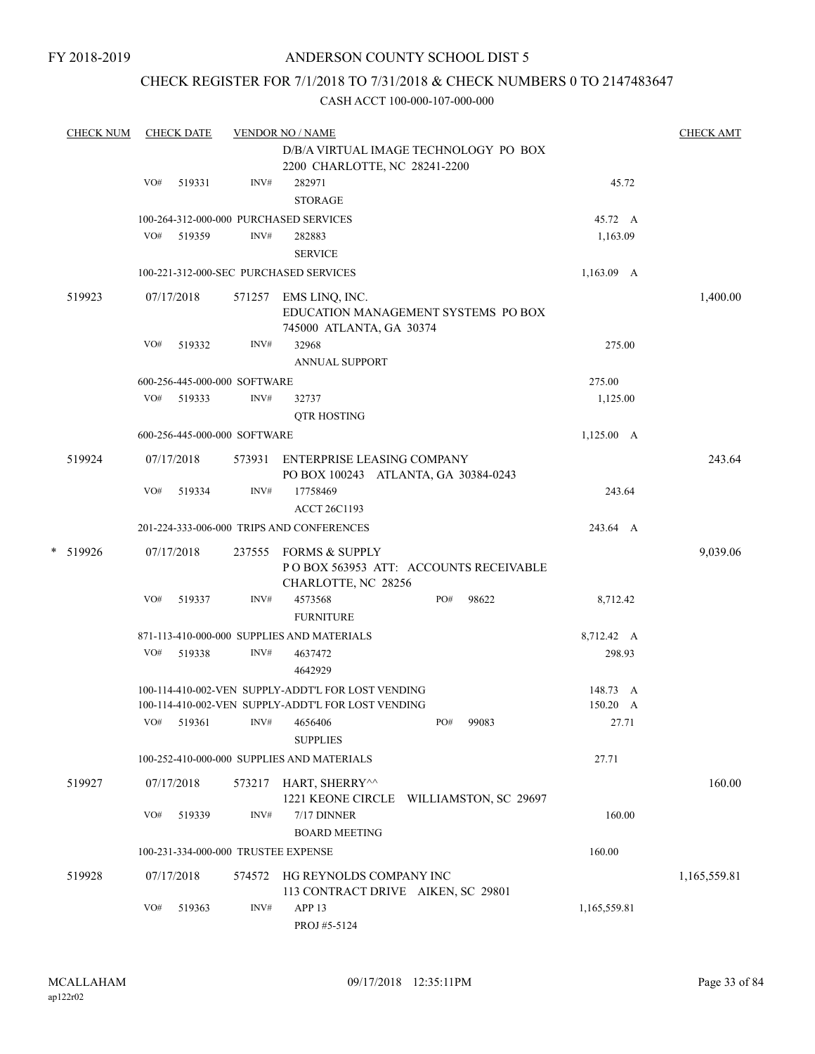FY 2018-2019

# ANDERSON COUNTY SCHOOL DIST 5

## CHECK REGISTER FOR 7/1/2018 TO 7/31/2018 & CHECK NUMBERS 0 TO 2147483647

### CASH ACCT 100-000-107-000-000

| CHECK NUM | CHECK DATE | VENDOR NO / NAME | | | CHECK AMT |
|---|---|---|---|---|---|
| | | | D/B/A VIRTUAL IMAGE TECHNOLOGY PO BOX 2200 CHARLOTTE, NC 28241-2200 | | |
| | VO# 519331 | INV# | 282971 STORAGE | 45.72 | |
| | 100-264-312-000-000 PURCHASED SERVICES | | | 45.72 A | |
| | VO# 519359 | INV# | 282883 SERVICE | 1,163.09 | |
| | 100-221-312-000-SEC PURCHASED SERVICES | | | 1,163.09 A | |
| 519923 | 07/17/2018 | 571257 | EMS LINQ, INC. EDUCATION MANAGEMENT SYSTEMS PO BOX 745000 ATLANTA, GA 30374 | | 1,400.00 |
| | VO# 519332 | INV# | 32968 ANNUAL SUPPORT | 275.00 | |
| | 600-256-445-000-000 SOFTWARE | | | 275.00 | |
| | VO# 519333 | INV# | 32737 QTR HOSTING | 1,125.00 | |
| | 600-256-445-000-000 SOFTWARE | | | 1,125.00 A | |
| 519924 | 07/17/2018 | 573931 | ENTERPRISE LEASING COMPANY PO BOX 100243 ATLANTA, GA 30384-0243 | | 243.64 |
| | VO# 519334 | INV# | 17758469 ACCT 26C1193 | 243.64 | |
| | 201-224-333-006-000 TRIPS AND CONFERENCES | | | 243.64 A | |
| * 519926 | 07/17/2018 | 237555 | FORMS & SUPPLY P O BOX 563953 ATT: ACCOUNTS RECEIVABLE CHARLOTTE, NC 28256 | | 9,039.06 |
| | VO# 519337 | INV# | 4573568 FURNITURE PO# 98622 | 8,712.42 | |
| | 871-113-410-000-000 SUPPLIES AND MATERIALS | | | 8,712.42 A | |
| | VO# 519338 | INV# | 4637472 4642929 | 298.93 | |
| | 100-114-410-002-VEN SUPPLY-ADDT'L FOR LOST VENDING | | | 148.73 A | |
| | 100-114-410-002-VEN SUPPLY-ADDT'L FOR LOST VENDING | | | 150.20 A | |
| | VO# 519361 | INV# | 4656406 SUPPLIES PO# 99083 | 27.71 | |
| | 100-252-410-000-000 SUPPLIES AND MATERIALS | | | 27.71 | |
| 519927 | 07/17/2018 | 573217 | HART, SHERRY^^ 1221 KEONE CIRCLE WILLIAMSTON, SC 29697 | | 160.00 |
| | VO# 519339 | INV# | 7/17 DINNER BOARD MEETING | 160.00 | |
| | 100-231-334-000-000 TRUSTEE EXPENSE | | | 160.00 | |
| 519928 | 07/17/2018 | 574572 | HG REYNOLDS COMPANY INC 113 CONTRACT DRIVE AIKEN, SC 29801 | | 1,165,559.81 |
| | VO# 519363 | INV# | APP 13 PROJ #5-5124 | 1,165,559.81 | |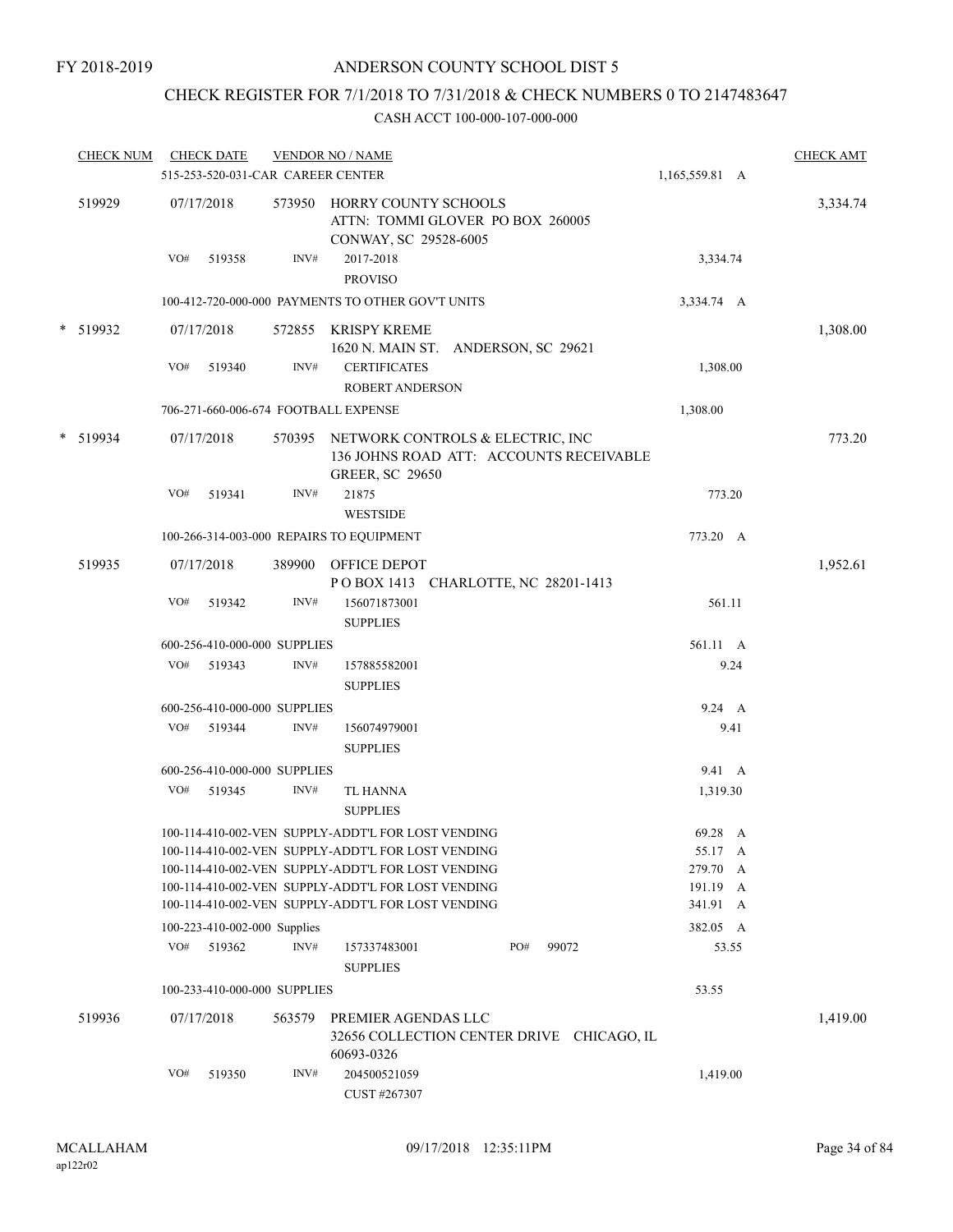FY 2018-2019

ANDERSON COUNTY SCHOOL DIST 5

CHECK REGISTER FOR 7/1/2018 TO 7/31/2018 & CHECK NUMBERS 0 TO 2147483647

CASH ACCT 100-000-107-000-000

| CHECK NUM | CHECK DATE | VENDOR NO / NAME | | CHECK AMT |
|---|---|---|---|---|
| | 515-253-520-031-CAR CAREER CENTER | | 1,165,559.81 A | |
| 519929 | 07/17/2018 | 573950 HORRY COUNTY SCHOOLS<br>ATTN: TOMMI GLOVER PO BOX 260005<br>CONWAY, SC 29528-6005 | | 3,334.74 |
| | VO# 519358 INV# | 2017-2018<br>PROVISO | 3,334.74 | |
| | 100-412-720-000-000 PAYMENTS TO OTHER GOV'T UNITS | | 3,334.74 A | |
| * 519932 | 07/17/2018 | 572855 KRISPY KREME<br>1620 N. MAIN ST. ANDERSON, SC 29621 | | 1,308.00 |
| | VO# 519340 INV# | CERTIFICATES<br>ROBERT ANDERSON | 1,308.00 | |
| | 706-271-660-006-674 FOOTBALL EXPENSE | | 1,308.00 | |
| * 519934 | 07/17/2018 | 570395 NETWORK CONTROLS & ELECTRIC, INC<br>136 JOHNS ROAD ATT: ACCOUNTS RECEIVABLE<br>GREER, SC 29650 | | 773.20 |
| | VO# 519341 INV# | 21875<br>WESTSIDE | 773.20 | |
| | 100-266-314-003-000 REPAIRS TO EQUIPMENT | | 773.20 A | |
| 519935 | 07/17/2018 | 389900 OFFICE DEPOT<br>P O BOX 1413 CHARLOTTE, NC 28201-1413 | | 1,952.61 |
| | VO# 519342 INV# | 156071873001<br>SUPPLIES | 561.11 | |
| | 600-256-410-000-000 SUPPLIES | | 561.11 A | |
| | VO# 519343 INV# | 157885582001<br>SUPPLIES | 9.24 | |
| | 600-256-410-000-000 SUPPLIES | | 9.24 A | |
| | VO# 519344 INV# | 156074979001<br>SUPPLIES | 9.41 | |
| | 600-256-410-000-000 SUPPLIES | | 9.41 A | |
| | VO# 519345 INV# | TL HANNA<br>SUPPLIES | 1,319.30 | |
| | 100-114-410-002-VEN SUPPLY-ADDT'L FOR LOST VENDING | | 69.28 A | |
| | 100-114-410-002-VEN SUPPLY-ADDT'L FOR LOST VENDING | | 55.17 A | |
| | 100-114-410-002-VEN SUPPLY-ADDT'L FOR LOST VENDING | | 279.70 A | |
| | 100-114-410-002-VEN SUPPLY-ADDT'L FOR LOST VENDING | | 191.19 A | |
| | 100-114-410-002-VEN SUPPLY-ADDT'L FOR LOST VENDING | | 341.91 A | |
| | 100-223-410-002-000 Supplies | | 382.05 A | |
| | VO# 519362 INV# | 157337483001 PO# 99072<br>SUPPLIES | 53.55 | |
| | 100-233-410-000-000 SUPPLIES | | 53.55 | |
| 519936 | 07/17/2018 | 563579 PREMIER AGENDAS LLC<br>32656 COLLECTION CENTER DRIVE CHICAGO, IL<br>60693-0326 | | 1,419.00 |
| | VO# 519350 INV# | 204500521059<br>CUST #267307 | 1,419.00 | |

MCALLAHAM
ap122r02

09/17/2018 12:35:11PM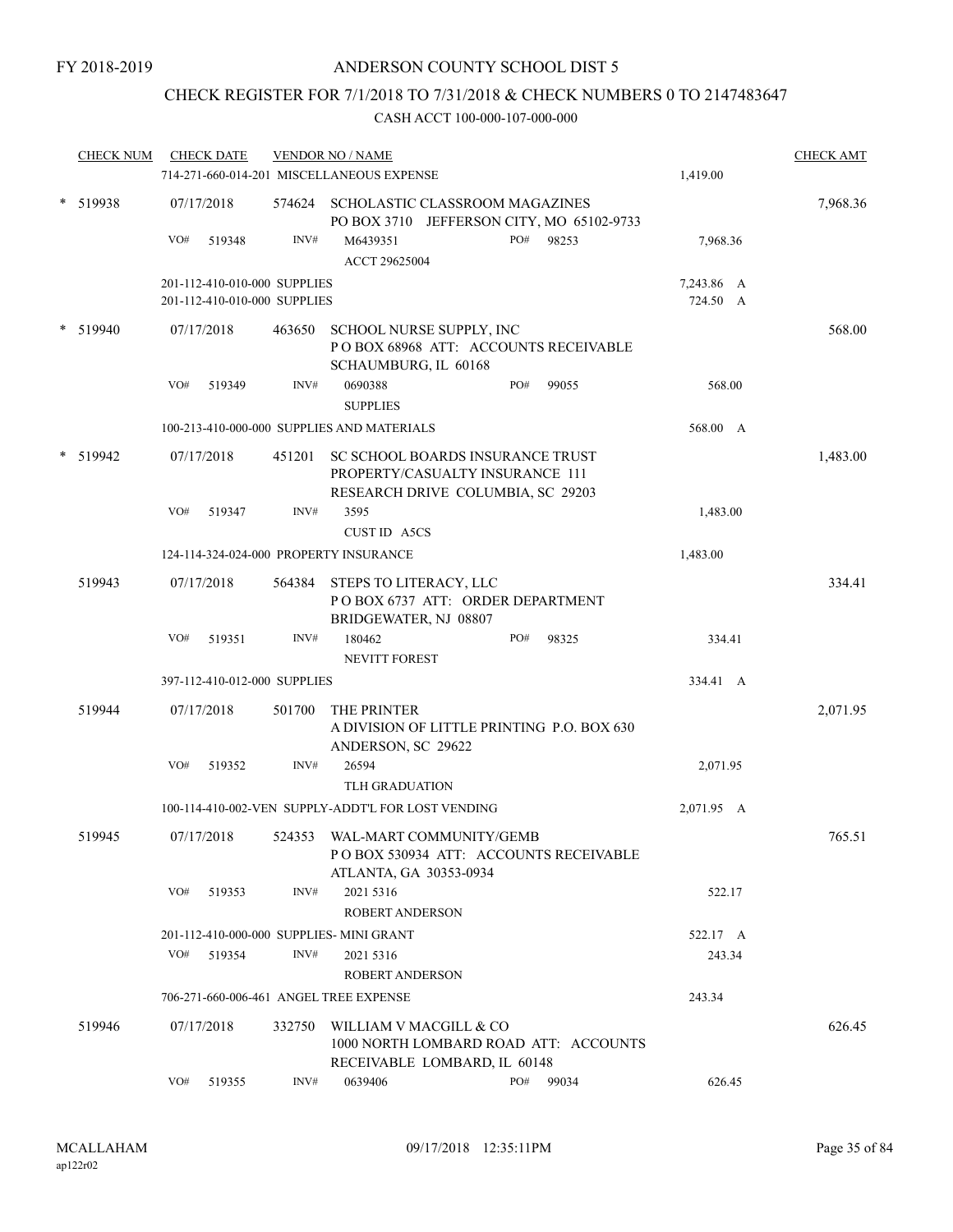FY 2018-2019

ANDERSON COUNTY SCHOOL DIST 5

CHECK REGISTER FOR 7/1/2018 TO 7/31/2018 & CHECK NUMBERS 0 TO 2147483647

CASH ACCT 100-000-107-000-000

| CHECK NUM | CHECK DATE | VENDOR NO / NAME | | CHECK AMT |
|---|---|---|---|---|
| | 714-271-660-014-201 MISCELLANEOUS EXPENSE | | 1,419.00 | |
| * 519938 | 07/17/2018 | 574624 SCHOLASTIC CLASSROOM MAGAZINES<br>PO BOX 3710 JEFFERSON CITY, MO 65102-9733 | | 7,968.36 |
| | VO# 519348 | INV# M6439351 PO# 98253<br>ACCT 29625004 | 7,968.36 | |
| | 201-112-410-010-000 SUPPLIES | | 7,243.86 A | |
| | 201-112-410-010-000 SUPPLIES | | 724.50 A | |
| * 519940 | 07/17/2018 | 463650 SCHOOL NURSE SUPPLY, INC<br>P O BOX 68968 ATT: ACCOUNTS RECEIVABLE<br>SCHAUMBURG, IL 60168 | | 568.00 |
| | VO# 519349 | INV# 0690388 PO# 99055<br>SUPPLIES | 568.00 | |
| | 100-213-410-000-000 SUPPLIES AND MATERIALS | | 568.00 A | |
| * 519942 | 07/17/2018 | 451201 SC SCHOOL BOARDS INSURANCE TRUST<br>PROPERTY/CASUALTY INSURANCE 111<br>RESEARCH DRIVE COLUMBIA, SC 29203 | | 1,483.00 |
| | VO# 519347 | INV# 3595<br>CUST ID A5CS | 1,483.00 | |
| | 124-114-324-024-000 PROPERTY INSURANCE | | 1,483.00 | |
| 519943 | 07/17/2018 | 564384 STEPS TO LITERACY, LLC<br>P O BOX 6737 ATT: ORDER DEPARTMENT<br>BRIDGEWATER, NJ 08807 | | 334.41 |
| | VO# 519351 | INV# 180462 PO# 98325<br>NEVITT FOREST | 334.41 | |
| | 397-112-410-012-000 SUPPLIES | | 334.41 A | |
| 519944 | 07/17/2018 | 501700 THE PRINTER<br>A DIVISION OF LITTLE PRINTING P.O. BOX 630<br>ANDERSON, SC 29622 | | 2,071.95 |
| | VO# 519352 | INV# 26594<br>TLH GRADUATION | 2,071.95 | |
| | 100-114-410-002-VEN SUPPLY-ADDT'L FOR LOST VENDING | | 2,071.95 A | |
| 519945 | 07/17/2018 | 524353 WAL-MART COMMUNITY/GEMB<br>P O BOX 530934 ATT: ACCOUNTS RECEIVABLE<br>ATLANTA, GA 30353-0934 | | 765.51 |
| | VO# 519353 | INV# 2021 5316<br>ROBERT ANDERSON | 522.17 | |
| | 201-112-410-000-000 SUPPLIES- MINI GRANT | | 522.17 A | |
| | VO# 519354 | INV# 2021 5316<br>ROBERT ANDERSON | 243.34 | |
| | 706-271-660-006-461 ANGEL TREE EXPENSE | | 243.34 | |
| 519946 | 07/17/2018 | 332750 WILLIAM V MACGILL & CO<br>1000 NORTH LOMBARD ROAD ATT: ACCOUNTS<br>RECEIVABLE LOMBARD, IL 60148 | | 626.45 |
| | VO# 519355 | INV# 0639406 PO# 99034 | 626.45 | |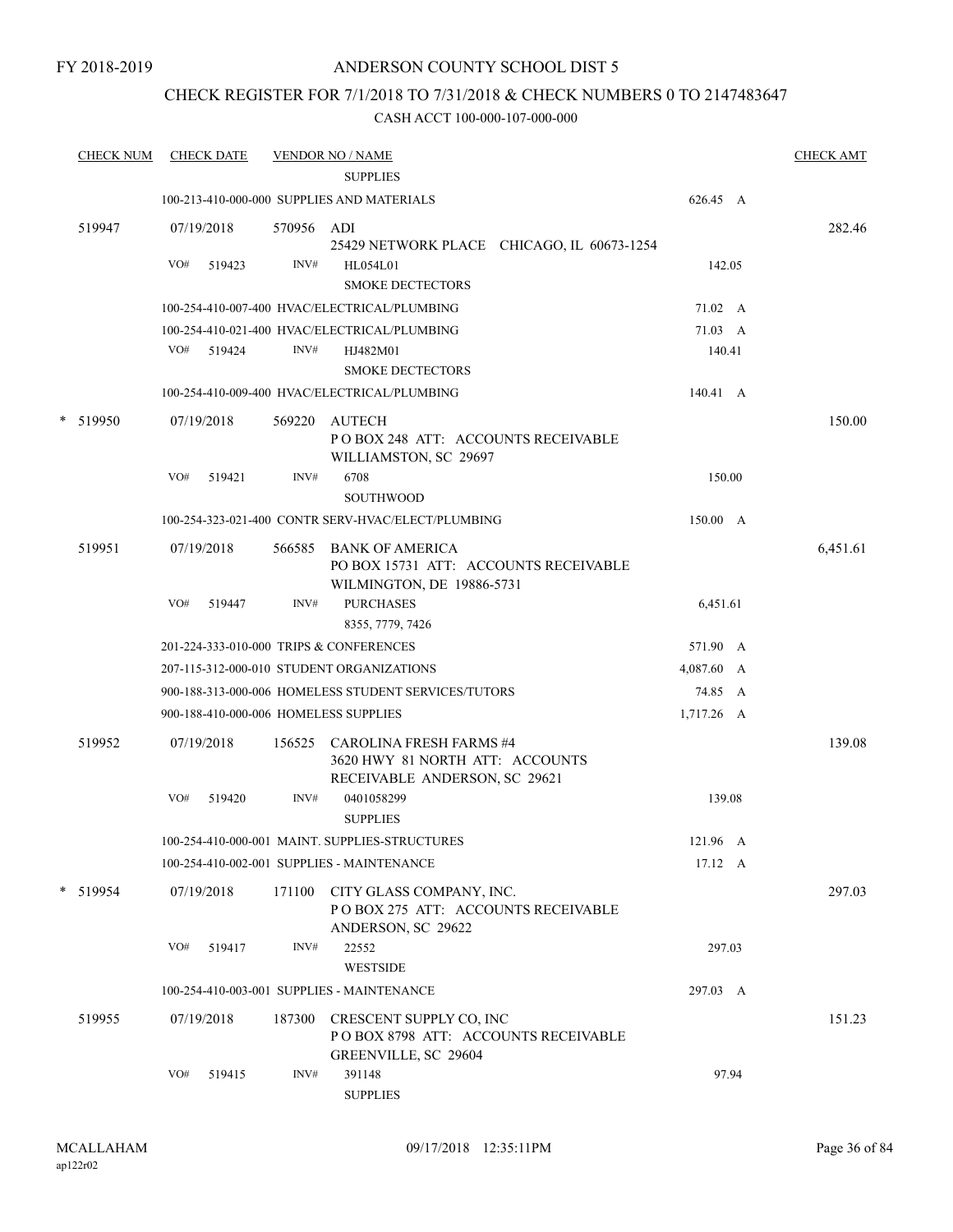FY 2018-2019

ANDERSON COUNTY SCHOOL DIST 5

CHECK REGISTER FOR 7/1/2018 TO 7/31/2018 & CHECK NUMBERS 0 TO 2147483647

CASH ACCT 100-000-107-000-000

| CHECK NUM | CHECK DATE | VENDOR NO / NAME | | CHECK AMT |
|---|---|---|---|---|
| | | SUPPLIES | | |
| | | 100-213-410-000-000 SUPPLIES AND MATERIALS | 626.45 A | |
| 519947 | 07/19/2018 | 570956 ADI<br>25429 NETWORK PLACE CHICAGO, IL 60673-1254 | | 282.46 |
| | VO# 519423 | INV# HL054L01<br>SMOKE DECTECTORS | 142.05 | |
| | | 100-254-410-007-400 HVAC/ELECTRICAL/PLUMBING | 71.02 A | |
| | | 100-254-410-021-400 HVAC/ELECTRICAL/PLUMBING | 71.03 A | |
| | VO# 519424 | INV# HJ482M01<br>SMOKE DECTECTORS | 140.41 | |
| | | 100-254-410-009-400 HVAC/ELECTRICAL/PLUMBING | 140.41 A | |
| * 519950 | 07/19/2018 | 569220 AUTECH<br>P O BOX 248 ATT: ACCOUNTS RECEIVABLE<br>WILLIAMSTON, SC 29697 | | 150.00 |
| | VO# 519421 | INV# 6708<br>SOUTHWOOD | 150.00 | |
| | | 100-254-323-021-400 CONTR SERV-HVAC/ELECT/PLUMBING | 150.00 A | |
| 519951 | 07/19/2018 | 566585 BANK OF AMERICA<br>PO BOX 15731 ATT: ACCOUNTS RECEIVABLE<br>WILMINGTON, DE 19886-5731 | | 6,451.61 |
| | VO# 519447 | INV# PURCHASES<br>8355, 7779, 7426 | 6,451.61 | |
| | | 201-224-333-010-000 TRIPS & CONFERENCES | 571.90 A | |
| | | 207-115-312-000-010 STUDENT ORGANIZATIONS | 4,087.60 A | |
| | | 900-188-313-000-006 HOMELESS STUDENT SERVICES/TUTORS | 74.85 A | |
| | | 900-188-410-000-006 HOMELESS SUPPLIES | 1,717.26 A | |
| 519952 | 07/19/2018 | 156525 CAROLINA FRESH FARMS #4<br>3620 HWY 81 NORTH ATT: ACCOUNTS<br>RECEIVABLE ANDERSON, SC 29621 | | 139.08 |
| | VO# 519420 | INV# 0401058299<br>SUPPLIES | 139.08 | |
| | | 100-254-410-000-001 MAINT. SUPPLIES-STRUCTURES | 121.96 A | |
| | | 100-254-410-002-001 SUPPLIES - MAINTENANCE | 17.12 A | |
| * 519954 | 07/19/2018 | 171100 CITY GLASS COMPANY, INC.<br>P O BOX 275 ATT: ACCOUNTS RECEIVABLE<br>ANDERSON, SC 29622 | | 297.03 |
| | VO# 519417 | INV# 22552<br>WESTSIDE | 297.03 | |
| | | 100-254-410-003-001 SUPPLIES - MAINTENANCE | 297.03 A | |
| 519955 | 07/19/2018 | 187300 CRESCENT SUPPLY CO, INC<br>P O BOX 8798 ATT: ACCOUNTS RECEIVABLE<br>GREENVILLE, SC 29604 | | 151.23 |
| | VO# 519415 | INV# 391148<br>SUPPLIES | 97.94 | |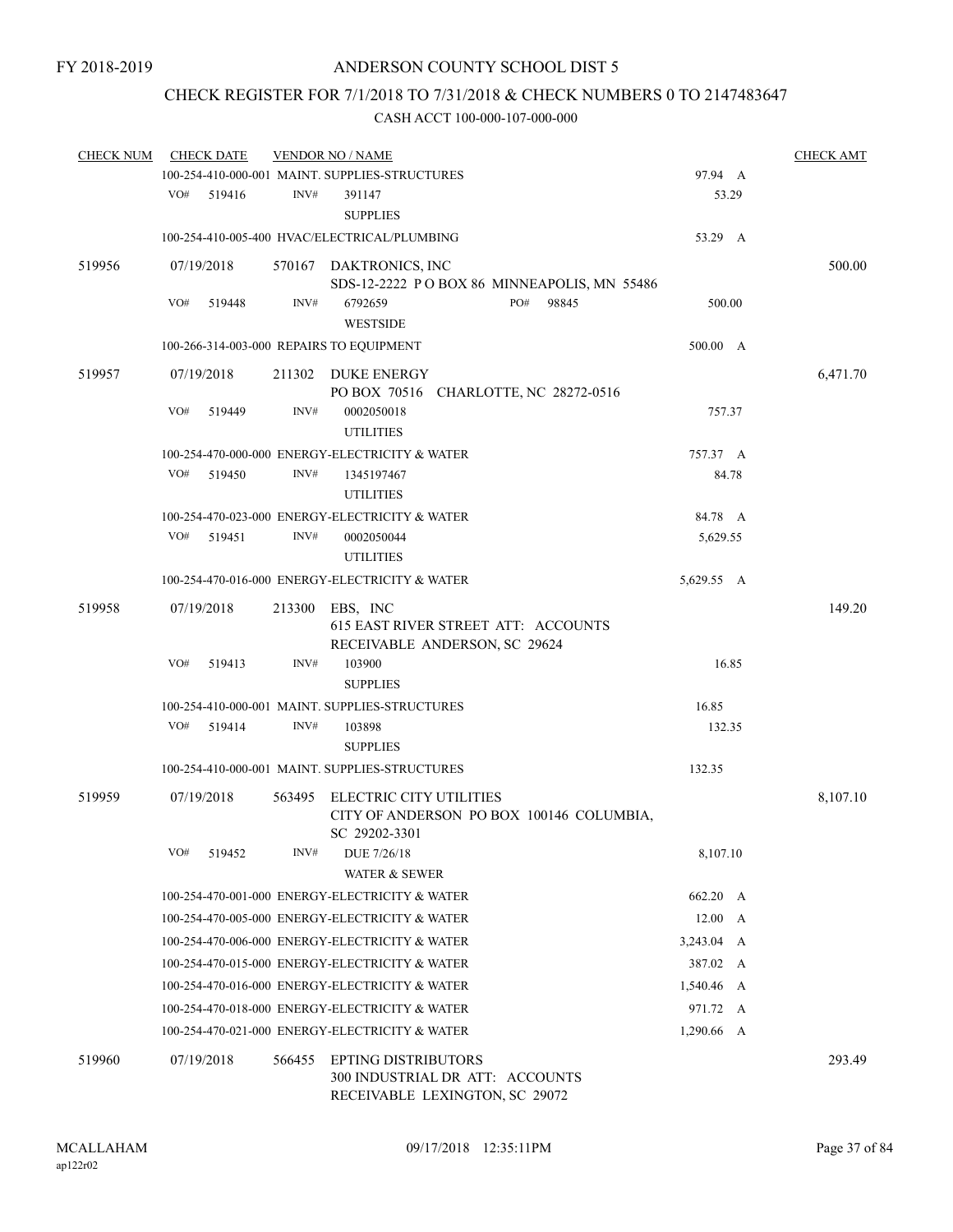FY 2018-2019

# ANDERSON COUNTY SCHOOL DIST 5

## CHECK REGISTER FOR 7/1/2018 TO 7/31/2018 & CHECK NUMBERS 0 TO 2147483647

### CASH ACCT 100-000-107-000-000

| CHECK NUM | CHECK DATE | VENDOR NO / NAME | | CHECK AMT |
|---|---|---|---|---|
| | | 100-254-410-000-001 MAINT. SUPPLIES-STRUCTURES | 97.94 A | |
| | VO# 519416 | INV# 391147 SUPPLIES | 53.29 | |
| | | 100-254-410-005-400 HVAC/ELECTRICAL/PLUMBING | 53.29 A | |
| 519956 | 07/19/2018 | 570167 DAKTRONICS, INC SDS-12-2222 P O BOX 86 MINNEAPOLIS, MN 55486 | | 500.00 |
| | VO# 519448 | INV# 6792659 PO# 98845 WESTSIDE | 500.00 | |
| | | 100-266-314-003-000 REPAIRS TO EQUIPMENT | 500.00 A | |
| 519957 | 07/19/2018 | 211302 DUKE ENERGY PO BOX 70516 CHARLOTTE, NC 28272-0516 | | 6,471.70 |
| | VO# 519449 | INV# 0002050018 UTILITIES | 757.37 | |
| | | 100-254-470-000-000 ENERGY-ELECTRICITY & WATER | 757.37 A | |
| | VO# 519450 | INV# 1345197467 UTILITIES | 84.78 | |
| | | 100-254-470-023-000 ENERGY-ELECTRICITY & WATER | 84.78 A | |
| | VO# 519451 | INV# 0002050044 UTILITIES | 5,629.55 | |
| | | 100-254-470-016-000 ENERGY-ELECTRICITY & WATER | 5,629.55 A | |
| 519958 | 07/19/2018 | 213300 EBS, INC 615 EAST RIVER STREET ATT: ACCOUNTS RECEIVABLE ANDERSON, SC 29624 | | 149.20 |
| | VO# 519413 | INV# 103900 SUPPLIES | 16.85 | |
| | | 100-254-410-000-001 MAINT. SUPPLIES-STRUCTURES | 16.85 | |
| | VO# 519414 | INV# 103898 SUPPLIES | 132.35 | |
| | | 100-254-410-000-001 MAINT. SUPPLIES-STRUCTURES | 132.35 | |
| 519959 | 07/19/2018 | 563495 ELECTRIC CITY UTILITIES CITY OF ANDERSON PO BOX 100146 COLUMBIA, SC 29202-3301 | | 8,107.10 |
| | VO# 519452 | INV# DUE 7/26/18 WATER & SEWER | 8,107.10 | |
| | | 100-254-470-001-000 ENERGY-ELECTRICITY & WATER | 662.20 A | |
| | | 100-254-470-005-000 ENERGY-ELECTRICITY & WATER | 12.00 A | |
| | | 100-254-470-006-000 ENERGY-ELECTRICITY & WATER | 3,243.04 A | |
| | | 100-254-470-015-000 ENERGY-ELECTRICITY & WATER | 387.02 A | |
| | | 100-254-470-016-000 ENERGY-ELECTRICITY & WATER | 1,540.46 A | |
| | | 100-254-470-018-000 ENERGY-ELECTRICITY & WATER | 971.72 A | |
| | | 100-254-470-021-000 ENERGY-ELECTRICITY & WATER | 1,290.66 A | |
| 519960 | 07/19/2018 | 566455 EPTING DISTRIBUTORS 300 INDUSTRIAL DR ATT: ACCOUNTS RECEIVABLE LEXINGTON, SC 29072 | | 293.49 |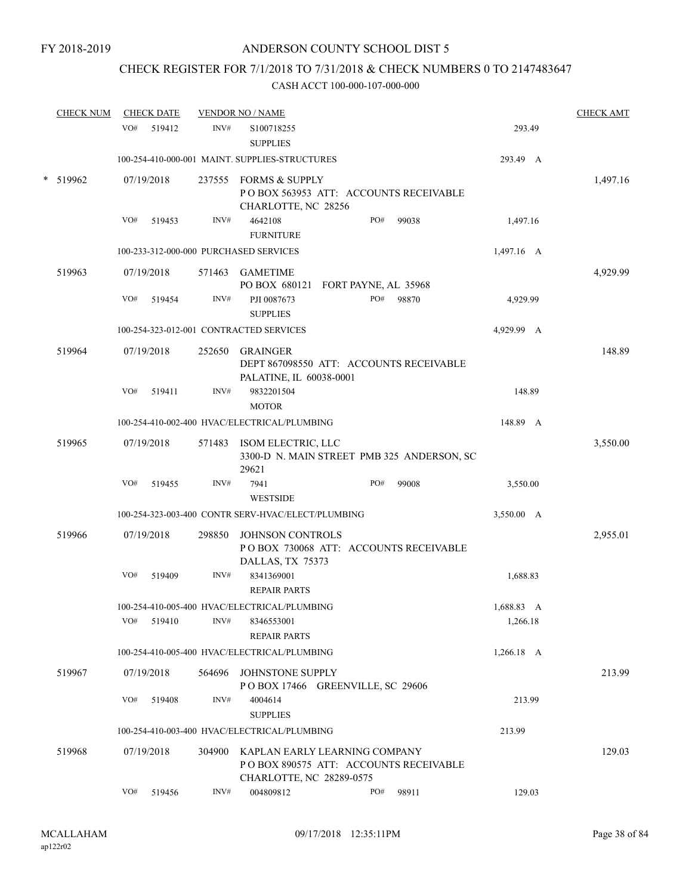FY 2018-2019

ANDERSON COUNTY SCHOOL DIST 5

CHECK REGISTER FOR 7/1/2018 TO 7/31/2018 & CHECK NUMBERS 0 TO 2147483647

CASH ACCT 100-000-107-000-000

| CHECK NUM | CHECK DATE | VENDOR NO / NAME | | | CHECK AMT |
|---|---|---|---|---|---|
| | VO# 519412 | INV# S100718255 SUPPLIES | | 293.49 | |
| | 100-254-410-000-001 MAINT. SUPPLIES-STRUCTURES | | | 293.49 A | |
| * 519962 | 07/19/2018 | 237555 FORMS & SUPPLY P O BOX 563953 ATT: ACCOUNTS RECEIVABLE CHARLOTTE, NC 28256 | | | 1,497.16 |
| | VO# 519453 | INV# 4642108 FURNITURE | PO# 99038 | 1,497.16 | |
| | 100-233-312-000-000 PURCHASED SERVICES | | | 1,497.16 A | |
| 519963 | 07/19/2018 | 571463 GAMETIME PO BOX 680121 FORT PAYNE, AL 35968 | | | 4,929.99 |
| | VO# 519454 | INV# PJI 0087673 SUPPLIES | PO# 98870 | 4,929.99 | |
| | 100-254-323-012-001 CONTRACTED SERVICES | | | 4,929.99 A | |
| 519964 | 07/19/2018 | 252650 GRAINGER DEPT 867098550 ATT: ACCOUNTS RECEIVABLE PALATINE, IL 60038-0001 | | | 148.89 |
| | VO# 519411 | INV# 9832201504 MOTOR | | 148.89 | |
| | 100-254-410-002-400 HVAC/ELECTRICAL/PLUMBING | | | 148.89 A | |
| 519965 | 07/19/2018 | 571483 ISOM ELECTRIC, LLC 3300-D N. MAIN STREET PMB 325 ANDERSON, SC 29621 | | | 3,550.00 |
| | VO# 519455 | INV# 7941 WESTSIDE | PO# 99008 | 3,550.00 | |
| | 100-254-323-003-400 CONTR SERV-HVAC/ELECT/PLUMBING | | | 3,550.00 A | |
| 519966 | 07/19/2018 | 298850 JOHNSON CONTROLS P O BOX 730068 ATT: ACCOUNTS RECEIVABLE DALLAS, TX 75373 | | | 2,955.01 |
| | VO# 519409 | INV# 8341369001 REPAIR PARTS | | 1,688.83 | |
| | 100-254-410-005-400 HVAC/ELECTRICAL/PLUMBING | | | 1,688.83 A | |
| | VO# 519410 | INV# 8346553001 REPAIR PARTS | | 1,266.18 | |
| | 100-254-410-005-400 HVAC/ELECTRICAL/PLUMBING | | | 1,266.18 A | |
| 519967 | 07/19/2018 | 564696 JOHNSTONE SUPPLY P O BOX 17466 GREENVILLE, SC 29606 | | | 213.99 |
| | VO# 519408 | INV# 4004614 SUPPLIES | | 213.99 | |
| | 100-254-410-003-400 HVAC/ELECTRICAL/PLUMBING | | | 213.99 | |
| 519968 | 07/19/2018 | 304900 KAPLAN EARLY LEARNING COMPANY P O BOX 890575 ATT: ACCOUNTS RECEIVABLE CHARLOTTE, NC 28289-0575 | | | 129.03 |
| | VO# 519456 | INV# 004809812 | PO# 98911 | 129.03 | |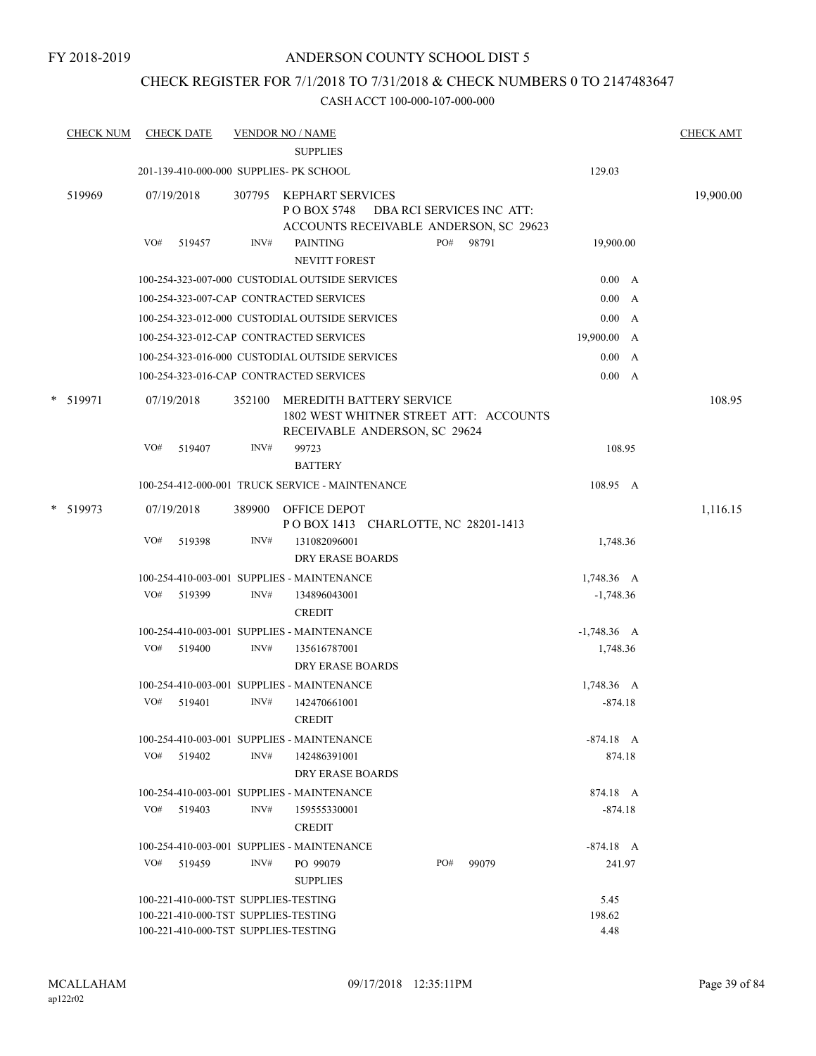FY 2018-2019

ANDERSON COUNTY SCHOOL DIST 5

CHECK REGISTER FOR 7/1/2018 TO 7/31/2018 & CHECK NUMBERS 0 TO 2147483647

CASH ACCT 100-000-107-000-000

| CHECK NUM | CHECK DATE | VENDOR NO / NAME | | CHECK AMT |
|---|---|---|---|---|
| | | SUPPLIES | | |
| | 201-139-410-000-000 SUPPLIES- PK SCHOOL | | 129.03 | |
| 519969 | 07/19/2018 | 307795 KEPHART SERVICES P O BOX 5748 DBA RCI SERVICES INC ATT: ACCOUNTS RECEIVABLE ANDERSON, SC 29623 | | 19,900.00 |
| | VO# 519457 | INV# PAINTING NEVITT FOREST PO# 98791 | 19,900.00 | |
| | 100-254-323-007-000 CUSTODIAL OUTSIDE SERVICES | | 0.00 A | |
| | 100-254-323-007-CAP CONTRACTED SERVICES | | 0.00 A | |
| | 100-254-323-012-000 CUSTODIAL OUTSIDE SERVICES | | 0.00 A | |
| | 100-254-323-012-CAP CONTRACTED SERVICES | | 19,900.00 A | |
| | 100-254-323-016-000 CUSTODIAL OUTSIDE SERVICES | | 0.00 A | |
| | 100-254-323-016-CAP CONTRACTED SERVICES | | 0.00 A | |
| * 519971 | 07/19/2018 | 352100 MEREDITH BATTERY SERVICE 1802 WEST WHITNER STREET ATT: ACCOUNTS RECEIVABLE ANDERSON, SC 29624 | | 108.95 |
| | VO# 519407 | INV# 99723 BATTERY | 108.95 | |
| | 100-254-412-000-001 TRUCK SERVICE - MAINTENANCE | | 108.95 A | |
| * 519973 | 07/19/2018 | 389900 OFFICE DEPOT P O BOX 1413 CHARLOTTE, NC 28201-1413 | | 1,116.15 |
| | VO# 519398 | INV# 131082096001 DRY ERASE BOARDS | 1,748.36 | |
| | 100-254-410-003-001 SUPPLIES - MAINTENANCE | | 1,748.36 A | |
| | VO# 519399 | INV# 134896043001 CREDIT | -1,748.36 | |
| | 100-254-410-003-001 SUPPLIES - MAINTENANCE | | -1,748.36 A | |
| | VO# 519400 | INV# 135616787001 DRY ERASE BOARDS | 1,748.36 | |
| | 100-254-410-003-001 SUPPLIES - MAINTENANCE | | 1,748.36 A | |
| | VO# 519401 | INV# 142470661001 CREDIT | -874.18 | |
| | 100-254-410-003-001 SUPPLIES - MAINTENANCE | | -874.18 A | |
| | VO# 519402 | INV# 142486391001 DRY ERASE BOARDS | 874.18 | |
| | 100-254-410-003-001 SUPPLIES - MAINTENANCE | | 874.18 A | |
| | VO# 519403 | INV# 159555330001 CREDIT | -874.18 | |
| | 100-254-410-003-001 SUPPLIES - MAINTENANCE | | -874.18 A | |
| | VO# 519459 | INV# PO 99079 SUPPLIES PO# 99079 | 241.97 | |
| | 100-221-410-000-TST SUPPLIES-TESTING | | 5.45 | |
| | 100-221-410-000-TST SUPPLIES-TESTING | | 198.62 | |
| | 100-221-410-000-TST SUPPLIES-TESTING | | 4.48 | |

MCALLAHAM ap122r02 09/17/2018 12:35:11PM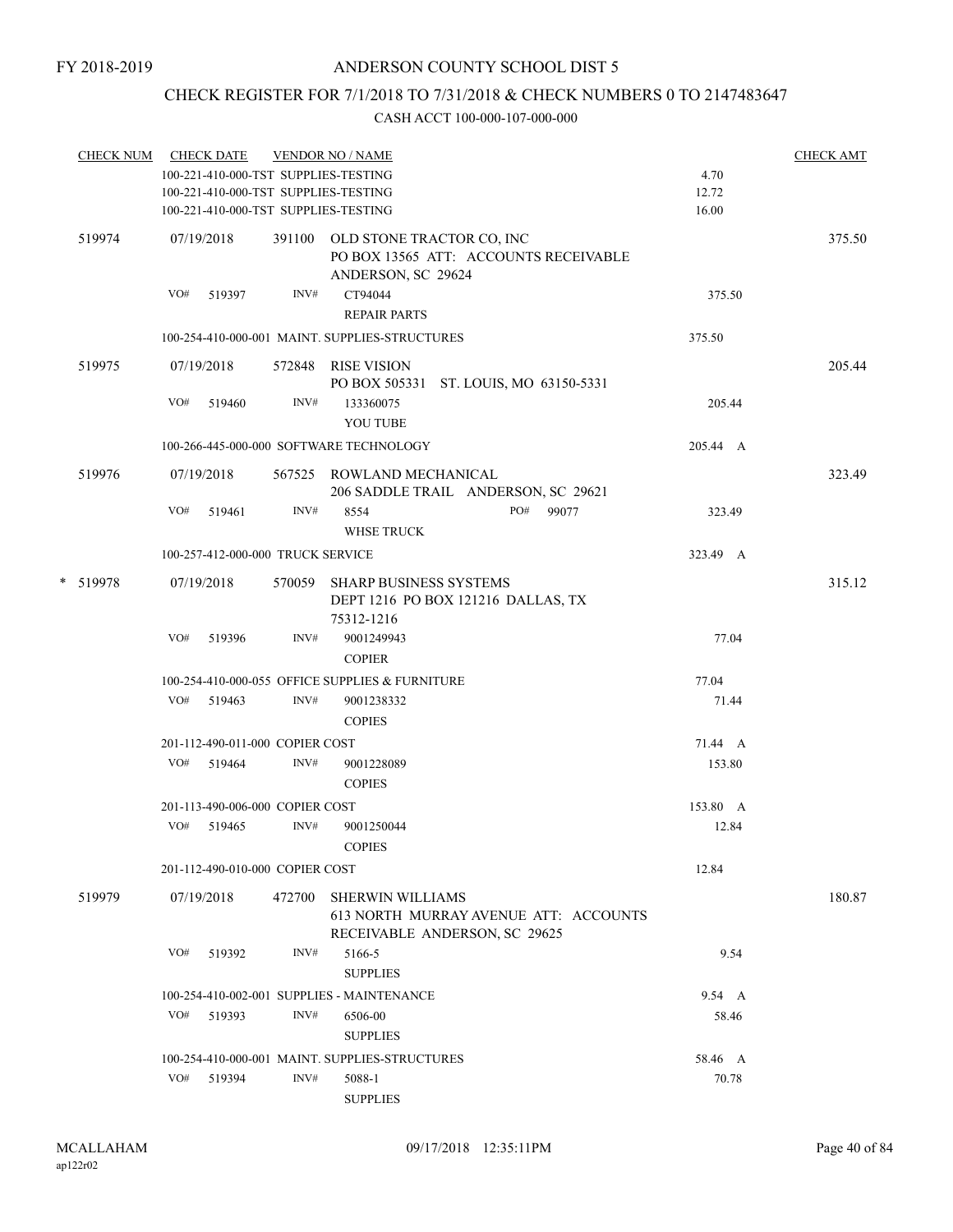FY 2018-2019

# ANDERSON COUNTY SCHOOL DIST 5

## CHECK REGISTER FOR 7/1/2018 TO 7/31/2018 & CHECK NUMBERS 0 TO 2147483647

### CASH ACCT 100-000-107-000-000

| CHECK NUM | CHECK DATE | VENDOR NO / NAME | | CHECK AMT |
|---|---|---|---|---|
| | 100-221-410-000-TST SUPPLIES-TESTING | | 4.70 | |
| | 100-221-410-000-TST SUPPLIES-TESTING | | 12.72 | |
| | 100-221-410-000-TST SUPPLIES-TESTING | | 16.00 | |
| 519974 | 07/19/2018 | 391100 OLD STONE TRACTOR CO, INC<br>PO BOX 13565 ATT: ACCOUNTS RECEIVABLE<br>ANDERSON, SC 29624 | | 375.50 |
| | VO# 519397 | INV# CT94044<br>REPAIR PARTS | 375.50 | |
| | 100-254-410-000-001 MAINT. SUPPLIES-STRUCTURES | | 375.50 | |
| 519975 | 07/19/2018 | 572848 RISE VISION<br>PO BOX 505331 ST. LOUIS, MO 63150-5331 | | 205.44 |
| | VO# 519460 | INV# 133360075<br>YOU TUBE | 205.44 | |
| | 100-266-445-000-000 SOFTWARE TECHNOLOGY | | 205.44 A | |
| 519976 | 07/19/2018 | 567525 ROWLAND MECHANICAL<br>206 SADDLE TRAIL ANDERSON, SC 29621 | | 323.49 |
| | VO# 519461 | INV# 8554 PO# 99077<br>WHSE TRUCK | 323.49 | |
| | 100-257-412-000-000 TRUCK SERVICE | | 323.49 A | |
| * 519978 | 07/19/2018 | 570059 SHARP BUSINESS SYSTEMS<br>DEPT 1216 PO BOX 121216 DALLAS, TX<br>75312-1216 | | 315.12 |
| | VO# 519396 | INV# 9001249943<br>COPIER | 77.04 | |
| | 100-254-410-000-055 OFFICE SUPPLIES & FURNITURE | | 77.04 | |
| | VO# 519463 | INV# 9001238332<br>COPIES | 71.44 | |
| | 201-112-490-011-000 COPIER COST | | 71.44 A | |
| | VO# 519464 | INV# 9001228089<br>COPIES | 153.80 | |
| | 201-113-490-006-000 COPIER COST | | 153.80 A | |
| | VO# 519465 | INV# 9001250044<br>COPIES | 12.84 | |
| | 201-112-490-010-000 COPIER COST | | 12.84 | |
| 519979 | 07/19/2018 | 472700 SHERWIN WILLIAMS<br>613 NORTH MURRAY AVENUE ATT: ACCOUNTS<br>RECEIVABLE ANDERSON, SC 29625 | | 180.87 |
| | VO# 519392 | INV# 5166-5<br>SUPPLIES | 9.54 | |
| | 100-254-410-002-001 SUPPLIES - MAINTENANCE | | 9.54 A | |
| | VO# 519393 | INV# 6506-00<br>SUPPLIES | 58.46 | |
| | 100-254-410-000-001 MAINT. SUPPLIES-STRUCTURES | | 58.46 A | |
| | VO# 519394 | INV# 5088-1<br>SUPPLIES | 70.78 | |

MCALLAHAM
ap122r02

09/17/2018 12:35:11PM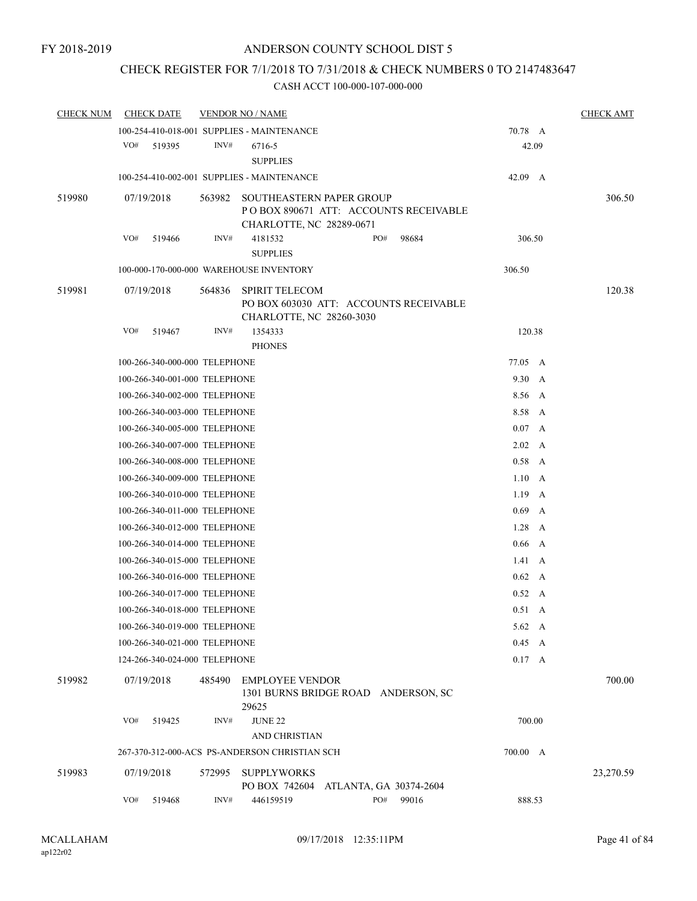FY 2018-2019

# ANDERSON COUNTY SCHOOL DIST 5

## CHECK REGISTER FOR 7/1/2018 TO 7/31/2018 & CHECK NUMBERS 0 TO 2147483647

CASH ACCT 100-000-107-000-000

| CHECK NUM | CHECK DATE | VENDOR NO / NAME | | CHECK AMT |
|---|---|---|---|---|
| | 100-254-410-018-001 SUPPLIES - MAINTENANCE | | 70.78 A | |
| | VO# 519395 | INV# 6716-5 SUPPLIES | 42.09 | |
| | 100-254-410-002-001 SUPPLIES - MAINTENANCE | | 42.09 A | |
| 519980 | 07/19/2018 | 563982 SOUTHEASTERN PAPER GROUP P O BOX 890671 ATT: ACCOUNTS RECEIVABLE CHARLOTTE, NC 28289-0671 | | 306.50 |
| | VO# 519466 | INV# 4181532 PO# 98684 SUPPLIES | 306.50 | |
| | 100-000-170-000-000 WAREHOUSE INVENTORY | | 306.50 | |
| 519981 | 07/19/2018 | 564836 SPIRIT TELECOM PO BOX 603030 ATT: ACCOUNTS RECEIVABLE CHARLOTTE, NC 28260-3030 | | 120.38 |
| | VO# 519467 | INV# 1354333 PHONES | 120.38 | |
| | 100-266-340-000-000 TELEPHONE | | 77.05 A | |
| | 100-266-340-001-000 TELEPHONE | | 9.30 A | |
| | 100-266-340-002-000 TELEPHONE | | 8.56 A | |
| | 100-266-340-003-000 TELEPHONE | | 8.58 A | |
| | 100-266-340-005-000 TELEPHONE | | 0.07 A | |
| | 100-266-340-007-000 TELEPHONE | | 2.02 A | |
| | 100-266-340-008-000 TELEPHONE | | 0.58 A | |
| | 100-266-340-009-000 TELEPHONE | | 1.10 A | |
| | 100-266-340-010-000 TELEPHONE | | 1.19 A | |
| | 100-266-340-011-000 TELEPHONE | | 0.69 A | |
| | 100-266-340-012-000 TELEPHONE | | 1.28 A | |
| | 100-266-340-014-000 TELEPHONE | | 0.66 A | |
| | 100-266-340-015-000 TELEPHONE | | 1.41 A | |
| | 100-266-340-016-000 TELEPHONE | | 0.62 A | |
| | 100-266-340-017-000 TELEPHONE | | 0.52 A | |
| | 100-266-340-018-000 TELEPHONE | | 0.51 A | |
| | 100-266-340-019-000 TELEPHONE | | 5.62 A | |
| | 100-266-340-021-000 TELEPHONE | | 0.45 A | |
| | 124-266-340-024-000 TELEPHONE | | 0.17 A | |
| 519982 | 07/19/2018 | 485490 EMPLOYEE VENDOR 1301 BURNS BRIDGE ROAD ANDERSON, SC 29625 | | 700.00 |
| | VO# 519425 | INV# JUNE 22 AND CHRISTIAN | 700.00 | |
| | 267-370-312-000-ACS PS-ANDERSON CHRISTIAN SCH | | 700.00 A | |
| 519983 | 07/19/2018 | 572995 SUPPLYWORKS PO BOX 742604 ATLANTA, GA 30374-2604 | | 23,270.59 |
| | VO# 519468 | INV# 446159519 PO# 99016 | 888.53 | |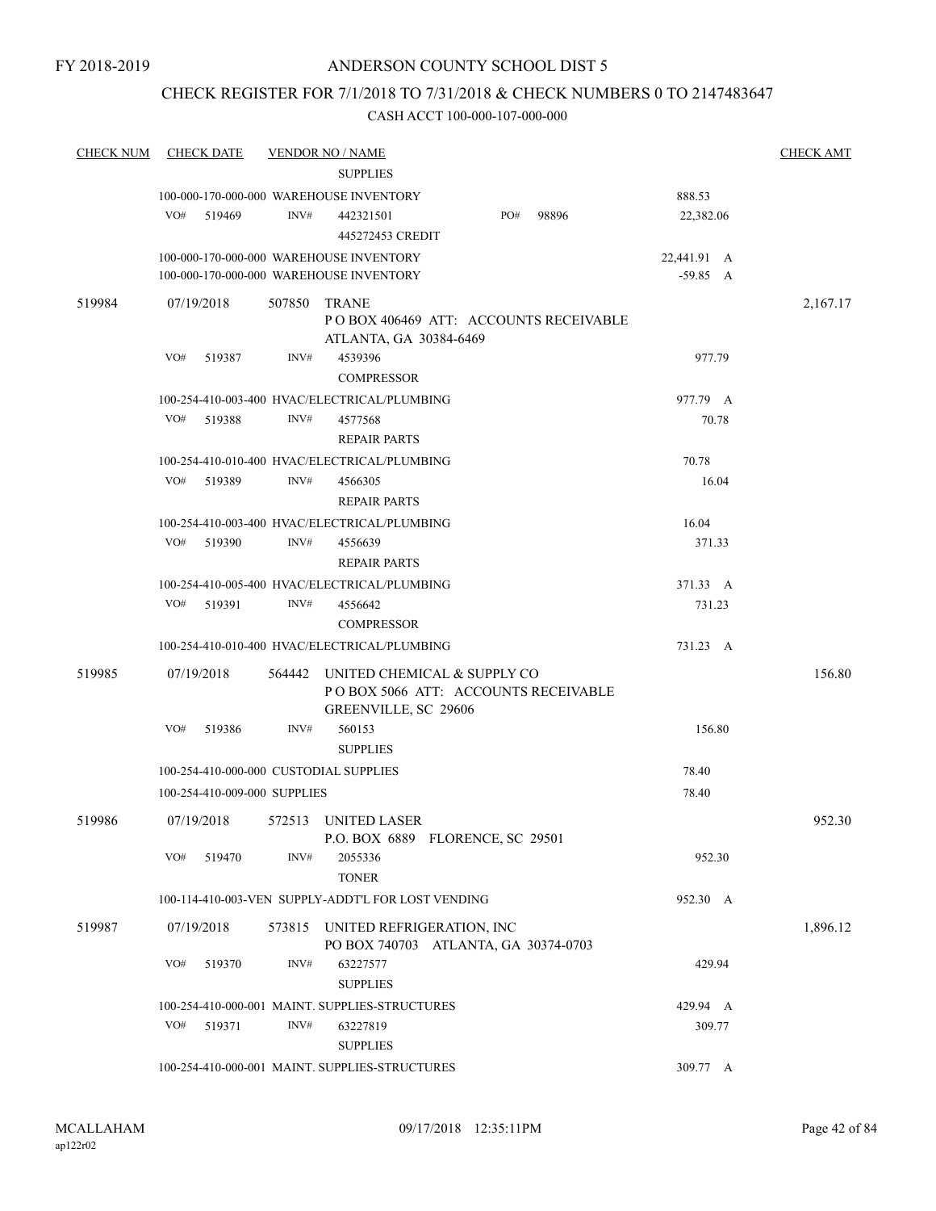FY 2018-2019

# ANDERSON COUNTY SCHOOL DIST 5

## CHECK REGISTER FOR 7/1/2018 TO 7/31/2018 & CHECK NUMBERS 0 TO 2147483647

### CASH ACCT 100-000-107-000-000

| CHECK NUM | CHECK DATE | VENDOR NO / NAME | | CHECK AMT |
|---|---|---|---|---|
| | | SUPPLIES | | |
| | | 100-000-170-000-000 WAREHOUSE INVENTORY | 888.53 | |
| | VO# 519469 | INV# 442321501 PO# 98896 | 22,382.06 | |
| | | 445272453 CREDIT | | |
| | | 100-000-170-000-000 WAREHOUSE INVENTORY | 22,441.91 A | |
| | | 100-000-170-000-000 WAREHOUSE INVENTORY | -59.85 A | |
| 519984 | 07/19/2018 | 507850 TRANE<br>P O BOX 406469 ATT: ACCOUNTS RECEIVABLE<br>ATLANTA, GA 30384-6469 | | 2,167.17 |
| | VO# 519387 | INV# 4539396 | 977.79 | |
| | | COMPRESSOR | | |
| | | 100-254-410-003-400 HVAC/ELECTRICAL/PLUMBING | 977.79 A | |
| | VO# 519388 | INV# 4577568 | 70.78 | |
| | | REPAIR PARTS | | |
| | | 100-254-410-010-400 HVAC/ELECTRICAL/PLUMBING | 70.78 | |
| | VO# 519389 | INV# 4566305 | 16.04 | |
| | | REPAIR PARTS | | |
| | | 100-254-410-003-400 HVAC/ELECTRICAL/PLUMBING | 16.04 | |
| | VO# 519390 | INV# 4556639 | 371.33 | |
| | | REPAIR PARTS | | |
| | | 100-254-410-005-400 HVAC/ELECTRICAL/PLUMBING | 371.33 A | |
| | VO# 519391 | INV# 4556642 | 731.23 | |
| | | COMPRESSOR | | |
| | | 100-254-410-010-400 HVAC/ELECTRICAL/PLUMBING | 731.23 A | |
| 519985 | 07/19/2018 | 564442 UNITED CHEMICAL & SUPPLY CO<br>P O BOX 5066 ATT: ACCOUNTS RECEIVABLE<br>GREENVILLE, SC 29606 | | 156.80 |
| | VO# 519386 | INV# 560153 | 156.80 | |
| | | SUPPLIES | | |
| | | 100-254-410-000-000 CUSTODIAL SUPPLIES | 78.40 | |
| | | 100-254-410-009-000 SUPPLIES | 78.40 | |
| 519986 | 07/19/2018 | 572513 UNITED LASER<br>P.O. BOX 6889 FLORENCE, SC 29501 | | 952.30 |
| | VO# 519470 | INV# 2055336 | 952.30 | |
| | | TONER | | |
| | | 100-114-410-003-VEN SUPPLY-ADDT'L FOR LOST VENDING | 952.30 A | |
| 519987 | 07/19/2018 | 573815 UNITED REFRIGERATION, INC<br>PO BOX 740703 ATLANTA, GA 30374-0703 | | 1,896.12 |
| | VO# 519370 | INV# 63227577 | 429.94 | |
| | | SUPPLIES | | |
| | | 100-254-410-000-001 MAINT. SUPPLIES-STRUCTURES | 429.94 A | |
| | VO# 519371 | INV# 63227819 | 309.77 | |
| | | SUPPLIES | | |
| | | 100-254-410-000-001 MAINT. SUPPLIES-STRUCTURES | 309.77 A | |

MCALLAHAM
ap122r02

09/17/2018 12:35:11PM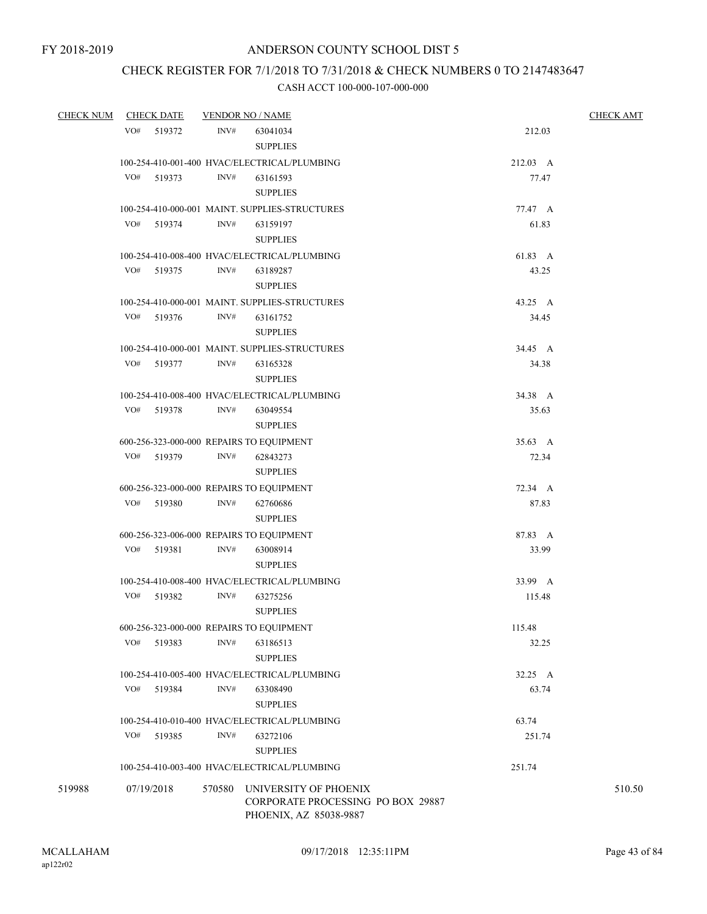FY 2018-2019

# ANDERSON COUNTY SCHOOL DIST 5

## CHECK REGISTER FOR 7/1/2018 TO 7/31/2018 & CHECK NUMBERS 0 TO 2147483647

### CASH ACCT 100-000-107-000-000

| CHECK NUM | CHECK DATE | VENDOR NO / NAME | | CHECK AMT |
|---|---|---|---|---|
| | VO# 519372 | INV# 63041034 SUPPLIES | 212.03 | |
| | | 100-254-410-001-400 HVAC/ELECTRICAL/PLUMBING | 212.03 A | |
| | VO# 519373 | INV# 63161593 SUPPLIES | 77.47 | |
| | | 100-254-410-000-001 MAINT. SUPPLIES-STRUCTURES | 77.47 A | |
| | VO# 519374 | INV# 63159197 SUPPLIES | 61.83 | |
| | | 100-254-410-008-400 HVAC/ELECTRICAL/PLUMBING | 61.83 A | |
| | VO# 519375 | INV# 63189287 SUPPLIES | 43.25 | |
| | | 100-254-410-000-001 MAINT. SUPPLIES-STRUCTURES | 43.25 A | |
| | VO# 519376 | INV# 63161752 SUPPLIES | 34.45 | |
| | | 100-254-410-000-001 MAINT. SUPPLIES-STRUCTURES | 34.45 A | |
| | VO# 519377 | INV# 63165328 SUPPLIES | 34.38 | |
| | | 100-254-410-008-400 HVAC/ELECTRICAL/PLUMBING | 34.38 A | |
| | VO# 519378 | INV# 63049554 SUPPLIES | 35.63 | |
| | | 600-256-323-000-000 REPAIRS TO EQUIPMENT | 35.63 A | |
| | VO# 519379 | INV# 62843273 SUPPLIES | 72.34 | |
| | | 600-256-323-000-000 REPAIRS TO EQUIPMENT | 72.34 A | |
| | VO# 519380 | INV# 62760686 SUPPLIES | 87.83 | |
| | | 600-256-323-006-000 REPAIRS TO EQUIPMENT | 87.83 A | |
| | VO# 519381 | INV# 63008914 SUPPLIES | 33.99 | |
| | | 100-254-410-008-400 HVAC/ELECTRICAL/PLUMBING | 33.99 A | |
| | VO# 519382 | INV# 63275256 SUPPLIES | 115.48 | |
| | | 600-256-323-000-000 REPAIRS TO EQUIPMENT | 115.48 | |
| | VO# 519383 | INV# 63186513 SUPPLIES | 32.25 | |
| | | 100-254-410-005-400 HVAC/ELECTRICAL/PLUMBING | 32.25 A | |
| | VO# 519384 | INV# 63308490 SUPPLIES | 63.74 | |
| | | 100-254-410-010-400 HVAC/ELECTRICAL/PLUMBING | 63.74 | |
| | VO# 519385 | INV# 63272106 SUPPLIES | 251.74 | |
| | | 100-254-410-003-400 HVAC/ELECTRICAL/PLUMBING | 251.74 | |
| 519988 | 07/19/2018 | 570580 UNIVERSITY OF PHOENIX CORPORATE PROCESSING PO BOX 29887 PHOENIX, AZ 85038-9887 | | 510.50 |

MCALLAHAM
ap122r02

09/17/2018 12:35:11PM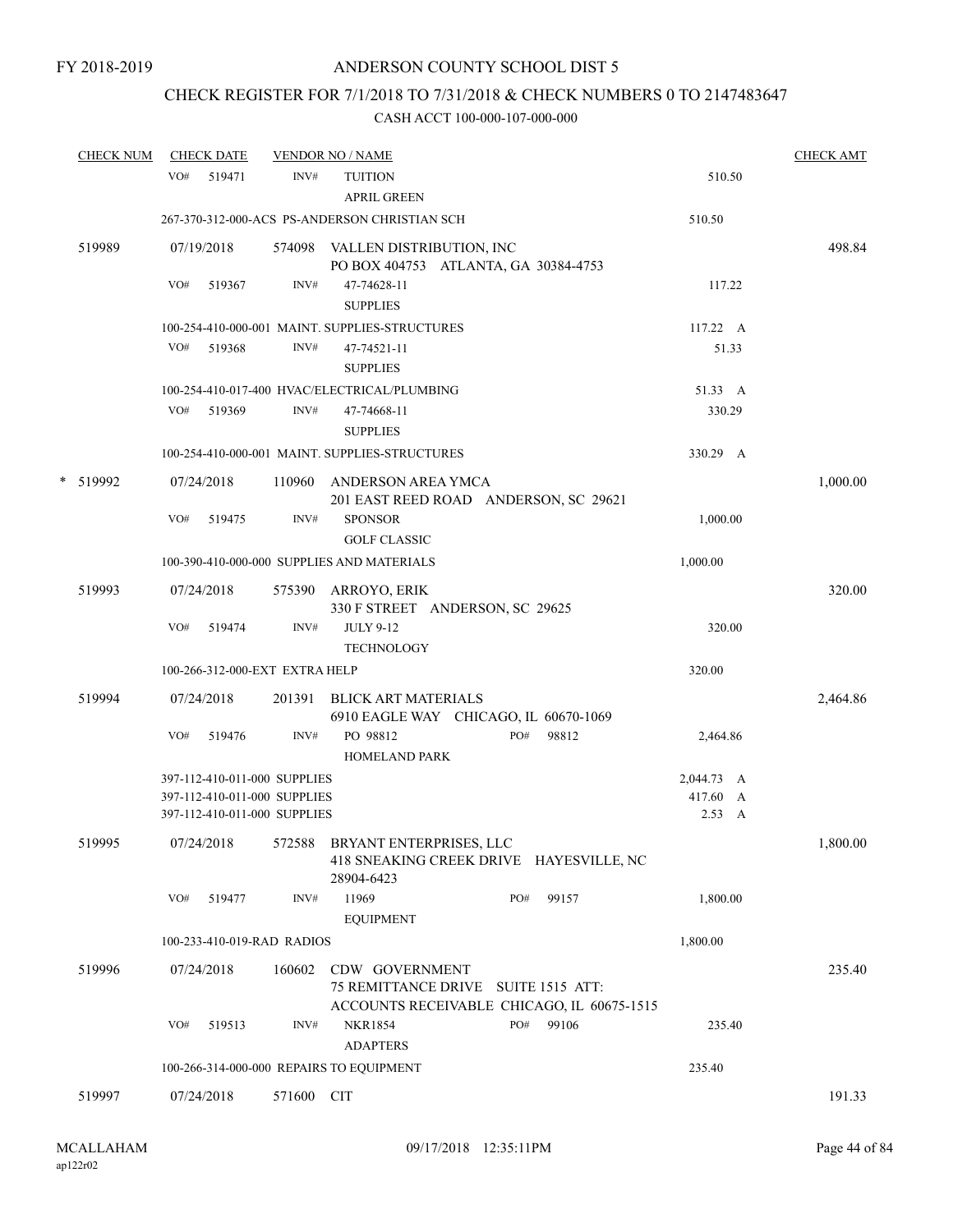FY 2018-2019

# ANDERSON COUNTY SCHOOL DIST 5

## CHECK REGISTER FOR 7/1/2018 TO 7/31/2018 & CHECK NUMBERS 0 TO 2147483647

### CASH ACCT 100-000-107-000-000

| CHECK NUM | CHECK DATE | VENDOR NO / NAME | | CHECK AMT |
|---|---|---|---|---|
| | VO# 519471 | INV# TUITION<br>APRIL GREEN | 510.50 | |
| | | 267-370-312-000-ACS PS-ANDERSON CHRISTIAN SCH | 510.50 | |
| 519989 | 07/19/2018 | 574098 VALLEN DISTRIBUTION, INC<br>PO BOX 404753 ATLANTA, GA 30384-4753 | | 498.84 |
| | VO# 519367 | INV# 47-74628-11<br>SUPPLIES | 117.22 | |
| | | 100-254-410-000-001 MAINT. SUPPLIES-STRUCTURES | 117.22 A | |
| | VO# 519368 | INV# 47-74521-11<br>SUPPLIES | 51.33 | |
| | | 100-254-410-017-400 HVAC/ELECTRICAL/PLUMBING | 51.33 A | |
| | VO# 519369 | INV# 47-74668-11<br>SUPPLIES | 330.29 | |
| | | 100-254-410-000-001 MAINT. SUPPLIES-STRUCTURES | 330.29 A | |
| * 519992 | 07/24/2018 | 110960 ANDERSON AREA YMCA<br>201 EAST REED ROAD ANDERSON, SC 29621 | | 1,000.00 |
| | VO# 519475 | INV# SPONSOR<br>GOLF CLASSIC | 1,000.00 | |
| | | 100-390-410-000-000 SUPPLIES AND MATERIALS | 1,000.00 | |
| 519993 | 07/24/2018 | 575390 ARROYO, ERIK<br>330 F STREET ANDERSON, SC 29625 | | 320.00 |
| | VO# 519474 | INV# JULY 9-12<br>TECHNOLOGY | 320.00 | |
| | | 100-266-312-000-EXT EXTRA HELP | 320.00 | |
| 519994 | 07/24/2018 | 201391 BLICK ART MATERIALS<br>6910 EAGLE WAY CHICAGO, IL 60670-1069 | | 2,464.86 |
| | VO# 519476 | INV# PO 98812 PO# 98812<br>HOMELAND PARK | 2,464.86 | |
| | | 397-112-410-011-000 SUPPLIES | 2,044.73 A | |
| | | 397-112-410-011-000 SUPPLIES | 417.60 A | |
| | | 397-112-410-011-000 SUPPLIES | 2.53 A | |
| 519995 | 07/24/2018 | 572588 BRYANT ENTERPRISES, LLC<br>418 SNEAKING CREEK DRIVE HAYESVILLE, NC 28904-6423 | | 1,800.00 |
| | VO# 519477 | INV# 11969 PO# 99157<br>EQUIPMENT | 1,800.00 | |
| | | 100-233-410-019-RAD RADIOS | 1,800.00 | |
| 519996 | 07/24/2018 | 160602 CDW GOVERNMENT<br>75 REMITTANCE DRIVE SUITE 1515 ATT: ACCOUNTS RECEIVABLE CHICAGO, IL 60675-1515 | | 235.40 |
| | VO# 519513 | INV# NKR1854 PO# 99106<br>ADAPTERS | 235.40 | |
| | | 100-266-314-000-000 REPAIRS TO EQUIPMENT | 235.40 | |
| 519997 | 07/24/2018 | 571600 CIT | | 191.33 |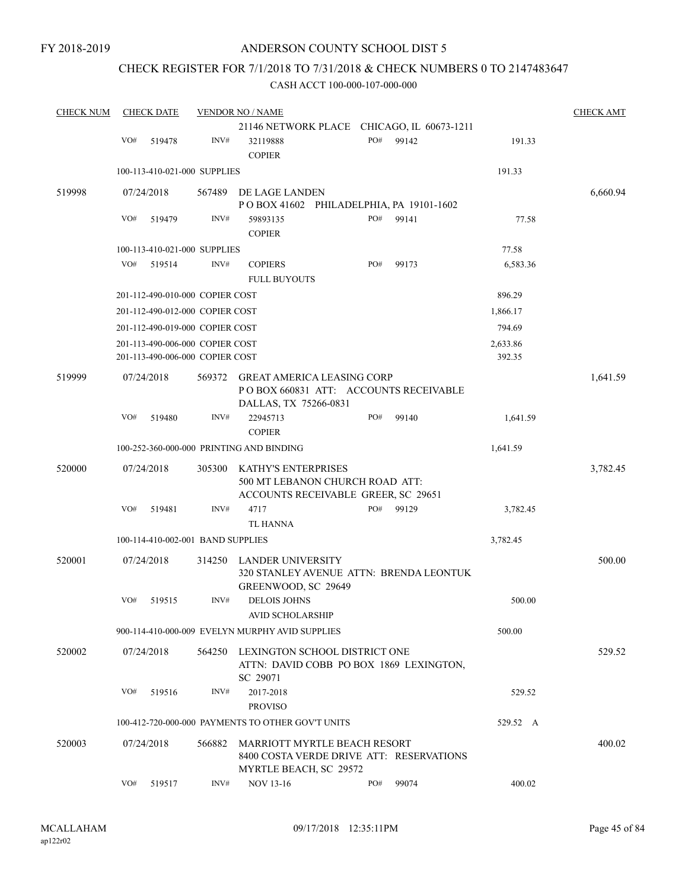FY 2018-2019

# ANDERSON COUNTY SCHOOL DIST 5

## CHECK REGISTER FOR 7/1/2018 TO 7/31/2018 & CHECK NUMBERS 0 TO 2147483647

### CASH ACCT 100-000-107-000-000

| CHECK NUM | CHECK DATE | VENDOR NO / NAME | | | | CHECK AMT |
|---|---|---|---|---|---|---|
| | | | 21146 NETWORK PLACE CHICAGO, IL 60673-1211 | | | |
| | VO# 519478 | INV# | 32119888 COPIER | PO# 99142 | 191.33 | |
| | 100-113-410-021-000 SUPPLIES | | | | 191.33 | |
| 519998 | 07/24/2018 | 567489 | DE LAGE LANDEN P O BOX 41602 PHILADELPHIA, PA 19101-1602 | | | 6,660.94 |
| | VO# 519479 | INV# | 59893135 COPIER | PO# 99141 | 77.58 | |
| | 100-113-410-021-000 SUPPLIES | | | | 77.58 | |
| | VO# 519514 | INV# | COPIERS FULL BUYOUTS | PO# 99173 | 6,583.36 | |
| | 201-112-490-010-000 COPIER COST | | | | 896.29 | |
| | 201-112-490-012-000 COPIER COST | | | | 1,866.17 | |
| | 201-112-490-019-000 COPIER COST | | | | 794.69 | |
| | 201-113-490-006-000 COPIER COST | | | | 2,633.86 | |
| | 201-113-490-006-000 COPIER COST | | | | 392.35 | |
| 519999 | 07/24/2018 | 569372 | GREAT AMERICA LEASING CORP P O BOX 660831 ATT: ACCOUNTS RECEIVABLE DALLAS, TX 75266-0831 | | | 1,641.59 |
| | VO# 519480 | INV# | 22945713 COPIER | PO# 99140 | 1,641.59 | |
| | 100-252-360-000-000 PRINTING AND BINDING | | | | 1,641.59 | |
| 520000 | 07/24/2018 | 305300 | KATHY'S ENTERPRISES 500 MT LEBANON CHURCH ROAD ATT: ACCOUNTS RECEIVABLE GREER, SC 29651 | | | 3,782.45 |
| | VO# 519481 | INV# | 4717 TL HANNA | PO# 99129 | 3,782.45 | |
| | 100-114-410-002-001 BAND SUPPLIES | | | | 3,782.45 | |
| 520001 | 07/24/2018 | 314250 | LANDER UNIVERSITY 320 STANLEY AVENUE ATTN: BRENDA LEONTUK GREENWOOD, SC 29649 | | | 500.00 |
| | VO# 519515 | INV# | DELOIS JOHNS AVID SCHOLARSHIP | | 500.00 | |
| | 900-114-410-000-009 EVELYN MURPHY AVID SUPPLIES | | | | 500.00 | |
| 520002 | 07/24/2018 | 564250 | LEXINGTON SCHOOL DISTRICT ONE ATTN: DAVID COBB PO BOX 1869 LEXINGTON, SC 29071 | | | 529.52 |
| | VO# 519516 | INV# | 2017-2018 PROVISO | | 529.52 | |
| | 100-412-720-000-000 PAYMENTS TO OTHER GOV'T UNITS | | | | 529.52 A | |
| 520003 | 07/24/2018 | 566882 | MARRIOTT MYRTLE BEACH RESORT 8400 COSTA VERDE DRIVE ATT: RESERVATIONS MYRTLE BEACH, SC 29572 | | | 400.02 |
| | VO# 519517 | INV# | NOV 13-16 | PO# 99074 | 400.02 | |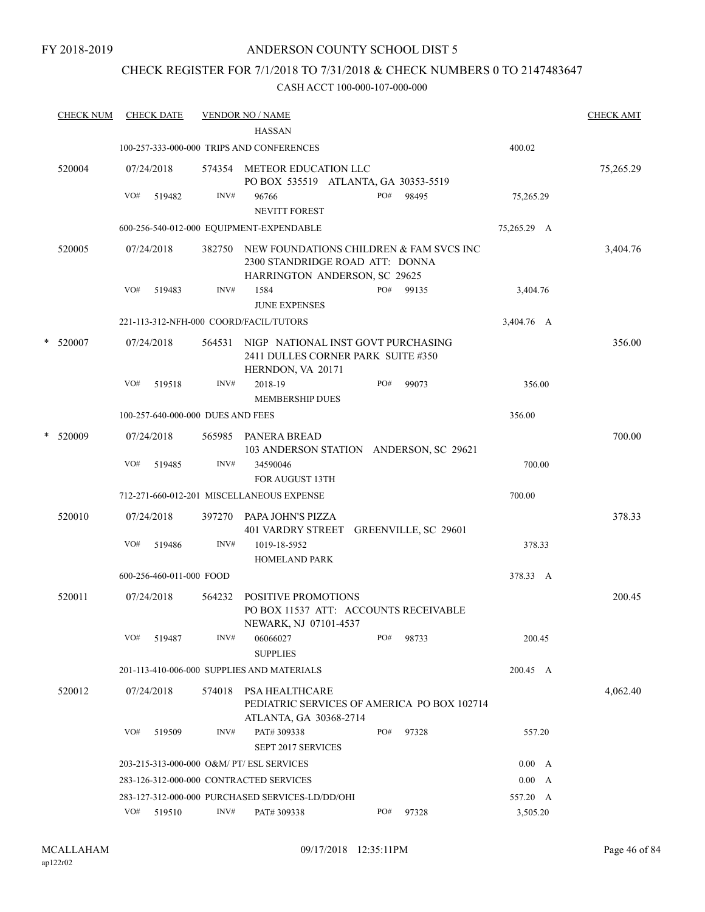FY 2018-2019

# ANDERSON COUNTY SCHOOL DIST 5

## CHECK REGISTER FOR 7/1/2018 TO 7/31/2018 & CHECK NUMBERS 0 TO 2147483647

CASH ACCT 100-000-107-000-000

| CHECK NUM | CHECK DATE | VENDOR NO / NAME | | CHECK AMT |
|---|---|---|---|---|
| | | HASSAN | | |
| | | 100-257-333-000-000 TRIPS AND CONFERENCES | 400.02 | |
| 520004 | 07/24/2018 | 574354 METEOR EDUCATION LLC<br>PO BOX 535519 ATLANTA, GA 30353-5519 | | 75,265.29 |
| | VO# 519482 | INV# 96766 PO# 98495<br>NEVITT FOREST | 75,265.29 | |
| | | 600-256-540-012-000 EQUIPMENT-EXPENDABLE | 75,265.29 A | |
| 520005 | 07/24/2018 | 382750 NEW FOUNDATIONS CHILDREN & FAM SVCS INC<br>2300 STANDRIDGE ROAD ATT: DONNA<br>HARRINGTON ANDERSON, SC 29625 | | 3,404.76 |
| | VO# 519483 | INV# 1584 PO# 99135<br>JUNE EXPENSES | 3,404.76 | |
| | | 221-113-312-NFH-000 COORD/FACIL/TUTORS | 3,404.76 A | |
| * 520007 | 07/24/2018 | 564531 NIGP NATIONAL INST GOVT PURCHASING<br>2411 DULLES CORNER PARK SUITE #350<br>HERNDON, VA 20171 | | 356.00 |
| | VO# 519518 | INV# 2018-19 PO# 99073<br>MEMBERSHIP DUES | 356.00 | |
| | | 100-257-640-000-000 DUES AND FEES | 356.00 | |
| * 520009 | 07/24/2018 | 565985 PANERA BREAD<br>103 ANDERSON STATION ANDERSON, SC 29621 | | 700.00 |
| | VO# 519485 | INV# 34590046<br>FOR AUGUST 13TH | 700.00 | |
| | | 712-271-660-012-201 MISCELLANEOUS EXPENSE | 700.00 | |
| 520010 | 07/24/2018 | 397270 PAPA JOHN'S PIZZA<br>401 VARDRY STREET GREENVILLE, SC 29601 | | 378.33 |
| | VO# 519486 | INV# 1019-18-5952<br>HOMELAND PARK | 378.33 | |
| | | 600-256-460-011-000 FOOD | 378.33 A | |
| 520011 | 07/24/2018 | 564232 POSITIVE PROMOTIONS<br>PO BOX 11537 ATT: ACCOUNTS RECEIVABLE<br>NEWARK, NJ 07101-4537 | | 200.45 |
| | VO# 519487 | INV# 06066027 PO# 98733<br>SUPPLIES | 200.45 | |
| | | 201-113-410-006-000 SUPPLIES AND MATERIALS | 200.45 A | |
| 520012 | 07/24/2018 | 574018 PSA HEALTHCARE<br>PEDIATRIC SERVICES OF AMERICA PO BOX 102714<br>ATLANTA, GA 30368-2714 | | 4,062.40 |
| | VO# 519509 | INV# PAT# 309338 PO# 97328<br>SEPT 2017 SERVICES | 557.20 | |
| | | 203-215-313-000-000 O&M/ PT/ ESL SERVICES | 0.00 A | |
| | | 283-126-312-000-000 CONTRACTED SERVICES | 0.00 A | |
| | | 283-127-312-000-000 PURCHASED SERVICES-LD/DD/OHI | 557.20 A | |
| | VO# 519510 | INV# PAT# 309338 PO# 97328 | 3,505.20 | |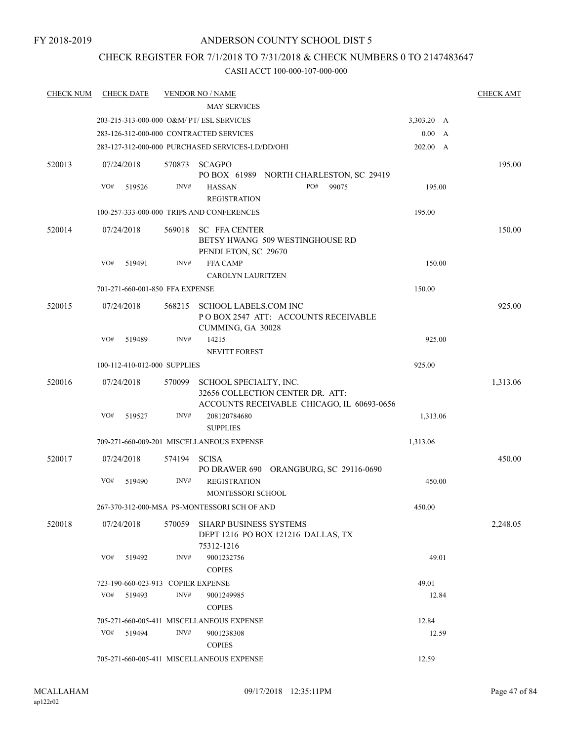FY 2018-2019

ANDERSON COUNTY SCHOOL DIST 5

CHECK REGISTER FOR 7/1/2018 TO 7/31/2018 & CHECK NUMBERS 0 TO 2147483647

CASH ACCT 100-000-107-000-000

| CHECK NUM | CHECK DATE | VENDOR NO / NAME | | CHECK AMT |
|---|---|---|---|---|
| | | MAY SERVICES | | |
| | | 203-215-313-000-000 O&M/ PT/ ESL SERVICES | 3,303.20 A | |
| | | 283-126-312-000-000 CONTRACTED SERVICES | 0.00 A | |
| | | 283-127-312-000-000 PURCHASED SERVICES-LD/DD/OHI | 202.00 A | |
| 520013 | 07/24/2018 | 570873 SCAGPO<br>PO BOX 61989 NORTH CHARLESTON, SC 29419 | | 195.00 |
| | VO# 519526 | INV# HASSAN PO# 99075<br>REGISTRATION | 195.00 | |
| | | 100-257-333-000-000 TRIPS AND CONFERENCES | 195.00 | |
| 520014 | 07/24/2018 | 569018 SC FFA CENTER<br>BETSY HWANG 509 WESTINGHOUSE RD<br>PENDLETON, SC 29670 | | 150.00 |
| | VO# 519491 | INV# FFA CAMP<br>CAROLYN LAURITZEN | 150.00 | |
| | | 701-271-660-001-850 FFA EXPENSE | 150.00 | |
| 520015 | 07/24/2018 | 568215 SCHOOL LABELS.COM INC<br>P O BOX 2547 ATT: ACCOUNTS RECEIVABLE<br>CUMMING, GA 30028 | | 925.00 |
| | VO# 519489 | INV# 14215<br>NEVITT FOREST | 925.00 | |
| | | 100-112-410-012-000 SUPPLIES | 925.00 | |
| 520016 | 07/24/2018 | 570099 SCHOOL SPECIALTY, INC.<br>32656 COLLECTION CENTER DR. ATT:<br>ACCOUNTS RECEIVABLE CHICAGO, IL 60693-0656 | | 1,313.06 |
| | VO# 519527 | INV# 208120784680<br>SUPPLIES | 1,313.06 | |
| | | 709-271-660-009-201 MISCELLANEOUS EXPENSE | 1,313.06 | |
| 520017 | 07/24/2018 | 574194 SCISA<br>PO DRAWER 690 ORANGBURG, SC 29116-0690 | | 450.00 |
| | VO# 519490 | INV# REGISTRATION<br>MONTESSORI SCHOOL | 450.00 | |
| | | 267-370-312-000-MSA PS-MONTESSORI SCH OF AND | 450.00 | |
| 520018 | 07/24/2018 | 570059 SHARP BUSINESS SYSTEMS<br>DEPT 1216 PO BOX 121216 DALLAS, TX<br>75312-1216 | | 2,248.05 |
| | VO# 519492 | INV# 9001232756<br>COPIES | 49.01 | |
| | | 723-190-660-023-913 COPIER EXPENSE | 49.01 | |
| | VO# 519493 | INV# 9001249985<br>COPIES | 12.84 | |
| | | 705-271-660-005-411 MISCELLANEOUS EXPENSE | 12.84 | |
| | VO# 519494 | INV# 9001238308<br>COPIES | 12.59 | |
| | | 705-271-660-005-411 MISCELLANEOUS EXPENSE | 12.59 | |

MCALLAHAM
ap122r02

09/17/2018 12:35:11PM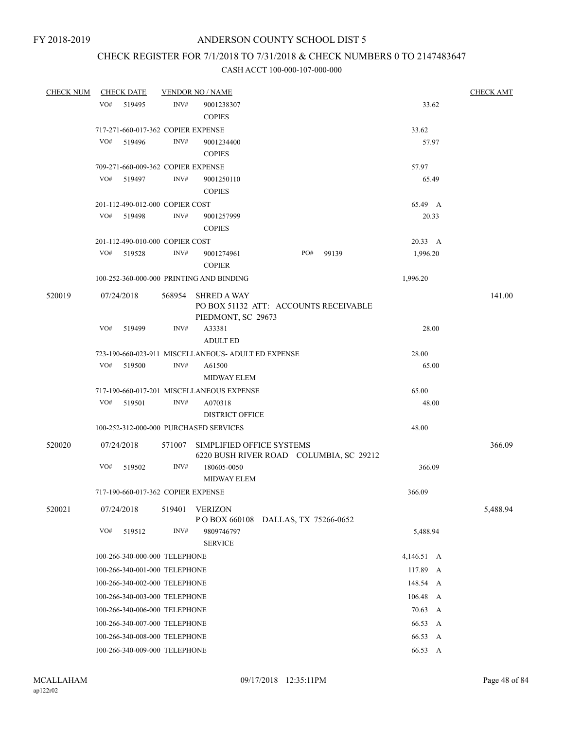FY 2018-2019

# ANDERSON COUNTY SCHOOL DIST 5

## CHECK REGISTER FOR 7/1/2018 TO 7/31/2018 & CHECK NUMBERS 0 TO 2147483647

### CASH ACCT 100-000-107-000-000

| CHECK NUM | CHECK DATE | VENDOR NO / NAME | | CHECK AMT |
|---|---|---|---|---|
| | VO# 519495 | INV# 9001238307 COPIES | 33.62 | |
| | 717-271-660-017-362 COPIER EXPENSE | | 33.62 | |
| | VO# 519496 | INV# 9001234400 COPIES | 57.97 | |
| | 709-271-660-009-362 COPIER EXPENSE | | 57.97 | |
| | VO# 519497 | INV# 9001250110 COPIES | 65.49 | |
| | 201-112-490-012-000 COPIER COST | | 65.49 A | |
| | VO# 519498 | INV# 9001257999 COPIES | 20.33 | |
| | 201-112-490-010-000 COPIER COST | | 20.33 A | |
| | VO# 519528 | INV# 9001274961 COPIER PO# 99139 | 1,996.20 | |
| | 100-252-360-000-000 PRINTING AND BINDING | | 1,996.20 | |
| 520019 | 07/24/2018 | 568954 SHRED A WAY PO BOX 51132 ATT: ACCOUNTS RECEIVABLE PIEDMONT, SC 29673 | | 141.00 |
| | VO# 519499 | INV# A33381 ADULT ED | 28.00 | |
| | 723-190-660-023-911 MISCELLANEOUS- ADULT ED EXPENSE | | 28.00 | |
| | VO# 519500 | INV# A61500 MIDWAY ELEM | 65.00 | |
| | 717-190-660-017-201 MISCELLANEOUS EXPENSE | | 65.00 | |
| | VO# 519501 | INV# A070318 DISTRICT OFFICE | 48.00 | |
| | 100-252-312-000-000 PURCHASED SERVICES | | 48.00 | |
| 520020 | 07/24/2018 | 571007 SIMPLIFIED OFFICE SYSTEMS 6220 BUSH RIVER ROAD COLUMBIA, SC 29212 | | 366.09 |
| | VO# 519502 | INV# 180605-0050 MIDWAY ELEM | 366.09 | |
| | 717-190-660-017-362 COPIER EXPENSE | | 366.09 | |
| 520021 | 07/24/2018 | 519401 VERIZON P O BOX 660108 DALLAS, TX 75266-0652 | | 5,488.94 |
| | VO# 519512 | INV# 9809746797 SERVICE | 5,488.94 | |
| | 100-266-340-000-000 TELEPHONE | | 4,146.51 A | |
| | 100-266-340-001-000 TELEPHONE | | 117.89 A | |
| | 100-266-340-002-000 TELEPHONE | | 148.54 A | |
| | 100-266-340-003-000 TELEPHONE | | 106.48 A | |
| | 100-266-340-006-000 TELEPHONE | | 70.63 A | |
| | 100-266-340-007-000 TELEPHONE | | 66.53 A | |
| | 100-266-340-008-000 TELEPHONE | | 66.53 A | |
| | 100-266-340-009-000 TELEPHONE | | 66.53 A | |

MCALLAHAM ap122r02 09/17/2018 12:35:11PM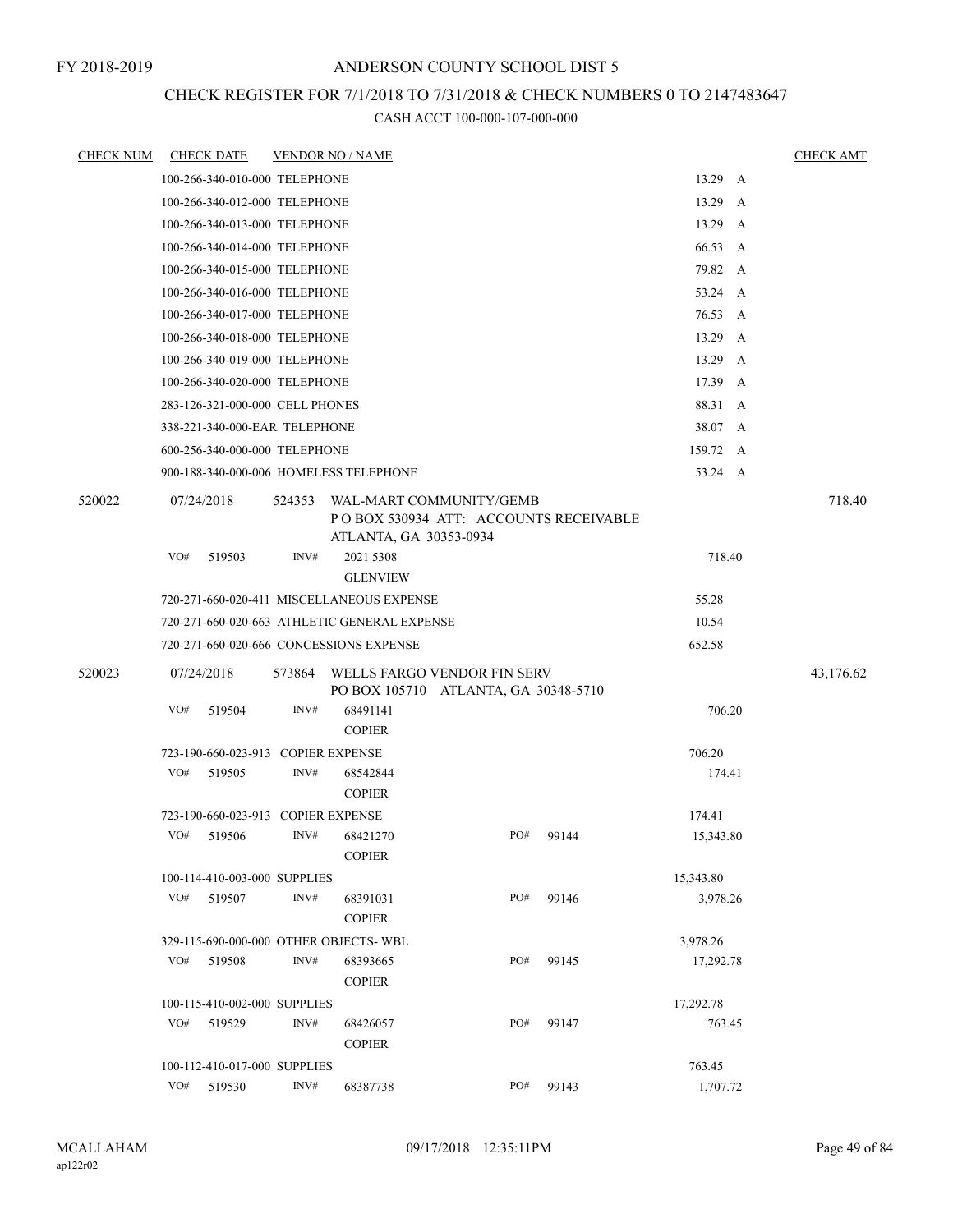FY 2018-2019

# ANDERSON COUNTY SCHOOL DIST 5

## CHECK REGISTER FOR 7/1/2018 TO 7/31/2018 & CHECK NUMBERS 0 TO 2147483647

### CASH ACCT 100-000-107-000-000

| CHECK NUM | CHECK DATE | VENDOR NO / NAME | | CHECK AMT |
|---|---|---|---|---|
| | 100-266-340-010-000 TELEPHONE | | 13.29 A | |
| | 100-266-340-012-000 TELEPHONE | | 13.29 A | |
| | 100-266-340-013-000 TELEPHONE | | 13.29 A | |
| | 100-266-340-014-000 TELEPHONE | | 66.53 A | |
| | 100-266-340-015-000 TELEPHONE | | 79.82 A | |
| | 100-266-340-016-000 TELEPHONE | | 53.24 A | |
| | 100-266-340-017-000 TELEPHONE | | 76.53 A | |
| | 100-266-340-018-000 TELEPHONE | | 13.29 A | |
| | 100-266-340-019-000 TELEPHONE | | 13.29 A | |
| | 100-266-340-020-000 TELEPHONE | | 17.39 A | |
| | 283-126-321-000-000 CELL PHONES | | 88.31 A | |
| | 338-221-340-000-EAR TELEPHONE | | 38.07 A | |
| | 600-256-340-000-000 TELEPHONE | | 159.72 A | |
| | 900-188-340-000-006 HOMELESS TELEPHONE | | 53.24 A | |
| 520022 | 07/24/2018 | 524353 WAL-MART COMMUNITY/GEMB P O BOX 530934 ATT: ACCOUNTS RECEIVABLE ATLANTA, GA 30353-0934 | | 718.40 |
| | VO# 519503 | INV# 2021 5308 GLENVIEW | 718.40 | |
| | 720-271-660-020-411 MISCELLANEOUS EXPENSE | | 55.28 | |
| | 720-271-660-020-663 ATHLETIC GENERAL EXPENSE | | 10.54 | |
| | 720-271-660-020-666 CONCESSIONS EXPENSE | | 652.58 | |
| 520023 | 07/24/2018 | 573864 WELLS FARGO VENDOR FIN SERV PO BOX 105710 ATLANTA, GA 30348-5710 | | 43,176.62 |
| | VO# 519504 | INV# 68491141 COPIER | 706.20 | |
| | 723-190-660-023-913 COPIER EXPENSE | | 706.20 | |
| | VO# 519505 | INV# 68542844 COPIER | 174.41 | |
| | 723-190-660-023-913 COPIER EXPENSE | | 174.41 | |
| | VO# 519506 | INV# 68421270 COPIER PO# 99144 | 15,343.80 | |
| | 100-114-410-003-000 SUPPLIES | | 15,343.80 | |
| | VO# 519507 | INV# 68391031 COPIER PO# 99146 | 3,978.26 | |
| | 329-115-690-000-000 OTHER OBJECTS- WBL | | 3,978.26 | |
| | VO# 519508 | INV# 68393665 COPIER PO# 99145 | 17,292.78 | |
| | 100-115-410-002-000 SUPPLIES | | 17,292.78 | |
| | VO# 519529 | INV# 68426057 COPIER PO# 99147 | 763.45 | |
| | 100-112-410-017-000 SUPPLIES | | 763.45 | |
| | VO# 519530 | INV# 68387738 PO# 99143 | 1,707.72 | |

MCALLAHAM ap122r02 09/17/2018 12:35:11PM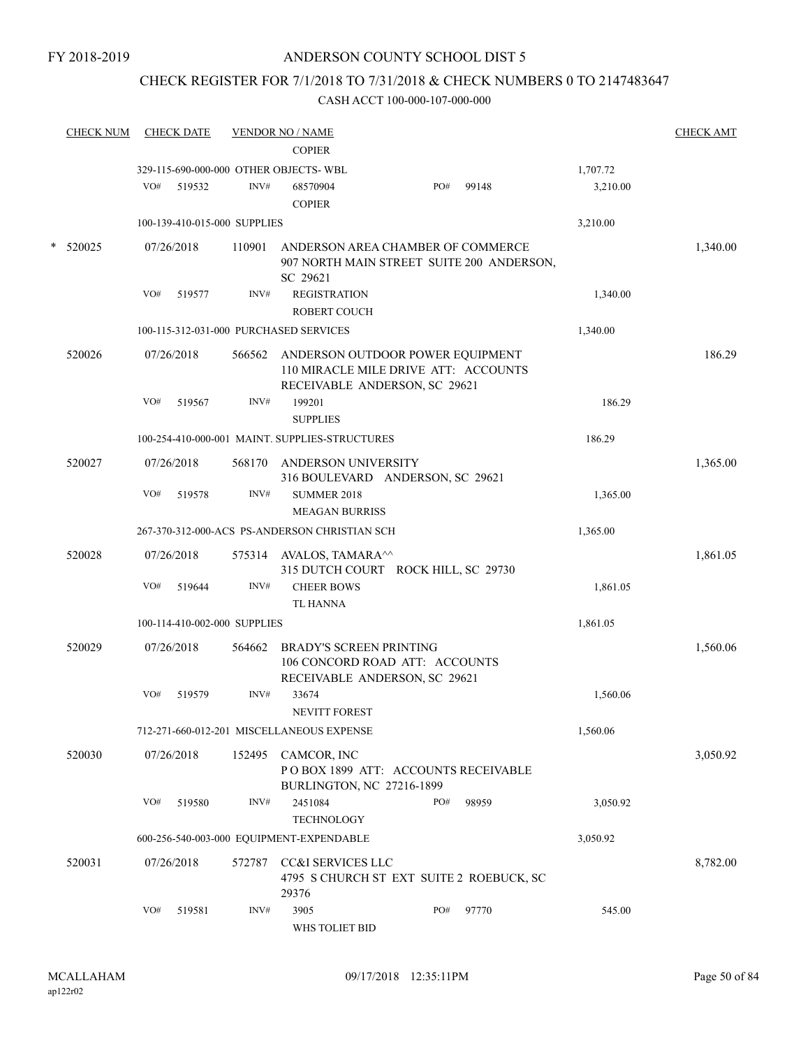FY 2018-2019

ANDERSON COUNTY SCHOOL DIST 5

CHECK REGISTER FOR 7/1/2018 TO 7/31/2018 & CHECK NUMBERS 0 TO 2147483647

CASH ACCT 100-000-107-000-000

| CHECK NUM | CHECK DATE | VENDOR NO / NAME | | CHECK AMT |
|---|---|---|---|---|
| | | COPIER | | |
| | | 329-115-690-000-000 OTHER OBJECTS- WBL | 1,707.72 | |
| | VO# 519532 | INV# 68570904 PO# 99148 COPIER | 3,210.00 | |
| | | 100-139-410-015-000 SUPPLIES | 3,210.00 | |
| * 520025 | 07/26/2018 | 110901 ANDERSON AREA CHAMBER OF COMMERCE 907 NORTH MAIN STREET SUITE 200 ANDERSON, SC 29621 | | 1,340.00 |
| | VO# 519577 | INV# REGISTRATION ROBERT COUCH | 1,340.00 | |
| | | 100-115-312-031-000 PURCHASED SERVICES | 1,340.00 | |
| 520026 | 07/26/2018 | 566562 ANDERSON OUTDOOR POWER EQUIPMENT 110 MIRACLE MILE DRIVE ATT: ACCOUNTS RECEIVABLE ANDERSON, SC 29621 | | 186.29 |
| | VO# 519567 | INV# 199201 SUPPLIES | 186.29 | |
| | | 100-254-410-000-001 MAINT. SUPPLIES-STRUCTURES | 186.29 | |
| 520027 | 07/26/2018 | 568170 ANDERSON UNIVERSITY 316 BOULEVARD ANDERSON, SC 29621 | | 1,365.00 |
| | VO# 519578 | INV# SUMMER 2018 MEAGAN BURRISS | 1,365.00 | |
| | | 267-370-312-000-ACS PS-ANDERSON CHRISTIAN SCH | 1,365.00 | |
| 520028 | 07/26/2018 | 575314 AVALOS, TAMARA^^ 315 DUTCH COURT ROCK HILL, SC 29730 | | 1,861.05 |
| | VO# 519644 | INV# CHEER BOWS TL HANNA | 1,861.05 | |
| | | 100-114-410-002-000 SUPPLIES | 1,861.05 | |
| 520029 | 07/26/2018 | 564662 BRADY'S SCREEN PRINTING 106 CONCORD ROAD ATT: ACCOUNTS RECEIVABLE ANDERSON, SC 29621 | | 1,560.06 |
| | VO# 519579 | INV# 33674 NEVITT FOREST | 1,560.06 | |
| | | 712-271-660-012-201 MISCELLANEOUS EXPENSE | 1,560.06 | |
| 520030 | 07/26/2018 | 152495 CAMCOR, INC P O BOX 1899 ATT: ACCOUNTS RECEIVABLE BURLINGTON, NC 27216-1899 | | 3,050.92 |
| | VO# 519580 | INV# 2451084 PO# 98959 TECHNOLOGY | 3,050.92 | |
| | | 600-256-540-003-000 EQUIPMENT-EXPENDABLE | 3,050.92 | |
| 520031 | 07/26/2018 | 572787 CC&I SERVICES LLC 4795 S CHURCH ST EXT SUITE 2 ROEBUCK, SC 29376 | | 8,782.00 |
| | VO# 519581 | INV# 3905 PO# 97770 WHS TOLIET BID | 545.00 | |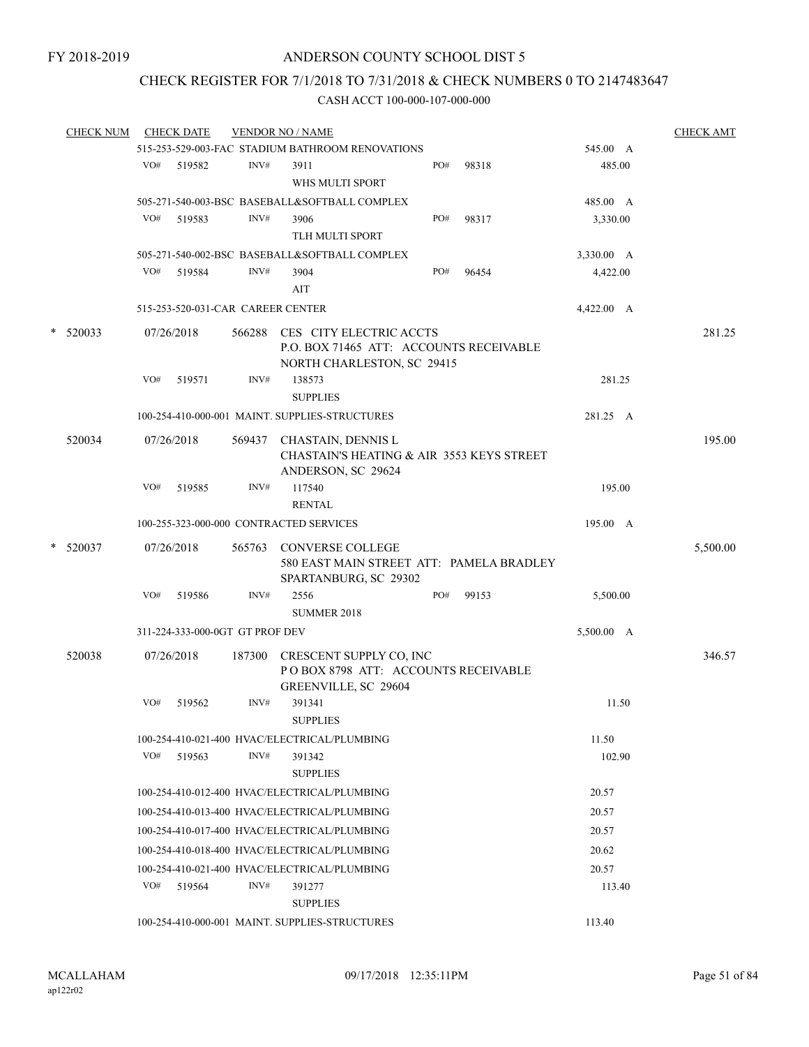FY 2018-2019

# ANDERSON COUNTY SCHOOL DIST 5

## CHECK REGISTER FOR 7/1/2018 TO 7/31/2018 & CHECK NUMBERS 0 TO 2147483647

### CASH ACCT 100-000-107-000-000

| CHECK NUM | CHECK DATE | VENDOR NO / NAME | | | CHECK AMT |
|---|---|---|---|---|---|
| | 515-253-529-003-FAC STADIUM BATHROOM RENOVATIONS | | | 545.00 A | |
| | VO# 519582 | INV# 3911 WHS MULTI SPORT | PO# 98318 | 485.00 | |
| | 505-271-540-003-BSC BASEBALL&SOFTBALL COMPLEX | | | 485.00 A | |
| | VO# 519583 | INV# 3906 TLH MULTI SPORT | PO# 98317 | 3,330.00 | |
| | 505-271-540-002-BSC BASEBALL&SOFTBALL COMPLEX | | | 3,330.00 A | |
| | VO# 519584 | INV# 3904 AIT | PO# 96454 | 4,422.00 | |
| | 515-253-520-031-CAR CAREER CENTER | | | 4,422.00 A | |
| * 520033 | 07/26/2018 | 566288 CES CITY ELECTRIC ACCTS P.O. BOX 71465 ATT: ACCOUNTS RECEIVABLE NORTH CHARLESTON, SC 29415 | | | 281.25 |
| | VO# 519571 | INV# 138573 SUPPLIES | | 281.25 | |
| | 100-254-410-000-001 MAINT. SUPPLIES-STRUCTURES | | | 281.25 A | |
| 520034 | 07/26/2018 | 569437 CHASTAIN, DENNIS L CHASTAIN'S HEATING & AIR 3553 KEYS STREET ANDERSON, SC 29624 | | | 195.00 |
| | VO# 519585 | INV# 117540 RENTAL | | 195.00 | |
| | 100-255-323-000-000 CONTRACTED SERVICES | | | 195.00 A | |
| * 520037 | 07/26/2018 | 565763 CONVERSE COLLEGE 580 EAST MAIN STREET ATT: PAMELA BRADLEY SPARTANBURG, SC 29302 | | | 5,500.00 |
| | VO# 519586 | INV# 2556 SUMMER 2018 | PO# 99153 | 5,500.00 | |
| | 311-224-333-000-0GT GT PROF DEV | | | 5,500.00 A | |
| 520038 | 07/26/2018 | 187300 CRESCENT SUPPLY CO, INC P O BOX 8798 ATT: ACCOUNTS RECEIVABLE GREENVILLE, SC 29604 | | | 346.57 |
| | VO# 519562 | INV# 391341 SUPPLIES | | 11.50 | |
| | 100-254-410-021-400 HVAC/ELECTRICAL/PLUMBING | | | 11.50 | |
| | VO# 519563 | INV# 391342 SUPPLIES | | 102.90 | |
| | 100-254-410-012-400 HVAC/ELECTRICAL/PLUMBING | | | 20.57 | |
| | 100-254-410-013-400 HVAC/ELECTRICAL/PLUMBING | | | 20.57 | |
| | 100-254-410-017-400 HVAC/ELECTRICAL/PLUMBING | | | 20.57 | |
| | 100-254-410-018-400 HVAC/ELECTRICAL/PLUMBING | | | 20.62 | |
| | 100-254-410-021-400 HVAC/ELECTRICAL/PLUMBING | | | 20.57 | |
| | VO# 519564 | INV# 391277 SUPPLIES | | 113.40 | |
| | 100-254-410-000-001 MAINT. SUPPLIES-STRUCTURES | | | 113.40 | |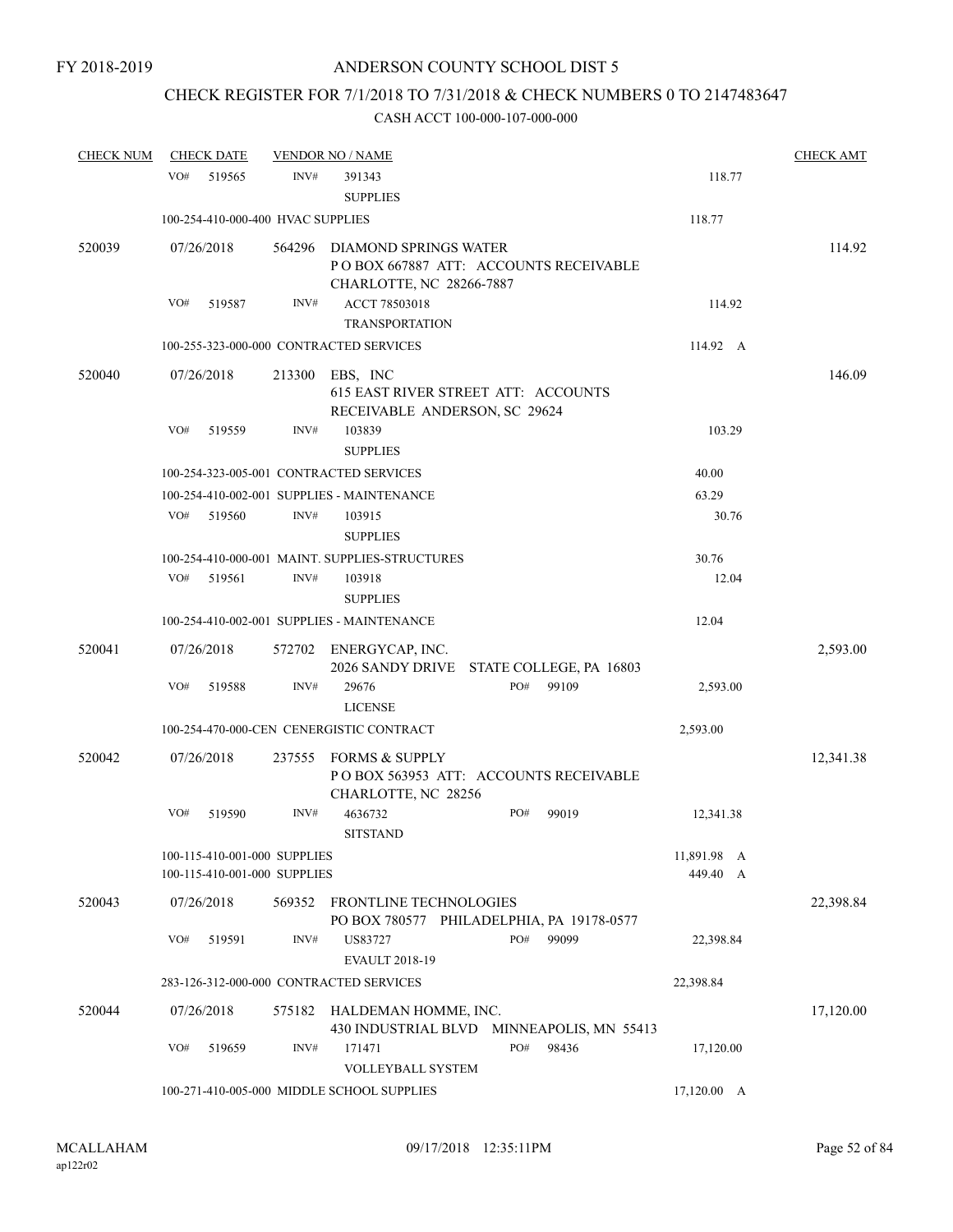FY 2018-2019

# ANDERSON COUNTY SCHOOL DIST 5

## CHECK REGISTER FOR 7/1/2018 TO 7/31/2018 & CHECK NUMBERS 0 TO 2147483647

CASH ACCT 100-000-107-000-000

| CHECK NUM | CHECK DATE | VENDOR NO / NAME | | CHECK AMT |
|---|---|---|---|---|
| | VO# 519565 | INV# 391343 SUPPLIES | 118.77 | |
| | 100-254-410-000-400 HVAC SUPPLIES | | 118.77 | |
| 520039 | 07/26/2018 | 564296 DIAMOND SPRINGS WATER P O BOX 667887 ATT: ACCOUNTS RECEIVABLE CHARLOTTE, NC 28266-7887 | | 114.92 |
| | VO# 519587 | INV# ACCT 78503018 TRANSPORTATION | 114.92 | |
| | 100-255-323-000-000 CONTRACTED SERVICES | | 114.92 A | |
| 520040 | 07/26/2018 | 213300 EBS, INC 615 EAST RIVER STREET ATT: ACCOUNTS RECEIVABLE ANDERSON, SC 29624 | | 146.09 |
| | VO# 519559 | INV# 103839 SUPPLIES | 103.29 | |
| | 100-254-323-005-001 CONTRACTED SERVICES | | 40.00 | |
| | 100-254-410-002-001 SUPPLIES - MAINTENANCE | | 63.29 | |
| | VO# 519560 | INV# 103915 SUPPLIES | 30.76 | |
| | 100-254-410-000-001 MAINT. SUPPLIES-STRUCTURES | | 30.76 | |
| | VO# 519561 | INV# 103918 SUPPLIES | 12.04 | |
| | 100-254-410-002-001 SUPPLIES - MAINTENANCE | | 12.04 | |
| 520041 | 07/26/2018 | 572702 ENERGYCAP, INC. 2026 SANDY DRIVE STATE COLLEGE, PA 16803 | | 2,593.00 |
| | VO# 519588 | INV# 29676 PO# 99109 LICENSE | 2,593.00 | |
| | 100-254-470-000-CEN CENERGISTIC CONTRACT | | 2,593.00 | |
| 520042 | 07/26/2018 | 237555 FORMS & SUPPLY P O BOX 563953 ATT: ACCOUNTS RECEIVABLE CHARLOTTE, NC 28256 | | 12,341.38 |
| | VO# 519590 | INV# 4636732 PO# 99019 SITSTAND | 12,341.38 | |
| | 100-115-410-001-000 SUPPLIES | | 11,891.98 A | |
| | 100-115-410-001-000 SUPPLIES | | 449.40 A | |
| 520043 | 07/26/2018 | 569352 FRONTLINE TECHNOLOGIES PO BOX 780577 PHILADELPHIA, PA 19178-0577 | | 22,398.84 |
| | VO# 519591 | INV# US83727 PO# 99099 EVAULT 2018-19 | 22,398.84 | |
| | 283-126-312-000-000 CONTRACTED SERVICES | | 22,398.84 | |
| 520044 | 07/26/2018 | 575182 HALDEMAN HOMME, INC. 430 INDUSTRIAL BLVD MINNEAPOLIS, MN 55413 | | 17,120.00 |
| | VO# 519659 | INV# 171471 PO# 98436 VOLLEYBALL SYSTEM | 17,120.00 | |
| | 100-271-410-005-000 MIDDLE SCHOOL SUPPLIES | | 17,120.00 A | |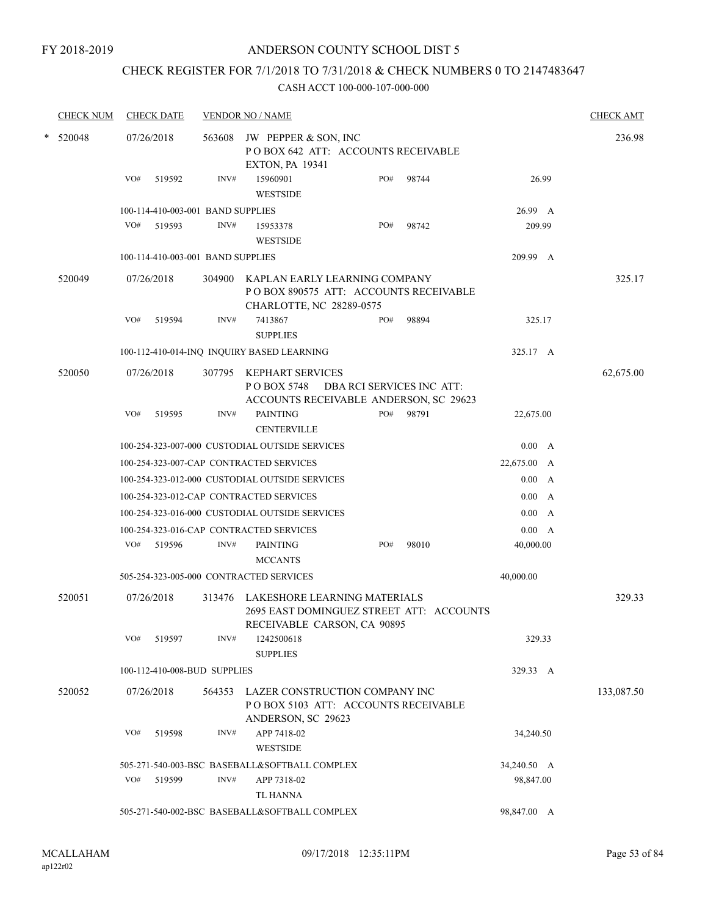FY 2018-2019

# ANDERSON COUNTY SCHOOL DIST 5

## CHECK REGISTER FOR 7/1/2018 TO 7/31/2018 & CHECK NUMBERS 0 TO 2147483647

### CASH ACCT 100-000-107-000-000

| CHECK NUM | CHECK DATE | VENDOR NO / NAME | | | | CHECK AMT |
|---|---|---|---|---|---|---|
| * 520048 | 07/26/2018 | 563608 JW PEPPER & SON, INC<br>P O BOX 642 ATT: ACCOUNTS RECEIVABLE<br>EXTON, PA 19341 | | | | 236.98 |
| | VO# 519592 | INV# 15960901<br>WESTSIDE | PO# 98744 | 26.99 | | |
| | | 100-114-410-003-001 BAND SUPPLIES | | 26.99 A | | |
| | VO# 519593 | INV# 15953378<br>WESTSIDE | PO# 98742 | 209.99 | | |
| | | 100-114-410-003-001 BAND SUPPLIES | | 209.99 A | | |
| 520049 | 07/26/2018 | 304900 KAPLAN EARLY LEARNING COMPANY<br>P O BOX 890575 ATT: ACCOUNTS RECEIVABLE<br>CHARLOTTE, NC 28289-0575 | | | | 325.17 |
| | VO# 519594 | INV# 7413867<br>SUPPLIES | PO# 98894 | 325.17 | | |
| | | 100-112-410-014-INQ INQUIRY BASED LEARNING | | 325.17 A | | |
| 520050 | 07/26/2018 | 307795 KEPHART SERVICES<br>P O BOX 5748 DBA RCI SERVICES INC ATT:<br>ACCOUNTS RECEIVABLE ANDERSON, SC 29623 | | | | 62,675.00 |
| | VO# 519595 | INV# PAINTING<br>CENTERVILLE | PO# 98791 | 22,675.00 | | |
| | | 100-254-323-007-000 CUSTODIAL OUTSIDE SERVICES | | 0.00 A | | |
| | | 100-254-323-007-CAP CONTRACTED SERVICES | | 22,675.00 A | | |
| | | 100-254-323-012-000 CUSTODIAL OUTSIDE SERVICES | | 0.00 A | | |
| | | 100-254-323-012-CAP CONTRACTED SERVICES | | 0.00 A | | |
| | | 100-254-323-016-000 CUSTODIAL OUTSIDE SERVICES | | 0.00 A | | |
| | | 100-254-323-016-CAP CONTRACTED SERVICES | | 0.00 A | | |
| | VO# 519596 | INV# PAINTING<br>MCCANTS | PO# 98010 | 40,000.00 | | |
| | | 505-254-323-005-000 CONTRACTED SERVICES | | 40,000.00 | | |
| 520051 | 07/26/2018 | 313476 LAKESHORE LEARNING MATERIALS<br>2695 EAST DOMINGUEZ STREET ATT: ACCOUNTS<br>RECEIVABLE CARSON, CA 90895 | | | | 329.33 |
| | VO# 519597 | INV# 1242500618<br>SUPPLIES | | 329.33 | | |
| | | 100-112-410-008-BUD SUPPLIES | | 329.33 A | | |
| 520052 | 07/26/2018 | 564353 LAZER CONSTRUCTION COMPANY INC<br>P O BOX 5103 ATT: ACCOUNTS RECEIVABLE<br>ANDERSON, SC 29623 | | | | 133,087.50 |
| | VO# 519598 | INV# APP 7418-02<br>WESTSIDE | | 34,240.50 | | |
| | | 505-271-540-003-BSC BASEBALL&SOFTBALL COMPLEX | | 34,240.50 A | | |
| | VO# 519599 | INV# APP 7318-02<br>TL HANNA | | 98,847.00 | | |
| | | 505-271-540-002-BSC BASEBALL&SOFTBALL COMPLEX | | 98,847.00 A | | |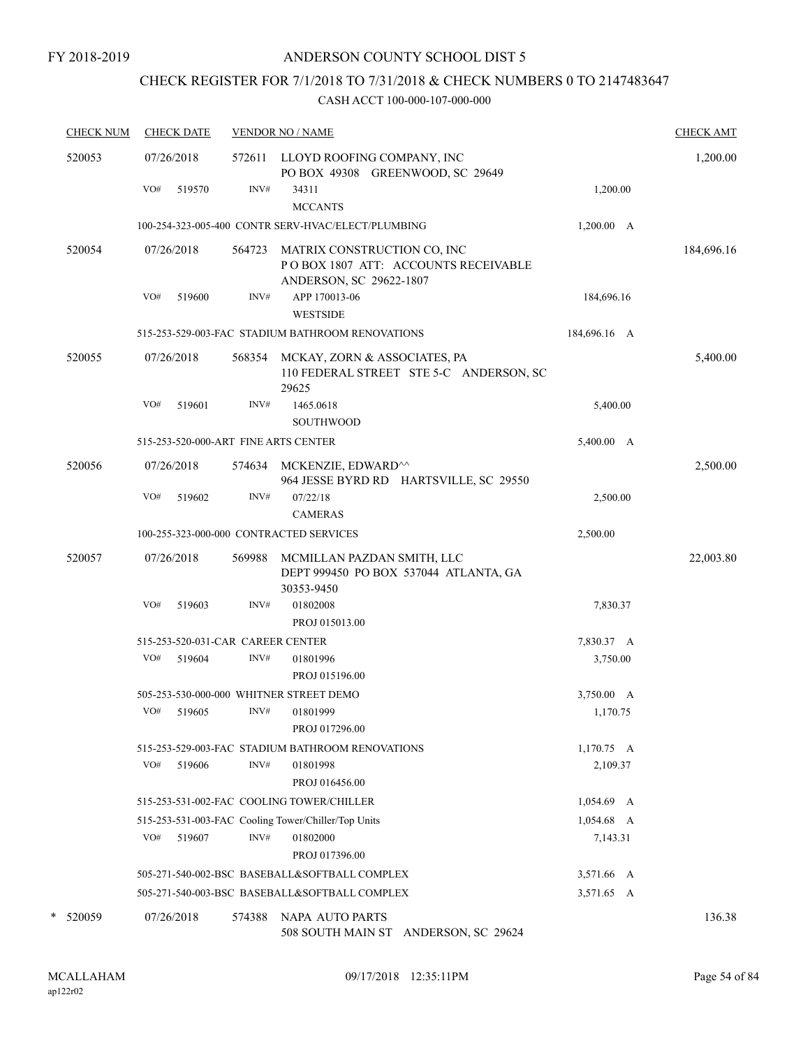FY 2018-2019

# ANDERSON COUNTY SCHOOL DIST 5

## CHECK REGISTER FOR 7/1/2018 TO 7/31/2018 & CHECK NUMBERS 0 TO 2147483647

### CASH ACCT 100-000-107-000-000

| CHECK NUM | CHECK DATE | VENDOR NO / NAME | | | CHECK AMT |
|---|---|---|---|---|---|
| 520053 | 07/26/2018 | 572611 | LLOYD ROOFING COMPANY, INC<br>PO BOX 49308 GREENWOOD, SC 29649 | | 1,200.00 |
| | VO# 519570 | INV# | 34311<br>MCCANTS | 1,200.00 | |
| | 100-254-323-005-400 CONTR SERV-HVAC/ELECT/PLUMBING | | | 1,200.00 A | |
| 520054 | 07/26/2018 | 564723 | MATRIX CONSTRUCTION CO, INC<br>P O BOX 1807 ATT: ACCOUNTS RECEIVABLE<br>ANDERSON, SC 29622-1807 | | 184,696.16 |
| | VO# 519600 | INV# | APP 170013-06<br>WESTSIDE | 184,696.16 | |
| | 515-253-529-003-FAC STADIUM BATHROOM RENOVATIONS | | | 184,696.16 A | |
| 520055 | 07/26/2018 | 568354 | MCKAY, ZORN & ASSOCIATES, PA<br>110 FEDERAL STREET STE 5-C ANDERSON, SC 29625 | | 5,400.00 |
| | VO# 519601 | INV# | 1465.0618<br>SOUTHWOOD | 5,400.00 | |
| | 515-253-520-000-ART FINE ARTS CENTER | | | 5,400.00 A | |
| 520056 | 07/26/2018 | 574634 | MCKENZIE, EDWARD^^<br>964 JESSE BYRD RD HARTSVILLE, SC 29550 | | 2,500.00 |
| | VO# 519602 | INV# | 07/22/18<br>CAMERAS | 2,500.00 | |
| | 100-255-323-000-000 CONTRACTED SERVICES | | | 2,500.00 | |
| 520057 | 07/26/2018 | 569988 | MCMILLAN PAZDAN SMITH, LLC<br>DEPT 999450 PO BOX 537044 ATLANTA, GA 30353-9450 | | 22,003.80 |
| | VO# 519603 | INV# | 01802008<br>PROJ 015013.00 | 7,830.37 | |
| | 515-253-520-031-CAR CAREER CENTER | | | 7,830.37 A | |
| | VO# 519604 | INV# | 01801996<br>PROJ 015196.00 | 3,750.00 | |
| | 505-253-530-000-000 WHITNER STREET DEMO | | | 3,750.00 A | |
| | VO# 519605 | INV# | 01801999<br>PROJ 017296.00 | 1,170.75 | |
| | 515-253-529-003-FAC STADIUM BATHROOM RENOVATIONS | | | 1,170.75 A | |
| | VO# 519606 | INV# | 01801998<br>PROJ 016456.00 | 2,109.37 | |
| | 515-253-531-002-FAC COOLING TOWER/CHILLER | | | 1,054.69 A | |
| | 515-253-531-003-FAC Cooling Tower/Chiller/Top Units | | | 1,054.68 A | |
| | VO# 519607 | INV# | 01802000<br>PROJ 017396.00 | 7,143.31 | |
| | 505-271-540-002-BSC BASEBALL&SOFTBALL COMPLEX | | | 3,571.66 A | |
| | 505-271-540-003-BSC BASEBALL&SOFTBALL COMPLEX | | | 3,571.65 A | |
| * 520059 | 07/26/2018 | 574388 | NAPA AUTO PARTS<br>508 SOUTH MAIN ST ANDERSON, SC 29624 | | 136.38 |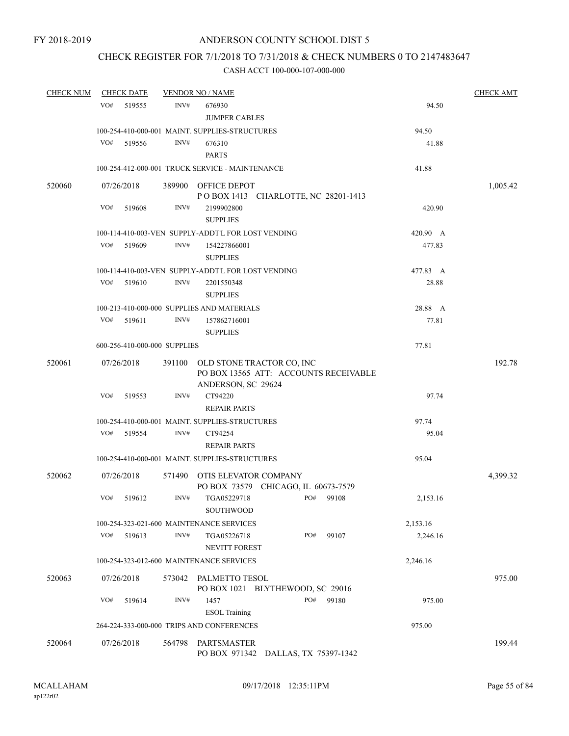FY 2018-2019

ANDERSON COUNTY SCHOOL DIST 5

CHECK REGISTER FOR 7/1/2018 TO 7/31/2018 & CHECK NUMBERS 0 TO 2147483647

CASH ACCT 100-000-107-000-000

| CHECK NUM | CHECK DATE | VENDOR NO / NAME | | CHECK AMT |
|---|---|---|---|---|
| | VO# 519555 | INV# 676930 JUMPER CABLES | 94.50 | |
| | | 100-254-410-000-001 MAINT. SUPPLIES-STRUCTURES | 94.50 | |
| | VO# 519556 | INV# 676310 PARTS | 41.88 | |
| | | 100-254-412-000-001 TRUCK SERVICE - MAINTENANCE | 41.88 | |
| 520060 | 07/26/2018 | 389900 OFFICE DEPOT P O BOX 1413 CHARLOTTE, NC 28201-1413 | | 1,005.42 |
| | VO# 519608 | INV# 2199902800 SUPPLIES | 420.90 | |
| | | 100-114-410-003-VEN SUPPLY-ADDT'L FOR LOST VENDING | 420.90 A | |
| | VO# 519609 | INV# 154227866001 SUPPLIES | 477.83 | |
| | | 100-114-410-003-VEN SUPPLY-ADDT'L FOR LOST VENDING | 477.83 A | |
| | VO# 519610 | INV# 2201550348 SUPPLIES | 28.88 | |
| | | 100-213-410-000-000 SUPPLIES AND MATERIALS | 28.88 A | |
| | VO# 519611 | INV# 157862716001 SUPPLIES | 77.81 | |
| | | 600-256-410-000-000 SUPPLIES | 77.81 | |
| 520061 | 07/26/2018 | 391100 OLD STONE TRACTOR CO, INC PO BOX 13565 ATT: ACCOUNTS RECEIVABLE ANDERSON, SC 29624 | | 192.78 |
| | VO# 519553 | INV# CT94220 REPAIR PARTS | 97.74 | |
| | | 100-254-410-000-001 MAINT. SUPPLIES-STRUCTURES | 97.74 | |
| | VO# 519554 | INV# CT94254 REPAIR PARTS | 95.04 | |
| | | 100-254-410-000-001 MAINT. SUPPLIES-STRUCTURES | 95.04 | |
| 520062 | 07/26/2018 | 571490 OTIS ELEVATOR COMPANY PO BOX 73579 CHICAGO, IL 60673-7579 | | 4,399.32 |
| | VO# 519612 | INV# TGA05229718 PO# 99108 SOUTHWOOD | 2,153.16 | |
| | | 100-254-323-021-600 MAINTENANCE SERVICES | 2,153.16 | |
| | VO# 519613 | INV# TGA05226718 PO# 99107 NEVITT FOREST | 2,246.16 | |
| | | 100-254-323-012-600 MAINTENANCE SERVICES | 2,246.16 | |
| 520063 | 07/26/2018 | 573042 PALMETTO TESOL PO BOX 1021 BLYTHEWOOD, SC 29016 | | 975.00 |
| | VO# 519614 | INV# 1457 PO# 99180 ESOL Training | 975.00 | |
| | | 264-224-333-000-000 TRIPS AND CONFERENCES | 975.00 | |
| 520064 | 07/26/2018 | 564798 PARTSMASTER PO BOX 971342 DALLAS, TX 75397-1342 | | 199.44 |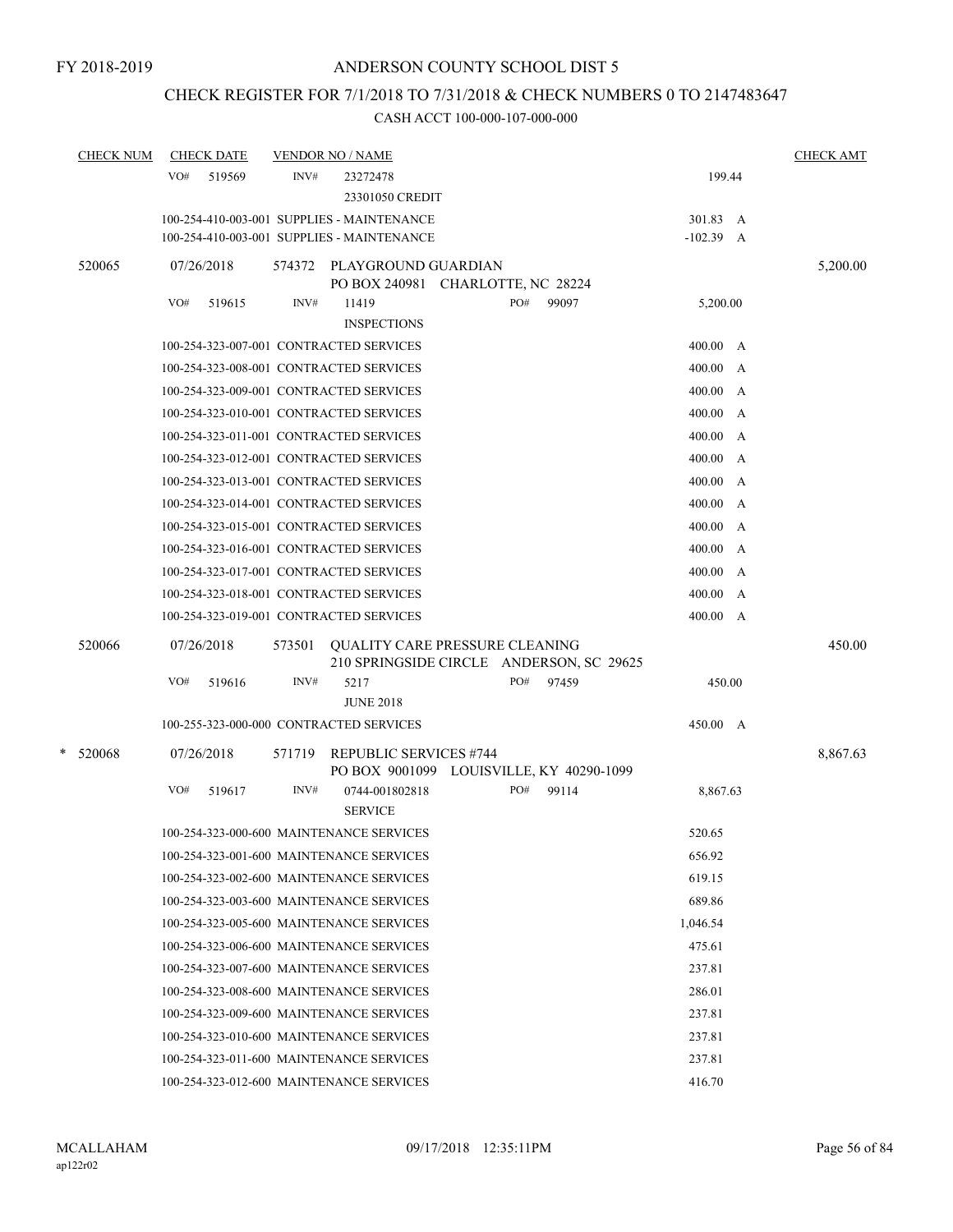FY 2018-2019

ANDERSON COUNTY SCHOOL DIST 5

CHECK REGISTER FOR 7/1/2018 TO 7/31/2018 & CHECK NUMBERS 0 TO 2147483647

CASH ACCT 100-000-107-000-000

| CHECK NUM | CHECK DATE | VENDOR NO / NAME | | CHECK AMT |
|---|---|---|---|---|
| | VO# 519569 | INV# 23272478 23301050 CREDIT | 199.44 | |
| | | 100-254-410-003-001 SUPPLIES - MAINTENANCE | 301.83 A | |
| | | 100-254-410-003-001 SUPPLIES - MAINTENANCE | -102.39 A | |
| 520065 | 07/26/2018 | 574372 PLAYGROUND GUARDIAN PO BOX 240981 CHARLOTTE, NC 28224 | | 5,200.00 |
| | VO# 519615 | INV# 11419 INSPECTIONS PO# 99097 | 5,200.00 | |
| | | 100-254-323-007-001 CONTRACTED SERVICES | 400.00 A | |
| | | 100-254-323-008-001 CONTRACTED SERVICES | 400.00 A | |
| | | 100-254-323-009-001 CONTRACTED SERVICES | 400.00 A | |
| | | 100-254-323-010-001 CONTRACTED SERVICES | 400.00 A | |
| | | 100-254-323-011-001 CONTRACTED SERVICES | 400.00 A | |
| | | 100-254-323-012-001 CONTRACTED SERVICES | 400.00 A | |
| | | 100-254-323-013-001 CONTRACTED SERVICES | 400.00 A | |
| | | 100-254-323-014-001 CONTRACTED SERVICES | 400.00 A | |
| | | 100-254-323-015-001 CONTRACTED SERVICES | 400.00 A | |
| | | 100-254-323-016-001 CONTRACTED SERVICES | 400.00 A | |
| | | 100-254-323-017-001 CONTRACTED SERVICES | 400.00 A | |
| | | 100-254-323-018-001 CONTRACTED SERVICES | 400.00 A | |
| | | 100-254-323-019-001 CONTRACTED SERVICES | 400.00 A | |
| 520066 | 07/26/2018 | 573501 QUALITY CARE PRESSURE CLEANING 210 SPRINGSIDE CIRCLE ANDERSON, SC 29625 | | 450.00 |
| | VO# 519616 | INV# 5217 JUNE 2018 PO# 97459 | 450.00 | |
| | | 100-255-323-000-000 CONTRACTED SERVICES | 450.00 A | |
| * 520068 | 07/26/2018 | 571719 REPUBLIC SERVICES #744 PO BOX 9001099 LOUISVILLE, KY 40290-1099 | | 8,867.63 |
| | VO# 519617 | INV# 0744-001802818 SERVICE PO# 99114 | 8,867.63 | |
| | | 100-254-323-000-600 MAINTENANCE SERVICES | 520.65 | |
| | | 100-254-323-001-600 MAINTENANCE SERVICES | 656.92 | |
| | | 100-254-323-002-600 MAINTENANCE SERVICES | 619.15 | |
| | | 100-254-323-003-600 MAINTENANCE SERVICES | 689.86 | |
| | | 100-254-323-005-600 MAINTENANCE SERVICES | 1,046.54 | |
| | | 100-254-323-006-600 MAINTENANCE SERVICES | 475.61 | |
| | | 100-254-323-007-600 MAINTENANCE SERVICES | 237.81 | |
| | | 100-254-323-008-600 MAINTENANCE SERVICES | 286.01 | |
| | | 100-254-323-009-600 MAINTENANCE SERVICES | 237.81 | |
| | | 100-254-323-010-600 MAINTENANCE SERVICES | 237.81 | |
| | | 100-254-323-011-600 MAINTENANCE SERVICES | 237.81 | |
| | | 100-254-323-012-600 MAINTENANCE SERVICES | 416.70 | |

MCALLAHAM
ap122r02

09/17/2018 12:35:11PM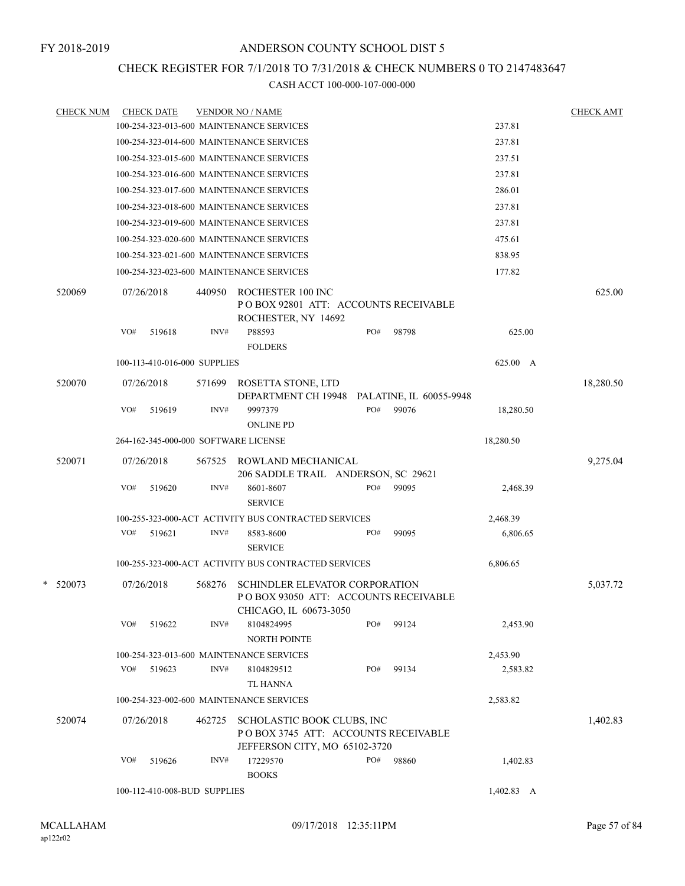FY 2018-2019

# ANDERSON COUNTY SCHOOL DIST 5

## CHECK REGISTER FOR 7/1/2018 TO 7/31/2018 & CHECK NUMBERS 0 TO 2147483647

CASH ACCT 100-000-107-000-000

| CHECK NUM | CHECK DATE | VENDOR NO / NAME | | CHECK AMT |
|---|---|---|---|---|
| | 100-254-323-013-600 MAINTENANCE SERVICES | | 237.81 | |
| | 100-254-323-014-600 MAINTENANCE SERVICES | | 237.81 | |
| | 100-254-323-015-600 MAINTENANCE SERVICES | | 237.51 | |
| | 100-254-323-016-600 MAINTENANCE SERVICES | | 237.81 | |
| | 100-254-323-017-600 MAINTENANCE SERVICES | | 286.01 | |
| | 100-254-323-018-600 MAINTENANCE SERVICES | | 237.81 | |
| | 100-254-323-019-600 MAINTENANCE SERVICES | | 237.81 | |
| | 100-254-323-020-600 MAINTENANCE SERVICES | | 475.61 | |
| | 100-254-323-021-600 MAINTENANCE SERVICES | | 838.95 | |
| | 100-254-323-023-600 MAINTENANCE SERVICES | | 177.82 | |
| 520069 | 07/26/2018 | 440950 ROCHESTER 100 INC<br>P O BOX 92801 ATT: ACCOUNTS RECEIVABLE<br>ROCHESTER, NY 14692 | | 625.00 |
| | VO# 519618 | INV# P88593 FOLDERS PO# 98798 | 625.00 | |
| | 100-113-410-016-000 SUPPLIES | | 625.00 A | |
| 520070 | 07/26/2018 | 571699 ROSETTA STONE, LTD<br>DEPARTMENT CH 19948 PALATINE, IL 60055-9948 | | 18,280.50 |
| | VO# 519619 | INV# 9997379 ONLINE PD PO# 99076 | 18,280.50 | |
| | 264-162-345-000-000 SOFTWARE LICENSE | | 18,280.50 | |
| 520071 | 07/26/2018 | 567525 ROWLAND MECHANICAL<br>206 SADDLE TRAIL ANDERSON, SC 29621 | | 9,275.04 |
| | VO# 519620 | INV# 8601-8607 SERVICE PO# 99095 | 2,468.39 | |
| | 100-255-323-000-ACT ACTIVITY BUS CONTRACTED SERVICES | | 2,468.39 | |
| | VO# 519621 | INV# 8583-8600 SERVICE PO# 99095 | 6,806.65 | |
| | 100-255-323-000-ACT ACTIVITY BUS CONTRACTED SERVICES | | 6,806.65 | |
| * 520073 | 07/26/2018 | 568276 SCHINDLER ELEVATOR CORPORATION<br>P O BOX 93050 ATT: ACCOUNTS RECEIVABLE<br>CHICAGO, IL 60673-3050 | | 5,037.72 |
| | VO# 519622 | INV# 8104824995 NORTH POINTE PO# 99124 | 2,453.90 | |
| | 100-254-323-013-600 MAINTENANCE SERVICES | | 2,453.90 | |
| | VO# 519623 | INV# 8104829512 TL HANNA PO# 99134 | 2,583.82 | |
| | 100-254-323-002-600 MAINTENANCE SERVICES | | 2,583.82 | |
| 520074 | 07/26/2018 | 462725 SCHOLASTIC BOOK CLUBS, INC<br>P O BOX 3745 ATT: ACCOUNTS RECEIVABLE<br>JEFFERSON CITY, MO 65102-3720 | | 1,402.83 |
| | VO# 519626 | INV# 17229570 BOOKS PO# 98860 | 1,402.83 | |
| | 100-112-410-008-BUD SUPPLIES | | 1,402.83 A | |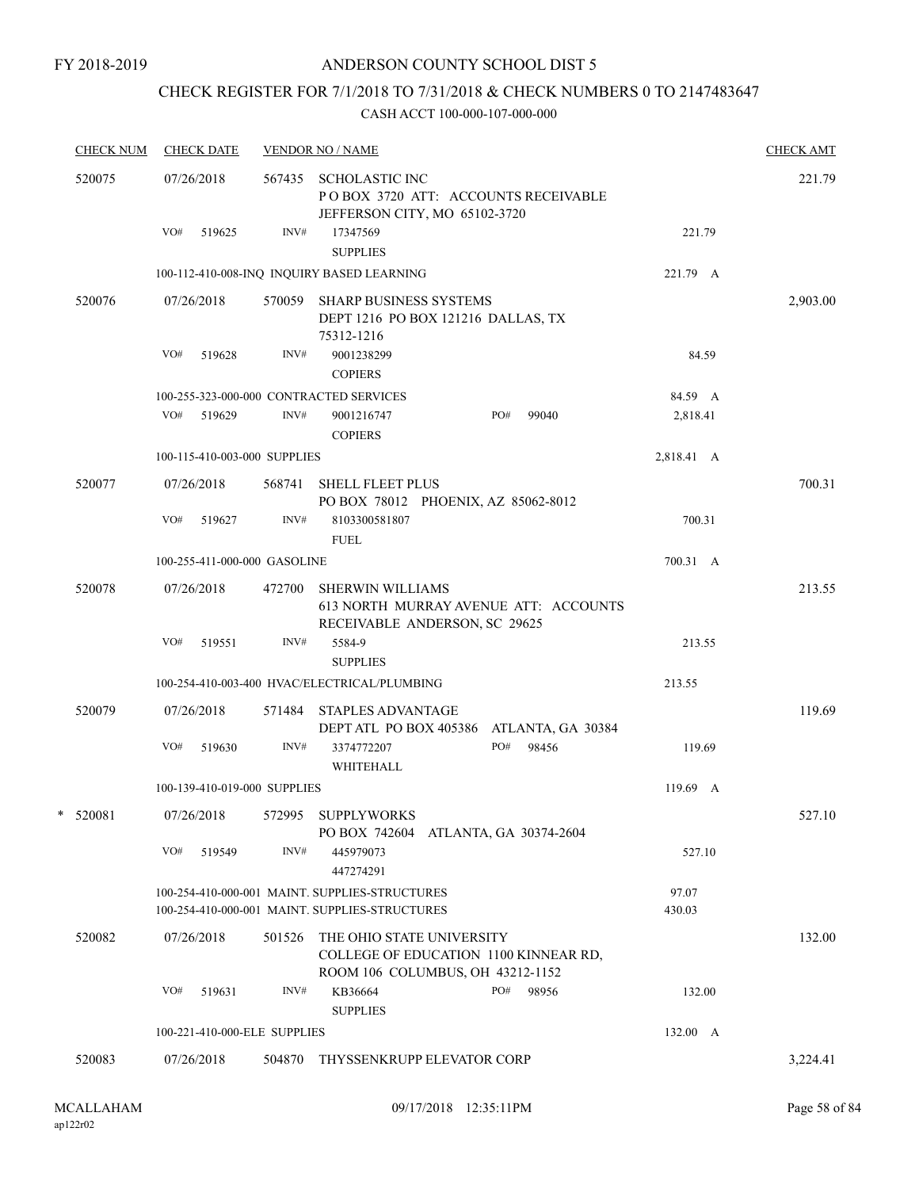FY 2018-2019

ANDERSON COUNTY SCHOOL DIST 5

CHECK REGISTER FOR 7/1/2018 TO 7/31/2018 & CHECK NUMBERS 0 TO 2147483647

CASH ACCT 100-000-107-000-000

| CHECK NUM | CHECK DATE | VENDOR NO / NAME | | CHECK AMT |
|---|---|---|---|---|
| 520075 | 07/26/2018 | 567435 SCHOLASTIC INC<br>P O BOX 3720 ATT: ACCOUNTS RECEIVABLE<br>JEFFERSON CITY, MO 65102-3720 | | 221.79 |
| | VO# 519625 | INV# 17347569<br>SUPPLIES | 221.79 | |
| | 100-112-410-008-INQ INQUIRY BASED LEARNING | | 221.79 A | |
| 520076 | 07/26/2018 | 570059 SHARP BUSINESS SYSTEMS<br>DEPT 1216 PO BOX 121216 DALLAS, TX<br>75312-1216 | | 2,903.00 |
| | VO# 519628 | INV# 9001238299<br>COPIERS | 84.59 | |
| | 100-255-323-000-000 CONTRACTED SERVICES | | 84.59 A | |
| | VO# 519629 | INV# 9001216747 PO# 99040<br>COPIERS | 2,818.41 | |
| | 100-115-410-003-000 SUPPLIES | | 2,818.41 A | |
| 520077 | 07/26/2018 | 568741 SHELL FLEET PLUS<br>PO BOX 78012 PHOENIX, AZ 85062-8012 | | 700.31 |
| | VO# 519627 | INV# 8103300581807<br>FUEL | 700.31 | |
| | 100-255-411-000-000 GASOLINE | | 700.31 A | |
| 520078 | 07/26/2018 | 472700 SHERWIN WILLIAMS<br>613 NORTH MURRAY AVENUE ATT: ACCOUNTS<br>RECEIVABLE ANDERSON, SC 29625 | | 213.55 |
| | VO# 519551 | INV# 5584-9<br>SUPPLIES | 213.55 | |
| | 100-254-410-003-400 HVAC/ELECTRICAL/PLUMBING | | 213.55 | |
| 520079 | 07/26/2018 | 571484 STAPLES ADVANTAGE<br>DEPT ATL PO BOX 405386 ATLANTA, GA 30384 | | 119.69 |
| | VO# 519630 | INV# 3374772207 PO# 98456<br>WHITEHALL | 119.69 | |
| | 100-139-410-019-000 SUPPLIES | | 119.69 A | |
| * 520081 | 07/26/2018 | 572995 SUPPLYWORKS<br>PO BOX 742604 ATLANTA, GA 30374-2604 | | 527.10 |
| | VO# 519549 | INV# 445979073<br>447274291 | 527.10 | |
| | 100-254-410-000-001 MAINT. SUPPLIES-STRUCTURES | | 97.07 | |
| | 100-254-410-000-001 MAINT. SUPPLIES-STRUCTURES | | 430.03 | |
| 520082 | 07/26/2018 | 501526 THE OHIO STATE UNIVERSITY<br>COLLEGE OF EDUCATION 1100 KINNEAR RD,<br>ROOM 106 COLUMBUS, OH 43212-1152 | | 132.00 |
| | VO# 519631 | INV# KB36664 PO# 98956<br>SUPPLIES | 132.00 | |
| | 100-221-410-000-ELE SUPPLIES | | 132.00 A | |
| 520083 | 07/26/2018 | 504870 THYSSENKRUPP ELEVATOR CORP | | 3,224.41 |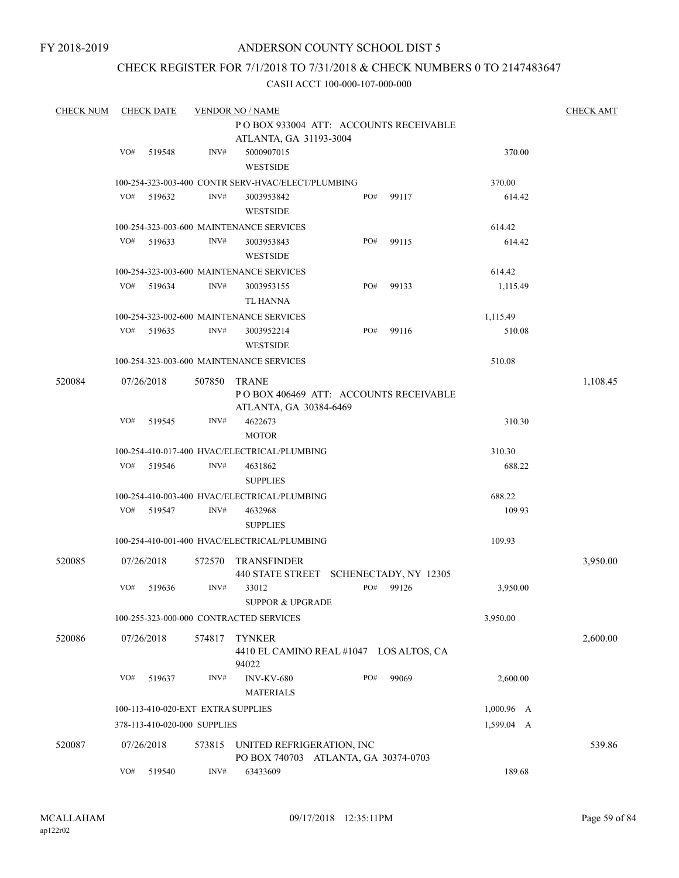FY 2018-2019

ANDERSON COUNTY SCHOOL DIST 5

CHECK REGISTER FOR 7/1/2018 TO 7/31/2018 & CHECK NUMBERS 0 TO 2147483647

CASH ACCT 100-000-107-000-000

| CHECK NUM | CHECK DATE | VENDOR NO / NAME | | | CHECK AMT |
|---|---|---|---|---|---|
| | | | P O BOX 933004 ATT: ACCOUNTS RECEIVABLE ATLANTA, GA 31193-3004 | | |
| | VO# 519548 | INV# | 5000907015 WESTSIDE | 370.00 | |
| | | | 100-254-323-003-400 CONTR SERV-HVAC/ELECT/PLUMBING | 370.00 | |
| | VO# 519632 | INV# | 3003953842 WESTSIDE PO# 99117 | 614.42 | |
| | | | 100-254-323-003-600 MAINTENANCE SERVICES | 614.42 | |
| | VO# 519633 | INV# | 3003953843 WESTSIDE PO# 99115 | 614.42 | |
| | | | 100-254-323-003-600 MAINTENANCE SERVICES | 614.42 | |
| | VO# 519634 | INV# | 3003953155 TL HANNA PO# 99133 | 1,115.49 | |
| | | | 100-254-323-002-600 MAINTENANCE SERVICES | 1,115.49 | |
| | VO# 519635 | INV# | 3003952214 WESTSIDE PO# 99116 | 510.08 | |
| | | | 100-254-323-003-600 MAINTENANCE SERVICES | 510.08 | |
| 520084 | 07/26/2018 | 507850 | TRANE P O BOX 406469 ATT: ACCOUNTS RECEIVABLE ATLANTA, GA 30384-6469 | | 1,108.45 |
| | VO# 519545 | INV# | 4622673 MOTOR | 310.30 | |
| | | | 100-254-410-017-400 HVAC/ELECTRICAL/PLUMBING | 310.30 | |
| | VO# 519546 | INV# | 4631862 SUPPLIES | 688.22 | |
| | | | 100-254-410-003-400 HVAC/ELECTRICAL/PLUMBING | 688.22 | |
| | VO# 519547 | INV# | 4632968 SUPPLIES | 109.93 | |
| | | | 100-254-410-001-400 HVAC/ELECTRICAL/PLUMBING | 109.93 | |
| 520085 | 07/26/2018 | 572570 | TRANSFINDER 440 STATE STREET SCHENECTADY, NY 12305 | | 3,950.00 |
| | VO# 519636 | INV# | 33012 SUPPOR & UPGRADE PO# 99126 | 3,950.00 | |
| | | | 100-255-323-000-000 CONTRACTED SERVICES | 3,950.00 | |
| 520086 | 07/26/2018 | 574817 | TYNKER 4410 EL CAMINO REAL #1047 LOS ALTOS, CA 94022 | | 2,600.00 |
| | VO# 519637 | INV# | INV-KV-680 MATERIALS PO# 99069 | 2,600.00 | |
| | | | 100-113-410-020-EXT EXTRA SUPPLIES | 1,000.96 A | |
| | | | 378-113-410-020-000 SUPPLIES | 1,599.04 A | |
| 520087 | 07/26/2018 | 573815 | UNITED REFRIGERATION, INC PO BOX 740703 ATLANTA, GA 30374-0703 | | 539.86 |
| | VO# 519540 | INV# | 63433609 | 189.68 | |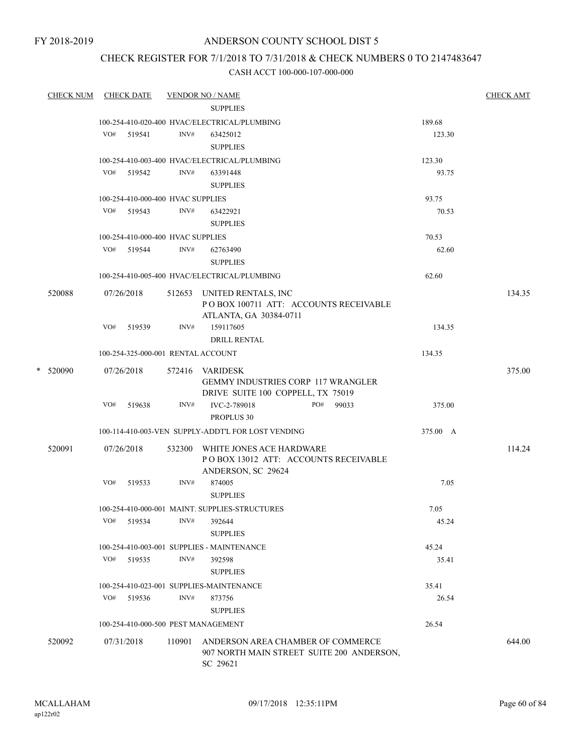FY 2018-2019

# ANDERSON COUNTY SCHOOL DIST 5

## CHECK REGISTER FOR 7/1/2018 TO 7/31/2018 & CHECK NUMBERS 0 TO 2147483647

### CASH ACCT 100-000-107-000-000

| CHECK NUM | CHECK DATE | VENDOR NO / NAME | | CHECK AMT |
|---|---|---|---|---|
| | | SUPPLIES | | |
| | 100-254-410-020-400 HVAC/ELECTRICAL/PLUMBING | | 189.68 | |
| | VO# 519541 | INV# 63425012<br>SUPPLIES | 123.30 | |
| | 100-254-410-003-400 HVAC/ELECTRICAL/PLUMBING | | 123.30 | |
| | VO# 519542 | INV# 63391448<br>SUPPLIES | 93.75 | |
| | 100-254-410-000-400 HVAC SUPPLIES | | 93.75 | |
| | VO# 519543 | INV# 63422921<br>SUPPLIES | 70.53 | |
| | 100-254-410-000-400 HVAC SUPPLIES | | 70.53 | |
| | VO# 519544 | INV# 62763490<br>SUPPLIES | 62.60 | |
| | 100-254-410-005-400 HVAC/ELECTRICAL/PLUMBING | | 62.60 | |
| 520088 | 07/26/2018 | 512653 UNITED RENTALS, INC<br>P O BOX 100711 ATT: ACCOUNTS RECEIVABLE<br>ATLANTA, GA 30384-0711 | | 134.35 |
| | VO# 519539 | INV# 159117605<br>DRILL RENTAL | 134.35 | |
| | 100-254-325-000-001 RENTAL ACCOUNT | | 134.35 | |
| * 520090 | 07/26/2018 | 572416 VARIDESK<br>GEMMY INDUSTRIES CORP 117 WRANGLER<br>DRIVE SUITE 100 COPPELL, TX 75019 | | 375.00 |
| | VO# 519638 | INV# IVC-2-789018 PO# 99033<br>PROPLUS 30 | 375.00 | |
| | 100-114-410-003-VEN SUPPLY-ADDT'L FOR LOST VENDING | | 375.00 A | |
| 520091 | 07/26/2018 | 532300 WHITE JONES ACE HARDWARE<br>P O BOX 13012 ATT: ACCOUNTS RECEIVABLE<br>ANDERSON, SC 29624 | | 114.24 |
| | VO# 519533 | INV# 874005<br>SUPPLIES | 7.05 | |
| | 100-254-410-000-001 MAINT. SUPPLIES-STRUCTURES | | 7.05 | |
| | VO# 519534 | INV# 392644<br>SUPPLIES | 45.24 | |
| | 100-254-410-003-001 SUPPLIES - MAINTENANCE | | 45.24 | |
| | VO# 519535 | INV# 392598<br>SUPPLIES | 35.41 | |
| | 100-254-410-023-001 SUPPLIES-MAINTENANCE | | 35.41 | |
| | VO# 519536 | INV# 873756<br>SUPPLIES | 26.54 | |
| | 100-254-410-000-500 PEST MANAGEMENT | | 26.54 | |
| 520092 | 07/31/2018 | 110901 ANDERSON AREA CHAMBER OF COMMERCE<br>907 NORTH MAIN STREET SUITE 200 ANDERSON,<br>SC 29621 | | 644.00 |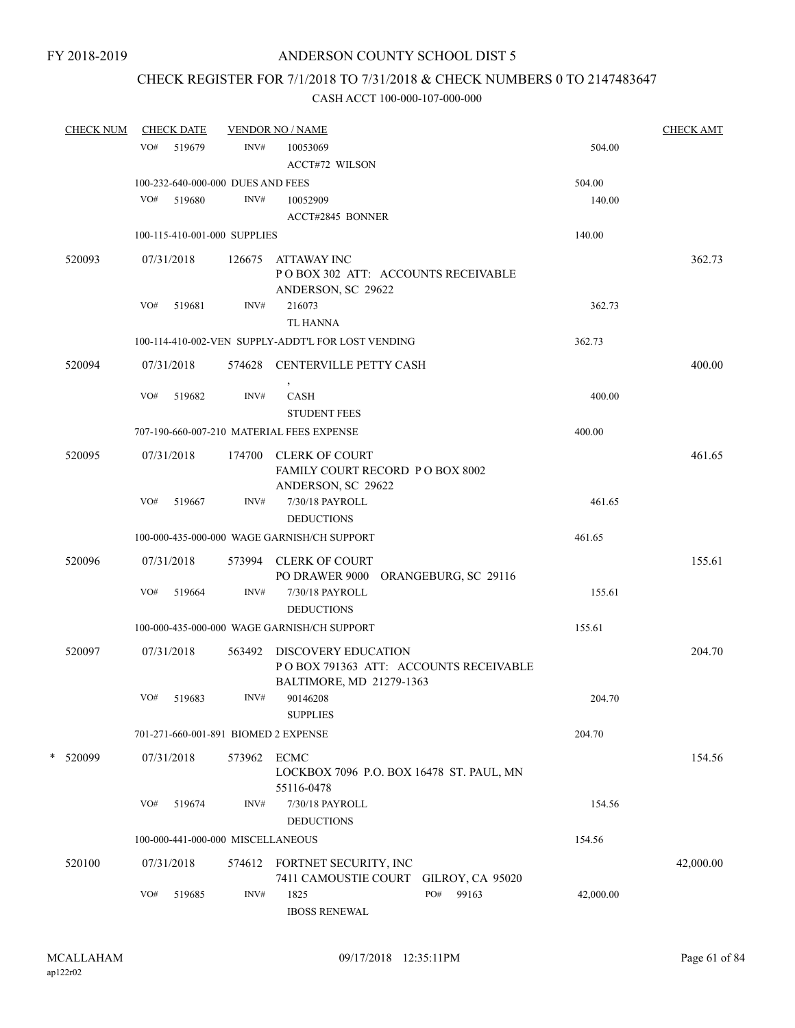FY 2018-2019

ANDERSON COUNTY SCHOOL DIST 5

CHECK REGISTER FOR 7/1/2018 TO 7/31/2018 & CHECK NUMBERS 0 TO 2147483647

CASH ACCT 100-000-107-000-000

| CHECK NUM | CHECK DATE | VENDOR NO / NAME | | CHECK AMT |
|---|---|---|---|---|
| | VO# 519679 | INV# 10053069<br>ACCT#72 WILSON | 504.00 | |
| | 100-232-640-000-000 DUES AND FEES | | 504.00 | |
| | VO# 519680 | INV# 10052909<br>ACCT#2845 BONNER | 140.00 | |
| | 100-115-410-001-000 SUPPLIES | | 140.00 | |
| 520093 | 07/31/2018 | 126675 ATTAWAY INC<br>P O BOX 302 ATT: ACCOUNTS RECEIVABLE<br>ANDERSON, SC 29622 | | 362.73 |
| | VO# 519681 | INV# 216073<br>TL HANNA | 362.73 | |
| | 100-114-410-002-VEN SUPPLY-ADDT'L FOR LOST VENDING | | 362.73 | |
| 520094 | 07/31/2018 | 574628 CENTERVILLE PETTY CASH<br>, | | 400.00 |
| | VO# 519682 | INV# CASH<br>STUDENT FEES | 400.00 | |
| | 707-190-660-007-210 MATERIAL FEES EXPENSE | | 400.00 | |
| 520095 | 07/31/2018 | 174700 CLERK OF COURT<br>FAMILY COURT RECORD P O BOX 8002<br>ANDERSON, SC 29622 | | 461.65 |
| | VO# 519667 | INV# 7/30/18 PAYROLL<br>DEDUCTIONS | 461.65 | |
| | 100-000-435-000-000 WAGE GARNISH/CH SUPPORT | | 461.65 | |
| 520096 | 07/31/2018 | 573994 CLERK OF COURT<br>PO DRAWER 9000 ORANGEBURG, SC 29116 | | 155.61 |
| | VO# 519664 | INV# 7/30/18 PAYROLL<br>DEDUCTIONS | 155.61 | |
| | 100-000-435-000-000 WAGE GARNISH/CH SUPPORT | | 155.61 | |
| 520097 | 07/31/2018 | 563492 DISCOVERY EDUCATION<br>P O BOX 791363 ATT: ACCOUNTS RECEIVABLE<br>BALTIMORE, MD 21279-1363 | | 204.70 |
| | VO# 519683 | INV# 90146208<br>SUPPLIES | 204.70 | |
| | 701-271-660-001-891 BIOMED 2 EXPENSE | | 204.70 | |
| * 520099 | 07/31/2018 | 573962 ECMC<br>LOCKBOX 7096 P.O. BOX 16478 ST. PAUL, MN<br>55116-0478 | | 154.56 |
| | VO# 519674 | INV# 7/30/18 PAYROLL<br>DEDUCTIONS | 154.56 | |
| | 100-000-441-000-000 MISCELLANEOUS | | 154.56 | |
| 520100 | 07/31/2018 | 574612 FORTNET SECURITY, INC<br>7411 CAMOUSTIE COURT GILROY, CA 95020 | | 42,000.00 |
| | VO# 519685 | INV# 1825 PO# 99163<br>IBOSS RENEWAL | 42,000.00 | |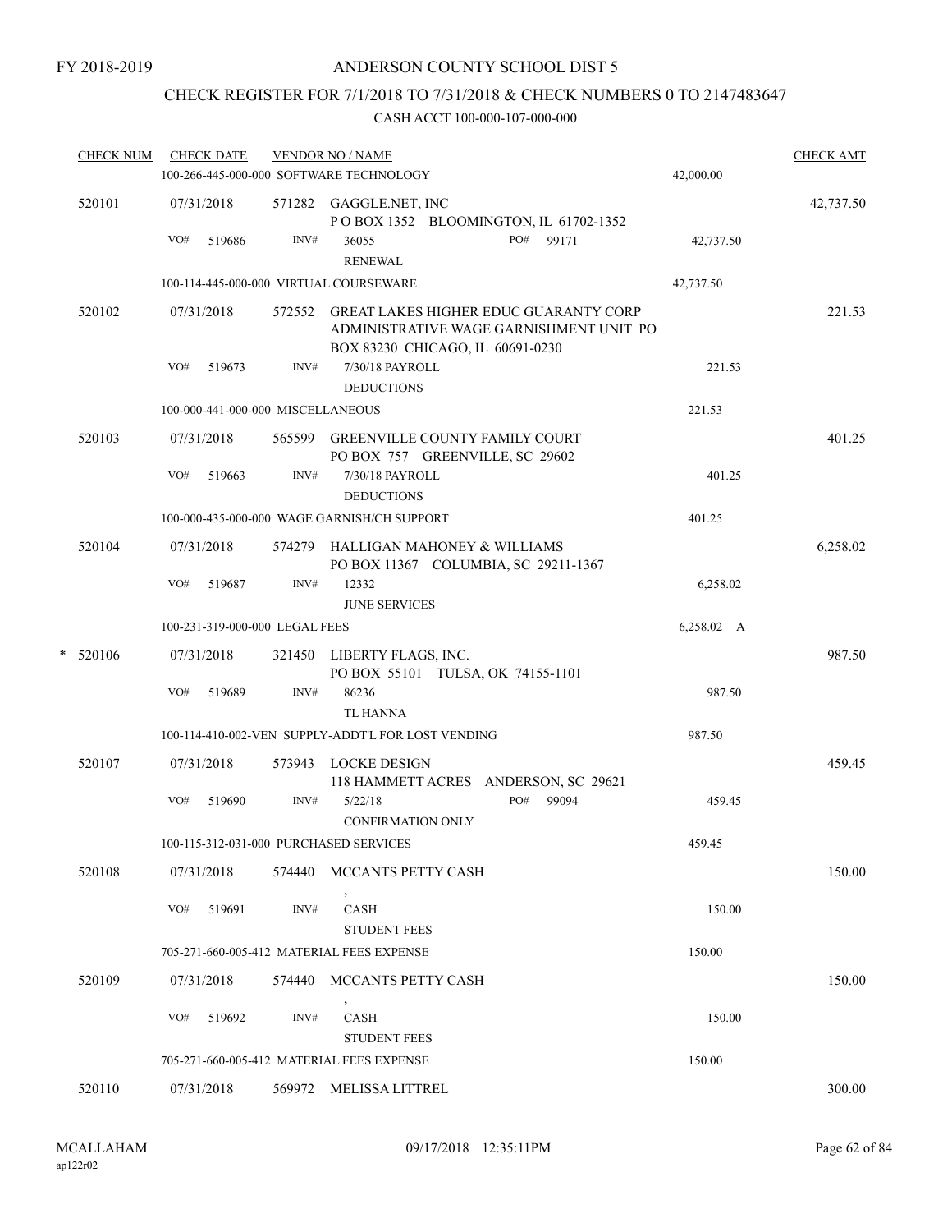FY 2018-2019

# ANDERSON COUNTY SCHOOL DIST 5

## CHECK REGISTER FOR 7/1/2018 TO 7/31/2018 & CHECK NUMBERS 0 TO 2147483647

### CASH ACCT 100-000-107-000-000

| CHECK NUM | CHECK DATE | VENDOR NO / NAME | | CHECK AMT |
|---|---|---|---|---|
| | | 100-266-445-000-000 SOFTWARE TECHNOLOGY | 42,000.00 | |
| 520101 | 07/31/2018 | 571282 GAGGLE.NET, INC<br>P O BOX 1352 BLOOMINGTON, IL 61702-1352 | | 42,737.50 |
| | VO# 519686 | INV# 36055 PO# 99171<br>RENEWAL | 42,737.50 | |
| | | 100-114-445-000-000 VIRTUAL COURSEWARE | 42,737.50 | |
| 520102 | 07/31/2018 | 572552 GREAT LAKES HIGHER EDUC GUARANTY CORP<br>ADMINISTRATIVE WAGE GARNISHMENT UNIT PO BOX 83230 CHICAGO, IL 60691-0230 | | 221.53 |
| | VO# 519673 | INV# 7/30/18 PAYROLL<br>DEDUCTIONS | 221.53 | |
| | | 100-000-441-000-000 MISCELLANEOUS | 221.53 | |
| 520103 | 07/31/2018 | 565599 GREENVILLE COUNTY FAMILY COURT<br>PO BOX 757 GREENVILLE, SC 29602 | | 401.25 |
| | VO# 519663 | INV# 7/30/18 PAYROLL<br>DEDUCTIONS | 401.25 | |
| | | 100-000-435-000-000 WAGE GARNISH/CH SUPPORT | 401.25 | |
| 520104 | 07/31/2018 | 574279 HALLIGAN MAHONEY & WILLIAMS<br>PO BOX 11367 COLUMBIA, SC 29211-1367 | | 6,258.02 |
| | VO# 519687 | INV# 12332<br>JUNE SERVICES | 6,258.02 | |
| | | 100-231-319-000-000 LEGAL FEES | 6,258.02 A | |
| * 520106 | 07/31/2018 | 321450 LIBERTY FLAGS, INC.<br>PO BOX 55101 TULSA, OK 74155-1101 | | 987.50 |
| | VO# 519689 | INV# 86236<br>TL HANNA | 987.50 | |
| | | 100-114-410-002-VEN SUPPLY-ADDT'L FOR LOST VENDING | 987.50 | |
| 520107 | 07/31/2018 | 573943 LOCKE DESIGN<br>118 HAMMETT ACRES ANDERSON, SC 29621 | | 459.45 |
| | VO# 519690 | INV# 5/22/18 PO# 99094<br>CONFIRMATION ONLY | 459.45 | |
| | | 100-115-312-031-000 PURCHASED SERVICES | 459.45 | |
| 520108 | 07/31/2018 | 574440 MCCANTS PETTY CASH<br>, | | 150.00 |
| | VO# 519691 | INV# CASH<br>STUDENT FEES | 150.00 | |
| | | 705-271-660-005-412 MATERIAL FEES EXPENSE | 150.00 | |
| 520109 | 07/31/2018 | 574440 MCCANTS PETTY CASH<br>, | | 150.00 |
| | VO# 519692 | INV# CASH<br>STUDENT FEES | 150.00 | |
| | | 705-271-660-005-412 MATERIAL FEES EXPENSE | 150.00 | |
| 520110 | 07/31/2018 | 569972 MELISSA LITTREL | | 300.00 |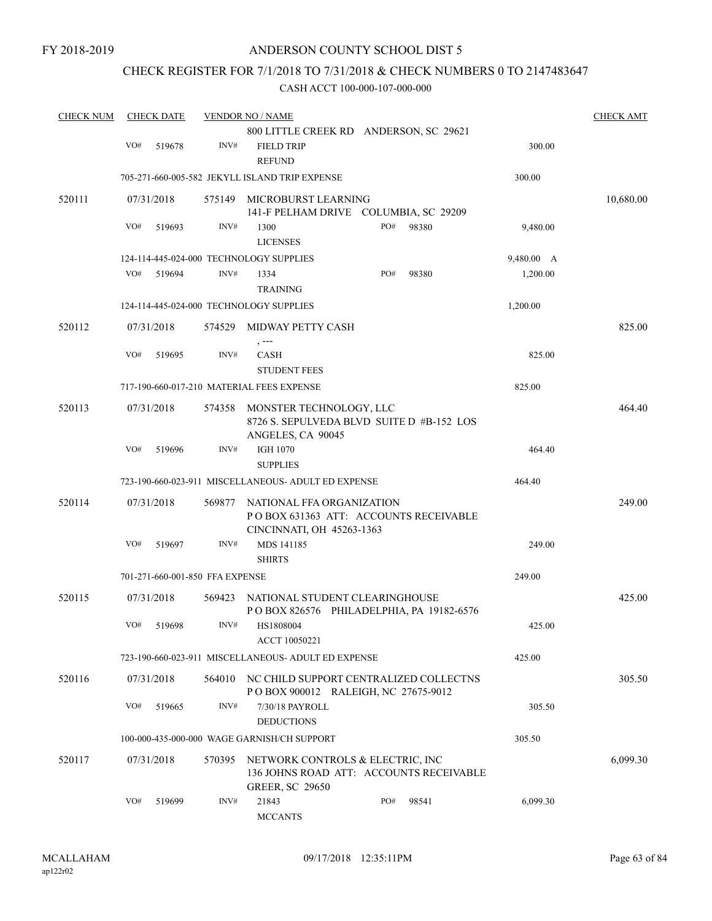FY 2018-2019

ANDERSON COUNTY SCHOOL DIST 5

CHECK REGISTER FOR 7/1/2018 TO 7/31/2018 & CHECK NUMBERS 0 TO 2147483647

CASH ACCT 100-000-107-000-000

| CHECK NUM | CHECK DATE | VENDOR NO / NAME | | | CHECK AMT |
|---|---|---|---|---|---|
| | | | 800 LITTLE CREEK RD ANDERSON, SC 29621 | | |
| | VO# 519678 | INV# | FIELD TRIP<br>REFUND | 300.00 | |
| | 705-271-660-005-582 JEKYLL ISLAND TRIP EXPENSE | | | 300.00 | |
| 520111 | 07/31/2018 | 575149 | MICROBURST LEARNING<br>141-F PELHAM DRIVE COLUMBIA, SC 29209 | | 10,680.00 |
| | VO# 519693 | INV# | 1300 PO# 98380<br>LICENSES | 9,480.00 | |
| | 124-114-445-024-000 TECHNOLOGY SUPPLIES | | | 9,480.00 A | |
| | VO# 519694 | INV# | 1334 PO# 98380<br>TRAINING | 1,200.00 | |
| | 124-114-445-024-000 TECHNOLOGY SUPPLIES | | | 1,200.00 | |
| 520112 | 07/31/2018 | 574529 | MIDWAY PETTY CASH<br>, --- | | 825.00 |
| | VO# 519695 | INV# | CASH<br>STUDENT FEES | 825.00 | |
| | 717-190-660-017-210 MATERIAL FEES EXPENSE | | | 825.00 | |
| 520113 | 07/31/2018 | 574358 | MONSTER TECHNOLOGY, LLC<br>8726 S. SEPULVEDA BLVD SUITE D #B-152 LOS ANGELES, CA 90045 | | 464.40 |
| | VO# 519696 | INV# | IGH 1070<br>SUPPLIES | 464.40 | |
| | 723-190-660-023-911 MISCELLANEOUS- ADULT ED EXPENSE | | | 464.40 | |
| 520114 | 07/31/2018 | 569877 | NATIONAL FFA ORGANIZATION<br>P O BOX 631363 ATT: ACCOUNTS RECEIVABLE CINCINNATI, OH 45263-1363 | | 249.00 |
| | VO# 519697 | INV# | MDS 141185<br>SHIRTS | 249.00 | |
| | 701-271-660-001-850 FFA EXPENSE | | | 249.00 | |
| 520115 | 07/31/2018 | 569423 | NATIONAL STUDENT CLEARINGHOUSE<br>P O BOX 826576 PHILADELPHIA, PA 19182-6576 | | 425.00 |
| | VO# 519698 | INV# | HS1808004<br>ACCT 10050221 | 425.00 | |
| | 723-190-660-023-911 MISCELLANEOUS- ADULT ED EXPENSE | | | 425.00 | |
| 520116 | 07/31/2018 | 564010 | NC CHILD SUPPORT CENTRALIZED COLLECTNS<br>P O BOX 900012 RALEIGH, NC 27675-9012 | | 305.50 |
| | VO# 519665 | INV# | 7/30/18 PAYROLL<br>DEDUCTIONS | 305.50 | |
| | 100-000-435-000-000 WAGE GARNISH/CH SUPPORT | | | 305.50 | |
| 520117 | 07/31/2018 | 570395 | NETWORK CONTROLS & ELECTRIC, INC<br>136 JOHNS ROAD ATT: ACCOUNTS RECEIVABLE GREER, SC 29650 | | 6,099.30 |
| | VO# 519699 | INV# | 21843 PO# 98541<br>MCCANTS | 6,099.30 | |

MCALLAHAM
ap122r02

09/17/2018 12:35:11PM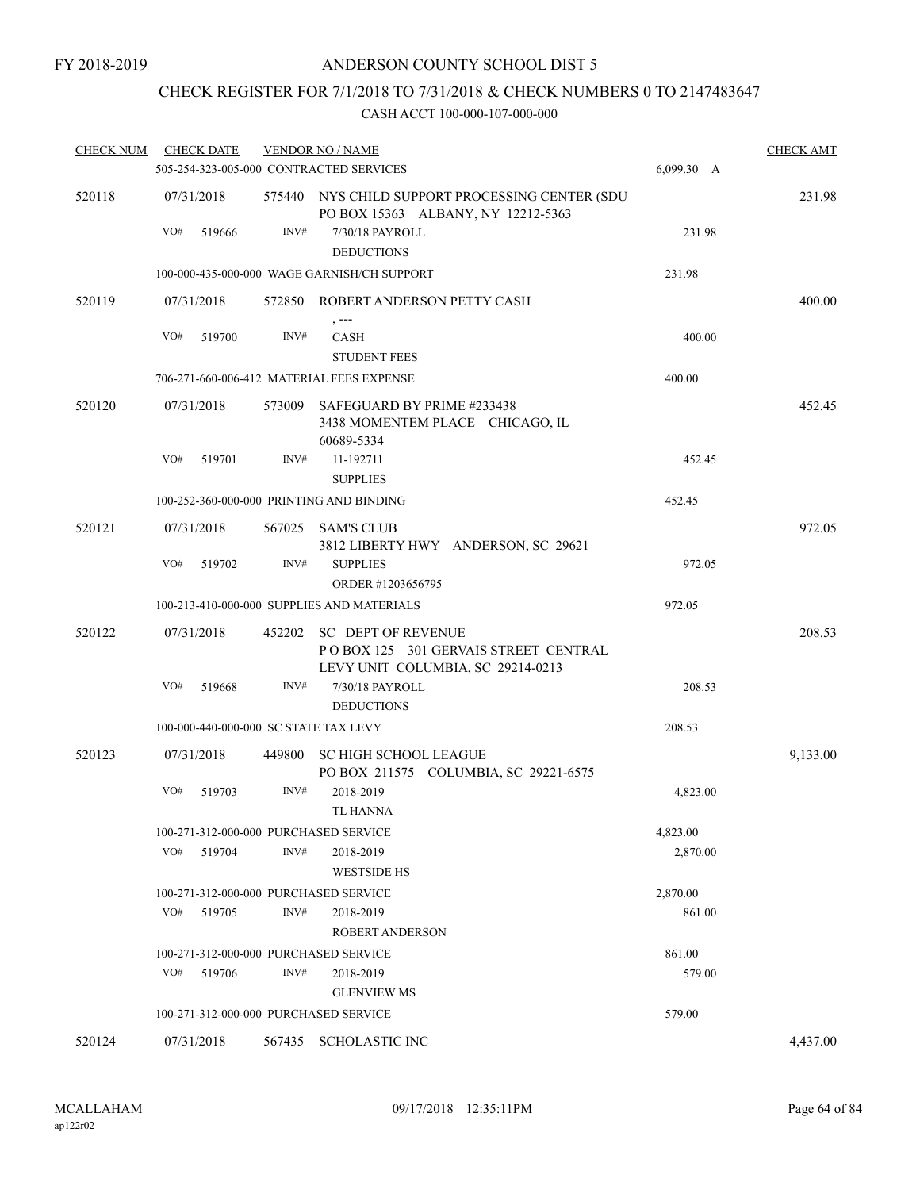FY 2018-2019

# ANDERSON COUNTY SCHOOL DIST 5

## CHECK REGISTER FOR 7/1/2018 TO 7/31/2018 & CHECK NUMBERS 0 TO 2147483647

### CASH ACCT 100-000-107-000-000

| CHECK NUM | CHECK DATE | VENDOR NO / NAME | | CHECK AMT |
|---|---|---|---|---|
| | 505-254-323-005-000 CONTRACTED SERVICES | | 6,099.30 A | |
| 520118 | 07/31/2018 | 575440 NYS CHILD SUPPORT PROCESSING CENTER (SDU PO BOX 15363 ALBANY, NY 12212-5363 | | 231.98 |
| | VO# 519666 | INV# 7/30/18 PAYROLL DEDUCTIONS | 231.98 | |
| | 100-000-435-000-000 WAGE GARNISH/CH SUPPORT | | 231.98 | |
| 520119 | 07/31/2018 | 572850 ROBERT ANDERSON PETTY CASH , --- | | 400.00 |
| | VO# 519700 | INV# CASH STUDENT FEES | 400.00 | |
| | 706-271-660-006-412 MATERIAL FEES EXPENSE | | 400.00 | |
| 520120 | 07/31/2018 | 573009 SAFEGUARD BY PRIME #233438 3438 MOMENTEM PLACE CHICAGO, IL 60689-5334 | | 452.45 |
| | VO# 519701 | INV# 11-192711 SUPPLIES | 452.45 | |
| | 100-252-360-000-000 PRINTING AND BINDING | | 452.45 | |
| 520121 | 07/31/2018 | 567025 SAM'S CLUB 3812 LIBERTY HWY ANDERSON, SC 29621 | | 972.05 |
| | VO# 519702 | INV# SUPPLIES ORDER #1203656795 | 972.05 | |
| | 100-213-410-000-000 SUPPLIES AND MATERIALS | | 972.05 | |
| 520122 | 07/31/2018 | 452202 SC DEPT OF REVENUE P O BOX 125 301 GERVAIS STREET CENTRAL LEVY UNIT COLUMBIA, SC 29214-0213 | | 208.53 |
| | VO# 519668 | INV# 7/30/18 PAYROLL DEDUCTIONS | 208.53 | |
| | 100-000-440-000-000 SC STATE TAX LEVY | | 208.53 | |
| 520123 | 07/31/2018 | 449800 SC HIGH SCHOOL LEAGUE PO BOX 211575 COLUMBIA, SC 29221-6575 | | 9,133.00 |
| | VO# 519703 | INV# 2018-2019 TL HANNA | 4,823.00 | |
| | 100-271-312-000-000 PURCHASED SERVICE | | 4,823.00 | |
| | VO# 519704 | INV# 2018-2019 WESTSIDE HS | 2,870.00 | |
| | 100-271-312-000-000 PURCHASED SERVICE | | 2,870.00 | |
| | VO# 519705 | INV# 2018-2019 ROBERT ANDERSON | 861.00 | |
| | 100-271-312-000-000 PURCHASED SERVICE | | 861.00 | |
| | VO# 519706 | INV# 2018-2019 GLENVIEW MS | 579.00 | |
| | 100-271-312-000-000 PURCHASED SERVICE | | 579.00 | |
| 520124 | 07/31/2018 | 567435 SCHOLASTIC INC | | 4,437.00 |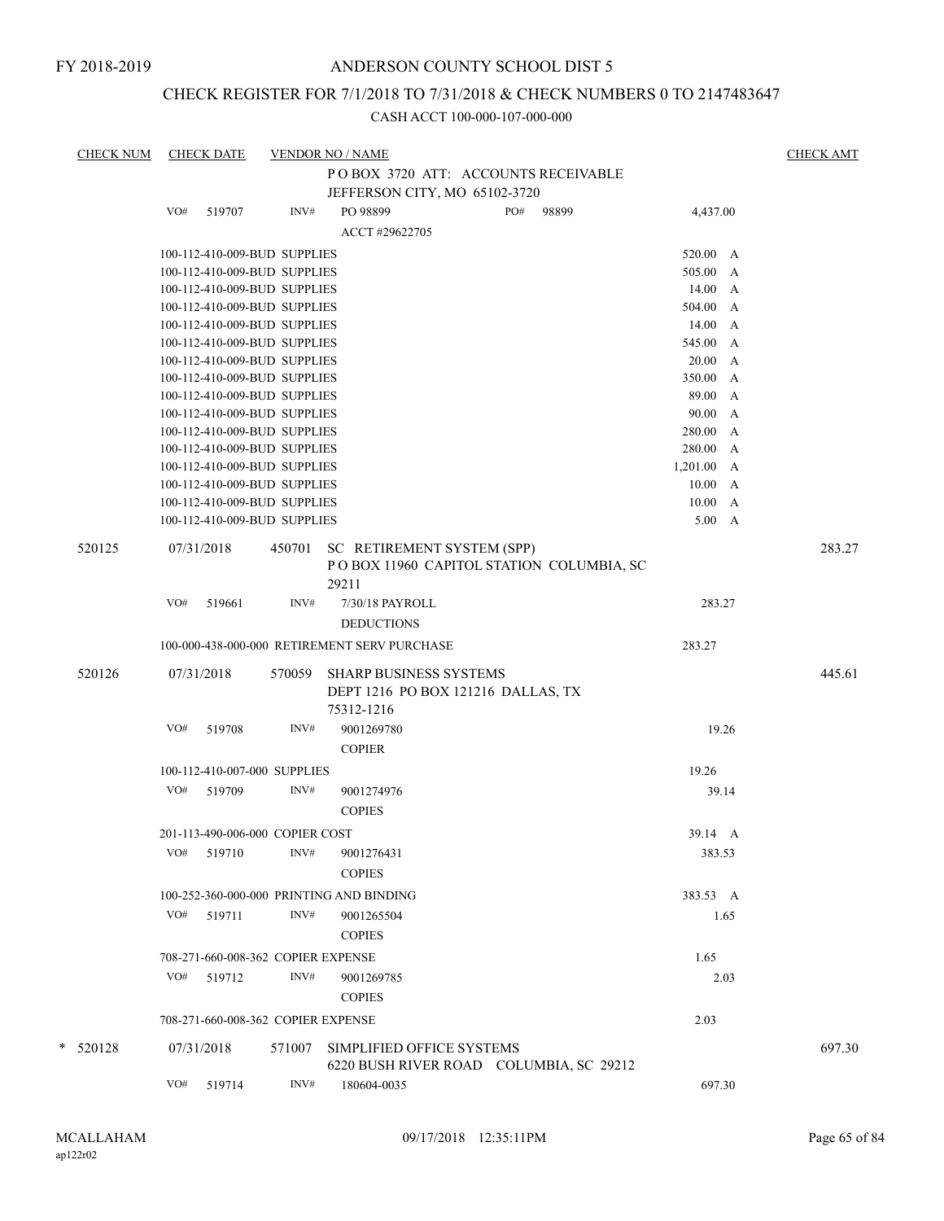FY 2018-2019

# ANDERSON COUNTY SCHOOL DIST 5

## CHECK REGISTER FOR 7/1/2018 TO 7/31/2018 & CHECK NUMBERS 0 TO 2147483647

### CASH ACCT 100-000-107-000-000

| CHECK NUM | CHECK DATE | VENDOR NO / NAME | | CHECK AMT |
|---|---|---|---|---|
| | | P O BOX 3720 ATT: ACCOUNTS RECEIVABLE JEFFERSON CITY, MO 65102-3720 | | |
| | VO# 519707 | INV# PO 98899 ACCT #29622705 PO# 98899 | 4,437.00 | |
| | 100-112-410-009-BUD SUPPLIES | | 520.00 A | |
| | 100-112-410-009-BUD SUPPLIES | | 505.00 A | |
| | 100-112-410-009-BUD SUPPLIES | | 14.00 A | |
| | 100-112-410-009-BUD SUPPLIES | | 504.00 A | |
| | 100-112-410-009-BUD SUPPLIES | | 14.00 A | |
| | 100-112-410-009-BUD SUPPLIES | | 545.00 A | |
| | 100-112-410-009-BUD SUPPLIES | | 20.00 A | |
| | 100-112-410-009-BUD SUPPLIES | | 350.00 A | |
| | 100-112-410-009-BUD SUPPLIES | | 89.00 A | |
| | 100-112-410-009-BUD SUPPLIES | | 90.00 A | |
| | 100-112-410-009-BUD SUPPLIES | | 280.00 A | |
| | 100-112-410-009-BUD SUPPLIES | | 280.00 A | |
| | 100-112-410-009-BUD SUPPLIES | | 1,201.00 A | |
| | 100-112-410-009-BUD SUPPLIES | | 10.00 A | |
| | 100-112-410-009-BUD SUPPLIES | | 10.00 A | |
| | 100-112-410-009-BUD SUPPLIES | | 5.00 A | |
| 520125 | 07/31/2018 | 450701 SC RETIREMENT SYSTEM (SPP) P O BOX 11960 CAPITOL STATION COLUMBIA, SC 29211 | | 283.27 |
| | VO# 519661 | INV# 7/30/18 PAYROLL DEDUCTIONS | 283.27 | |
| | 100-000-438-000-000 RETIREMENT SERV PURCHASE | | 283.27 | |
| 520126 | 07/31/2018 | 570059 SHARP BUSINESS SYSTEMS DEPT 1216 PO BOX 121216 DALLAS, TX 75312-1216 | | 445.61 |
| | VO# 519708 | INV# 9001269780 COPIER | 19.26 | |
| | 100-112-410-007-000 SUPPLIES | | 19.26 | |
| | VO# 519709 | INV# 9001274976 COPIES | 39.14 | |
| | 201-113-490-006-000 COPIER COST | | 39.14 A | |
| | VO# 519710 | INV# 9001276431 COPIES | 383.53 | |
| | 100-252-360-000-000 PRINTING AND BINDING | | 383.53 A | |
| | VO# 519711 | INV# 9001265504 COPIES | 1.65 | |
| | 708-271-660-008-362 COPIER EXPENSE | | 1.65 | |
| | VO# 519712 | INV# 9001269785 COPIES | 2.03 | |
| | 708-271-660-008-362 COPIER EXPENSE | | 2.03 | |
| * 520128 | 07/31/2018 | 571007 SIMPLIFIED OFFICE SYSTEMS 6220 BUSH RIVER ROAD COLUMBIA, SC 29212 | | 697.30 |
| | VO# 519714 | INV# 180604-0035 | 697.30 | |

MCALLAHAM ap122r02 09/17/2018 12:35:11PM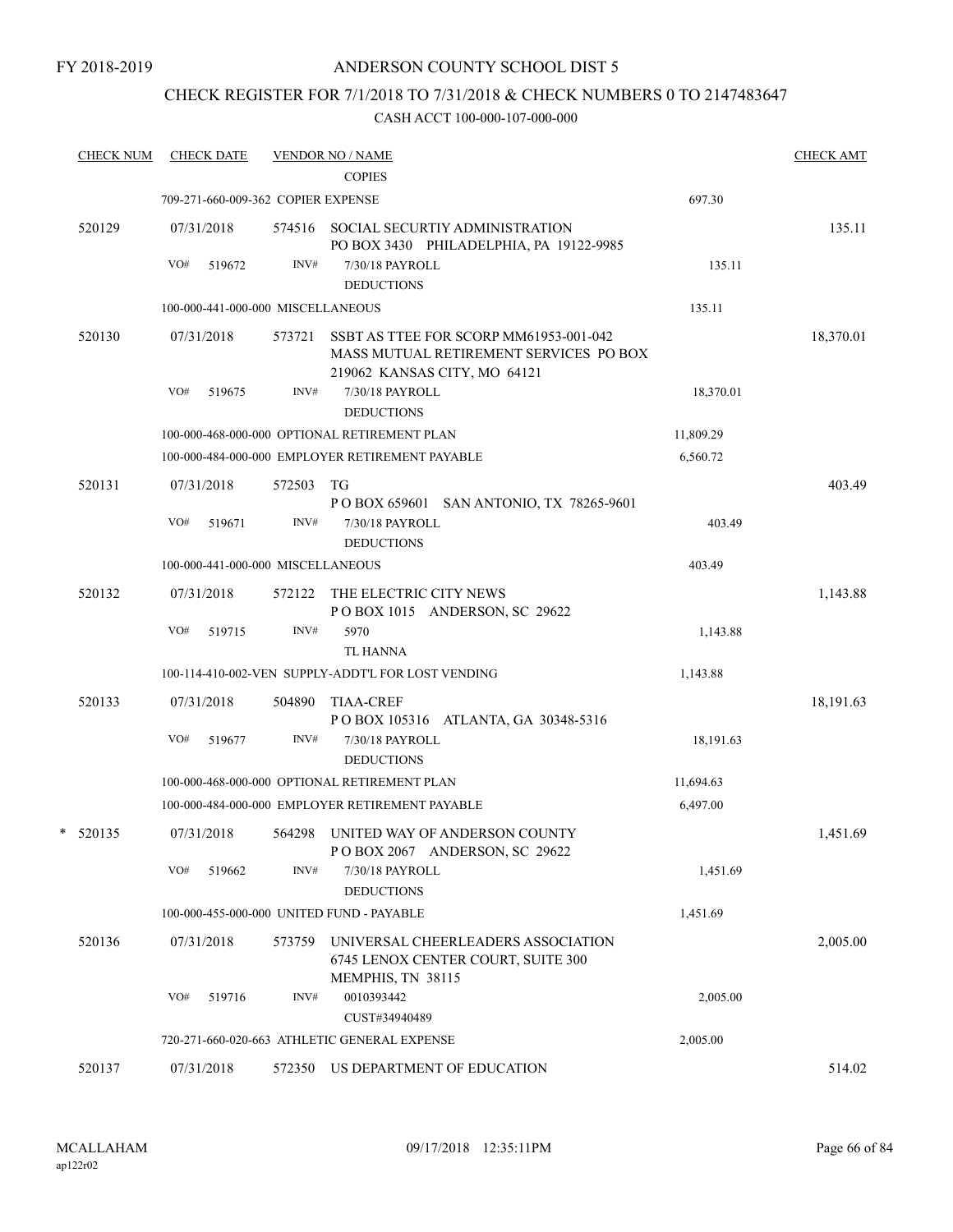FY 2018-2019

ANDERSON COUNTY SCHOOL DIST 5

CHECK REGISTER FOR 7/1/2018 TO 7/31/2018 & CHECK NUMBERS 0 TO 2147483647

CASH ACCT 100-000-107-000-000

| CHECK NUM | CHECK DATE | VENDOR NO / NAME | | CHECK AMT |
|---|---|---|---|---|
| | | COPIES | | |
| | 709-271-660-009-362 COPIER EXPENSE | | 697.30 | |
| 520129 | 07/31/2018 | 574516 SOCIAL SECURTIY ADMINISTRATION<br>PO BOX 3430 PHILADELPHIA, PA 19122-9985 | | 135.11 |
| | VO# 519672 | INV# 7/30/18 PAYROLL<br>DEDUCTIONS | 135.11 | |
| | 100-000-441-000-000 MISCELLANEOUS | | 135.11 | |
| 520130 | 07/31/2018 | 573721 SSBT AS TTEE FOR SCORP MM61953-001-042<br>MASS MUTUAL RETIREMENT SERVICES PO BOX<br>219062 KANSAS CITY, MO 64121 | | 18,370.01 |
| | VO# 519675 | INV# 7/30/18 PAYROLL<br>DEDUCTIONS | 18,370.01 | |
| | 100-000-468-000-000 OPTIONAL RETIREMENT PLAN | | 11,809.29 | |
| | 100-000-484-000-000 EMPLOYER RETIREMENT PAYABLE | | 6,560.72 | |
| 520131 | 07/31/2018 | 572503 TG<br>P O BOX 659601 SAN ANTONIO, TX 78265-9601 | | 403.49 |
| | VO# 519671 | INV# 7/30/18 PAYROLL<br>DEDUCTIONS | 403.49 | |
| | 100-000-441-000-000 MISCELLANEOUS | | 403.49 | |
| 520132 | 07/31/2018 | 572122 THE ELECTRIC CITY NEWS<br>P O BOX 1015 ANDERSON, SC 29622 | | 1,143.88 |
| | VO# 519715 | INV# 5970<br>TL HANNA | 1,143.88 | |
| | 100-114-410-002-VEN SUPPLY-ADDT'L FOR LOST VENDING | | 1,143.88 | |
| 520133 | 07/31/2018 | 504890 TIAA-CREF<br>P O BOX 105316 ATLANTA, GA 30348-5316 | | 18,191.63 |
| | VO# 519677 | INV# 7/30/18 PAYROLL<br>DEDUCTIONS | 18,191.63 | |
| | 100-000-468-000-000 OPTIONAL RETIREMENT PLAN | | 11,694.63 | |
| | 100-000-484-000-000 EMPLOYER RETIREMENT PAYABLE | | 6,497.00 | |
| * 520135 | 07/31/2018 | 564298 UNITED WAY OF ANDERSON COUNTY<br>P O BOX 2067 ANDERSON, SC 29622 | | 1,451.69 |
| | VO# 519662 | INV# 7/30/18 PAYROLL<br>DEDUCTIONS | 1,451.69 | |
| | 100-000-455-000-000 UNITED FUND - PAYABLE | | 1,451.69 | |
| 520136 | 07/31/2018 | 573759 UNIVERSAL CHEERLEADERS ASSOCIATION<br>6745 LENOX CENTER COURT, SUITE 300<br>MEMPHIS, TN 38115 | | 2,005.00 |
| | VO# 519716 | INV# 0010393442<br>CUST#34940489 | 2,005.00 | |
| | 720-271-660-020-663 ATHLETIC GENERAL EXPENSE | | 2,005.00 | |
| 520137 | 07/31/2018 | 572350 US DEPARTMENT OF EDUCATION | | 514.02 |

MCALLAHAM ap122r02 09/17/2018 12:35:11PM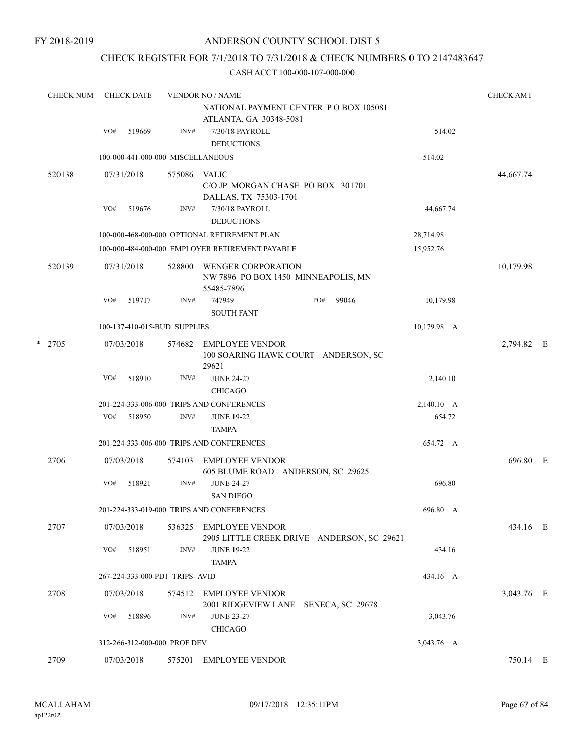FY 2018-2019

ANDERSON COUNTY SCHOOL DIST 5

CHECK REGISTER FOR 7/1/2018 TO 7/31/2018 & CHECK NUMBERS 0 TO 2147483647

CASH ACCT 100-000-107-000-000

| CHECK NUM | CHECK DATE | VENDOR NO / NAME | | CHECK AMT |
|---|---|---|---|---|
| | | NATIONAL PAYMENT CENTER P O BOX 105081 ATLANTA, GA 30348-5081 | | |
| | VO# 519669 | INV# 7/30/18 PAYROLL DEDUCTIONS | 514.02 | |
| | 100-000-441-000-000 MISCELLANEOUS | | 514.02 | |
| 520138 | 07/31/2018 | 575086 VALIC C/O JP MORGAN CHASE PO BOX 301701 DALLAS, TX 75303-1701 | | 44,667.74 |
| | VO# 519676 | INV# 7/30/18 PAYROLL DEDUCTIONS | 44,667.74 | |
| | 100-000-468-000-000 OPTIONAL RETIREMENT PLAN | | 28,714.98 | |
| | 100-000-484-000-000 EMPLOYER RETIREMENT PAYABLE | | 15,952.76 | |
| 520139 | 07/31/2018 | 528800 WENGER CORPORATION NW 7896 PO BOX 1450 MINNEAPOLIS, MN 55485-7896 | | 10,179.98 |
| | VO# 519717 | INV# 747949 PO# 99046 SOUTH FANT | 10,179.98 | |
| | 100-137-410-015-BUD SUPPLIES | | 10,179.98 A | |
| * 2705 | 07/03/2018 | 574682 EMPLOYEE VENDOR 100 SOARING HAWK COURT ANDERSON, SC 29621 | | 2,794.82 E |
| | VO# 518910 | INV# JUNE 24-27 CHICAGO | 2,140.10 | |
| | 201-224-333-006-000 TRIPS AND CONFERENCES | | 2,140.10 A | |
| | VO# 518950 | INV# JUNE 19-22 TAMPA | 654.72 | |
| | 201-224-333-006-000 TRIPS AND CONFERENCES | | 654.72 A | |
| 2706 | 07/03/2018 | 574103 EMPLOYEE VENDOR 605 BLUME ROAD ANDERSON, SC 29625 | | 696.80 E |
| | VO# 518921 | INV# JUNE 24-27 SAN DIEGO | 696.80 | |
| | 201-224-333-019-000 TRIPS AND CONFERENCES | | 696.80 A | |
| 2707 | 07/03/2018 | 536325 EMPLOYEE VENDOR 2905 LITTLE CREEK DRIVE ANDERSON, SC 29621 | | 434.16 E |
| | VO# 518951 | INV# JUNE 19-22 TAMPA | 434.16 | |
| | 267-224-333-000-PD1 TRIPS- AVID | | 434.16 A | |
| 2708 | 07/03/2018 | 574512 EMPLOYEE VENDOR 2001 RIDGEVIEW LANE SENECA, SC 29678 | | 3,043.76 E |
| | VO# 518896 | INV# JUNE 23-27 CHICAGO | 3,043.76 | |
| | 312-266-312-000-000 PROF DEV | | 3,043.76 A | |
| 2709 | 07/03/2018 | 575201 EMPLOYEE VENDOR | | 750.14 E |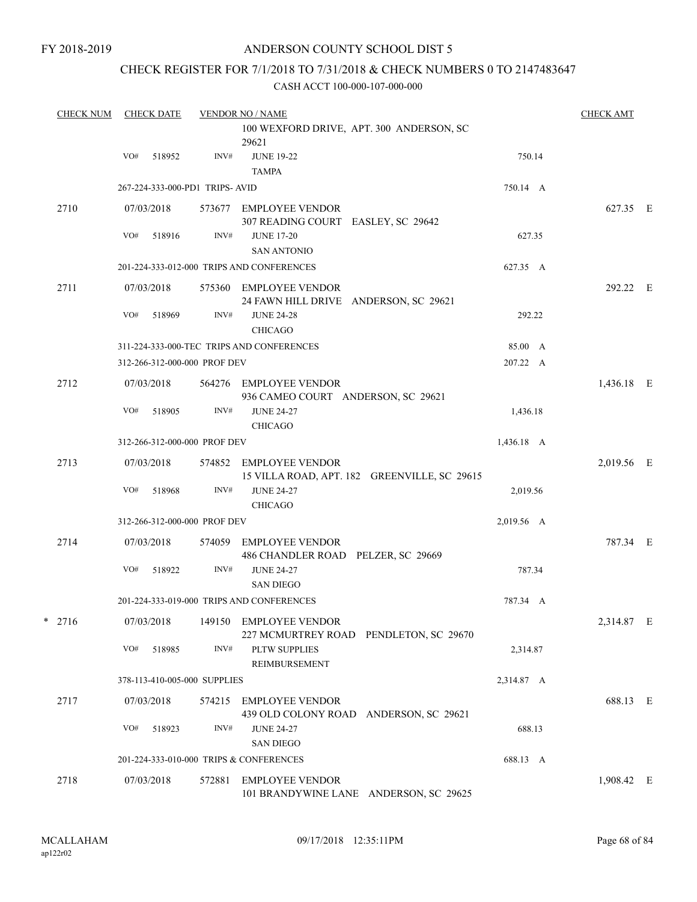FY 2018-2019

ANDERSON COUNTY SCHOOL DIST 5

CHECK REGISTER FOR 7/1/2018 TO 7/31/2018 & CHECK NUMBERS 0 TO 2147483647

CASH ACCT 100-000-107-000-000

| CHECK NUM | CHECK DATE | VENDOR NO / NAME | | CHECK AMT |
|---|---|---|---|---|
| | | 100 WEXFORD DRIVE, APT. 300 ANDERSON, SC 29621 | | |
| | VO# 518952 | INV# JUNE 19-22 TAMPA | 750.14 | |
| | 267-224-333-000-PD1 TRIPS- AVID | | 750.14 A | |
| 2710 | 07/03/2018 | 573677 EMPLOYEE VENDOR 307 READING COURT EASLEY, SC 29642 | | 627.35 E |
| | VO# 518916 | INV# JUNE 17-20 SAN ANTONIO | 627.35 | |
| | 201-224-333-012-000 TRIPS AND CONFERENCES | | 627.35 A | |
| 2711 | 07/03/2018 | 575360 EMPLOYEE VENDOR 24 FAWN HILL DRIVE ANDERSON, SC 29621 | | 292.22 E |
| | VO# 518969 | INV# JUNE 24-28 CHICAGO | 292.22 | |
| | 311-224-333-000-TEC TRIPS AND CONFERENCES | | 85.00 A | |
| | 312-266-312-000-000 PROF DEV | | 207.22 A | |
| 2712 | 07/03/2018 | 564276 EMPLOYEE VENDOR 936 CAMEO COURT ANDERSON, SC 29621 | | 1,436.18 E |
| | VO# 518905 | INV# JUNE 24-27 CHICAGO | 1,436.18 | |
| | 312-266-312-000-000 PROF DEV | | 1,436.18 A | |
| 2713 | 07/03/2018 | 574852 EMPLOYEE VENDOR 15 VILLA ROAD, APT. 182 GREENVILLE, SC 29615 | | 2,019.56 E |
| | VO# 518968 | INV# JUNE 24-27 CHICAGO | 2,019.56 | |
| | 312-266-312-000-000 PROF DEV | | 2,019.56 A | |
| 2714 | 07/03/2018 | 574059 EMPLOYEE VENDOR 486 CHANDLER ROAD PELZER, SC 29669 | | 787.34 E |
| | VO# 518922 | INV# JUNE 24-27 SAN DIEGO | 787.34 | |
| | 201-224-333-019-000 TRIPS AND CONFERENCES | | 787.34 A | |
| * 2716 | 07/03/2018 | 149150 EMPLOYEE VENDOR 227 MCMURTREY ROAD PENDLETON, SC 29670 | | 2,314.87 E |
| | VO# 518985 | INV# PLTW SUPPLIES REIMBURSEMENT | 2,314.87 | |
| | 378-113-410-005-000 SUPPLIES | | 2,314.87 A | |
| 2717 | 07/03/2018 | 574215 EMPLOYEE VENDOR 439 OLD COLONY ROAD ANDERSON, SC 29621 | | 688.13 E |
| | VO# 518923 | INV# JUNE 24-27 SAN DIEGO | 688.13 | |
| | 201-224-333-010-000 TRIPS & CONFERENCES | | 688.13 A | |
| 2718 | 07/03/2018 | 572881 EMPLOYEE VENDOR 101 BRANDYWINE LANE ANDERSON, SC 29625 | | 1,908.42 E |

MCALLAHAM ap122r02 09/17/2018 12:35:11PM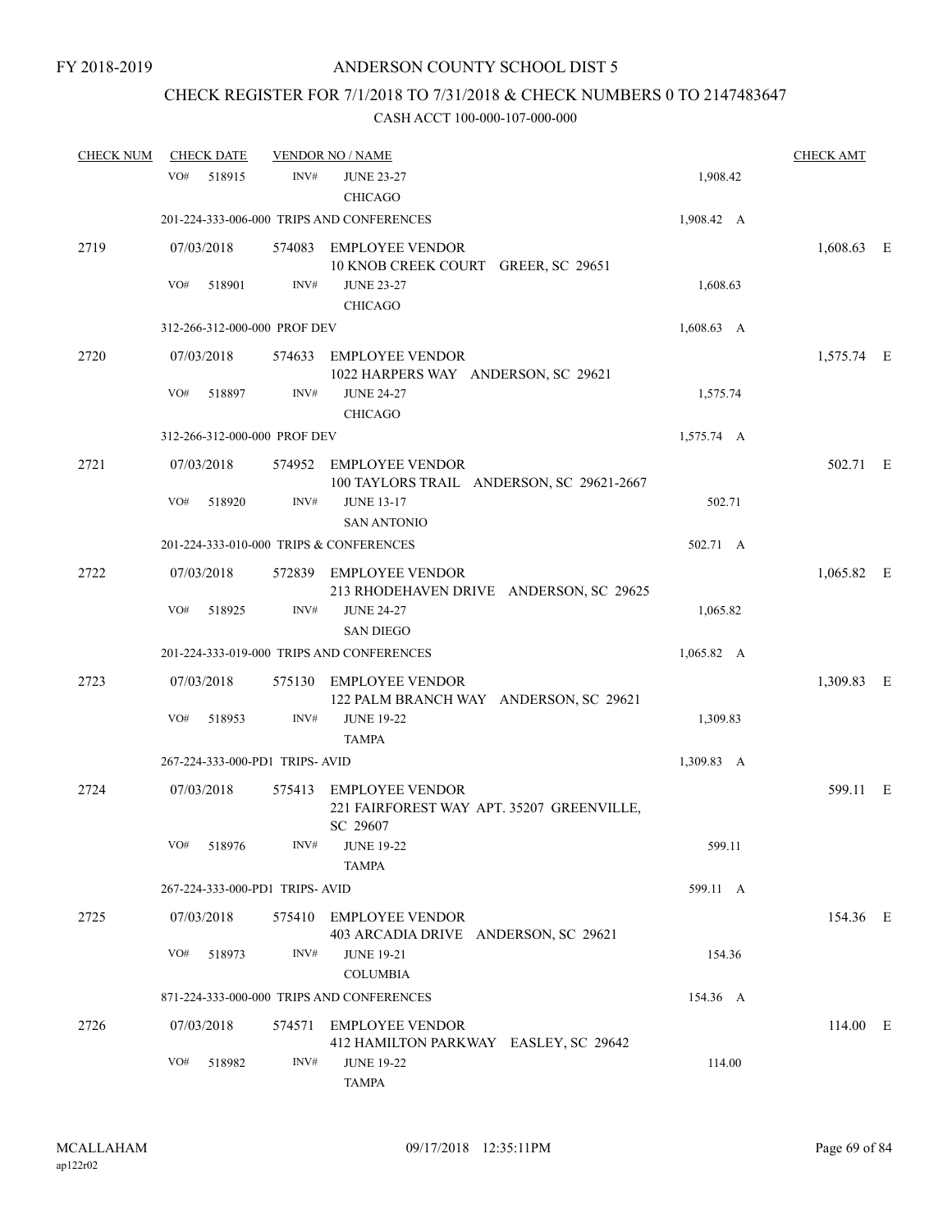FY 2018-2019

ANDERSON COUNTY SCHOOL DIST 5

CHECK REGISTER FOR 7/1/2018 TO 7/31/2018 & CHECK NUMBERS 0 TO 2147483647

CASH ACCT 100-000-107-000-000

| CHECK NUM | CHECK DATE | VENDOR NO / NAME | | CHECK AMT |
|---|---|---|---|---|
| | VO# 518915 | INV# JUNE 23-27 CHICAGO | 1,908.42 | |
| | 201-224-333-006-000 TRIPS AND CONFERENCES | | 1,908.42 A | |
| 2719 | 07/03/2018 | 574083 EMPLOYEE VENDOR 10 KNOB CREEK COURT GREER, SC 29651 | | 1,608.63 E |
| | VO# 518901 | INV# JUNE 23-27 CHICAGO | 1,608.63 | |
| | 312-266-312-000-000 PROF DEV | | 1,608.63 A | |
| 2720 | 07/03/2018 | 574633 EMPLOYEE VENDOR 1022 HARPERS WAY ANDERSON, SC 29621 | | 1,575.74 E |
| | VO# 518897 | INV# JUNE 24-27 CHICAGO | 1,575.74 | |
| | 312-266-312-000-000 PROF DEV | | 1,575.74 A | |
| 2721 | 07/03/2018 | 574952 EMPLOYEE VENDOR 100 TAYLORS TRAIL ANDERSON, SC 29621-2667 | | 502.71 E |
| | VO# 518920 | INV# JUNE 13-17 SAN ANTONIO | 502.71 | |
| | 201-224-333-010-000 TRIPS & CONFERENCES | | 502.71 A | |
| 2722 | 07/03/2018 | 572839 EMPLOYEE VENDOR 213 RHODEHAVEN DRIVE ANDERSON, SC 29625 | | 1,065.82 E |
| | VO# 518925 | INV# JUNE 24-27 SAN DIEGO | 1,065.82 | |
| | 201-224-333-019-000 TRIPS AND CONFERENCES | | 1,065.82 A | |
| 2723 | 07/03/2018 | 575130 EMPLOYEE VENDOR 122 PALM BRANCH WAY ANDERSON, SC 29621 | | 1,309.83 E |
| | VO# 518953 | INV# JUNE 19-22 TAMPA | 1,309.83 | |
| | 267-224-333-000-PD1 TRIPS- AVID | | 1,309.83 A | |
| 2724 | 07/03/2018 | 575413 EMPLOYEE VENDOR 221 FAIRFOREST WAY APT. 35207 GREENVILLE, SC 29607 | | 599.11 E |
| | VO# 518976 | INV# JUNE 19-22 TAMPA | 599.11 | |
| | 267-224-333-000-PD1 TRIPS- AVID | | 599.11 A | |
| 2725 | 07/03/2018 | 575410 EMPLOYEE VENDOR 403 ARCADIA DRIVE ANDERSON, SC 29621 | | 154.36 E |
| | VO# 518973 | INV# JUNE 19-21 COLUMBIA | 154.36 | |
| | 871-224-333-000-000 TRIPS AND CONFERENCES | | 154.36 A | |
| 2726 | 07/03/2018 | 574571 EMPLOYEE VENDOR 412 HAMILTON PARKWAY EASLEY, SC 29642 | | 114.00 E |
| | VO# 518982 | INV# JUNE 19-22 TAMPA | 114.00 | |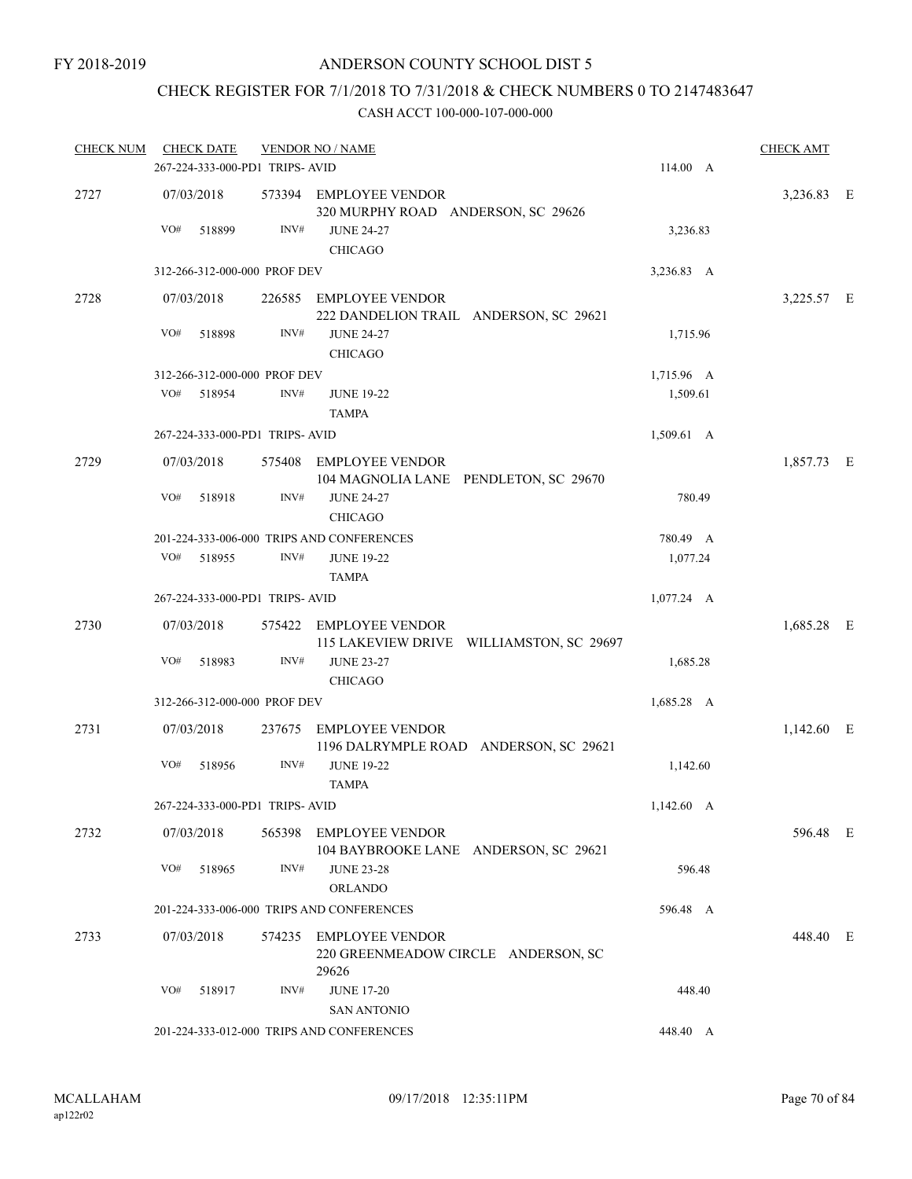FY 2018-2019

# ANDERSON COUNTY SCHOOL DIST 5

## CHECK REGISTER FOR 7/1/2018 TO 7/31/2018 & CHECK NUMBERS 0 TO 2147483647

CASH ACCT 100-000-107-000-000

| CHECK NUM | CHECK DATE | VENDOR NO / NAME | | CHECK AMT |
|---|---|---|---|---|
| | 267-224-333-000-PD1 TRIPS- AVID | | 114.00 A | |
| 2727 | 07/03/2018 | 573394 EMPLOYEE VENDOR 320 MURPHY ROAD ANDERSON, SC 29626 | | 3,236.83 E |
| | VO# 518899 | INV# JUNE 24-27 CHICAGO | 3,236.83 | |
| | 312-266-312-000-000 PROF DEV | | 3,236.83 A | |
| 2728 | 07/03/2018 | 226585 EMPLOYEE VENDOR 222 DANDELION TRAIL ANDERSON, SC 29621 | | 3,225.57 E |
| | VO# 518898 | INV# JUNE 24-27 CHICAGO | 1,715.96 | |
| | 312-266-312-000-000 PROF DEV | | 1,715.96 A | |
| | VO# 518954 | INV# JUNE 19-22 TAMPA | 1,509.61 | |
| | 267-224-333-000-PD1 TRIPS- AVID | | 1,509.61 A | |
| 2729 | 07/03/2018 | 575408 EMPLOYEE VENDOR 104 MAGNOLIA LANE PENDLETON, SC 29670 | | 1,857.73 E |
| | VO# 518918 | INV# JUNE 24-27 CHICAGO | 780.49 | |
| | 201-224-333-006-000 TRIPS AND CONFERENCES | | 780.49 A | |
| | VO# 518955 | INV# JUNE 19-22 TAMPA | 1,077.24 | |
| | 267-224-333-000-PD1 TRIPS- AVID | | 1,077.24 A | |
| 2730 | 07/03/2018 | 575422 EMPLOYEE VENDOR 115 LAKEVIEW DRIVE WILLIAMSTON, SC 29697 | | 1,685.28 E |
| | VO# 518983 | INV# JUNE 23-27 CHICAGO | 1,685.28 | |
| | 312-266-312-000-000 PROF DEV | | 1,685.28 A | |
| 2731 | 07/03/2018 | 237675 EMPLOYEE VENDOR 1196 DALRYMPLE ROAD ANDERSON, SC 29621 | | 1,142.60 E |
| | VO# 518956 | INV# JUNE 19-22 TAMPA | 1,142.60 | |
| | 267-224-333-000-PD1 TRIPS- AVID | | 1,142.60 A | |
| 2732 | 07/03/2018 | 565398 EMPLOYEE VENDOR 104 BAYBROOKE LANE ANDERSON, SC 29621 | | 596.48 E |
| | VO# 518965 | INV# JUNE 23-28 ORLANDO | 596.48 | |
| | 201-224-333-006-000 TRIPS AND CONFERENCES | | 596.48 A | |
| 2733 | 07/03/2018 | 574235 EMPLOYEE VENDOR 220 GREENMEADOW CIRCLE ANDERSON, SC 29626 | | 448.40 E |
| | VO# 518917 | INV# JUNE 17-20 SAN ANTONIO | 448.40 | |
| | 201-224-333-012-000 TRIPS AND CONFERENCES | | 448.40 A | |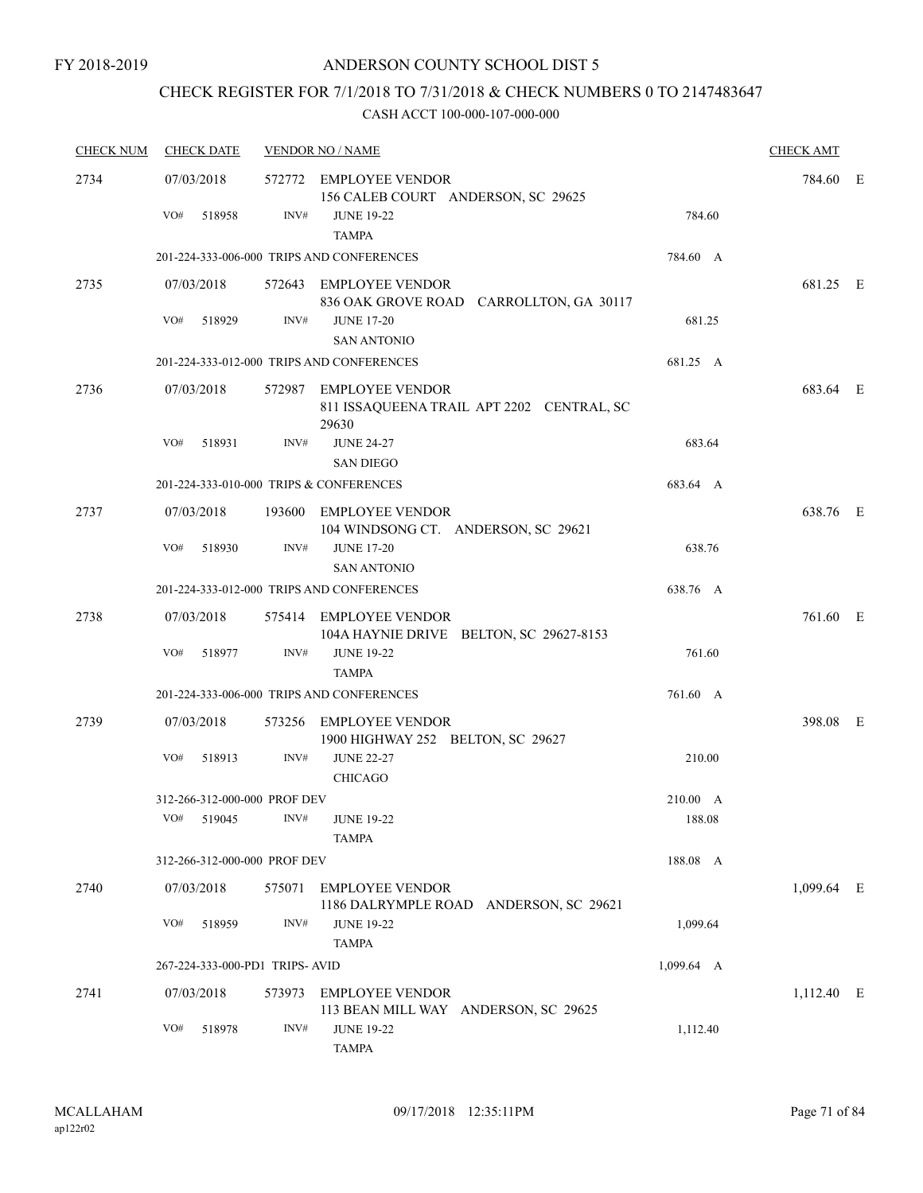FY 2018-2019

# ANDERSON COUNTY SCHOOL DIST 5

## CHECK REGISTER FOR 7/1/2018 TO 7/31/2018 & CHECK NUMBERS 0 TO 2147483647

### CASH ACCT 100-000-107-000-000

| CHECK NUM | CHECK DATE | VENDOR NO / NAME | | CHECK AMT |
|---|---|---|---|---|
| 2734 | 07/03/2018 | 572772 EMPLOYEE VENDOR<br>156 CALEB COURT ANDERSON, SC 29625 | | 784.60 E |
| | VO# 518958 | INV# JUNE 19-22<br>TAMPA | 784.60 | |
| | | 201-224-333-006-000 TRIPS AND CONFERENCES | 784.60 A | |
| 2735 | 07/03/2018 | 572643 EMPLOYEE VENDOR<br>836 OAK GROVE ROAD CARROLLTON, GA 30117 | | 681.25 E |
| | VO# 518929 | INV# JUNE 17-20<br>SAN ANTONIO | 681.25 | |
| | | 201-224-333-012-000 TRIPS AND CONFERENCES | 681.25 A | |
| 2736 | 07/03/2018 | 572987 EMPLOYEE VENDOR<br>811 ISSAQUEENA TRAIL APT 2202 CENTRAL, SC 29630 | | 683.64 E |
| | VO# 518931 | INV# JUNE 24-27<br>SAN DIEGO | 683.64 | |
| | | 201-224-333-010-000 TRIPS & CONFERENCES | 683.64 A | |
| 2737 | 07/03/2018 | 193600 EMPLOYEE VENDOR<br>104 WINDSONG CT. ANDERSON, SC 29621 | | 638.76 E |
| | VO# 518930 | INV# JUNE 17-20<br>SAN ANTONIO | 638.76 | |
| | | 201-224-333-012-000 TRIPS AND CONFERENCES | 638.76 A | |
| 2738 | 07/03/2018 | 575414 EMPLOYEE VENDOR<br>104A HAYNIE DRIVE BELTON, SC 29627-8153 | | 761.60 E |
| | VO# 518977 | INV# JUNE 19-22<br>TAMPA | 761.60 | |
| | | 201-224-333-006-000 TRIPS AND CONFERENCES | 761.60 A | |
| 2739 | 07/03/2018 | 573256 EMPLOYEE VENDOR<br>1900 HIGHWAY 252 BELTON, SC 29627 | | 398.08 E |
| | VO# 518913 | INV# JUNE 22-27<br>CHICAGO | 210.00 | |
| | | 312-266-312-000-000 PROF DEV | 210.00 A | |
| | VO# 519045 | INV# JUNE 19-22<br>TAMPA | 188.08 | |
| | | 312-266-312-000-000 PROF DEV | 188.08 A | |
| 2740 | 07/03/2018 | 575071 EMPLOYEE VENDOR<br>1186 DALRYMPLE ROAD ANDERSON, SC 29621 | | 1,099.64 E |
| | VO# 518959 | INV# JUNE 19-22<br>TAMPA | 1,099.64 | |
| | | 267-224-333-000-PD1 TRIPS- AVID | 1,099.64 A | |
| 2741 | 07/03/2018 | 573973 EMPLOYEE VENDOR<br>113 BEAN MILL WAY ANDERSON, SC 29625 | | 1,112.40 E |
| | VO# 518978 | INV# JUNE 19-22<br>TAMPA | 1,112.40 | |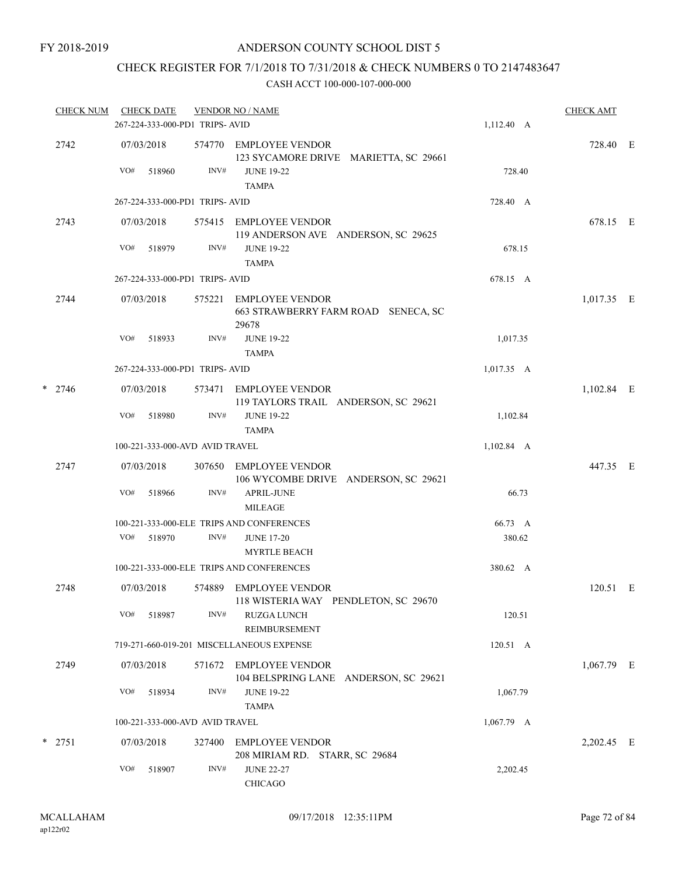FY 2018-2019

# ANDERSON COUNTY SCHOOL DIST 5

## CHECK REGISTER FOR 7/1/2018 TO 7/31/2018 & CHECK NUMBERS 0 TO 2147483647

### CASH ACCT 100-000-107-000-000

| CHECK NUM | CHECK DATE | VENDOR NO / NAME | | CHECK AMT | |
|---|---|---|---|---|---|
| | 267-224-333-000-PD1 TRIPS- AVID | | 1,112.40 A | | |
| 2742 | 07/03/2018 | 574770 EMPLOYEE VENDOR<br>123 SYCAMORE DRIVE MARIETTA, SC 29661 | | 728.40 | E |
| | VO# 518960 | INV# JUNE 19-22<br>TAMPA | 728.40 | | |
| | 267-224-333-000-PD1 TRIPS- AVID | | 728.40 A | | |
| 2743 | 07/03/2018 | 575415 EMPLOYEE VENDOR<br>119 ANDERSON AVE ANDERSON, SC 29625 | | 678.15 | E |
| | VO# 518979 | INV# JUNE 19-22<br>TAMPA | 678.15 | | |
| | 267-224-333-000-PD1 TRIPS- AVID | | 678.15 A | | |
| 2744 | 07/03/2018 | 575221 EMPLOYEE VENDOR<br>663 STRAWBERRY FARM ROAD SENECA, SC 29678 | | 1,017.35 | E |
| | VO# 518933 | INV# JUNE 19-22<br>TAMPA | 1,017.35 | | |
| | 267-224-333-000-PD1 TRIPS- AVID | | 1,017.35 A | | |
| * 2746 | 07/03/2018 | 573471 EMPLOYEE VENDOR<br>119 TAYLORS TRAIL ANDERSON, SC 29621 | | 1,102.84 | E |
| | VO# 518980 | INV# JUNE 19-22<br>TAMPA | 1,102.84 | | |
| | 100-221-333-000-AVD AVID TRAVEL | | 1,102.84 A | | |
| 2747 | 07/03/2018 | 307650 EMPLOYEE VENDOR<br>106 WYCOMBE DRIVE ANDERSON, SC 29621 | | 447.35 | E |
| | VO# 518966 | INV# APRIL-JUNE<br>MILEAGE | 66.73 | | |
| | 100-221-333-000-ELE TRIPS AND CONFERENCES | | 66.73 A | | |
| | VO# 518970 | INV# JUNE 17-20<br>MYRTLE BEACH | 380.62 | | |
| | 100-221-333-000-ELE TRIPS AND CONFERENCES | | 380.62 A | | |
| 2748 | 07/03/2018 | 574889 EMPLOYEE VENDOR<br>118 WISTERIA WAY PENDLETON, SC 29670 | | 120.51 | E |
| | VO# 518987 | INV# RUZGA LUNCH<br>REIMBURSEMENT | 120.51 | | |
| | 719-271-660-019-201 MISCELLANEOUS EXPENSE | | 120.51 A | | |
| 2749 | 07/03/2018 | 571672 EMPLOYEE VENDOR<br>104 BELSPRING LANE ANDERSON, SC 29621 | | 1,067.79 | E |
| | VO# 518934 | INV# JUNE 19-22<br>TAMPA | 1,067.79 | | |
| | 100-221-333-000-AVD AVID TRAVEL | | 1,067.79 A | | |
| * 2751 | 07/03/2018 | 327400 EMPLOYEE VENDOR<br>208 MIRIAM RD. STARR, SC 29684 | | 2,202.45 | E |
| | VO# 518907 | INV# JUNE 22-27<br>CHICAGO | 2,202.45 | | |

MCALLAHAM ap122r02 09/17/2018 12:35:11PM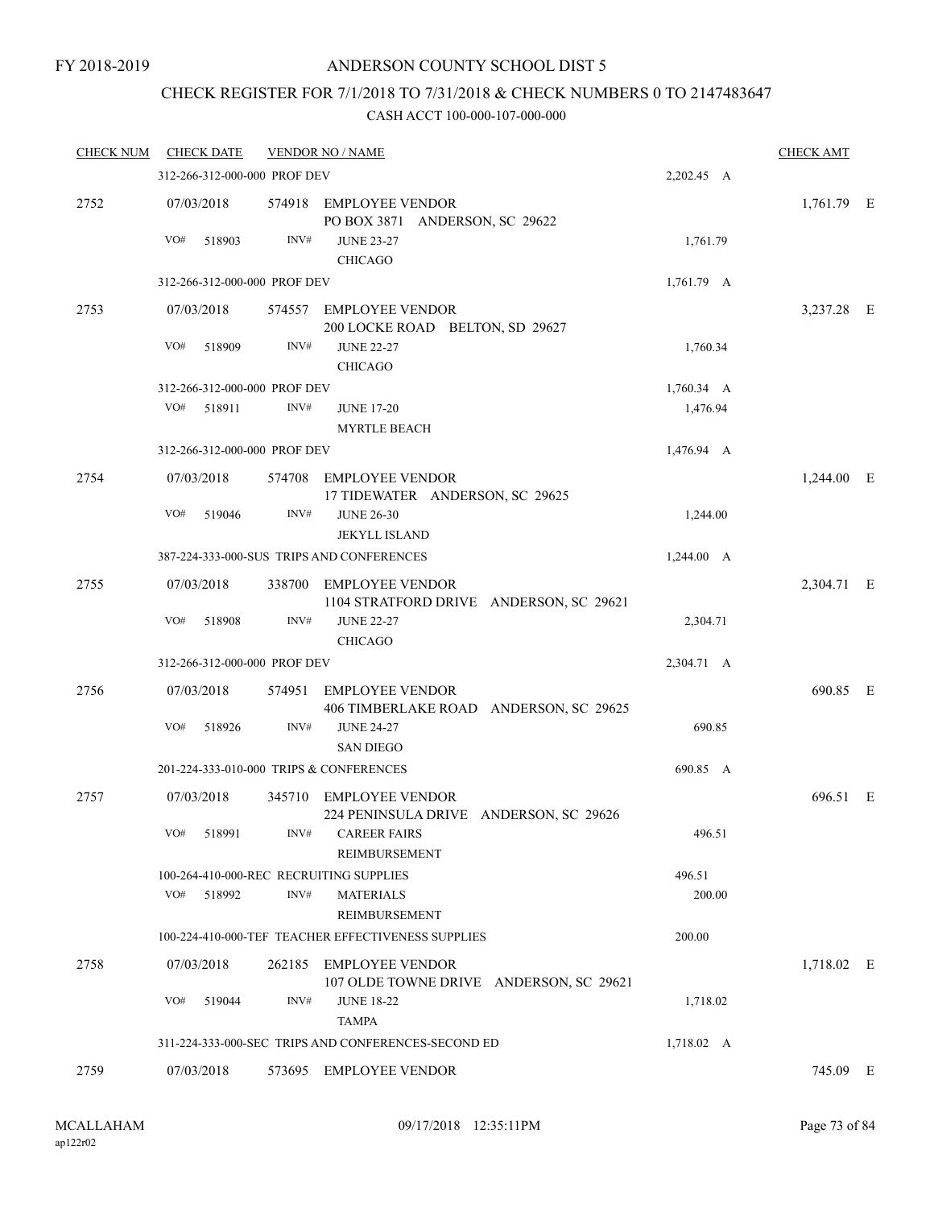FY 2018-2019

ANDERSON COUNTY SCHOOL DIST 5

CHECK REGISTER FOR 7/1/2018 TO 7/31/2018 & CHECK NUMBERS 0 TO 2147483647

CASH ACCT 100-000-107-000-000

| CHECK NUM | CHECK DATE | VENDOR NO / NAME | | CHECK AMT |
|---|---|---|---|---|
| | 312-266-312-000-000 PROF DEV | | 2,202.45 A | |
| 2752 | 07/03/2018 | 574918 EMPLOYEE VENDOR<br>PO BOX 3871 ANDERSON, SC 29622 | | 1,761.79 E |
| | VO# 518903 | INV# JUNE 23-27<br>CHICAGO | 1,761.79 | |
| | 312-266-312-000-000 PROF DEV | | 1,761.79 A | |
| 2753 | 07/03/2018 | 574557 EMPLOYEE VENDOR<br>200 LOCKE ROAD BELTON, SD 29627 | | 3,237.28 E |
| | VO# 518909 | INV# JUNE 22-27<br>CHICAGO | 1,760.34 | |
| | 312-266-312-000-000 PROF DEV | | 1,760.34 A | |
| | VO# 518911 | INV# JUNE 17-20<br>MYRTLE BEACH | 1,476.94 | |
| | 312-266-312-000-000 PROF DEV | | 1,476.94 A | |
| 2754 | 07/03/2018 | 574708 EMPLOYEE VENDOR<br>17 TIDEWATER ANDERSON, SC 29625 | | 1,244.00 E |
| | VO# 519046 | INV# JUNE 26-30<br>JEKYLL ISLAND | 1,244.00 | |
| | 387-224-333-000-SUS TRIPS AND CONFERENCES | | 1,244.00 A | |
| 2755 | 07/03/2018 | 338700 EMPLOYEE VENDOR<br>1104 STRATFORD DRIVE ANDERSON, SC 29621 | | 2,304.71 E |
| | VO# 518908 | INV# JUNE 22-27<br>CHICAGO | 2,304.71 | |
| | 312-266-312-000-000 PROF DEV | | 2,304.71 A | |
| 2756 | 07/03/2018 | 574951 EMPLOYEE VENDOR<br>406 TIMBERLAKE ROAD ANDERSON, SC 29625 | | 690.85 E |
| | VO# 518926 | INV# JUNE 24-27<br>SAN DIEGO | 690.85 | |
| | 201-224-333-010-000 TRIPS & CONFERENCES | | 690.85 A | |
| 2757 | 07/03/2018 | 345710 EMPLOYEE VENDOR<br>224 PENINSULA DRIVE ANDERSON, SC 29626 | | 696.51 E |
| | VO# 518991 | INV# CAREER FAIRS<br>REIMBURSEMENT | 496.51 | |
| | 100-264-410-000-REC RECRUITING SUPPLIES | | 496.51 | |
| | VO# 518992 | INV# MATERIALS<br>REIMBURSEMENT | 200.00 | |
| | 100-224-410-000-TEF TEACHER EFFECTIVENESS SUPPLIES | | 200.00 | |
| 2758 | 07/03/2018 | 262185 EMPLOYEE VENDOR<br>107 OLDE TOWNE DRIVE ANDERSON, SC 29621 | | 1,718.02 E |
| | VO# 519044 | INV# JUNE 18-22<br>TAMPA | 1,718.02 | |
| | 311-224-333-000-SEC TRIPS AND CONFERENCES-SECOND ED | | 1,718.02 A | |
| 2759 | 07/03/2018 | 573695 EMPLOYEE VENDOR | | 745.09 E |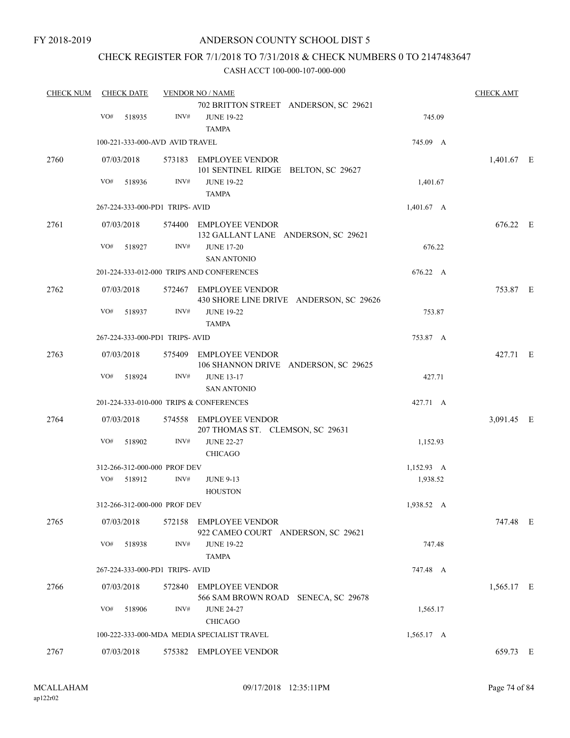FY 2018-2019

# ANDERSON COUNTY SCHOOL DIST 5

## CHECK REGISTER FOR 7/1/2018 TO 7/31/2018 & CHECK NUMBERS 0 TO 2147483647

### CASH ACCT 100-000-107-000-000

| CHECK NUM | CHECK DATE | VENDOR NO / NAME | | CHECK AMT |
|---|---|---|---|---|
| | | 702 BRITTON STREET ANDERSON, SC 29621 | | |
| | VO# 518935 | INV# JUNE 19-22 TAMPA | 745.09 | |
| | 100-221-333-000-AVD AVID TRAVEL | | 745.09 A | |
| 2760 | 07/03/2018 | 573183 EMPLOYEE VENDOR 101 SENTINEL RIDGE BELTON, SC 29627 | | 1,401.67 E |
| | VO# 518936 | INV# JUNE 19-22 TAMPA | 1,401.67 | |
| | 267-224-333-000-PD1 TRIPS- AVID | | 1,401.67 A | |
| 2761 | 07/03/2018 | 574400 EMPLOYEE VENDOR 132 GALLANT LANE ANDERSON, SC 29621 | | 676.22 E |
| | VO# 518927 | INV# JUNE 17-20 SAN ANTONIO | 676.22 | |
| | 201-224-333-012-000 TRIPS AND CONFERENCES | | 676.22 A | |
| 2762 | 07/03/2018 | 572467 EMPLOYEE VENDOR 430 SHORE LINE DRIVE ANDERSON, SC 29626 | | 753.87 E |
| | VO# 518937 | INV# JUNE 19-22 TAMPA | 753.87 | |
| | 267-224-333-000-PD1 TRIPS- AVID | | 753.87 A | |
| 2763 | 07/03/2018 | 575409 EMPLOYEE VENDOR 106 SHANNON DRIVE ANDERSON, SC 29625 | | 427.71 E |
| | VO# 518924 | INV# JUNE 13-17 SAN ANTONIO | 427.71 | |
| | 201-224-333-010-000 TRIPS & CONFERENCES | | 427.71 A | |
| 2764 | 07/03/2018 | 574558 EMPLOYEE VENDOR 207 THOMAS ST. CLEMSON, SC 29631 | | 3,091.45 E |
| | VO# 518902 | INV# JUNE 22-27 CHICAGO | 1,152.93 | |
| | 312-266-312-000-000 PROF DEV | | 1,152.93 A | |
| | VO# 518912 | INV# JUNE 9-13 HOUSTON | 1,938.52 | |
| | 312-266-312-000-000 PROF DEV | | 1,938.52 A | |
| 2765 | 07/03/2018 | 572158 EMPLOYEE VENDOR 922 CAMEO COURT ANDERSON, SC 29621 | | 747.48 E |
| | VO# 518938 | INV# JUNE 19-22 TAMPA | 747.48 | |
| | 267-224-333-000-PD1 TRIPS- AVID | | 747.48 A | |
| 2766 | 07/03/2018 | 572840 EMPLOYEE VENDOR 566 SAM BROWN ROAD SENECA, SC 29678 | | 1,565.17 E |
| | VO# 518906 | INV# JUNE 24-27 CHICAGO | 1,565.17 | |
| | 100-222-333-000-MDA MEDIA SPECIALIST TRAVEL | | 1,565.17 A | |
| 2767 | 07/03/2018 | 575382 EMPLOYEE VENDOR | | 659.73 E |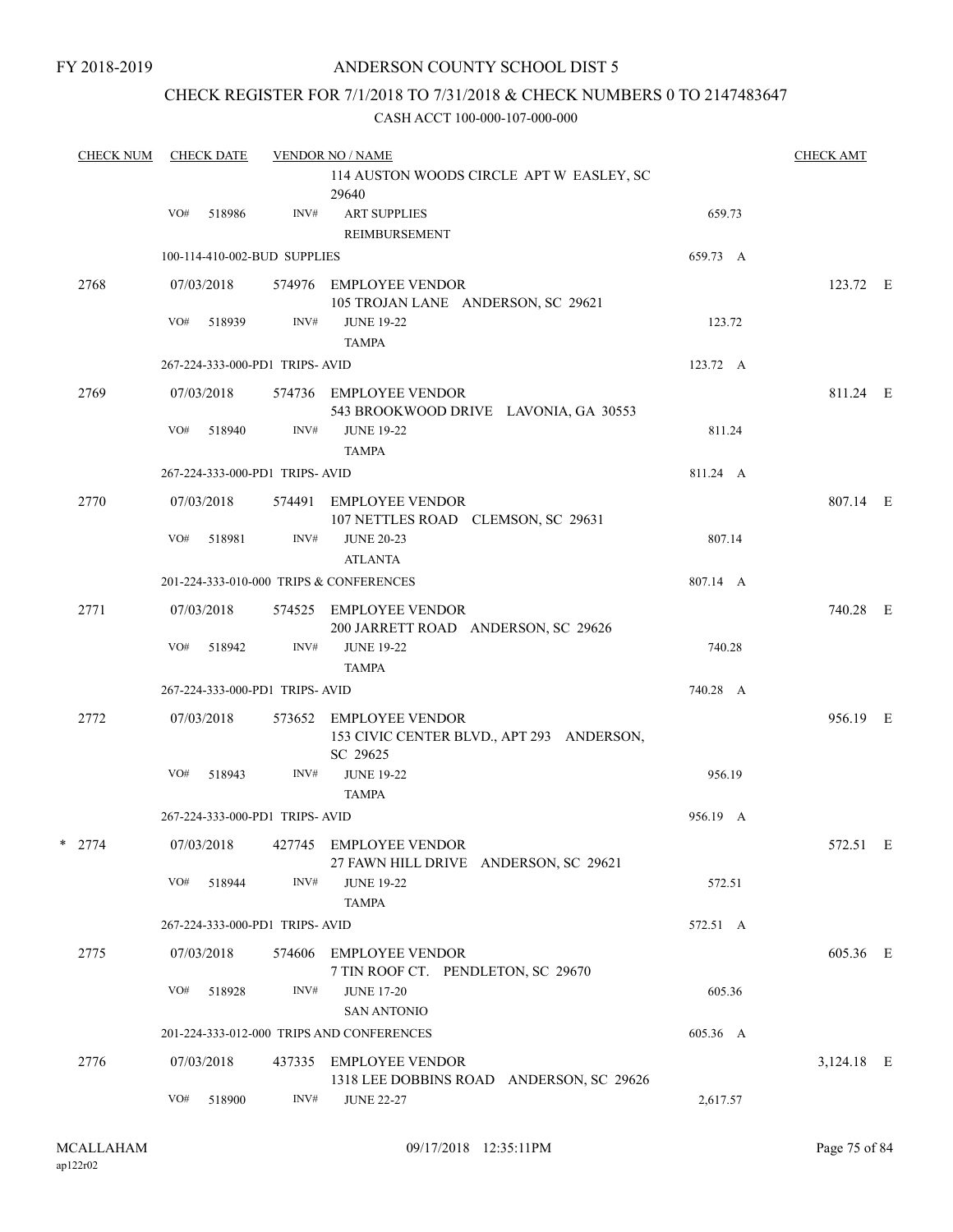FY 2018-2019

# ANDERSON COUNTY SCHOOL DIST 5

## CHECK REGISTER FOR 7/1/2018 TO 7/31/2018 & CHECK NUMBERS 0 TO 2147483647

### CASH ACCT 100-000-107-000-000

| CHECK NUM | CHECK DATE | VENDOR NO / NAME | | CHECK AMT |
|---|---|---|---|---|
| | | 114 AUSTON WOODS CIRCLE APT W EASLEY, SC 29640 | | |
| | VO# 518986 | INV# ART SUPPLIES REIMBURSEMENT | 659.73 | |
| | 100-114-410-002-BUD SUPPLIES | | 659.73 A | |
| 2768 | 07/03/2018 | 574976 EMPLOYEE VENDOR 105 TROJAN LANE ANDERSON, SC 29621 | | 123.72 E |
| | VO# 518939 | INV# JUNE 19-22 TAMPA | 123.72 | |
| | 267-224-333-000-PD1 TRIPS- AVID | | 123.72 A | |
| 2769 | 07/03/2018 | 574736 EMPLOYEE VENDOR 543 BROOKWOOD DRIVE LAVONIA, GA 30553 | | 811.24 E |
| | VO# 518940 | INV# JUNE 19-22 TAMPA | 811.24 | |
| | 267-224-333-000-PD1 TRIPS- AVID | | 811.24 A | |
| 2770 | 07/03/2018 | 574491 EMPLOYEE VENDOR 107 NETTLES ROAD CLEMSON, SC 29631 | | 807.14 E |
| | VO# 518981 | INV# JUNE 20-23 ATLANTA | 807.14 | |
| | 201-224-333-010-000 TRIPS & CONFERENCES | | 807.14 A | |
| 2771 | 07/03/2018 | 574525 EMPLOYEE VENDOR 200 JARRETT ROAD ANDERSON, SC 29626 | | 740.28 E |
| | VO# 518942 | INV# JUNE 19-22 TAMPA | 740.28 | |
| | 267-224-333-000-PD1 TRIPS- AVID | | 740.28 A | |
| 2772 | 07/03/2018 | 573652 EMPLOYEE VENDOR 153 CIVIC CENTER BLVD., APT 293 ANDERSON, SC 29625 | | 956.19 E |
| | VO# 518943 | INV# JUNE 19-22 TAMPA | 956.19 | |
| | 267-224-333-000-PD1 TRIPS- AVID | | 956.19 A | |
| * 2774 | 07/03/2018 | 427745 EMPLOYEE VENDOR 27 FAWN HILL DRIVE ANDERSON, SC 29621 | | 572.51 E |
| | VO# 518944 | INV# JUNE 19-22 TAMPA | 572.51 | |
| | 267-224-333-000-PD1 TRIPS- AVID | | 572.51 A | |
| 2775 | 07/03/2018 | 574606 EMPLOYEE VENDOR 7 TIN ROOF CT. PENDLETON, SC 29670 | | 605.36 E |
| | VO# 518928 | INV# JUNE 17-20 SAN ANTONIO | 605.36 | |
| | 201-224-333-012-000 TRIPS AND CONFERENCES | | 605.36 A | |
| 2776 | 07/03/2018 | 437335 EMPLOYEE VENDOR 1318 LEE DOBBINS ROAD ANDERSON, SC 29626 | | 3,124.18 E |
| | VO# 518900 | INV# JUNE 22-27 | 2,617.57 | |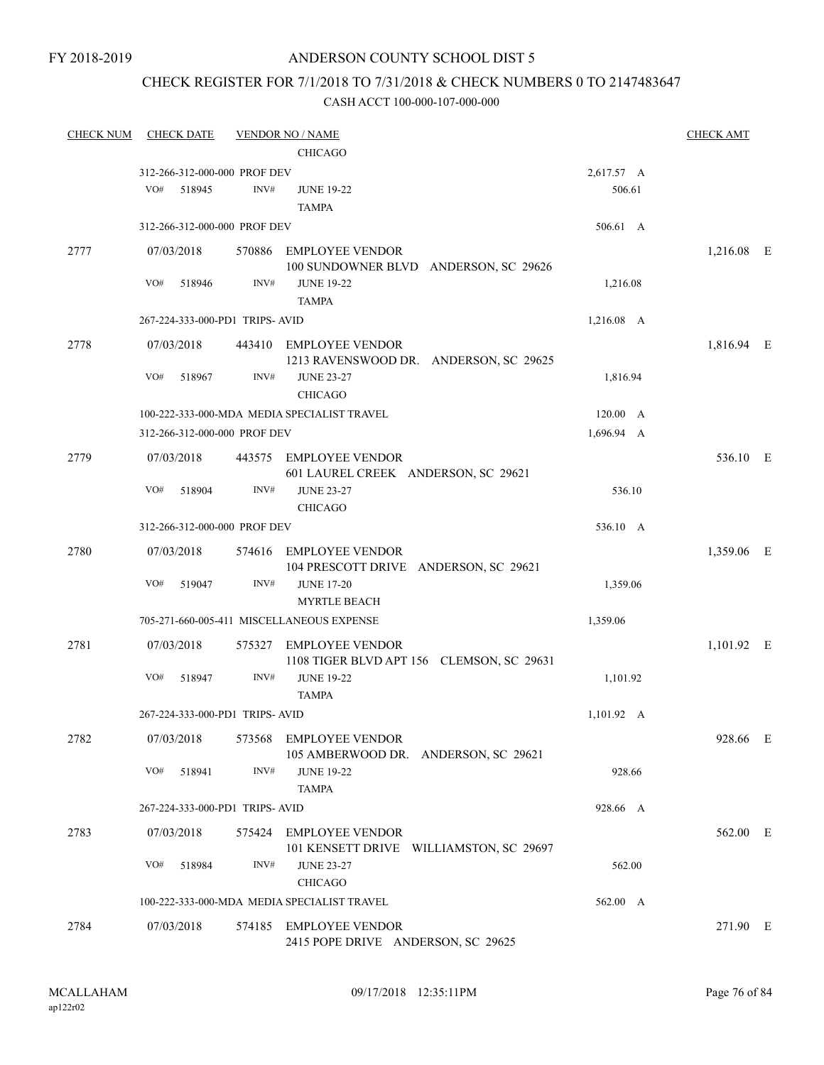FY 2018-2019

# ANDERSON COUNTY SCHOOL DIST 5

## CHECK REGISTER FOR 7/1/2018 TO 7/31/2018 & CHECK NUMBERS 0 TO 2147483647

### CASH ACCT 100-000-107-000-000

| CHECK NUM | CHECK DATE | VENDOR NO / NAME | | CHECK AMT | |
|---|---|---|---|---|---|
| | | CHICAGO | | | |
| | 312-266-312-000-000 PROF DEV | | 2,617.57 A | | |
| | VO# 518945 INV# | JUNE 19-22<br>TAMPA | 506.61 | | |
| | 312-266-312-000-000 PROF DEV | | 506.61 A | | |
| 2777 | 07/03/2018 | 570886 EMPLOYEE VENDOR<br>100 SUNDOWNER BLVD ANDERSON, SC 29626 | | 1,216.08 | E |
| | VO# 518946 INV# | JUNE 19-22<br>TAMPA | 1,216.08 | | |
| | 267-224-333-000-PD1 TRIPS- AVID | | 1,216.08 A | | |
| 2778 | 07/03/2018 | 443410 EMPLOYEE VENDOR<br>1213 RAVENSWOOD DR. ANDERSON, SC 29625 | | 1,816.94 | E |
| | VO# 518967 INV# | JUNE 23-27<br>CHICAGO | 1,816.94 | | |
| | 100-222-333-000-MDA MEDIA SPECIALIST TRAVEL | | 120.00 A | | |
| | 312-266-312-000-000 PROF DEV | | 1,696.94 A | | |
| 2779 | 07/03/2018 | 443575 EMPLOYEE VENDOR<br>601 LAUREL CREEK ANDERSON, SC 29621 | | 536.10 | E |
| | VO# 518904 INV# | JUNE 23-27<br>CHICAGO | 536.10 | | |
| | 312-266-312-000-000 PROF DEV | | 536.10 A | | |
| 2780 | 07/03/2018 | 574616 EMPLOYEE VENDOR<br>104 PRESCOTT DRIVE ANDERSON, SC 29621 | | 1,359.06 | E |
| | VO# 519047 INV# | JUNE 17-20<br>MYRTLE BEACH | 1,359.06 | | |
| | 705-271-660-005-411 MISCELLANEOUS EXPENSE | | 1,359.06 | | |
| 2781 | 07/03/2018 | 575327 EMPLOYEE VENDOR<br>1108 TIGER BLVD APT 156 CLEMSON, SC 29631 | | 1,101.92 | E |
| | VO# 518947 INV# | JUNE 19-22<br>TAMPA | 1,101.92 | | |
| | 267-224-333-000-PD1 TRIPS- AVID | | 1,101.92 A | | |
| 2782 | 07/03/2018 | 573568 EMPLOYEE VENDOR<br>105 AMBERWOOD DR. ANDERSON, SC 29621 | | 928.66 | E |
| | VO# 518941 INV# | JUNE 19-22<br>TAMPA | 928.66 | | |
| | 267-224-333-000-PD1 TRIPS- AVID | | 928.66 A | | |
| 2783 | 07/03/2018 | 575424 EMPLOYEE VENDOR<br>101 KENSETT DRIVE WILLIAMSTON, SC 29697 | | 562.00 | E |
| | VO# 518984 INV# | JUNE 23-27<br>CHICAGO | 562.00 | | |
| | 100-222-333-000-MDA MEDIA SPECIALIST TRAVEL | | 562.00 A | | |
| 2784 | 07/03/2018 | 574185 EMPLOYEE VENDOR<br>2415 POPE DRIVE ANDERSON, SC 29625 | | 271.90 | E |

MCALLAHAM
ap122r02

09/17/2018 12:35:11PM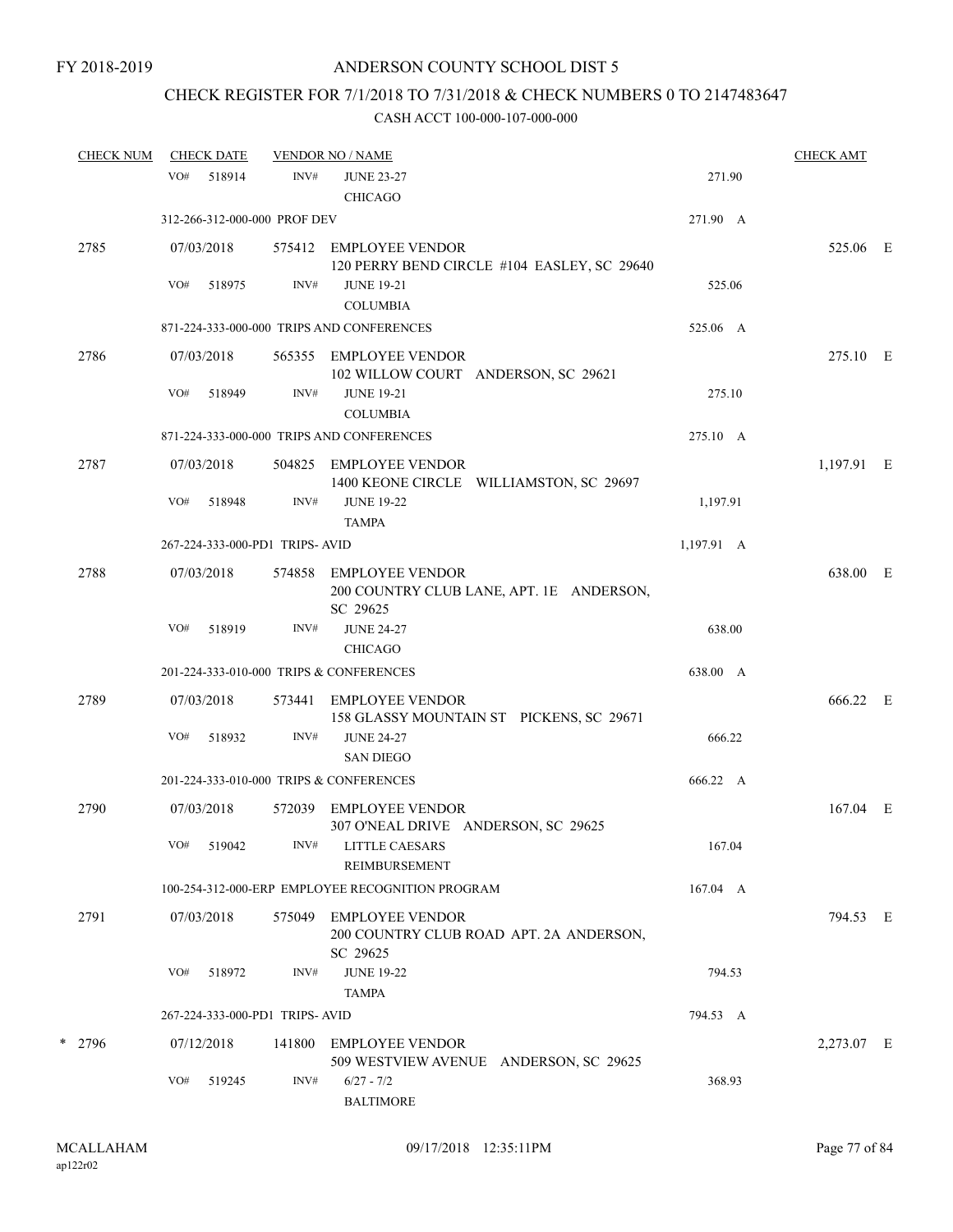FY 2018-2019

# ANDERSON COUNTY SCHOOL DIST 5

## CHECK REGISTER FOR 7/1/2018 TO 7/31/2018 & CHECK NUMBERS 0 TO 2147483647

### CASH ACCT 100-000-107-000-000

| CHECK NUM | CHECK DATE | VENDOR NO / NAME | | CHECK AMT |
|---|---|---|---|---|
| | VO# 518914 | INV# JUNE 23-27 CHICAGO | 271.90 | |
| | 312-266-312-000-000 PROF DEV | | 271.90 A | |
| 2785 | 07/03/2018 | 575412 EMPLOYEE VENDOR 120 PERRY BEND CIRCLE #104 EASLEY, SC 29640 | | 525.06 E |
| | VO# 518975 | INV# JUNE 19-21 COLUMBIA | 525.06 | |
| | 871-224-333-000-000 TRIPS AND CONFERENCES | | 525.06 A | |
| 2786 | 07/03/2018 | 565355 EMPLOYEE VENDOR 102 WILLOW COURT ANDERSON, SC 29621 | | 275.10 E |
| | VO# 518949 | INV# JUNE 19-21 COLUMBIA | 275.10 | |
| | 871-224-333-000-000 TRIPS AND CONFERENCES | | 275.10 A | |
| 2787 | 07/03/2018 | 504825 EMPLOYEE VENDOR 1400 KEONE CIRCLE WILLIAMSTON, SC 29697 | | 1,197.91 E |
| | VO# 518948 | INV# JUNE 19-22 TAMPA | 1,197.91 | |
| | 267-224-333-000-PD1 TRIPS- AVID | | 1,197.91 A | |
| 2788 | 07/03/2018 | 574858 EMPLOYEE VENDOR 200 COUNTRY CLUB LANE, APT. 1E ANDERSON, SC 29625 | | 638.00 E |
| | VO# 518919 | INV# JUNE 24-27 CHICAGO | 638.00 | |
| | 201-224-333-010-000 TRIPS & CONFERENCES | | 638.00 A | |
| 2789 | 07/03/2018 | 573441 EMPLOYEE VENDOR 158 GLASSY MOUNTAIN ST PICKENS, SC 29671 | | 666.22 E |
| | VO# 518932 | INV# JUNE 24-27 SAN DIEGO | 666.22 | |
| | 201-224-333-010-000 TRIPS & CONFERENCES | | 666.22 A | |
| 2790 | 07/03/2018 | 572039 EMPLOYEE VENDOR 307 O'NEAL DRIVE ANDERSON, SC 29625 | | 167.04 E |
| | VO# 519042 | INV# LITTLE CAESARS REIMBURSEMENT | 167.04 | |
| | 100-254-312-000-ERP EMPLOYEE RECOGNITION PROGRAM | | 167.04 A | |
| 2791 | 07/03/2018 | 575049 EMPLOYEE VENDOR 200 COUNTRY CLUB ROAD APT. 2A ANDERSON, SC 29625 | | 794.53 E |
| | VO# 518972 | INV# JUNE 19-22 TAMPA | 794.53 | |
| | 267-224-333-000-PD1 TRIPS- AVID | | 794.53 A | |
| * 2796 | 07/12/2018 | 141800 EMPLOYEE VENDOR 509 WESTVIEW AVENUE ANDERSON, SC 29625 | | 2,273.07 E |
| | VO# 519245 | INV# 6/27 - 7/2 BALTIMORE | 368.93 | |

MCALLAHAM
ap122r02

09/17/2018 12:35:11PM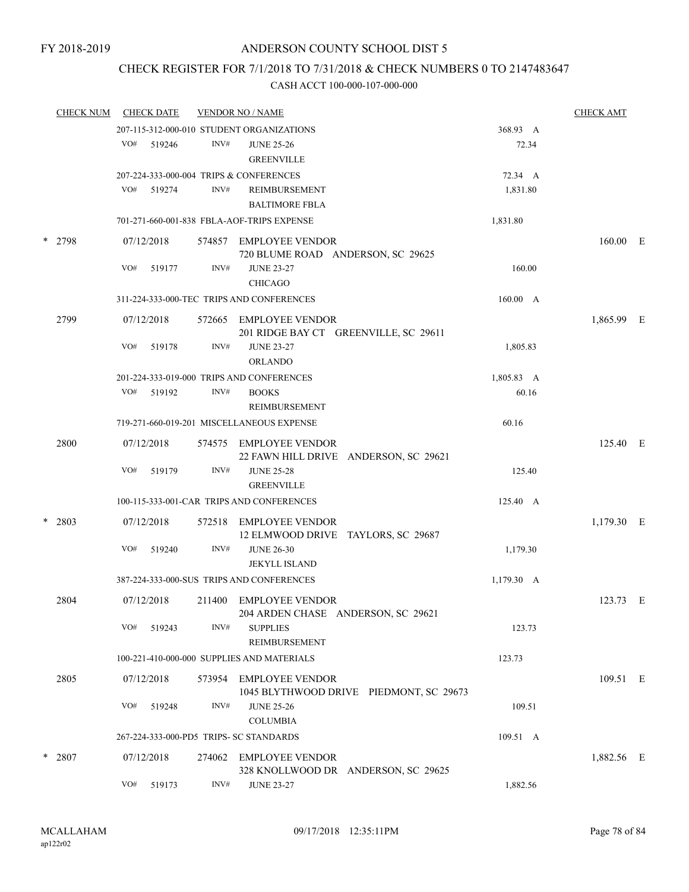FY 2018-2019

# ANDERSON COUNTY SCHOOL DIST 5

## CHECK REGISTER FOR 7/1/2018 TO 7/31/2018 & CHECK NUMBERS 0 TO 2147483647

### CASH ACCT 100-000-107-000-000

| CHECK NUM | CHECK DATE | VENDOR NO / NAME | | CHECK AMT |
|---|---|---|---|---|
| | 207-115-312-000-010 STUDENT ORGANIZATIONS | | 368.93 A | |
| | VO# 519246 INV# | JUNE 25-26 GREENVILLE | 72.34 | |
| | 207-224-333-000-004 TRIPS & CONFERENCES | | 72.34 A | |
| | VO# 519274 INV# | REIMBURSEMENT BALTIMORE FBLA | 1,831.80 | |
| | 701-271-660-001-838 FBLA-AOF-TRIPS EXPENSE | | 1,831.80 | |
| * 2798 | 07/12/2018 | 574857 EMPLOYEE VENDOR 720 BLUME ROAD ANDERSON, SC 29625 | | 160.00 E |
| | VO# 519177 INV# | JUNE 23-27 CHICAGO | 160.00 | |
| | 311-224-333-000-TEC TRIPS AND CONFERENCES | | 160.00 A | |
| 2799 | 07/12/2018 | 572665 EMPLOYEE VENDOR 201 RIDGE BAY CT GREENVILLE, SC 29611 | | 1,865.99 E |
| | VO# 519178 INV# | JUNE 23-27 ORLANDO | 1,805.83 | |
| | 201-224-333-019-000 TRIPS AND CONFERENCES | | 1,805.83 A | |
| | VO# 519192 INV# | BOOKS REIMBURSEMENT | 60.16 | |
| | 719-271-660-019-201 MISCELLANEOUS EXPENSE | | 60.16 | |
| 2800 | 07/12/2018 | 574575 EMPLOYEE VENDOR 22 FAWN HILL DRIVE ANDERSON, SC 29621 | | 125.40 E |
| | VO# 519179 INV# | JUNE 25-28 GREENVILLE | 125.40 | |
| | 100-115-333-001-CAR TRIPS AND CONFERENCES | | 125.40 A | |
| * 2803 | 07/12/2018 | 572518 EMPLOYEE VENDOR 12 ELMWOOD DRIVE TAYLORS, SC 29687 | | 1,179.30 E |
| | VO# 519240 INV# | JUNE 26-30 JEKYLL ISLAND | 1,179.30 | |
| | 387-224-333-000-SUS TRIPS AND CONFERENCES | | 1,179.30 A | |
| 2804 | 07/12/2018 | 211400 EMPLOYEE VENDOR 204 ARDEN CHASE ANDERSON, SC 29621 | | 123.73 E |
| | VO# 519243 INV# | SUPPLIES REIMBURSEMENT | 123.73 | |
| | 100-221-410-000-000 SUPPLIES AND MATERIALS | | 123.73 | |
| 2805 | 07/12/2018 | 573954 EMPLOYEE VENDOR 1045 BLYTHWOOD DRIVE PIEDMONT, SC 29673 | | 109.51 E |
| | VO# 519248 INV# | JUNE 25-26 COLUMBIA | 109.51 | |
| | 267-224-333-000-PD5 TRIPS- SC STANDARDS | | 109.51 A | |
| * 2807 | 07/12/2018 | 274062 EMPLOYEE VENDOR 328 KNOLLWOOD DR ANDERSON, SC 29625 | | 1,882.56 E |
| | VO# 519173 INV# | JUNE 23-27 | 1,882.56 | |

MCALLAHAM
ap122r02

09/17/2018 12:35:11PM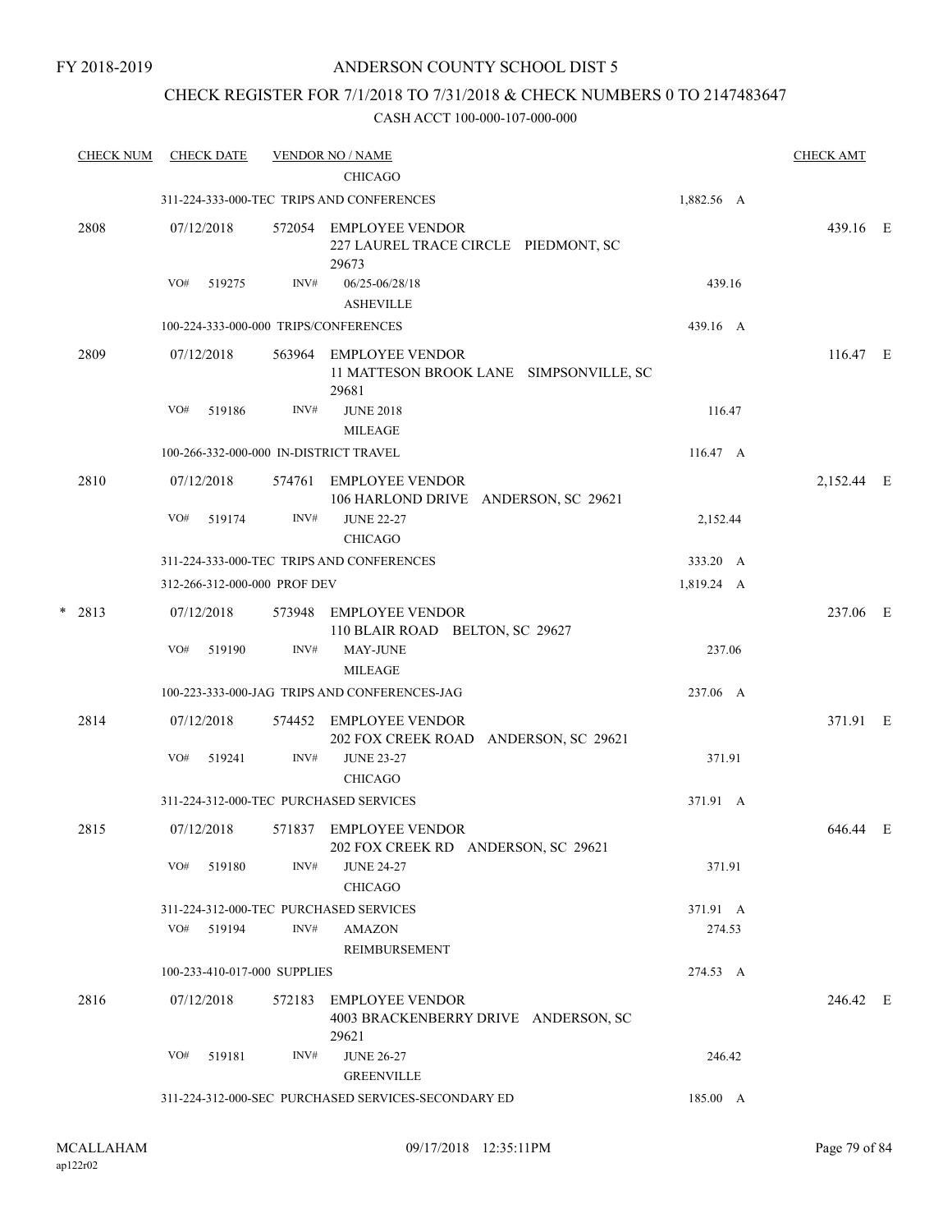FY 2018-2019

# ANDERSON COUNTY SCHOOL DIST 5

## CHECK REGISTER FOR 7/1/2018 TO 7/31/2018 & CHECK NUMBERS 0 TO 2147483647

### CASH ACCT 100-000-107-000-000

| CHECK NUM | CHECK DATE | VENDOR NO / NAME | | CHECK AMT | |
|---|---|---|---|---|---|
| | | CHICAGO | | | |
| | | 311-224-333-000-TEC TRIPS AND CONFERENCES | 1,882.56 A | | |
| 2808 | 07/12/2018 | 572054 EMPLOYEE VENDOR<br>227 LAUREL TRACE CIRCLE PIEDMONT, SC 29673 | | 439.16 | E |
| | VO# 519275 | INV# 06/25-06/28/18<br>ASHEVILLE | 439.16 | | |
| | | 100-224-333-000-000 TRIPS/CONFERENCES | 439.16 A | | |
| 2809 | 07/12/2018 | 563964 EMPLOYEE VENDOR<br>11 MATTESON BROOK LANE SIMPSONVILLE, SC 29681 | | 116.47 | E |
| | VO# 519186 | INV# JUNE 2018<br>MILEAGE | 116.47 | | |
| | | 100-266-332-000-000 IN-DISTRICT TRAVEL | 116.47 A | | |
| 2810 | 07/12/2018 | 574761 EMPLOYEE VENDOR<br>106 HARLOND DRIVE ANDERSON, SC 29621 | | 2,152.44 | E |
| | VO# 519174 | INV# JUNE 22-27<br>CHICAGO | 2,152.44 | | |
| | | 311-224-333-000-TEC TRIPS AND CONFERENCES | 333.20 A | | |
| | | 312-266-312-000-000 PROF DEV | 1,819.24 A | | |
| * 2813 | 07/12/2018 | 573948 EMPLOYEE VENDOR<br>110 BLAIR ROAD BELTON, SC 29627 | | 237.06 | E |
| | VO# 519190 | INV# MAY-JUNE<br>MILEAGE | 237.06 | | |
| | | 100-223-333-000-JAG TRIPS AND CONFERENCES-JAG | 237.06 A | | |
| 2814 | 07/12/2018 | 574452 EMPLOYEE VENDOR<br>202 FOX CREEK ROAD ANDERSON, SC 29621 | | 371.91 | E |
| | VO# 519241 | INV# JUNE 23-27<br>CHICAGO | 371.91 | | |
| | | 311-224-312-000-TEC PURCHASED SERVICES | 371.91 A | | |
| 2815 | 07/12/2018 | 571837 EMPLOYEE VENDOR<br>202 FOX CREEK RD ANDERSON, SC 29621 | | 646.44 | E |
| | VO# 519180 | INV# JUNE 24-27<br>CHICAGO | 371.91 | | |
| | | 311-224-312-000-TEC PURCHASED SERVICES | 371.91 A | | |
| | VO# 519194 | INV# AMAZON<br>REIMBURSEMENT | 274.53 | | |
| | | 100-233-410-017-000 SUPPLIES | 274.53 A | | |
| 2816 | 07/12/2018 | 572183 EMPLOYEE VENDOR<br>4003 BRACKENBERRY DRIVE ANDERSON, SC 29621 | | 246.42 | E |
| | VO# 519181 | INV# JUNE 26-27<br>GREENVILLE | 246.42 | | |
| | | 311-224-312-000-SEC PURCHASED SERVICES-SECONDARY ED | 185.00 A | | |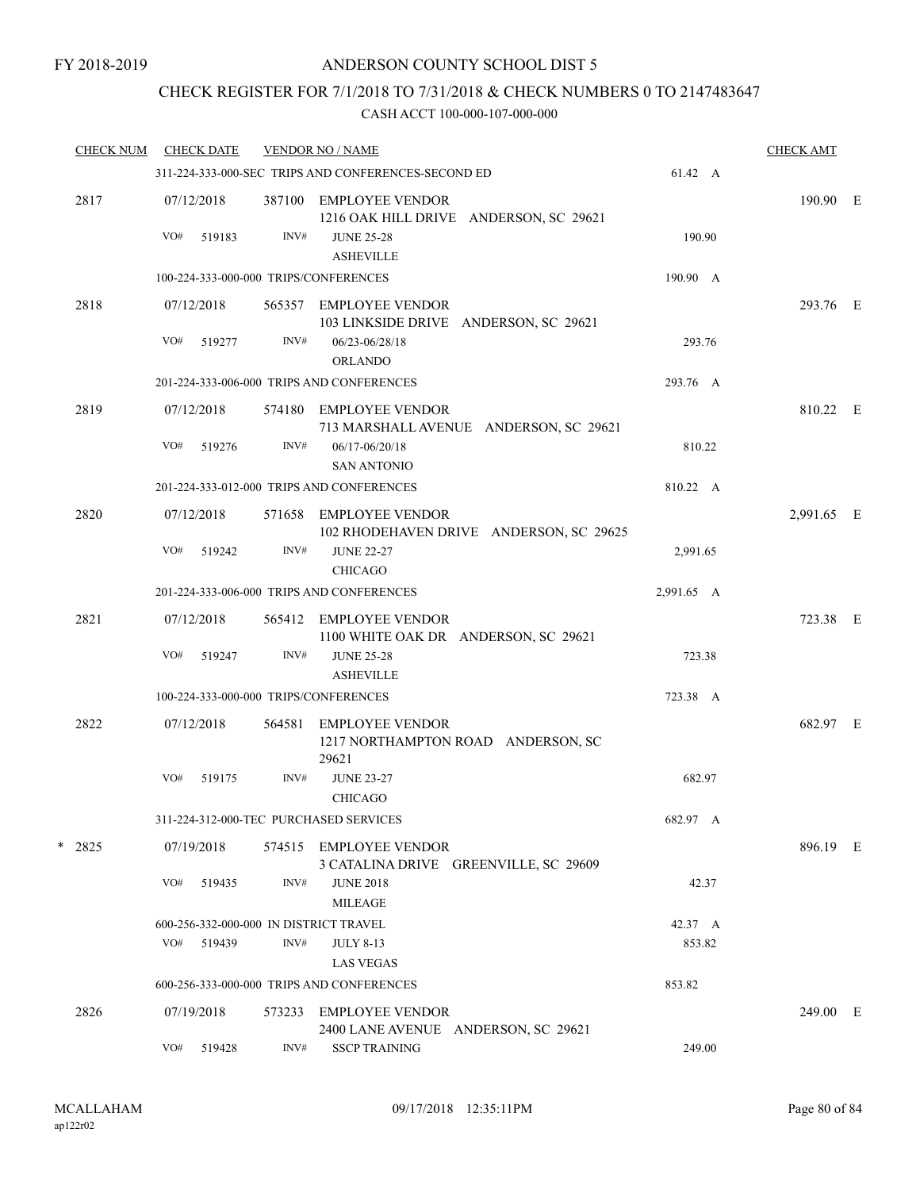FY 2018-2019

# ANDERSON COUNTY SCHOOL DIST 5

## CHECK REGISTER FOR 7/1/2018 TO 7/31/2018 & CHECK NUMBERS 0 TO 2147483647

### CASH ACCT 100-000-107-000-000

| CHECK NUM | CHECK DATE | VENDOR NO / NAME | | CHECK AMT | |
|---|---|---|---|---|---|
| | | 311-224-333-000-SEC TRIPS AND CONFERENCES-SECOND ED | 61.42 A | | |
| 2817 | 07/12/2018 | 387100 EMPLOYEE VENDOR<br>1216 OAK HILL DRIVE ANDERSON, SC 29621 | | 190.90 | E |
| | VO# 519183 | INV# JUNE 25-28<br>ASHEVILLE | 190.90 | | |
| | | 100-224-333-000-000 TRIPS/CONFERENCES | 190.90 A | | |
| 2818 | 07/12/2018 | 565357 EMPLOYEE VENDOR<br>103 LINKSIDE DRIVE ANDERSON, SC 29621 | | 293.76 | E |
| | VO# 519277 | INV# 06/23-06/28/18<br>ORLANDO | 293.76 | | |
| | | 201-224-333-006-000 TRIPS AND CONFERENCES | 293.76 A | | |
| 2819 | 07/12/2018 | 574180 EMPLOYEE VENDOR<br>713 MARSHALL AVENUE ANDERSON, SC 29621 | | 810.22 | E |
| | VO# 519276 | INV# 06/17-06/20/18<br>SAN ANTONIO | 810.22 | | |
| | | 201-224-333-012-000 TRIPS AND CONFERENCES | 810.22 A | | |
| 2820 | 07/12/2018 | 571658 EMPLOYEE VENDOR<br>102 RHODEHAVEN DRIVE ANDERSON, SC 29625 | | 2,991.65 | E |
| | VO# 519242 | INV# JUNE 22-27<br>CHICAGO | 2,991.65 | | |
| | | 201-224-333-006-000 TRIPS AND CONFERENCES | 2,991.65 A | | |
| 2821 | 07/12/2018 | 565412 EMPLOYEE VENDOR<br>1100 WHITE OAK DR ANDERSON, SC 29621 | | 723.38 | E |
| | VO# 519247 | INV# JUNE 25-28<br>ASHEVILLE | 723.38 | | |
| | | 100-224-333-000-000 TRIPS/CONFERENCES | 723.38 A | | |
| 2822 | 07/12/2018 | 564581 EMPLOYEE VENDOR<br>1217 NORTHAMPTON ROAD ANDERSON, SC 29621 | | 682.97 | E |
| | VO# 519175 | INV# JUNE 23-27<br>CHICAGO | 682.97 | | |
| | | 311-224-312-000-TEC PURCHASED SERVICES | 682.97 A | | |
| * 2825 | 07/19/2018 | 574515 EMPLOYEE VENDOR<br>3 CATALINA DRIVE GREENVILLE, SC 29609 | | 896.19 | E |
| | VO# 519435 | INV# JUNE 2018<br>MILEAGE | 42.37 | | |
| | | 600-256-332-000-000 IN DISTRICT TRAVEL | 42.37 A | | |
| | VO# 519439 | INV# JULY 8-13<br>LAS VEGAS | 853.82 | | |
| | | 600-256-333-000-000 TRIPS AND CONFERENCES | 853.82 | | |
| 2826 | 07/19/2018 | 573233 EMPLOYEE VENDOR<br>2400 LANE AVENUE ANDERSON, SC 29621 | | 249.00 | E |
| | VO# 519428 | INV# SSCP TRAINING | 249.00 | | |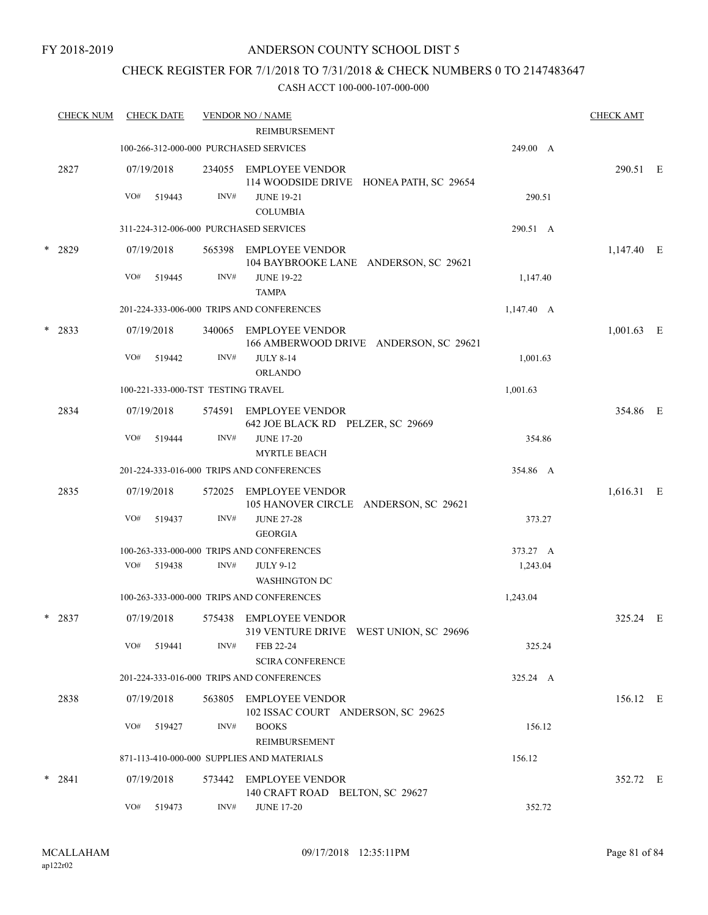# ANDERSON COUNTY SCHOOL DIST 5

## CHECK REGISTER FOR 7/1/2018 TO 7/31/2018 & CHECK NUMBERS 0 TO 2147483647

CASH ACCT 100-000-107-000-000

| CHECK NUM | CHECK DATE | VENDOR NO / NAME | | CHECK AMT |
|---|---|---|---|---|
| | | REIMBURSEMENT | | |
| | 100-266-312-000-000 PURCHASED SERVICES | | 249.00 A | |
| 2827 | 07/19/2018 | 234055 EMPLOYEE VENDOR 114 WOODSIDE DRIVE HONEA PATH, SC 29654 | | 290.51 E |
| | VO# 519443 | INV# JUNE 19-21 COLUMBIA | 290.51 | |
| | 311-224-312-006-000 PURCHASED SERVICES | | 290.51 A | |
| * 2829 | 07/19/2018 | 565398 EMPLOYEE VENDOR 104 BAYBROOKE LANE ANDERSON, SC 29621 | | 1,147.40 E |
| | VO# 519445 | INV# JUNE 19-22 TAMPA | 1,147.40 | |
| | 201-224-333-006-000 TRIPS AND CONFERENCES | | 1,147.40 A | |
| * 2833 | 07/19/2018 | 340065 EMPLOYEE VENDOR 166 AMBERWOOD DRIVE ANDERSON, SC 29621 | | 1,001.63 E |
| | VO# 519442 | INV# JULY 8-14 ORLANDO | 1,001.63 | |
| | 100-221-333-000-TST TESTING TRAVEL | | 1,001.63 | |
| 2834 | 07/19/2018 | 574591 EMPLOYEE VENDOR 642 JOE BLACK RD PELZER, SC 29669 | | 354.86 E |
| | VO# 519444 | INV# JUNE 17-20 MYRTLE BEACH | 354.86 | |
| | 201-224-333-016-000 TRIPS AND CONFERENCES | | 354.86 A | |
| 2835 | 07/19/2018 | 572025 EMPLOYEE VENDOR 105 HANOVER CIRCLE ANDERSON, SC 29621 | | 1,616.31 E |
| | VO# 519437 | INV# JUNE 27-28 GEORGIA | 373.27 | |
| | 100-263-333-000-000 TRIPS AND CONFERENCES | | 373.27 A | |
| | VO# 519438 | INV# JULY 9-12 WASHINGTON DC | 1,243.04 | |
| | 100-263-333-000-000 TRIPS AND CONFERENCES | | 1,243.04 | |
| * 2837 | 07/19/2018 | 575438 EMPLOYEE VENDOR 319 VENTURE DRIVE WEST UNION, SC 29696 | | 325.24 E |
| | VO# 519441 | INV# FEB 22-24 SCIRA CONFERENCE | 325.24 | |
| | 201-224-333-016-000 TRIPS AND CONFERENCES | | 325.24 A | |
| 2838 | 07/19/2018 | 563805 EMPLOYEE VENDOR 102 ISSAC COURT ANDERSON, SC 29625 | | 156.12 E |
| | VO# 519427 | INV# BOOKS REIMBURSEMENT | 156.12 | |
| | 871-113-410-000-000 SUPPLIES AND MATERIALS | | 156.12 | |
| * 2841 | 07/19/2018 | 573442 EMPLOYEE VENDOR 140 CRAFT ROAD BELTON, SC 29627 | | 352.72 E |
| | VO# 519473 | INV# JUNE 17-20 | 352.72 | |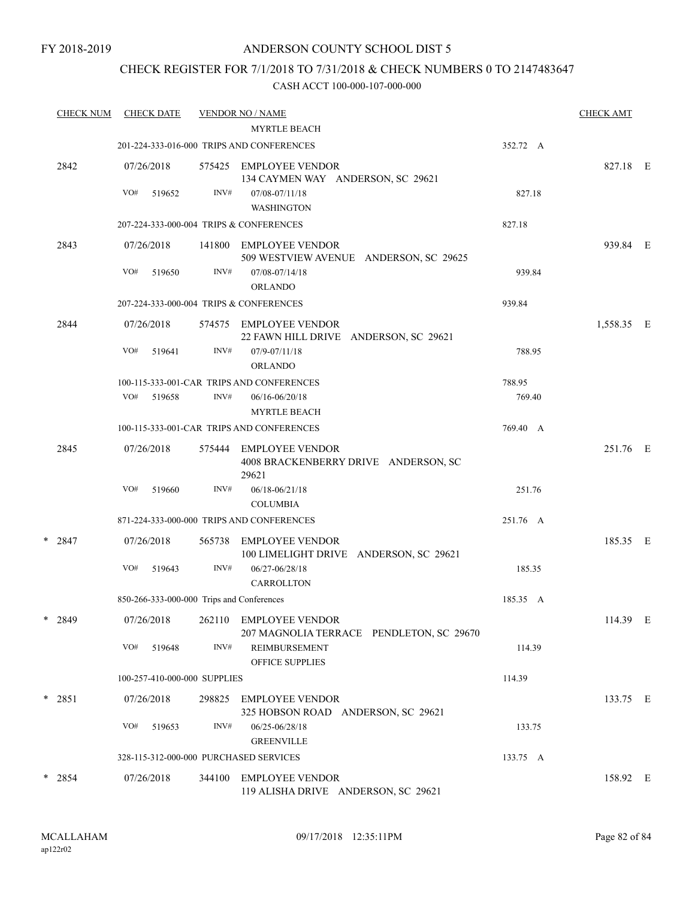FY 2018-2019

ANDERSON COUNTY SCHOOL DIST 5

CHECK REGISTER FOR 7/1/2018 TO 7/31/2018 & CHECK NUMBERS 0 TO 2147483647

CASH ACCT 100-000-107-000-000

| CHECK NUM | CHECK DATE | VENDOR NO / NAME | | CHECK AMT |
|---|---|---|---|---|
| | | MYRTLE BEACH | | |
| | 201-224-333-016-000 TRIPS AND CONFERENCES | | 352.72 A | |
| 2842 | 07/26/2018 | 575425 EMPLOYEE VENDOR<br>134 CAYMEN WAY ANDERSON, SC 29621 | | 827.18 E |
| | VO# 519652 | INV# 07/08-07/11/18<br>WASHINGTON | 827.18 | |
| | 207-224-333-000-004 TRIPS & CONFERENCES | | 827.18 | |
| 2843 | 07/26/2018 | 141800 EMPLOYEE VENDOR<br>509 WESTVIEW AVENUE ANDERSON, SC 29625 | | 939.84 E |
| | VO# 519650 | INV# 07/08-07/14/18<br>ORLANDO | 939.84 | |
| | 207-224-333-000-004 TRIPS & CONFERENCES | | 939.84 | |
| 2844 | 07/26/2018 | 574575 EMPLOYEE VENDOR<br>22 FAWN HILL DRIVE ANDERSON, SC 29621 | | 1,558.35 E |
| | VO# 519641 | INV# 07/9-07/11/18<br>ORLANDO | 788.95 | |
| | 100-115-333-001-CAR TRIPS AND CONFERENCES | | 788.95 | |
| | VO# 519658 | INV# 06/16-06/20/18<br>MYRTLE BEACH | 769.40 | |
| | 100-115-333-001-CAR TRIPS AND CONFERENCES | | 769.40 A | |
| 2845 | 07/26/2018 | 575444 EMPLOYEE VENDOR<br>4008 BRACKENBERRY DRIVE ANDERSON, SC 29621 | | 251.76 E |
| | VO# 519660 | INV# 06/18-06/21/18<br>COLUMBIA | 251.76 | |
| | 871-224-333-000-000 TRIPS AND CONFERENCES | | 251.76 A | |
| * 2847 | 07/26/2018 | 565738 EMPLOYEE VENDOR<br>100 LIMELIGHT DRIVE ANDERSON, SC 29621 | | 185.35 E |
| | VO# 519643 | INV# 06/27-06/28/18<br>CARROLLTON | 185.35 | |
| | 850-266-333-000-000 Trips and Conferences | | 185.35 A | |
| * 2849 | 07/26/2018 | 262110 EMPLOYEE VENDOR<br>207 MAGNOLIA TERRACE PENDLETON, SC 29670 | | 114.39 E |
| | VO# 519648 | INV# REIMBURSEMENT<br>OFFICE SUPPLIES | 114.39 | |
| | 100-257-410-000-000 SUPPLIES | | 114.39 | |
| * 2851 | 07/26/2018 | 298825 EMPLOYEE VENDOR<br>325 HOBSON ROAD ANDERSON, SC 29621 | | 133.75 E |
| | VO# 519653 | INV# 06/25-06/28/18<br>GREENVILLE | 133.75 | |
| | 328-115-312-000-000 PURCHASED SERVICES | | 133.75 A | |
| * 2854 | 07/26/2018 | 344100 EMPLOYEE VENDOR<br>119 ALISHA DRIVE ANDERSON, SC 29621 | | 158.92 E |

MCALLAHAM
ap122r02

09/17/2018 12:35:11PM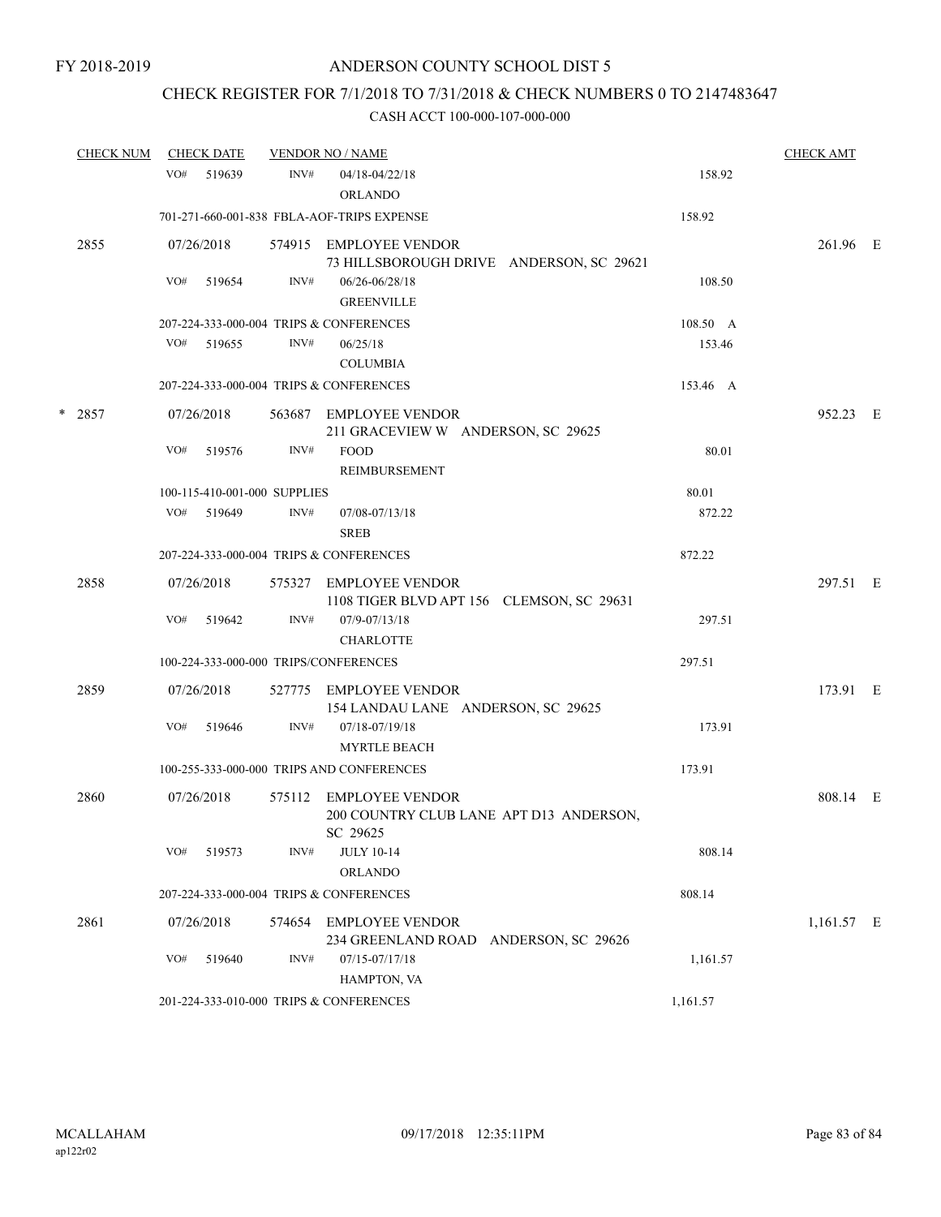FY 2018-2019

# ANDERSON COUNTY SCHOOL DIST 5

## CHECK REGISTER FOR 7/1/2018 TO 7/31/2018 & CHECK NUMBERS 0 TO 2147483647

### CASH ACCT 100-000-107-000-000

| CHECK NUM | CHECK DATE | VENDOR NO / NAME | | | CHECK AMT |
|---|---|---|---|---|---|
| | VO# 519639 | INV# | 04/18-04/22/18 ORLANDO | 158.92 | |
| | 701-271-660-001-838 FBLA-AOF-TRIPS EXPENSE | | | 158.92 | |
| 2855 | 07/26/2018 | 574915 | EMPLOYEE VENDOR 73 HILLSBOROUGH DRIVE ANDERSON, SC 29621 | | 261.96 E |
| | VO# 519654 | INV# | 06/26-06/28/18 GREENVILLE | 108.50 | |
| | 207-224-333-000-004 TRIPS & CONFERENCES | | | 108.50 A | |
| | VO# 519655 | INV# | 06/25/18 COLUMBIA | 153.46 | |
| | 207-224-333-000-004 TRIPS & CONFERENCES | | | 153.46 A | |
| * 2857 | 07/26/2018 | 563687 | EMPLOYEE VENDOR 211 GRACEVIEW W ANDERSON, SC 29625 | | 952.23 E |
| | VO# 519576 | INV# | FOOD REIMBURSEMENT | 80.01 | |
| | 100-115-410-001-000 SUPPLIES | | | 80.01 | |
| | VO# 519649 | INV# | 07/08-07/13/18 SREB | 872.22 | |
| | 207-224-333-000-004 TRIPS & CONFERENCES | | | 872.22 | |
| 2858 | 07/26/2018 | 575327 | EMPLOYEE VENDOR 1108 TIGER BLVD APT 156 CLEMSON, SC 29631 | | 297.51 E |
| | VO# 519642 | INV# | 07/9-07/13/18 CHARLOTTE | 297.51 | |
| | 100-224-333-000-000 TRIPS/CONFERENCES | | | 297.51 | |
| 2859 | 07/26/2018 | 527775 | EMPLOYEE VENDOR 154 LANDAU LANE ANDERSON, SC 29625 | | 173.91 E |
| | VO# 519646 | INV# | 07/18-07/19/18 MYRTLE BEACH | 173.91 | |
| | 100-255-333-000-000 TRIPS AND CONFERENCES | | | 173.91 | |
| 2860 | 07/26/2018 | 575112 | EMPLOYEE VENDOR 200 COUNTRY CLUB LANE APT D13 ANDERSON, SC 29625 | | 808.14 E |
| | VO# 519573 | INV# | JULY 10-14 ORLANDO | 808.14 | |
| | 207-224-333-000-004 TRIPS & CONFERENCES | | | 808.14 | |
| 2861 | 07/26/2018 | 574654 | EMPLOYEE VENDOR 234 GREENLAND ROAD ANDERSON, SC 29626 | | 1,161.57 E |
| | VO# 519640 | INV# | 07/15-07/17/18 HAMPTON, VA | 1,161.57 | |
| | 201-224-333-010-000 TRIPS & CONFERENCES | | | 1,161.57 | |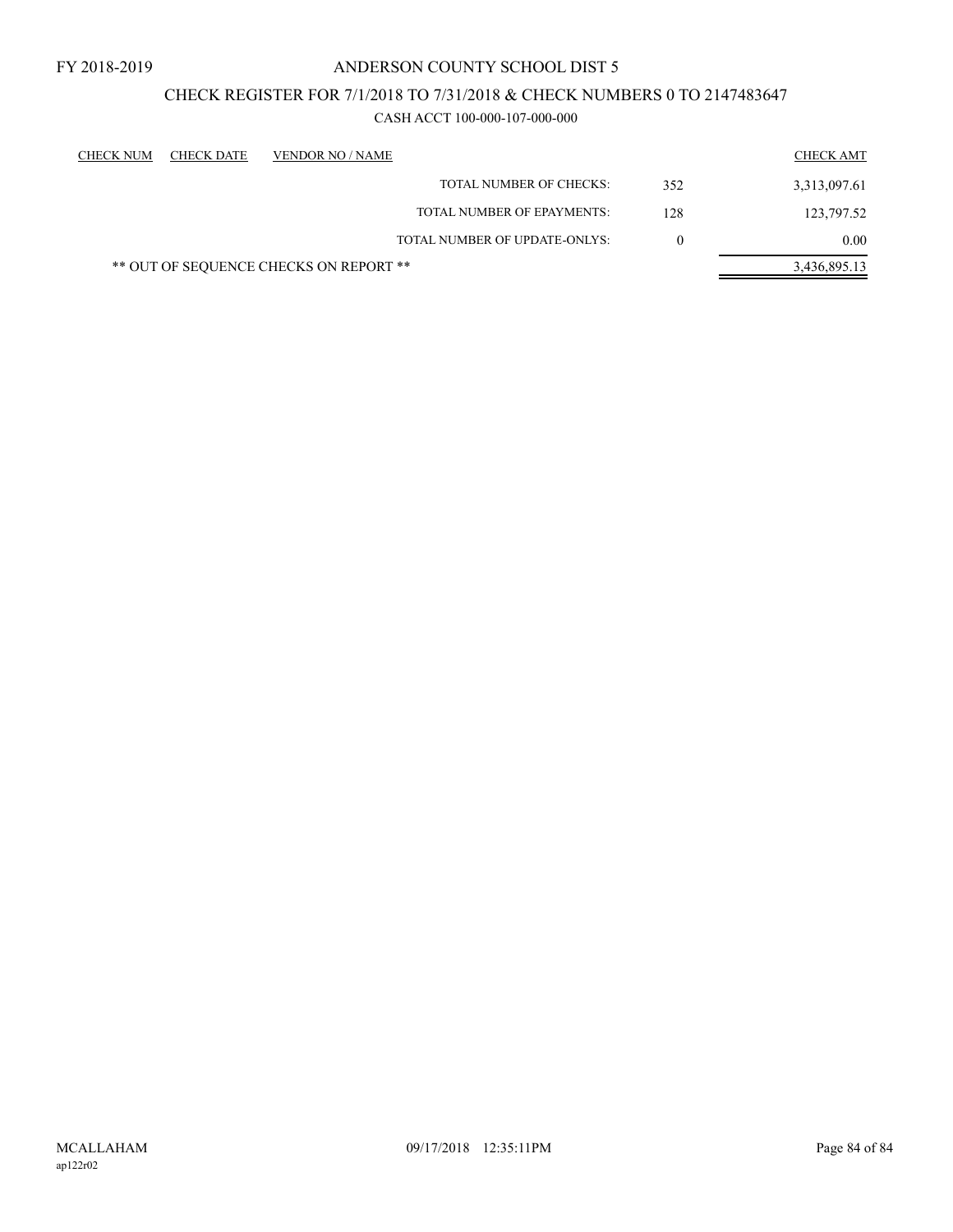FY 2018-2019

ANDERSON COUNTY SCHOOL DIST 5

CHECK REGISTER FOR 7/1/2018 TO 7/31/2018 & CHECK NUMBERS 0 TO 2147483647

CASH ACCT 100-000-107-000-000

| CHECK NUM | CHECK DATE | VENDOR NO / NAME | | CHECK AMT |
|---|---|---|---|---|
| | | TOTAL NUMBER OF CHECKS: | 352 | 3,313,097.61 |
| | | TOTAL NUMBER OF EPAYMENTS: | 128 | 123,797.52 |
| | | TOTAL NUMBER OF UPDATE-ONLYS: | 0 | 0.00 |
| ** OUT OF SEQUENCE CHECKS ON REPORT ** | | | | 3,436,895.13 |

MCALLAHAM
ap122r02

09/17/2018 12:35:11PM